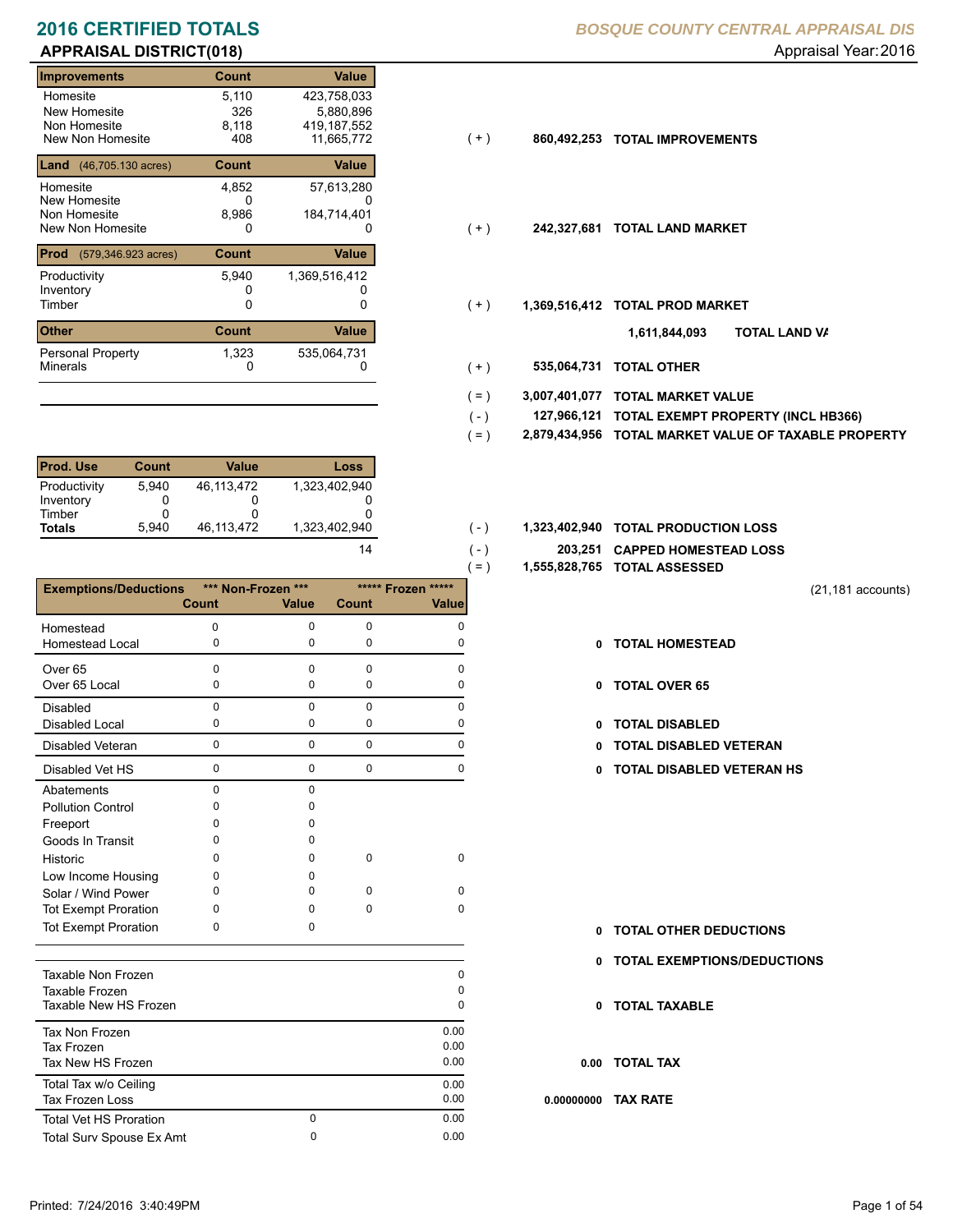# 2016 CERTIFIED TOTALS

## APPRAISAL DISTRICT(018)

*BOSQUE COUNTY CENTRAL APPRAISAL DIS*

Appraisal Year: 2016

| Improvements | Count | Value |
|---|---|---|
| Homesite | 5,110 | 423,758,033 |
| New Homesite | 326 | 5,880,896 |
| Non Homesite | 8,118 | 419,187,552 |
| New Non Homesite | 408 | 11,665,772 |

( + ) **860,492,253 TOTAL IMPROVEMENTS**

| Land (46,705.130 acres) | Count | Value |
|---|---|---|
| Homesite | 4,852 | 57,613,280 |
| New Homesite | 0 | 0 |
| Non Homesite | 8,986 | 184,714,401 |
| New Non Homesite | 0 | 0 |

( + ) **242,327,681 TOTAL LAND MARKET**

| Prod (579,346.923 acres) | Count | Value |
|---|---|---|
| Productivity | 5,940 | 1,369,516,412 |
| Inventory | 0 | 0 |
| Timber | 0 | 0 |

( + ) **1,369,516,412 TOTAL PROD MARKET**

**1,611,844,093 TOTAL LAND VA**

| Other | Count | Value |
|---|---|---|
| Personal Property | 1,323 | 535,064,731 |
| Minerals | 0 | 0 |

( + ) **535,064,731 TOTAL OTHER**

| | | |
|---|---|---|
| ( = ) | 3,007,401,077 | TOTAL MARKET VALUE |
| ( - ) | 127,966,121 | TOTAL EXEMPT PROPERTY (INCL HB366) |
| ( = ) | 2,879,434,956 | TOTAL MARKET VALUE OF TAXABLE PROPERTY |

| Prod. Use | Count | Value | Loss |
|---|---|---|---|
| Productivity | 5,940 | 46,113,472 | 1,323,402,940 |
| Inventory | 0 | 0 | 0 |
| Timber | 0 | 0 | 0 |
| **Totals** | 5,940 | 46,113,472 | 1,323,402,940 |
| | | | 14 |

| | | |
|---|---|---|
| ( - ) | 1,323,402,940 | TOTAL PRODUCTION LOSS |
| ( - ) | 203,251 | CAPPED HOMESTEAD LOSS |
| ( = ) | 1,555,828,765 | TOTAL ASSESSED |

(21,181 accounts)

| Exemptions/Deductions | *** Non-Frozen *** Count | Value | ***** Frozen ***** Count | Value |
|---|---|---|---|---|
| Homestead | 0 | 0 | 0 | 0 |
| Homestead Local | 0 | 0 | 0 | 0 |
| Over 65 | 0 | 0 | 0 | 0 |
| Over 65 Local | 0 | 0 | 0 | 0 |
| Disabled | 0 | 0 | 0 | 0 |
| Disabled Local | 0 | 0 | 0 | 0 |
| Disabled Veteran | 0 | 0 | 0 | 0 |
| Disabled Vet HS | 0 | 0 | 0 | 0 |
| Abatements | 0 | 0 | | |
| Pollution Control | 0 | 0 | | |
| Freeport | 0 | 0 | | |
| Goods In Transit | 0 | 0 | | |
| Historic | 0 | 0 | 0 | 0 |
| Low Income Housing | 0 | 0 | | |
| Solar / Wind Power | 0 | 0 | 0 | 0 |
| Tot Exempt Proration | 0 | 0 | 0 | 0 |
| Tot Exempt Proration | 0 | 0 | | |

| | |
|---|---|
| 0 | TOTAL HOMESTEAD |
| 0 | TOTAL OVER 65 |
| 0 | TOTAL DISABLED |
| 0 | TOTAL DISABLED VETERAN |
| 0 | TOTAL DISABLED VETERAN HS |
| 0 | TOTAL OTHER DEDUCTIONS |
| 0 | TOTAL EXEMPTIONS/DEDUCTIONS |

| | | |
|---|---|---|
| Taxable Non Frozen | | 0 |
| Taxable Frozen | | 0 |
| Taxable New HS Frozen | | 0 |
| Tax Non Frozen | | 0.00 |
| Tax Frozen | | 0.00 |
| Tax New HS Frozen | | 0.00 |
| Total Tax w/o Ceiling | | 0.00 |
| Tax Frozen Loss | | 0.00 |
| Total Vet HS Proration | 0 | 0.00 |
| Total Surv Spouse Ex Amt | 0 | 0.00 |

| | |
|---|---|
| 0 | TOTAL TAXABLE |
| 0.00 | TOTAL TAX |
| 0.00000000 | TAX RATE |

Printed: 7/24/2016 3:40:49PM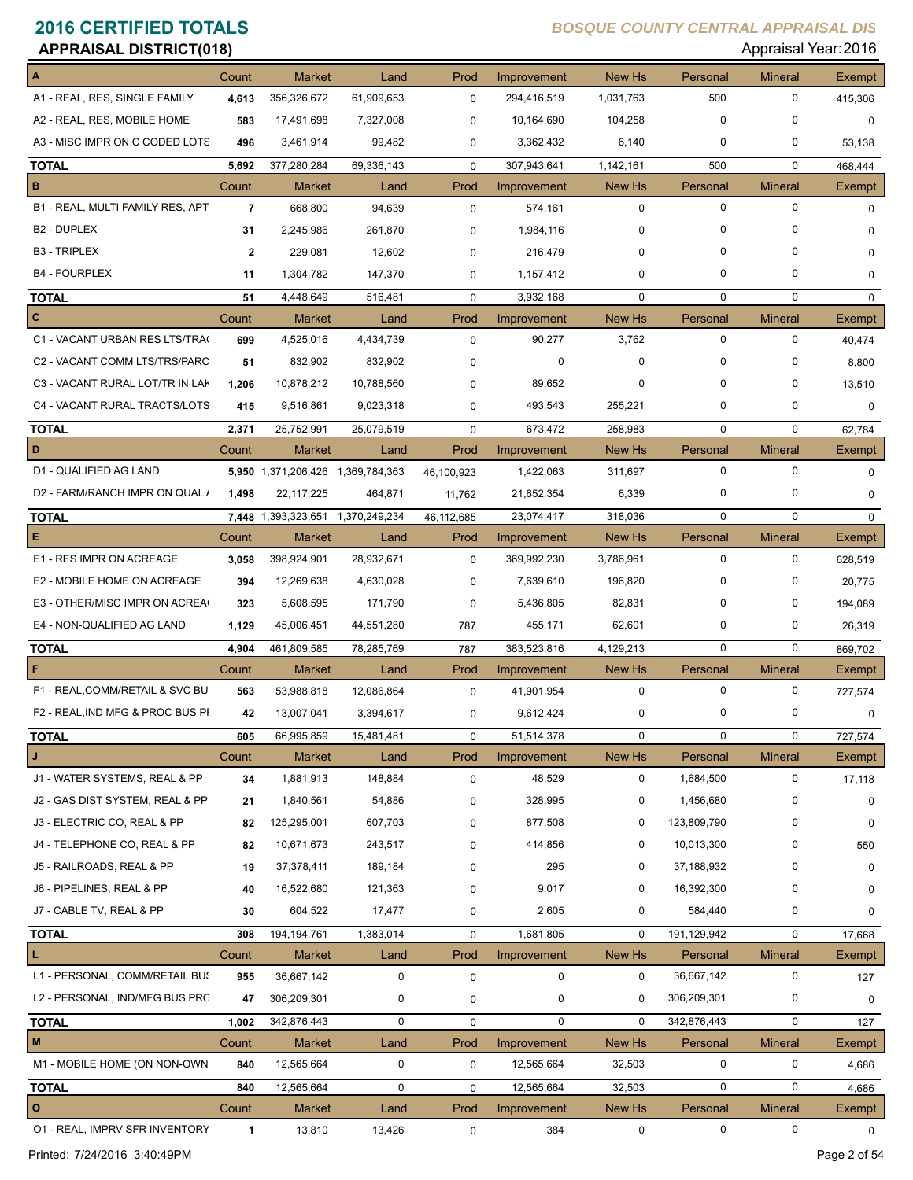# 2016 CERTIFIED TOTALS

## APPRAISAL DISTRICT(018)

*BOSQUE COUNTY CENTRAL APPRAISAL DIS*

Appraisal Year: 2016

| A | Count | Market | Land | Prod | Improvement | New Hs | Personal | Mineral | Exempt |
|---|---|---|---|---|---|---|---|---|---|
| A1 - REAL, RES, SINGLE FAMILY | **4,613** | 356,326,672 | 61,909,653 | 0 | 294,416,519 | 1,031,763 | 500 | 0 | 415,306 |
| A2 - REAL, RES, MOBILE HOME | **583** | 17,491,698 | 7,327,008 | 0 | 10,164,690 | 104,258 | 0 | 0 | 0 |
| A3 - MISC IMPR ON C CODED LOTS | **496** | 3,461,914 | 99,482 | 0 | 3,362,432 | 6,140 | 0 | 0 | 53,138 |
| **TOTAL** | 5,692 | 377,280,284 | 69,336,143 | 0 | 307,943,641 | 1,142,161 | 500 | 0 | 468,444 |

| B | Count | Market | Land | Prod | Improvement | New Hs | Personal | Mineral | Exempt |
|---|---|---|---|---|---|---|---|---|---|
| B1 - REAL, MULTI FAMILY RES, APT | **7** | 668,800 | 94,639 | 0 | 574,161 | 0 | 0 | 0 | 0 |
| B2 - DUPLEX | **31** | 2,245,986 | 261,870 | 0 | 1,984,116 | 0 | 0 | 0 | 0 |
| B3 - TRIPLEX | **2** | 229,081 | 12,602 | 0 | 216,479 | 0 | 0 | 0 | 0 |
| B4 - FOURPLEX | **11** | 1,304,782 | 147,370 | 0 | 1,157,412 | 0 | 0 | 0 | 0 |
| **TOTAL** | 51 | 4,448,649 | 516,481 | 0 | 3,932,168 | 0 | 0 | 0 | 0 |

| C | Count | Market | Land | Prod | Improvement | New Hs | Personal | Mineral | Exempt |
|---|---|---|---|---|---|---|---|---|---|
| C1 - VACANT URBAN RES LTS/TRA( | **699** | 4,525,016 | 4,434,739 | 0 | 90,277 | 3,762 | 0 | 0 | 40,474 |
| C2 - VACANT COMM LTS/TRS/PARC | **51** | 832,902 | 832,902 | 0 | 0 | 0 | 0 | 0 | 8,800 |
| C3 - VACANT RURAL LOT/TR IN LAK | **1,206** | 10,878,212 | 10,788,560 | 0 | 89,652 | 0 | 0 | 0 | 13,510 |
| C4 - VACANT RURAL TRACTS/LOTS | **415** | 9,516,861 | 9,023,318 | 0 | 493,543 | 255,221 | 0 | 0 | 0 |
| **TOTAL** | 2,371 | 25,752,991 | 25,079,519 | 0 | 673,472 | 258,983 | 0 | 0 | 62,784 |

| D | Count | Market | Land | Prod | Improvement | New Hs | Personal | Mineral | Exempt |
|---|---|---|---|---|---|---|---|---|---|
| D1 - QUALIFIED AG LAND | **5,950** | 1,371,206,426 | 1,369,784,363 | 46,100,923 | 1,422,063 | 311,697 | 0 | 0 | 0 |
| D2 - FARM/RANCH IMPR ON QUAL / | **1,498** | 22,117,225 | 464,871 | 11,762 | 21,652,354 | 6,339 | 0 | 0 | 0 |
| **TOTAL** | 7,448 | 1,393,323,651 | 1,370,249,234 | 46,112,685 | 23,074,417 | 318,036 | 0 | 0 | 0 |

| E | Count | Market | Land | Prod | Improvement | New Hs | Personal | Mineral | Exempt |
|---|---|---|---|---|---|---|---|---|---|
| E1 - RES IMPR ON ACREAGE | **3,058** | 398,924,901 | 28,932,671 | 0 | 369,992,230 | 3,786,961 | 0 | 0 | 628,519 |
| E2 - MOBILE HOME ON ACREAGE | **394** | 12,269,638 | 4,630,028 | 0 | 7,639,610 | 196,820 | 0 | 0 | 20,775 |
| E3 - OTHER/MISC IMPR ON ACREA( | **323** | 5,608,595 | 171,790 | 0 | 5,436,805 | 82,831 | 0 | 0 | 194,089 |
| E4 - NON-QUALIFIED AG LAND | **1,129** | 45,006,451 | 44,551,280 | 787 | 455,171 | 62,601 | 0 | 0 | 26,319 |
| **TOTAL** | 4,904 | 461,809,585 | 78,285,769 | 787 | 383,523,816 | 4,129,213 | 0 | 0 | 869,702 |

| F | Count | Market | Land | Prod | Improvement | New Hs | Personal | Mineral | Exempt |
|---|---|---|---|---|---|---|---|---|---|
| F1 - REAL,COMM/RETAIL & SVC BU | **563** | 53,988,818 | 12,086,864 | 0 | 41,901,954 | 0 | 0 | 0 | 727,574 |
| F2 - REAL,IND MFG & PROC BUS PI | **42** | 13,007,041 | 3,394,617 | 0 | 9,612,424 | 0 | 0 | 0 | 0 |
| **TOTAL** | 605 | 66,995,859 | 15,481,481 | 0 | 51,514,378 | 0 | 0 | 0 | 727,574 |

| J | Count | Market | Land | Prod | Improvement | New Hs | Personal | Mineral | Exempt |
|---|---|---|---|---|---|---|---|---|---|
| J1 - WATER SYSTEMS, REAL & PP | **34** | 1,881,913 | 148,884 | 0 | 48,529 | 0 | 1,684,500 | 0 | 17,118 |
| J2 - GAS DIST SYSTEM, REAL & PP | **21** | 1,840,561 | 54,886 | 0 | 328,995 | 0 | 1,456,680 | 0 | 0 |
| J3 - ELECTRIC CO, REAL & PP | **82** | 125,295,001 | 607,703 | 0 | 877,508 | 0 | 123,809,790 | 0 | 0 |
| J4 - TELEPHONE CO, REAL & PP | **82** | 10,671,673 | 243,517 | 0 | 414,856 | 0 | 10,013,300 | 0 | 550 |
| J5 - RAILROADS, REAL & PP | **19** | 37,378,411 | 189,184 | 0 | 295 | 0 | 37,188,932 | 0 | 0 |
| J6 - PIPELINES, REAL & PP | **40** | 16,522,680 | 121,363 | 0 | 9,017 | 0 | 16,392,300 | 0 | 0 |
| J7 - CABLE TV, REAL & PP | **30** | 604,522 | 17,477 | 0 | 2,605 | 0 | 584,440 | 0 | 0 |
| **TOTAL** | 308 | 194,194,761 | 1,383,014 | 0 | 1,681,805 | 0 | 191,129,942 | 0 | 17,668 |

| L | Count | Market | Land | Prod | Improvement | New Hs | Personal | Mineral | Exempt |
|---|---|---|---|---|---|---|---|---|---|
| L1 - PERSONAL, COMM/RETAIL BUS | **955** | 36,667,142 | 0 | 0 | 0 | 0 | 36,667,142 | 0 | 127 |
| L2 - PERSONAL, IND/MFG BUS PRO | **47** | 306,209,301 | 0 | 0 | 0 | 0 | 306,209,301 | 0 | 0 |
| **TOTAL** | 1,002 | 342,876,443 | 0 | 0 | 0 | 0 | 342,876,443 | 0 | 127 |

| M | Count | Market | Land | Prod | Improvement | New Hs | Personal | Mineral | Exempt |
|---|---|---|---|---|---|---|---|---|---|
| M1 - MOBILE HOME (ON NON-OWN | **840** | 12,565,664 | 0 | 0 | 12,565,664 | 32,503 | 0 | 0 | 4,686 |
| **TOTAL** | 840 | 12,565,664 | 0 | 0 | 12,565,664 | 32,503 | 0 | 0 | 4,686 |

| O | Count | Market | Land | Prod | Improvement | New Hs | Personal | Mineral | Exempt |
|---|---|---|---|---|---|---|---|---|---|
| O1 - REAL, IMPRV SFR INVENTORY | **1** | 13,810 | 13,426 | 0 | 384 | 0 | 0 | 0 | 0 |

Printed: 7/24/2016 3:40:49PM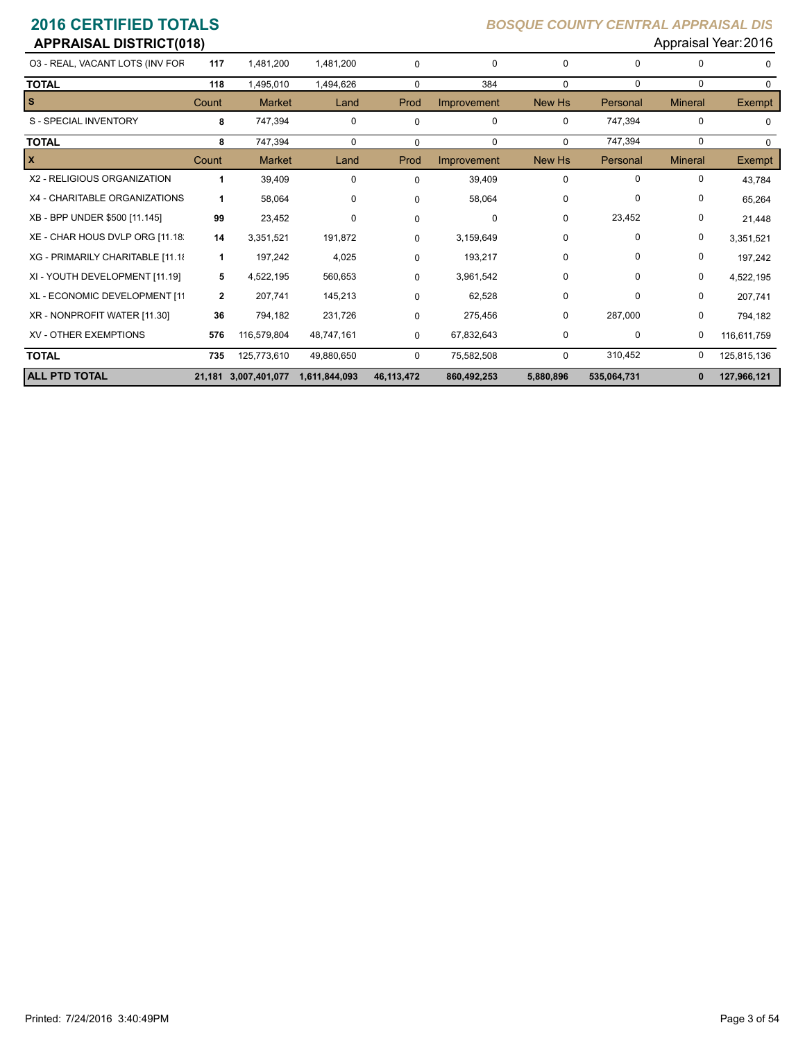# 2016 CERTIFIED TOTALS

## APPRAISAL DISTRICT(018)

*BOSQUE COUNTY CENTRAL APPRAISAL DIS*

Appraisal Year: 2016

| | Count | Market | Land | Prod | Improvement | New Hs | Personal | Mineral | Exempt |
|---|---|---|---|---|---|---|---|---|---|
| O3 - REAL, VACANT LOTS (INV FOR | 117 | 1,481,200 | 1,481,200 | 0 | 0 | 0 | 0 | 0 | 0 |
| **TOTAL** | 118 | 1,495,010 | 1,494,626 | 0 | 384 | 0 | 0 | 0 | 0 |

| S | Count | Market | Land | Prod | Improvement | New Hs | Personal | Mineral | Exempt |
|---|---|---|---|---|---|---|---|---|---|
| S - SPECIAL INVENTORY | 8 | 747,394 | 0 | 0 | 0 | 0 | 747,394 | 0 | 0 |
| **TOTAL** | 8 | 747,394 | 0 | 0 | 0 | 0 | 747,394 | 0 | 0 |

| X | Count | Market | Land | Prod | Improvement | New Hs | Personal | Mineral | Exempt |
|---|---|---|---|---|---|---|---|---|---|
| X2 - RELIGIOUS ORGANIZATION | 1 | 39,409 | 0 | 0 | 39,409 | 0 | 0 | 0 | 43,784 |
| X4 - CHARITABLE ORGANIZATIONS | 1 | 58,064 | 0 | 0 | 58,064 | 0 | 0 | 0 | 65,264 |
| XB - BPP UNDER $500 [11.145] | 99 | 23,452 | 0 | 0 | 0 | 0 | 23,452 | 0 | 21,448 |
| XE - CHAR HOUS DVLP ORG [11.18] | 14 | 3,351,521 | 191,872 | 0 | 3,159,649 | 0 | 0 | 0 | 3,351,521 |
| XG - PRIMARILY CHARITABLE [11.18 | 1 | 197,242 | 4,025 | 0 | 193,217 | 0 | 0 | 0 | 197,242 |
| XI - YOUTH DEVELOPMENT [11.19] | 5 | 4,522,195 | 560,653 | 0 | 3,961,542 | 0 | 0 | 0 | 4,522,195 |
| XL - ECONOMIC DEVELOPMENT [11 | 2 | 207,741 | 145,213 | 0 | 62,528 | 0 | 0 | 0 | 207,741 |
| XR - NONPROFIT WATER [11.30] | 36 | 794,182 | 231,726 | 0 | 275,456 | 0 | 287,000 | 0 | 794,182 |
| XV - OTHER EXEMPTIONS | 576 | 116,579,804 | 48,747,161 | 0 | 67,832,643 | 0 | 0 | 0 | 116,611,759 |
| **TOTAL** | 735 | 125,773,610 | 49,880,650 | 0 | 75,582,508 | 0 | 310,452 | 0 | 125,815,136 |
| **ALL PTD TOTAL** | **21,181** | **3,007,401,077** | **1,611,844,093** | **46,113,472** | **860,492,253** | **5,880,896** | **535,064,731** | **0** | **127,966,121** |

Printed: 7/24/2016 3:40:49PM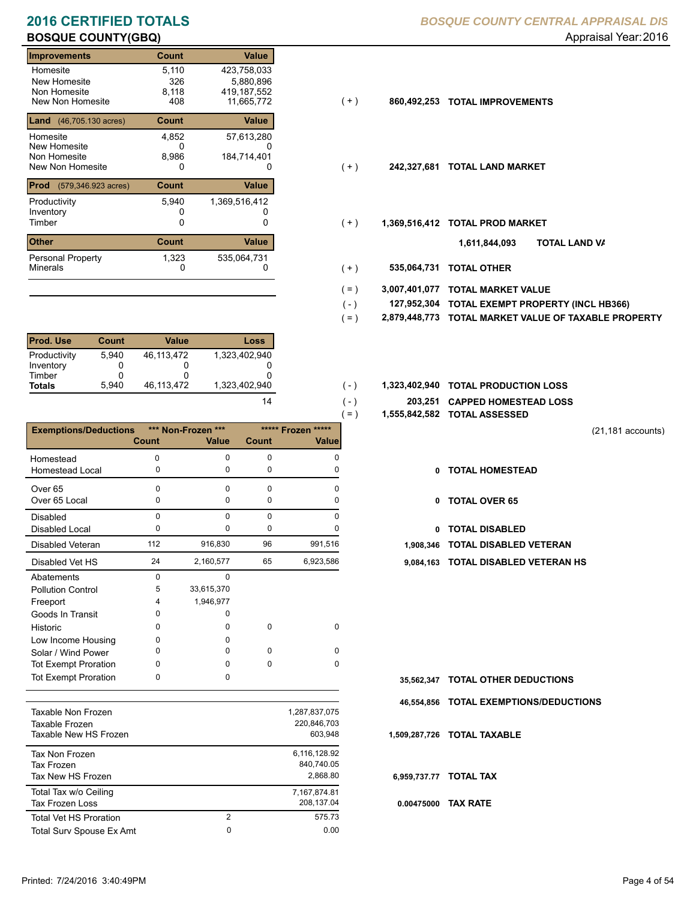# 2016 CERTIFIED TOTALS

**BOSQUE COUNTY(GBQ)**

*BOSQUE COUNTY CENTRAL APPRAISAL DIS*

Appraisal Year: 2016

| Improvements | Count | Value | | | |
|---|---|---|---|---|---|
| Homesite | 5,110 | 423,758,033 | | | |
| New Homesite | 326 | 5,880,896 | | | |
| Non Homesite | 8,118 | 419,187,552 | | | |
| New Non Homesite | 408 | 11,665,772 | ( + ) | 860,492,253 | **TOTAL IMPROVEMENTS** |

| Land (46,705.130 acres) | Count | Value | | | |
|---|---|---|---|---|---|
| Homesite | 4,852 | 57,613,280 | | | |
| New Homesite | 0 | 0 | | | |
| Non Homesite | 8,986 | 184,714,401 | | | |
| New Non Homesite | 0 | 0 | ( + ) | 242,327,681 | **TOTAL LAND MARKET** |

| Prod (579,346.923 acres) | Count | Value | | | |
|---|---|---|---|---|---|
| Productivity | 5,940 | 1,369,516,412 | | | |
| Inventory | 0 | 0 | | | |
| Timber | 0 | 0 | ( + ) | 1,369,516,412 | **TOTAL PROD MARKET** |
| | | | | 1,611,844,093 | **TOTAL LAND VA** |

| Other | Count | Value | | | |
|---|---|---|---|---|---|
| Personal Property | 1,323 | 535,064,731 | | | |
| Minerals | 0 | 0 | ( + ) | 535,064,731 | **TOTAL OTHER** |

| | | |
|---|---|---|
| ( = ) | 3,007,401,077 | **TOTAL MARKET VALUE** |
| ( - ) | 127,952,304 | **TOTAL EXEMPT PROPERTY (INCL HB366)** |
| ( = ) | 2,879,448,773 | **TOTAL MARKET VALUE OF TAXABLE PROPERTY** |

| Prod. Use | Count | Value | Loss |
|---|---|---|---|
| Productivity | 5,940 | 46,113,472 | 1,323,402,940 |
| Inventory | 0 | 0 | 0 |
| Timber | 0 | 0 | 0 |
| **Totals** | 5,940 | 46,113,472 | 1,323,402,940 |

| | | | |
|---|---|---|---|
| | ( - ) | 1,323,402,940 | **TOTAL PRODUCTION LOSS** |
| 14 | ( - ) | 203,251 | **CAPPED HOMESTEAD LOSS** |
| | ( = ) | 1,555,842,582 | **TOTAL ASSESSED** |

(21,181 accounts)

| Exemptions/Deductions | *** Non-Frozen *** Count | *** Non-Frozen *** Value | ***** Frozen ***** Count | ***** Frozen ***** Value | | |
|---|---|---|---|---|---|---|
| Homestead | 0 | 0 | 0 | 0 | | |
| Homestead Local | 0 | 0 | 0 | 0 | 0 | **TOTAL HOMESTEAD** |
| Over 65 | 0 | 0 | 0 | 0 | | |
| Over 65 Local | 0 | 0 | 0 | 0 | 0 | **TOTAL OVER 65** |
| Disabled | 0 | 0 | 0 | 0 | | |
| Disabled Local | 0 | 0 | 0 | 0 | 0 | **TOTAL DISABLED** |
| Disabled Veteran | 112 | 916,830 | 96 | 991,516 | 1,908,346 | **TOTAL DISABLED VETERAN** |
| Disabled Vet HS | 24 | 2,160,577 | 65 | 6,923,586 | 9,084,163 | **TOTAL DISABLED VETERAN HS** |
| Abatements | 0 | 0 | | | | |
| Pollution Control | 5 | 33,615,370 | | | | |
| Freeport | 4 | 1,946,977 | | | | |
| Goods In Transit | 0 | 0 | | | | |
| Historic | 0 | 0 | 0 | 0 | | |
| Low Income Housing | 0 | 0 | | | | |
| Solar / Wind Power | 0 | 0 | 0 | 0 | | |
| Tot Exempt Proration | 0 | 0 | 0 | 0 | | |
| Tot Exempt Proration | 0 | 0 | | | 35,562,347 | **TOTAL OTHER DEDUCTIONS** |
| | | | | | 46,554,856 | **TOTAL EXEMPTIONS/DEDUCTIONS** |

| | | | | |
|---|---|---|---|---|
| Taxable Non Frozen | | 1,287,837,075 | | |
| Taxable Frozen | | 220,846,703 | | |
| Taxable New HS Frozen | | 603,948 | 1,509,287,726 | **TOTAL TAXABLE** |
| Tax Non Frozen | | 6,116,128.92 | | |
| Tax Frozen | | 840,740.05 | | |
| Tax New HS Frozen | | 2,868.80 | 6,959,737.77 | **TOTAL TAX** |
| Total Tax w/o Ceiling | | 7,167,874.81 | | |
| Tax Frozen Loss | | 208,137.04 | 0.00475000 | **TAX RATE** |
| Total Vet HS Proration | 2 | 575.73 | | |
| Total Surv Spouse Ex Amt | 0 | 0.00 | | |

Printed: 7/24/2016 3:40:49PM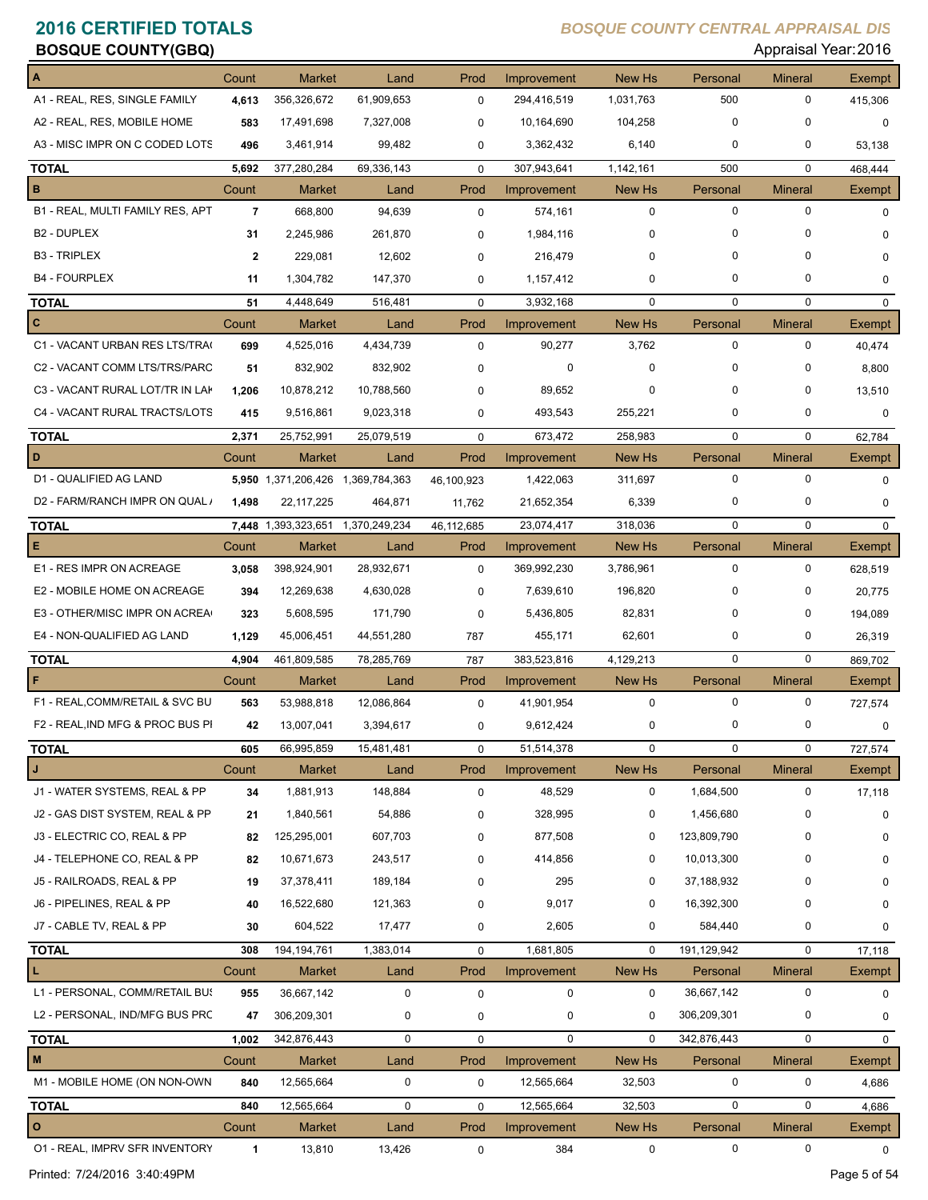# 2016 CERTIFIED TOTALS

**BOSQUE COUNTY(GBQ)**

*BOSQUE COUNTY CENTRAL APPRAISAL DIS*

Appraisal Year: 2016

| A | Count | Market | Land | Prod | Improvement | New Hs | Personal | Mineral | Exempt |
|---|---|---|---|---|---|---|---|---|---|
| A1 - REAL, RES, SINGLE FAMILY | 4,613 | 356,326,672 | 61,909,653 | 0 | 294,416,519 | 1,031,763 | 500 | 0 | 415,306 |
| A2 - REAL, RES, MOBILE HOME | 583 | 17,491,698 | 7,327,008 | 0 | 10,164,690 | 104,258 | 0 | 0 | 0 |
| A3 - MISC IMPR ON C CODED LOTS | 496 | 3,461,914 | 99,482 | 0 | 3,362,432 | 6,140 | 0 | 0 | 53,138 |
| **TOTAL** | 5,692 | 377,280,284 | 69,336,143 | 0 | 307,943,641 | 1,142,161 | 500 | 0 | 468,444 |

| B | Count | Market | Land | Prod | Improvement | New Hs | Personal | Mineral | Exempt |
|---|---|---|---|---|---|---|---|---|---|
| B1 - REAL, MULTI FAMILY RES, APT | 7 | 668,800 | 94,639 | 0 | 574,161 | 0 | 0 | 0 | 0 |
| B2 - DUPLEX | 31 | 2,245,986 | 261,870 | 0 | 1,984,116 | 0 | 0 | 0 | 0 |
| B3 - TRIPLEX | 2 | 229,081 | 12,602 | 0 | 216,479 | 0 | 0 | 0 | 0 |
| B4 - FOURPLEX | 11 | 1,304,782 | 147,370 | 0 | 1,157,412 | 0 | 0 | 0 | 0 |
| **TOTAL** | 51 | 4,448,649 | 516,481 | 0 | 3,932,168 | 0 | 0 | 0 | 0 |

| C | Count | Market | Land | Prod | Improvement | New Hs | Personal | Mineral | Exempt |
|---|---|---|---|---|---|---|---|---|---|
| C1 - VACANT URBAN RES LTS/TRA( | 699 | 4,525,016 | 4,434,739 | 0 | 90,277 | 3,762 | 0 | 0 | 40,474 |
| C2 - VACANT COMM LTS/TRS/PARC | 51 | 832,902 | 832,902 | 0 | 0 | 0 | 0 | 0 | 8,800 |
| C3 - VACANT RURAL LOT/TR IN LAK | 1,206 | 10,878,212 | 10,788,560 | 0 | 89,652 | 0 | 0 | 0 | 13,510 |
| C4 - VACANT RURAL TRACTS/LOTS | 415 | 9,516,861 | 9,023,318 | 0 | 493,543 | 255,221 | 0 | 0 | 0 |
| **TOTAL** | 2,371 | 25,752,991 | 25,079,519 | 0 | 673,472 | 258,983 | 0 | 0 | 62,784 |

| D | Count | Market | Land | Prod | Improvement | New Hs | Personal | Mineral | Exempt |
|---|---|---|---|---|---|---|---|---|---|
| D1 - QUALIFIED AG LAND | 5,950 | 1,371,206,426 | 1,369,784,363 | 46,100,923 | 1,422,063 | 311,697 | 0 | 0 | 0 |
| D2 - FARM/RANCH IMPR ON QUAL / | 1,498 | 22,117,225 | 464,871 | 11,762 | 21,652,354 | 6,339 | 0 | 0 | 0 |
| **TOTAL** | 7,448 | 1,393,323,651 | 1,370,249,234 | 46,112,685 | 23,074,417 | 318,036 | 0 | 0 | 0 |

| E | Count | Market | Land | Prod | Improvement | New Hs | Personal | Mineral | Exempt |
|---|---|---|---|---|---|---|---|---|---|
| E1 - RES IMPR ON ACREAGE | 3,058 | 398,924,901 | 28,932,671 | 0 | 369,992,230 | 3,786,961 | 0 | 0 | 628,519 |
| E2 - MOBILE HOME ON ACREAGE | 394 | 12,269,638 | 4,630,028 | 0 | 7,639,610 | 196,820 | 0 | 0 | 20,775 |
| E3 - OTHER/MISC IMPR ON ACREA( | 323 | 5,608,595 | 171,790 | 0 | 5,436,805 | 82,831 | 0 | 0 | 194,089 |
| E4 - NON-QUALIFIED AG LAND | 1,129 | 45,006,451 | 44,551,280 | 787 | 455,171 | 62,601 | 0 | 0 | 26,319 |
| **TOTAL** | 4,904 | 461,809,585 | 78,285,769 | 787 | 383,523,816 | 4,129,213 | 0 | 0 | 869,702 |

| F | Count | Market | Land | Prod | Improvement | New Hs | Personal | Mineral | Exempt |
|---|---|---|---|---|---|---|---|---|---|
| F1 - REAL,COMM/RETAIL & SVC BU | 563 | 53,988,818 | 12,086,864 | 0 | 41,901,954 | 0 | 0 | 0 | 727,574 |
| F2 - REAL,IND MFG & PROC BUS PI | 42 | 13,007,041 | 3,394,617 | 0 | 9,612,424 | 0 | 0 | 0 | 0 |
| **TOTAL** | 605 | 66,995,859 | 15,481,481 | 0 | 51,514,378 | 0 | 0 | 0 | 727,574 |

| J | Count | Market | Land | Prod | Improvement | New Hs | Personal | Mineral | Exempt |
|---|---|---|---|---|---|---|---|---|---|
| J1 - WATER SYSTEMS, REAL & PP | 34 | 1,881,913 | 148,884 | 0 | 48,529 | 0 | 1,684,500 | 0 | 17,118 |
| J2 - GAS DIST SYSTEM, REAL & PP | 21 | 1,840,561 | 54,886 | 0 | 328,995 | 0 | 1,456,680 | 0 | 0 |
| J3 - ELECTRIC CO, REAL & PP | 82 | 125,295,001 | 607,703 | 0 | 877,508 | 0 | 123,809,790 | 0 | 0 |
| J4 - TELEPHONE CO, REAL & PP | 82 | 10,671,673 | 243,517 | 0 | 414,856 | 0 | 10,013,300 | 0 | 0 |
| J5 - RAILROADS, REAL & PP | 19 | 37,378,411 | 189,184 | 0 | 295 | 0 | 37,188,932 | 0 | 0 |
| J6 - PIPELINES, REAL & PP | 40 | 16,522,680 | 121,363 | 0 | 9,017 | 0 | 16,392,300 | 0 | 0 |
| J7 - CABLE TV, REAL & PP | 30 | 604,522 | 17,477 | 0 | 2,605 | 0 | 584,440 | 0 | 0 |
| **TOTAL** | 308 | 194,194,761 | 1,383,014 | 0 | 1,681,805 | 0 | 191,129,942 | 0 | 17,118 |

| L | Count | Market | Land | Prod | Improvement | New Hs | Personal | Mineral | Exempt |
|---|---|---|---|---|---|---|---|---|---|
| L1 - PERSONAL, COMM/RETAIL BUS | 955 | 36,667,142 | 0 | 0 | 0 | 0 | 36,667,142 | 0 | 0 |
| L2 - PERSONAL, IND/MFG BUS PRC | 47 | 306,209,301 | 0 | 0 | 0 | 0 | 306,209,301 | 0 | 0 |
| **TOTAL** | 1,002 | 342,876,443 | 0 | 0 | 0 | 0 | 342,876,443 | 0 | 0 |

| M | Count | Market | Land | Prod | Improvement | New Hs | Personal | Mineral | Exempt |
|---|---|---|---|---|---|---|---|---|---|
| M1 - MOBILE HOME (ON NON-OWN | 840 | 12,565,664 | 0 | 0 | 12,565,664 | 32,503 | 0 | 0 | 4,686 |
| **TOTAL** | 840 | 12,565,664 | 0 | 0 | 12,565,664 | 32,503 | 0 | 0 | 4,686 |

| O | Count | Market | Land | Prod | Improvement | New Hs | Personal | Mineral | Exempt |
|---|---|---|---|---|---|---|---|---|---|
| O1 - REAL, IMPRV SFR INVENTORY | 1 | 13,810 | 13,426 | 0 | 384 | 0 | 0 | 0 | 0 |

Printed: 7/24/2016 3:40:49PM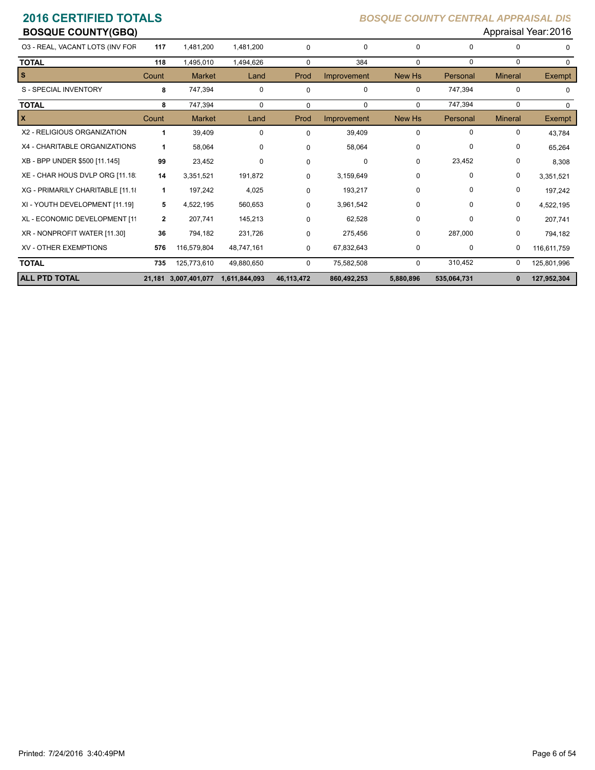# 2016 CERTIFIED TOTALS

## BOSQUE COUNTY(GBQ)

*BOSQUE COUNTY CENTRAL APPRAISAL DIS*

Appraisal Year: 2016

| | Count | Market | Land | Prod | Improvement | New Hs | Personal | Mineral | Exempt |
|---|---|---|---|---|---|---|---|---|---|
| O3 - REAL, VACANT LOTS (INV FOR | 117 | 1,481,200 | 1,481,200 | 0 | 0 | 0 | 0 | 0 | 0 |
| **TOTAL** | 118 | 1,495,010 | 1,494,626 | 0 | 384 | 0 | 0 | 0 | 0 |

| S | Count | Market | Land | Prod | Improvement | New Hs | Personal | Mineral | Exempt |
|---|---|---|---|---|---|---|---|---|---|
| S - SPECIAL INVENTORY | 8 | 747,394 | 0 | 0 | 0 | 0 | 747,394 | 0 | 0 |
| **TOTAL** | 8 | 747,394 | 0 | 0 | 0 | 0 | 747,394 | 0 | 0 |

| X | Count | Market | Land | Prod | Improvement | New Hs | Personal | Mineral | Exempt |
|---|---|---|---|---|---|---|---|---|---|
| X2 - RELIGIOUS ORGANIZATION | 1 | 39,409 | 0 | 0 | 39,409 | 0 | 0 | 0 | 43,784 |
| X4 - CHARITABLE ORGANIZATIONS | 1 | 58,064 | 0 | 0 | 58,064 | 0 | 0 | 0 | 65,264 |
| XB - BPP UNDER $500 [11.145] | 99 | 23,452 | 0 | 0 | 0 | 0 | 23,452 | 0 | 8,308 |
| XE - CHAR HOUS DVLP ORG [11.18 | 14 | 3,351,521 | 191,872 | 0 | 3,159,649 | 0 | 0 | 0 | 3,351,521 |
| XG - PRIMARILY CHARITABLE [11.18 | 1 | 197,242 | 4,025 | 0 | 193,217 | 0 | 0 | 0 | 197,242 |
| XI - YOUTH DEVELOPMENT [11.19] | 5 | 4,522,195 | 560,653 | 0 | 3,961,542 | 0 | 0 | 0 | 4,522,195 |
| XL - ECONOMIC DEVELOPMENT [11 | 2 | 207,741 | 145,213 | 0 | 62,528 | 0 | 0 | 0 | 207,741 |
| XR - NONPROFIT WATER [11.30] | 36 | 794,182 | 231,726 | 0 | 275,456 | 0 | 287,000 | 0 | 794,182 |
| XV - OTHER EXEMPTIONS | 576 | 116,579,804 | 48,747,161 | 0 | 67,832,643 | 0 | 0 | 0 | 116,611,759 |
| **TOTAL** | 735 | 125,773,610 | 49,880,650 | 0 | 75,582,508 | 0 | 310,452 | 0 | 125,801,996 |
| **ALL PTD TOTAL** | **21,181** | **3,007,401,077** | **1,611,844,093** | **46,113,472** | **860,492,253** | **5,880,896** | **535,064,731** | **0** | **127,952,304** |

Printed: 7/24/2016 3:40:49PM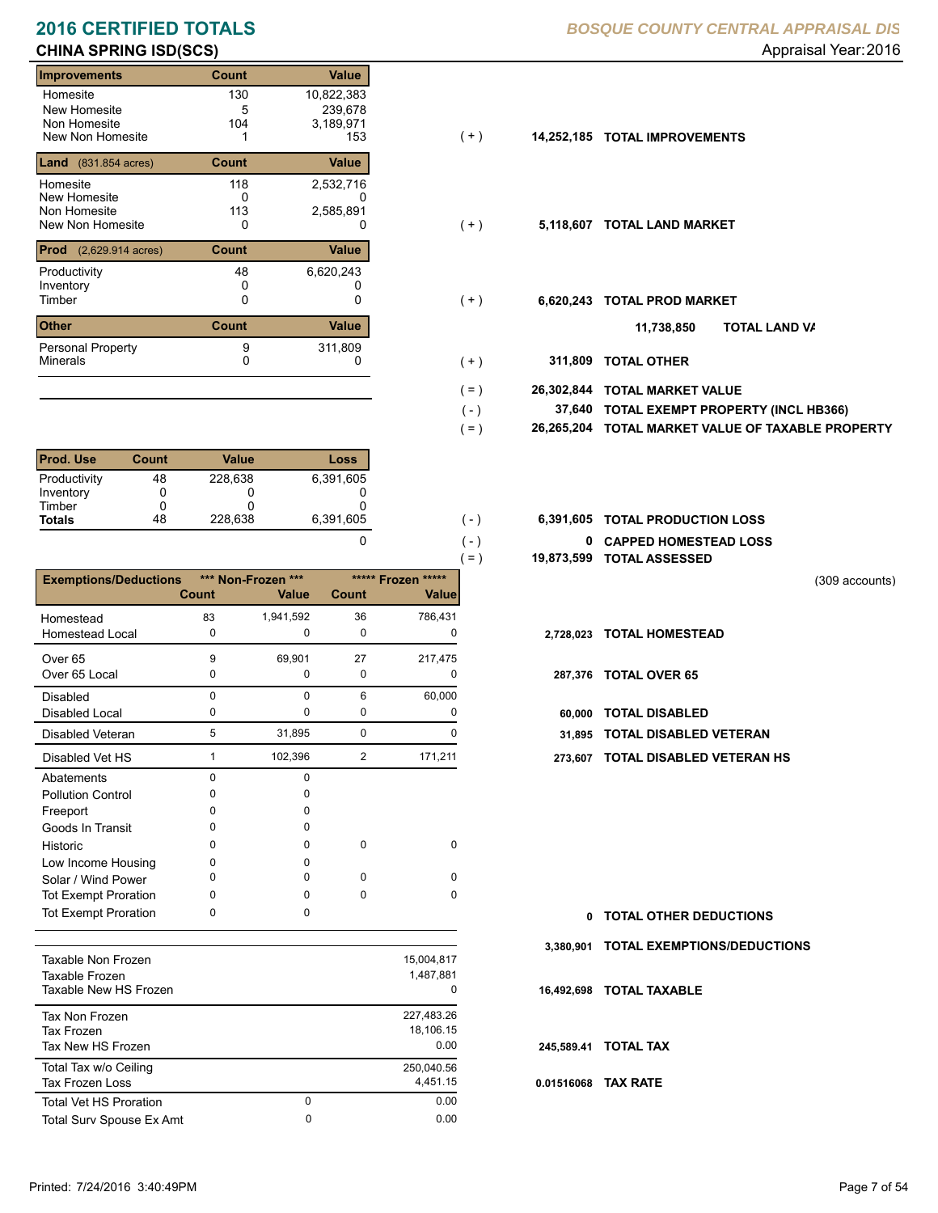# 2016 CERTIFIED TOTALS

*BOSQUE COUNTY CENTRAL APPRAISAL DIS*

## CHINA SPRING ISD(SCS)

Appraisal Year: 2016

| Improvements | Count | Value | | | |
|---|---|---|---|---|---|
| Homesite | 130 | 10,822,383 | | | |
| New Homesite | 5 | 239,678 | | | |
| Non Homesite | 104 | 3,189,971 | | | |
| New Non Homesite | 1 | 153 | ( + ) | 14,252,185 | TOTAL IMPROVEMENTS |

| Land (831.854 acres) | Count | Value | | | |
|---|---|---|---|---|---|
| Homesite | 118 | 2,532,716 | | | |
| New Homesite | 0 | 0 | | | |
| Non Homesite | 113 | 2,585,891 | | | |
| New Non Homesite | 0 | 0 | ( + ) | 5,118,607 | TOTAL LAND MARKET |

| Prod (2,629.914 acres) | Count | Value | | | |
|---|---|---|---|---|---|
| Productivity | 48 | 6,620,243 | | | |
| Inventory | 0 | 0 | | | |
| Timber | 0 | 0 | ( + ) | 6,620,243 | TOTAL PROD MARKET |

11,738,850 TOTAL LAND VA

| Other | Count | Value | | | |
|---|---|---|---|---|---|
| Personal Property | 9 | 311,809 | | | |
| Minerals | 0 | 0 | ( + ) | 311,809 | TOTAL OTHER |

| | | |
|---|---|---|
| ( = ) | 26,302,844 | TOTAL MARKET VALUE |
| ( - ) | 37,640 | TOTAL EXEMPT PROPERTY (INCL HB366) |
| ( = ) | 26,265,204 | TOTAL MARKET VALUE OF TAXABLE PROPERTY |

| Prod. Use | Count | Value | Loss | | | |
|---|---|---|---|---|---|---|
| Productivity | 48 | 228,638 | 6,391,605 | | | |
| Inventory | 0 | 0 | 0 | | | |
| Timber | 0 | 0 | 0 | | | |
| Totals | 48 | 228,638 | 6,391,605 | ( - ) | 6,391,605 | TOTAL PRODUCTION LOSS |
| | | | 0 | ( - ) | 0 | CAPPED HOMESTEAD LOSS |
| | | | | ( = ) | 19,873,599 | TOTAL ASSESSED |

(309 accounts)

| Exemptions/Deductions | *** Non-Frozen *** Count | Value | ***** Frozen ***** Count | Value | | |
|---|---|---|---|---|---|---|
| Homestead | 83 | 1,941,592 | 36 | 786,431 | | |
| Homestead Local | 0 | 0 | 0 | 0 | 2,728,023 | TOTAL HOMESTEAD |
| Over 65 | 9 | 69,901 | 27 | 217,475 | | |
| Over 65 Local | 0 | 0 | 0 | 0 | 287,376 | TOTAL OVER 65 |
| Disabled | 0 | 0 | 6 | 60,000 | | |
| Disabled Local | 0 | 0 | 0 | 0 | 60,000 | TOTAL DISABLED |
| Disabled Veteran | 5 | 31,895 | 0 | 0 | 31,895 | TOTAL DISABLED VETERAN |
| Disabled Vet HS | 1 | 102,396 | 2 | 171,211 | 273,607 | TOTAL DISABLED VETERAN HS |
| Abatements | 0 | 0 | | | | |
| Pollution Control | 0 | 0 | | | | |
| Freeport | 0 | 0 | | | | |
| Goods In Transit | 0 | 0 | | | | |
| Historic | 0 | 0 | 0 | 0 | | |
| Low Income Housing | 0 | 0 | | | | |
| Solar / Wind Power | 0 | 0 | 0 | 0 | | |
| Tot Exempt Proration | 0 | 0 | 0 | 0 | | |
| Tot Exempt Proration | 0 | 0 | | | 0 | TOTAL OTHER DEDUCTIONS |
| | | | | | 3,380,901 | TOTAL EXEMPTIONS/DEDUCTIONS |

| | | | | |
|---|---|---|---|---|
| Taxable Non Frozen | | 15,004,817 | | |
| Taxable Frozen | | 1,487,881 | | |
| Taxable New HS Frozen | | 0 | 16,492,698 | TOTAL TAXABLE |
| Tax Non Frozen | | 227,483.26 | | |
| Tax Frozen | | 18,106.15 | | |
| Tax New HS Frozen | | 0.00 | 245,589.41 | TOTAL TAX |
| Total Tax w/o Ceiling | | 250,040.56 | | |
| Tax Frozen Loss | | 4,451.15 | 0.01516068 | TAX RATE |
| Total Vet HS Proration | 0 | 0.00 | | |
| Total Surv Spouse Ex Amt | 0 | 0.00 | | |

Printed: 7/24/2016 3:40:49PM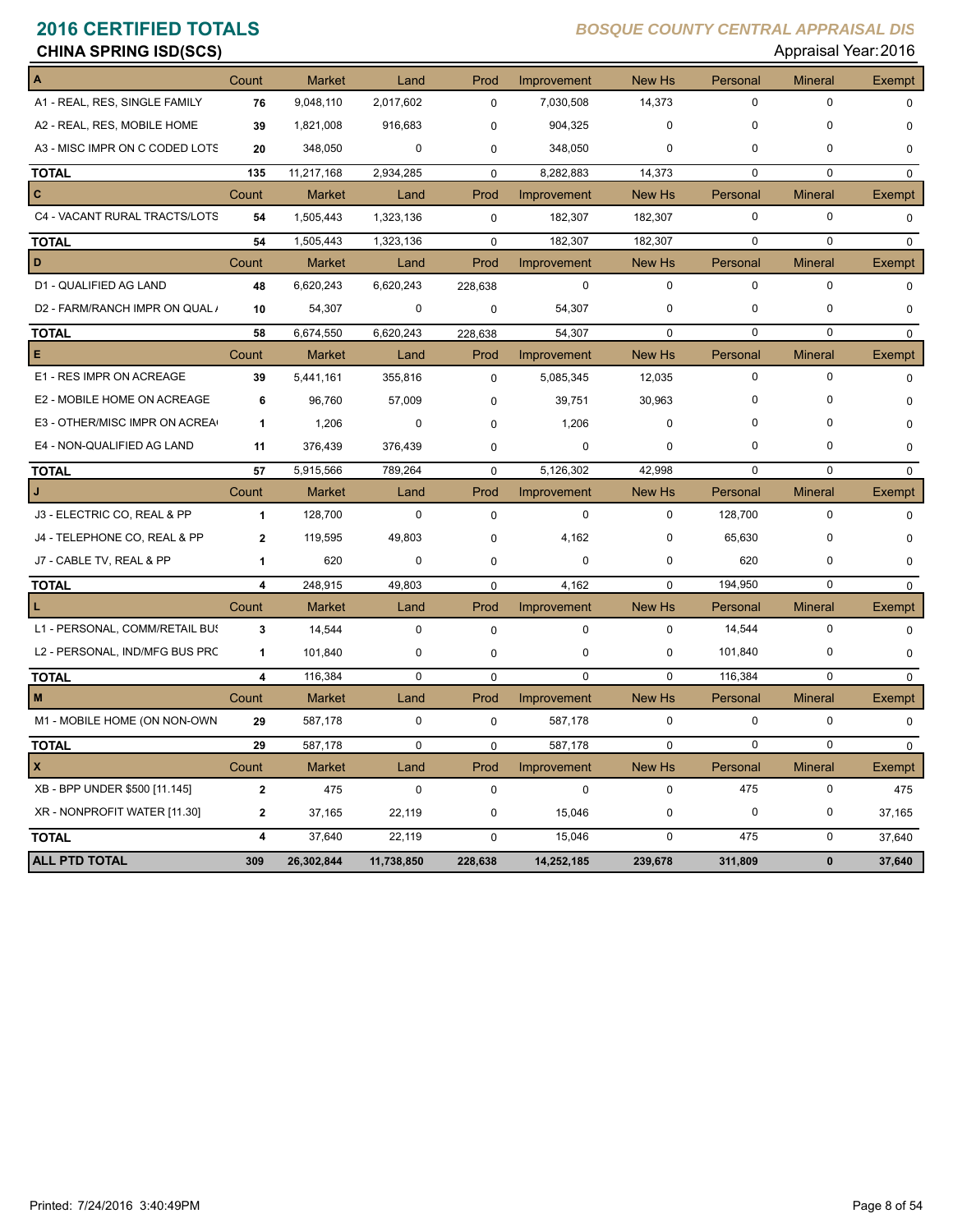# 2016 CERTIFIED TOTALS

**CHINA SPRING ISD(SCS)**

*BOSQUE COUNTY CENTRAL APPRAISAL DIS*

Appraisal Year: 2016

| A | Count | Market | Land | Prod | Improvement | New Hs | Personal | Mineral | Exempt |
|---|---|---|---|---|---|---|---|---|---|
| A1 - REAL, RES, SINGLE FAMILY | 76 | 9,048,110 | 2,017,602 | 0 | 7,030,508 | 14,373 | 0 | 0 | 0 |
| A2 - REAL, RES, MOBILE HOME | 39 | 1,821,008 | 916,683 | 0 | 904,325 | 0 | 0 | 0 | 0 |
| A3 - MISC IMPR ON C CODED LOTS | 20 | 348,050 | 0 | 0 | 348,050 | 0 | 0 | 0 | 0 |
| **TOTAL** | 135 | 11,217,168 | 2,934,285 | 0 | 8,282,883 | 14,373 | 0 | 0 | 0 |
| **C** | Count | Market | Land | Prod | Improvement | New Hs | Personal | Mineral | Exempt |
| C4 - VACANT RURAL TRACTS/LOTS | 54 | 1,505,443 | 1,323,136 | 0 | 182,307 | 182,307 | 0 | 0 | 0 |
| **TOTAL** | 54 | 1,505,443 | 1,323,136 | 0 | 182,307 | 182,307 | 0 | 0 | 0 |
| **D** | Count | Market | Land | Prod | Improvement | New Hs | Personal | Mineral | Exempt |
| D1 - QUALIFIED AG LAND | 48 | 6,620,243 | 6,620,243 | 228,638 | 0 | 0 | 0 | 0 | 0 |
| D2 - FARM/RANCH IMPR ON QUAL / | 10 | 54,307 | 0 | 0 | 54,307 | 0 | 0 | 0 | 0 |
| **TOTAL** | 58 | 6,674,550 | 6,620,243 | 228,638 | 54,307 | 0 | 0 | 0 | 0 |
| **E** | Count | Market | Land | Prod | Improvement | New Hs | Personal | Mineral | Exempt |
| E1 - RES IMPR ON ACREAGE | 39 | 5,441,161 | 355,816 | 0 | 5,085,345 | 12,035 | 0 | 0 | 0 |
| E2 - MOBILE HOME ON ACREAGE | 6 | 96,760 | 57,009 | 0 | 39,751 | 30,963 | 0 | 0 | 0 |
| E3 - OTHER/MISC IMPR ON ACREA | 1 | 1,206 | 0 | 0 | 1,206 | 0 | 0 | 0 | 0 |
| E4 - NON-QUALIFIED AG LAND | 11 | 376,439 | 376,439 | 0 | 0 | 0 | 0 | 0 | 0 |
| **TOTAL** | 57 | 5,915,566 | 789,264 | 0 | 5,126,302 | 42,998 | 0 | 0 | 0 |
| **J** | Count | Market | Land | Prod | Improvement | New Hs | Personal | Mineral | Exempt |
| J3 - ELECTRIC CO, REAL & PP | 1 | 128,700 | 0 | 0 | 0 | 0 | 128,700 | 0 | 0 |
| J4 - TELEPHONE CO, REAL & PP | 2 | 119,595 | 49,803 | 0 | 4,162 | 0 | 65,630 | 0 | 0 |
| J7 - CABLE TV, REAL & PP | 1 | 620 | 0 | 0 | 0 | 0 | 620 | 0 | 0 |
| **TOTAL** | 4 | 248,915 | 49,803 | 0 | 4,162 | 0 | 194,950 | 0 | 0 |
| **L** | Count | Market | Land | Prod | Improvement | New Hs | Personal | Mineral | Exempt |
| L1 - PERSONAL, COMM/RETAIL BUS | 3 | 14,544 | 0 | 0 | 0 | 0 | 14,544 | 0 | 0 |
| L2 - PERSONAL, IND/MFG BUS PRC | 1 | 101,840 | 0 | 0 | 0 | 0 | 101,840 | 0 | 0 |
| **TOTAL** | 4 | 116,384 | 0 | 0 | 0 | 0 | 116,384 | 0 | 0 |
| **M** | Count | Market | Land | Prod | Improvement | New Hs | Personal | Mineral | Exempt |
| M1 - MOBILE HOME (ON NON-OWN | 29 | 587,178 | 0 | 0 | 587,178 | 0 | 0 | 0 | 0 |
| **TOTAL** | 29 | 587,178 | 0 | 0 | 587,178 | 0 | 0 | 0 | 0 |
| **X** | Count | Market | Land | Prod | Improvement | New Hs | Personal | Mineral | Exempt |
| XB - BPP UNDER $500 [11.145] | 2 | 475 | 0 | 0 | 0 | 0 | 475 | 0 | 475 |
| XR - NONPROFIT WATER [11.30] | 2 | 37,165 | 22,119 | 0 | 15,046 | 0 | 0 | 0 | 37,165 |
| **TOTAL** | 4 | 37,640 | 22,119 | 0 | 15,046 | 0 | 475 | 0 | 37,640 |
| **ALL PTD TOTAL** | **309** | **26,302,844** | **11,738,850** | **228,638** | **14,252,185** | **239,678** | **311,809** | **0** | **37,640** |

Printed: 7/24/2016 3:40:49PM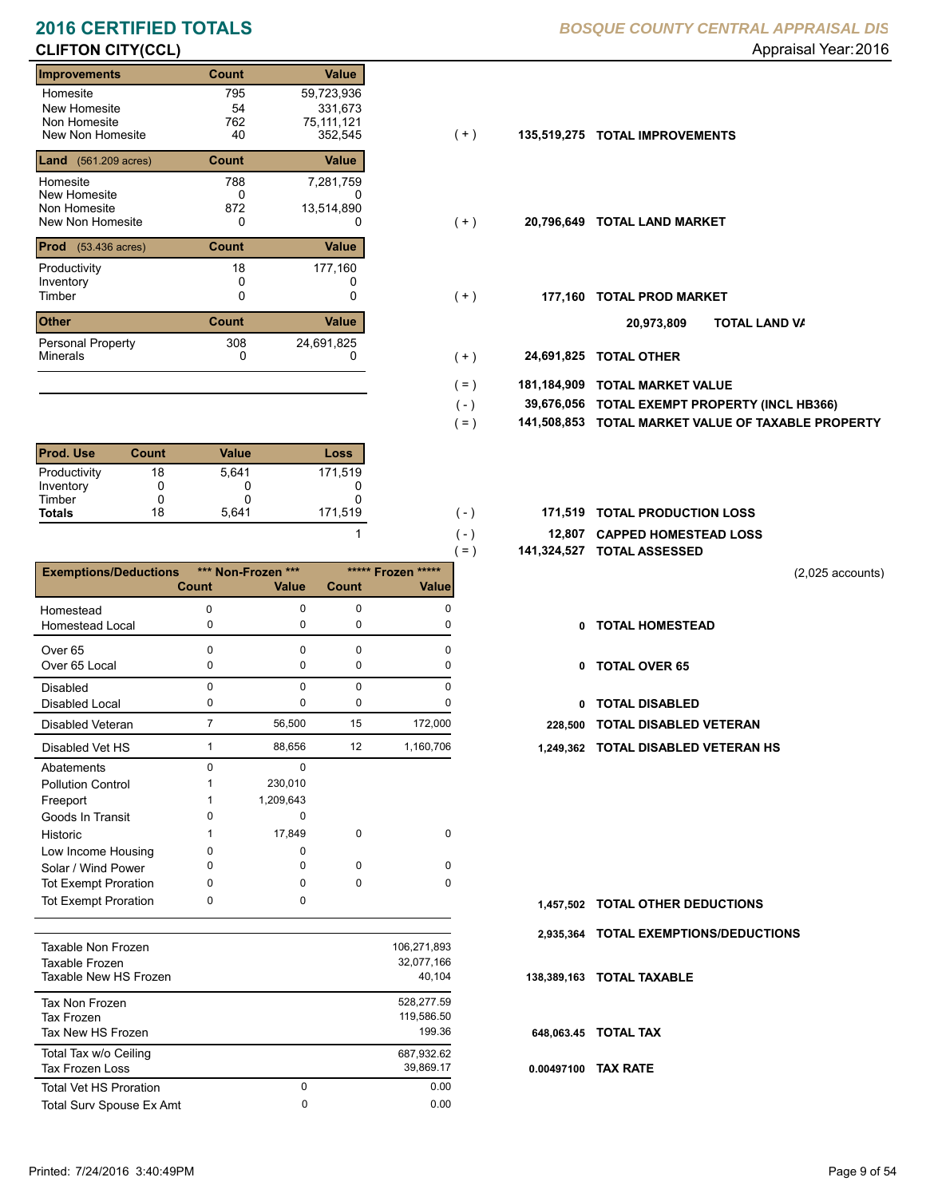# 2016 CERTIFIED TOTALS

## CLIFTON CITY(CCL)

*BOSQUE COUNTY CENTRAL APPRAISAL DIS*

Appraisal Year: 2016

| Improvements | Count | Value |
|---|---|---|
| Homesite | 795 | 59,723,936 |
| New Homesite | 54 | 331,673 |
| Non Homesite | 762 | 75,111,121 |
| New Non Homesite | 40 | 352,545 |

( + ) 135,519,275 **TOTAL IMPROVEMENTS**

| Land (561.209 acres) | Count | Value |
|---|---|---|
| Homesite | 788 | 7,281,759 |
| New Homesite | 0 | 0 |
| Non Homesite | 872 | 13,514,890 |
| New Non Homesite | 0 | 0 |

( + ) 20,796,649 **TOTAL LAND MARKET**

| Prod (53.436 acres) | Count | Value |
|---|---|---|
| Productivity | 18 | 177,160 |
| Inventory | 0 | 0 |
| Timber | 0 | 0 |

( + ) 177,160 **TOTAL PROD MARKET**

20,973,809 **TOTAL LAND VA**

| Other | Count | Value |
|---|---|---|
| Personal Property | 308 | 24,691,825 |
| Minerals | 0 | 0 |

( + ) 24,691,825 **TOTAL OTHER**

( = ) 181,184,909 **TOTAL MARKET VALUE**

( - ) 39,676,056 **TOTAL EXEMPT PROPERTY (INCL HB366)**

( = ) 141,508,853 **TOTAL MARKET VALUE OF TAXABLE PROPERTY**

| Prod. Use | Count | Value | Loss |
|---|---|---|---|
| Productivity | 18 | 5,641 | 171,519 |
| Inventory | 0 | 0 | 0 |
| Timber | 0 | 0 | 0 |
| **Totals** | 18 | 5,641 | 171,519 |

( - ) 171,519 **TOTAL PRODUCTION LOSS**

1 ( - ) 12,807 **CAPPED HOMESTEAD LOSS**

( = ) 141,324,527 **TOTAL ASSESSED**

(2,025 accounts)

| Exemptions/Deductions | *** Non-Frozen *** Count | Value | ***** Frozen ***** Count | Value | | |
|---|---|---|---|---|---|---|
| Homestead | 0 | 0 | 0 | 0 | | |
| Homestead Local | 0 | 0 | 0 | 0 | 0 | **TOTAL HOMESTEAD** |
| Over 65 | 0 | 0 | 0 | 0 | | |
| Over 65 Local | 0 | 0 | 0 | 0 | 0 | **TOTAL OVER 65** |
| Disabled | 0 | 0 | 0 | 0 | | |
| Disabled Local | 0 | 0 | 0 | 0 | 0 | **TOTAL DISABLED** |
| Disabled Veteran | 7 | 56,500 | 15 | 172,000 | 228,500 | **TOTAL DISABLED VETERAN** |
| Disabled Vet HS | 1 | 88,656 | 12 | 1,160,706 | 1,249,362 | **TOTAL DISABLED VETERAN HS** |
| Abatements | 0 | 0 | | | | |
| Pollution Control | 1 | 230,010 | | | | |
| Freeport | 1 | 1,209,643 | | | | |
| Goods In Transit | 0 | 0 | | | | |
| Historic | 1 | 17,849 | 0 | 0 | | |
| Low Income Housing | 0 | 0 | | | | |
| Solar / Wind Power | 0 | 0 | 0 | 0 | | |
| Tot Exempt Proration | 0 | 0 | 0 | 0 | | |
| Tot Exempt Proration | 0 | 0 | | | 1,457,502 | **TOTAL OTHER DEDUCTIONS** |

2,935,364 **TOTAL EXEMPTIONS/DEDUCTIONS**

| | | Value |
|---|---|---|
| Taxable Non Frozen | | 106,271,893 |
| Taxable Frozen | | 32,077,166 |
| Taxable New HS Frozen | | 40,104 |
| Tax Non Frozen | | 528,277.59 |
| Tax Frozen | | 119,586.50 |
| Tax New HS Frozen | | 199.36 |
| Total Tax w/o Ceiling | | 687,932.62 |
| Tax Frozen Loss | | 39,869.17 |
| Total Vet HS Proration | 0 | 0.00 |
| Total Surv Spouse Ex Amt | 0 | 0.00 |

138,389,163 **TOTAL TAXABLE**

648,063.45 **TOTAL TAX**

0.00497100 **TAX RATE**

Printed: 7/24/2016 3:40:49PM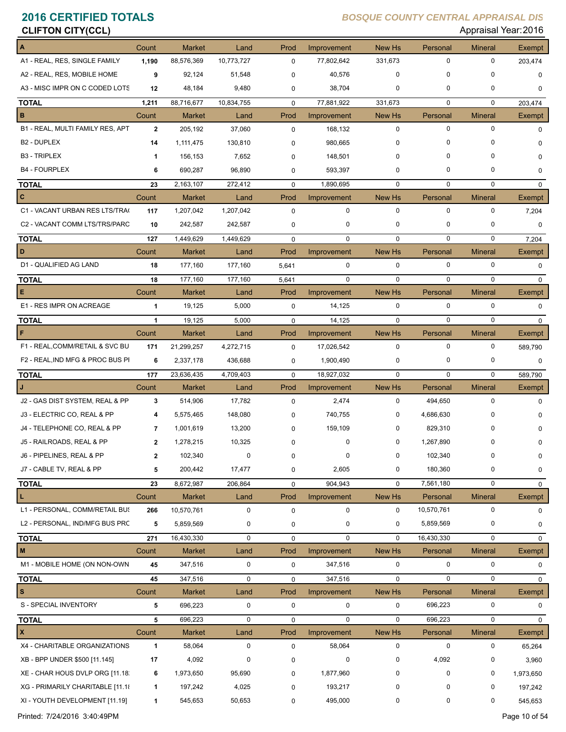# 2016 CERTIFIED TOTALS

**BOSQUE COUNTY CENTRAL APPRAISAL DIS**

**CLIFTON CITY(CCL)**

Appraisal Year: 2016

| A | Count | Market | Land | Prod | Improvement | New Hs | Personal | Mineral | Exempt |
|---|---|---|---|---|---|---|---|---|---|
| A1 - REAL, RES, SINGLE FAMILY | 1,190 | 88,576,369 | 10,773,727 | 0 | 77,802,642 | 331,673 | 0 | 0 | 203,474 |
| A2 - REAL, RES, MOBILE HOME | 9 | 92,124 | 51,548 | 0 | 40,576 | 0 | 0 | 0 | 0 |
| A3 - MISC IMPR ON C CODED LOTS | 12 | 48,184 | 9,480 | 0 | 38,704 | 0 | 0 | 0 | 0 |
| **TOTAL** | 1,211 | 88,716,677 | 10,834,755 | 0 | 77,881,922 | 331,673 | 0 | 0 | 203,474 |

| B | Count | Market | Land | Prod | Improvement | New Hs | Personal | Mineral | Exempt |
|---|---|---|---|---|---|---|---|---|---|
| B1 - REAL, MULTI FAMILY RES, APT | 2 | 205,192 | 37,060 | 0 | 168,132 | 0 | 0 | 0 | 0 |
| B2 - DUPLEX | 14 | 1,111,475 | 130,810 | 0 | 980,665 | 0 | 0 | 0 | 0 |
| B3 - TRIPLEX | 1 | 156,153 | 7,652 | 0 | 148,501 | 0 | 0 | 0 | 0 |
| B4 - FOURPLEX | 6 | 690,287 | 96,890 | 0 | 593,397 | 0 | 0 | 0 | 0 |
| **TOTAL** | 23 | 2,163,107 | 272,412 | 0 | 1,890,695 | 0 | 0 | 0 | 0 |

| C | Count | Market | Land | Prod | Improvement | New Hs | Personal | Mineral | Exempt |
|---|---|---|---|---|---|---|---|---|---|
| C1 - VACANT URBAN RES LTS/TRA( | 117 | 1,207,042 | 1,207,042 | 0 | 0 | 0 | 0 | 0 | 7,204 |
| C2 - VACANT COMM LTS/TRS/PARC | 10 | 242,587 | 242,587 | 0 | 0 | 0 | 0 | 0 | 0 |
| **TOTAL** | 127 | 1,449,629 | 1,449,629 | 0 | 0 | 0 | 0 | 0 | 7,204 |

| D | Count | Market | Land | Prod | Improvement | New Hs | Personal | Mineral | Exempt |
|---|---|---|---|---|---|---|---|---|---|
| D1 - QUALIFIED AG LAND | 18 | 177,160 | 177,160 | 5,641 | 0 | 0 | 0 | 0 | 0 |
| **TOTAL** | 18 | 177,160 | 177,160 | 5,641 | 0 | 0 | 0 | 0 | 0 |

| E | Count | Market | Land | Prod | Improvement | New Hs | Personal | Mineral | Exempt |
|---|---|---|---|---|---|---|---|---|---|
| E1 - RES IMPR ON ACREAGE | 1 | 19,125 | 5,000 | 0 | 14,125 | 0 | 0 | 0 | 0 |
| **TOTAL** | 1 | 19,125 | 5,000 | 0 | 14,125 | 0 | 0 | 0 | 0 |

| F | Count | Market | Land | Prod | Improvement | New Hs | Personal | Mineral | Exempt |
|---|---|---|---|---|---|---|---|---|---|
| F1 - REAL,COMM/RETAIL & SVC BU | 171 | 21,299,257 | 4,272,715 | 0 | 17,026,542 | 0 | 0 | 0 | 589,790 |
| F2 - REAL,IND MFG & PROC BUS PI | 6 | 2,337,178 | 436,688 | 0 | 1,900,490 | 0 | 0 | 0 | 0 |
| **TOTAL** | 177 | 23,636,435 | 4,709,403 | 0 | 18,927,032 | 0 | 0 | 0 | 589,790 |

| J | Count | Market | Land | Prod | Improvement | New Hs | Personal | Mineral | Exempt |
|---|---|---|---|---|---|---|---|---|---|
| J2 - GAS DIST SYSTEM, REAL & PP | 3 | 514,906 | 17,782 | 0 | 2,474 | 0 | 494,650 | 0 | 0 |
| J3 - ELECTRIC CO, REAL & PP | 4 | 5,575,465 | 148,080 | 0 | 740,755 | 0 | 4,686,630 | 0 | 0 |
| J4 - TELEPHONE CO, REAL & PP | 7 | 1,001,619 | 13,200 | 0 | 159,109 | 0 | 829,310 | 0 | 0 |
| J5 - RAILROADS, REAL & PP | 2 | 1,278,215 | 10,325 | 0 | 0 | 0 | 1,267,890 | 0 | 0 |
| J6 - PIPELINES, REAL & PP | 2 | 102,340 | 0 | 0 | 0 | 0 | 102,340 | 0 | 0 |
| J7 - CABLE TV, REAL & PP | 5 | 200,442 | 17,477 | 0 | 2,605 | 0 | 180,360 | 0 | 0 |
| **TOTAL** | 23 | 8,672,987 | 206,864 | 0 | 904,943 | 0 | 7,561,180 | 0 | 0 |

| L | Count | Market | Land | Prod | Improvement | New Hs | Personal | Mineral | Exempt |
|---|---|---|---|---|---|---|---|---|---|
| L1 - PERSONAL, COMM/RETAIL BUS | 266 | 10,570,761 | 0 | 0 | 0 | 0 | 10,570,761 | 0 | 0 |
| L2 - PERSONAL, IND/MFG BUS PRC | 5 | 5,859,569 | 0 | 0 | 0 | 0 | 5,859,569 | 0 | 0 |
| **TOTAL** | 271 | 16,430,330 | 0 | 0 | 0 | 0 | 16,430,330 | 0 | 0 |

| M | Count | Market | Land | Prod | Improvement | New Hs | Personal | Mineral | Exempt |
|---|---|---|---|---|---|---|---|---|---|
| M1 - MOBILE HOME (ON NON-OWN | 45 | 347,516 | 0 | 0 | 347,516 | 0 | 0 | 0 | 0 |
| **TOTAL** | 45 | 347,516 | 0 | 0 | 347,516 | 0 | 0 | 0 | 0 |

| S | Count | Market | Land | Prod | Improvement | New Hs | Personal | Mineral | Exempt |
|---|---|---|---|---|---|---|---|---|---|
| S - SPECIAL INVENTORY | 5 | 696,223 | 0 | 0 | 0 | 0 | 696,223 | 0 | 0 |
| **TOTAL** | 5 | 696,223 | 0 | 0 | 0 | 0 | 696,223 | 0 | 0 |

| X | Count | Market | Land | Prod | Improvement | New Hs | Personal | Mineral | Exempt |
|---|---|---|---|---|---|---|---|---|---|
| X4 - CHARITABLE ORGANIZATIONS | 1 | 58,064 | 0 | 0 | 58,064 | 0 | 0 | 0 | 65,264 |
| XB - BPP UNDER $500 [11.145] | 17 | 4,092 | 0 | 0 | 0 | 0 | 4,092 | 0 | 3,960 |
| XE - CHAR HOUS DVLP ORG [11.18 | 6 | 1,973,650 | 95,690 | 0 | 1,877,960 | 0 | 0 | 0 | 1,973,650 |
| XG - PRIMARILY CHARITABLE [11.18 | 1 | 197,242 | 4,025 | 0 | 193,217 | 0 | 0 | 0 | 197,242 |
| XI - YOUTH DEVELOPMENT [11.19] | 1 | 545,653 | 50,653 | 0 | 495,000 | 0 | 0 | 0 | 545,653 |

Printed: 7/24/2016 3:40:49PM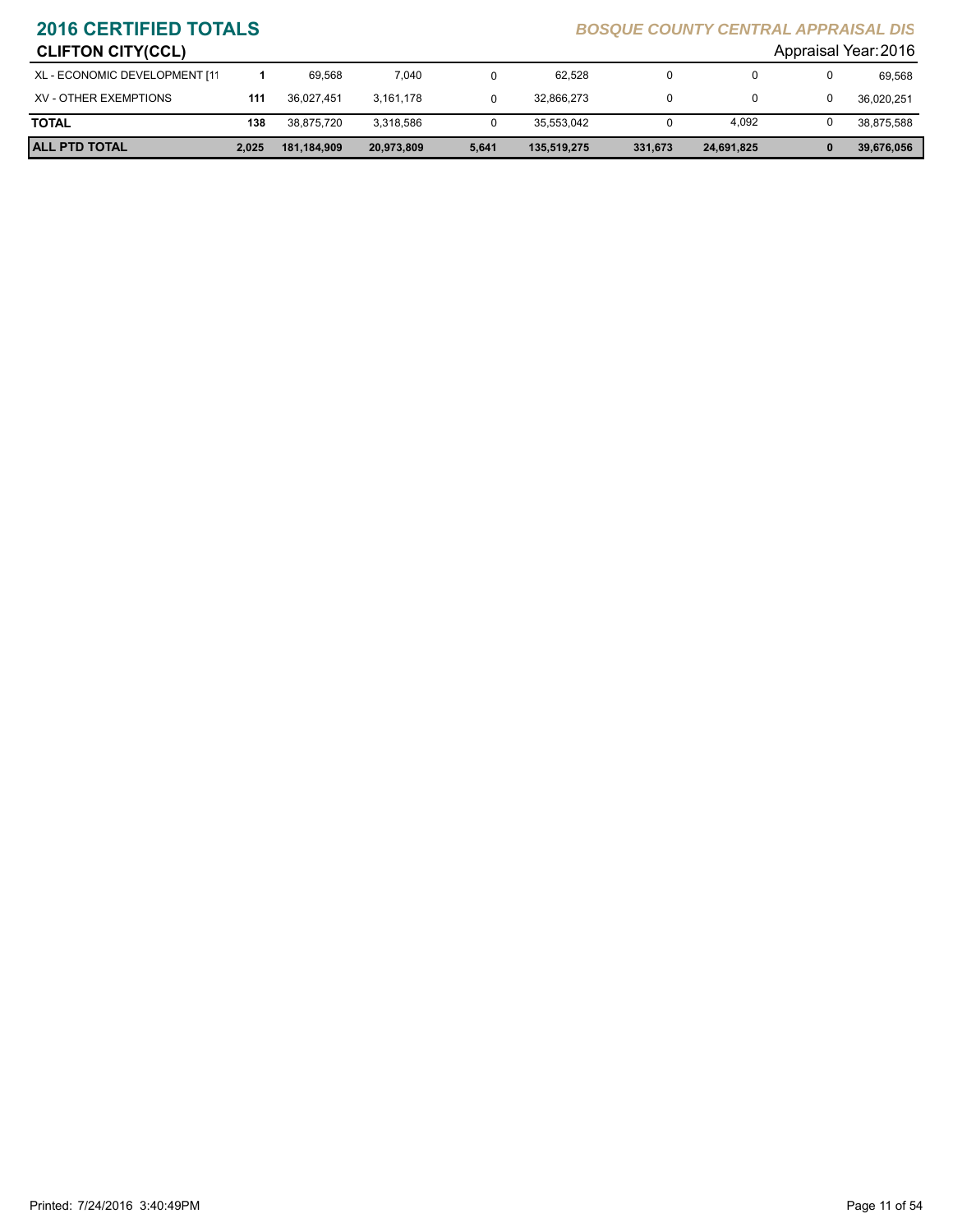## 2016 CERTIFIED TOTALS

*BOSQUE COUNTY CENTRAL APPRAISAL DIS*

**CLIFTON CITY(CCL)**

Appraisal Year: 2016

| | | | | | | | | | |
|---|---|---|---|---|---|---|---|---|---|
| XL - ECONOMIC DEVELOPMENT [11 | **1** | 69,568 | 7,040 | 0 | 62,528 | 0 | 0 | 0 | 69,568 |
| XV - OTHER EXEMPTIONS | **111** | 36,027,451 | 3,161,178 | 0 | 32,866,273 | 0 | 0 | 0 | 36,020,251 |
| **TOTAL** | **138** | 38,875,720 | 3,318,586 | 0 | 35,553,042 | 0 | 4,092 | 0 | 38,875,588 |
| **ALL PTD TOTAL** | **2,025** | **181,184,909** | **20,973,809** | **5,641** | **135,519,275** | **331,673** | **24,691,825** | **0** | **39,676,056** |

Printed: 7/24/2016 3:40:49PM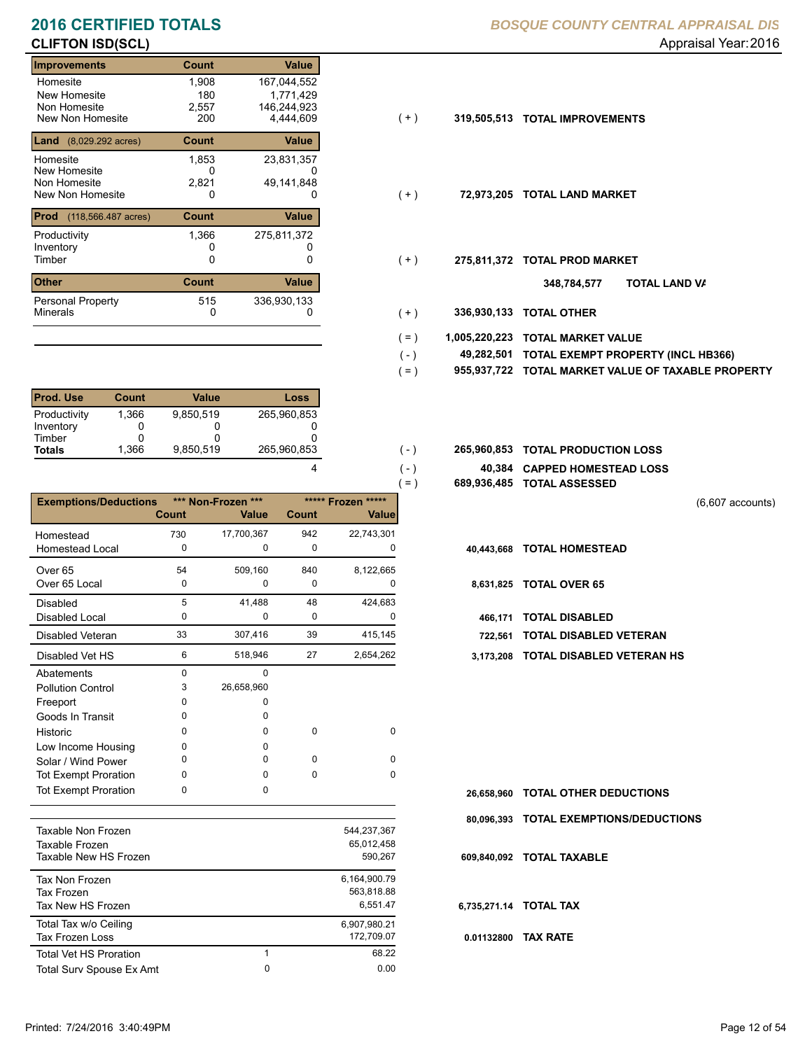# 2016 CERTIFIED TOTALS

**BOSQUE COUNTY CENTRAL APPRAISAL DIS**

**CLIFTON ISD(SCL)**

Appraisal Year: 2016

| Improvements | Count | Value | | | |
|---|---|---|---|---|---|
| Homesite | 1,908 | 167,044,552 | | | |
| New Homesite | 180 | 1,771,429 | | | |
| Non Homesite | 2,557 | 146,244,923 | | | |
| New Non Homesite | 200 | 4,444,609 | ( + ) | 319,505,513 | **TOTAL IMPROVEMENTS** |

| Land (8,029.292 acres) | Count | Value | | | |
|---|---|---|---|---|---|
| Homesite | 1,853 | 23,831,357 | | | |
| New Homesite | 0 | 0 | | | |
| Non Homesite | 2,821 | 49,141,848 | | | |
| New Non Homesite | 0 | 0 | ( + ) | 72,973,205 | **TOTAL LAND MARKET** |

| Prod (118,566.487 acres) | Count | Value | | | |
|---|---|---|---|---|---|
| Productivity | 1,366 | 275,811,372 | | | |
| Inventory | 0 | 0 | | | |
| Timber | 0 | 0 | ( + ) | 275,811,372 | **TOTAL PROD MARKET** |

| Other | Count | Value | | | |
|---|---|---|---|---|---|
| | | | | 348,784,577 | **TOTAL LAND VA** |
| Personal Property | 515 | 336,930,133 | | | |
| Minerals | 0 | 0 | ( + ) | 336,930,133 | **TOTAL OTHER** |

| | | |
|---|---|---|
| ( = ) | 1,005,220,223 | **TOTAL MARKET VALUE** |
| ( - ) | 49,282,501 | **TOTAL EXEMPT PROPERTY (INCL HB366)** |
| ( = ) | 955,937,722 | **TOTAL MARKET VALUE OF TAXABLE PROPERTY** |

| Prod. Use | Count | Value | Loss | | | |
|---|---|---|---|---|---|---|
| Productivity | 1,366 | 9,850,519 | 265,960,853 | | | |
| Inventory | 0 | 0 | 0 | | | |
| Timber | 0 | 0 | 0 | | | |
| **Totals** | 1,366 | 9,850,519 | 265,960,853 | ( - ) | 265,960,853 | **TOTAL PRODUCTION LOSS** |
| | | | 4 | ( - ) | 40,384 | **CAPPED HOMESTEAD LOSS** |
| | | | | ( = ) | 689,936,485 | **TOTAL ASSESSED** |

(6,607 accounts)

| Exemptions/Deductions | *** Non-Frozen *** Count | *** Non-Frozen *** Value | ***** Frozen ***** Count | ***** Frozen ***** Value | | |
|---|---|---|---|---|---|---|
| Homestead | 730 | 17,700,367 | 942 | 22,743,301 | | |
| Homestead Local | 0 | 0 | 0 | 0 | 40,443,668 | **TOTAL HOMESTEAD** |
| Over 65 | 54 | 509,160 | 840 | 8,122,665 | | |
| Over 65 Local | 0 | 0 | 0 | 0 | 8,631,825 | **TOTAL OVER 65** |
| Disabled | 5 | 41,488 | 48 | 424,683 | | |
| Disabled Local | 0 | 0 | 0 | 0 | 466,171 | **TOTAL DISABLED** |
| Disabled Veteran | 33 | 307,416 | 39 | 415,145 | 722,561 | **TOTAL DISABLED VETERAN** |
| Disabled Vet HS | 6 | 518,946 | 27 | 2,654,262 | 3,173,208 | **TOTAL DISABLED VETERAN HS** |
| Abatements | 0 | 0 | | | | |
| Pollution Control | 3 | 26,658,960 | | | | |
| Freeport | 0 | 0 | | | | |
| Goods In Transit | 0 | 0 | | | | |
| Historic | 0 | 0 | 0 | 0 | | |
| Low Income Housing | 0 | 0 | | | | |
| Solar / Wind Power | 0 | 0 | 0 | 0 | | |
| Tot Exempt Proration | 0 | 0 | 0 | 0 | | |
| Tot Exempt Proration | 0 | 0 | | | 26,658,960 | **TOTAL OTHER DEDUCTIONS** |
| | | | | | 80,096,393 | **TOTAL EXEMPTIONS/DEDUCTIONS** |

| | | | | |
|---|---|---|---|---|
| Taxable Non Frozen | | 544,237,367 | | |
| Taxable Frozen | | 65,012,458 | | |
| Taxable New HS Frozen | | 590,267 | 609,840,092 | **TOTAL TAXABLE** |
| Tax Non Frozen | | 6,164,900.79 | | |
| Tax Frozen | | 563,818.88 | | |
| Tax New HS Frozen | | 6,551.47 | 6,735,271.14 | **TOTAL TAX** |
| Total Tax w/o Ceiling | | 6,907,980.21 | | |
| Tax Frozen Loss | | 172,709.07 | 0.01132800 | **TAX RATE** |
| Total Vet HS Proration | 1 | 68.22 | | |
| Total Surv Spouse Ex Amt | 0 | 0.00 | | |

Printed: 7/24/2016 3:40:49PM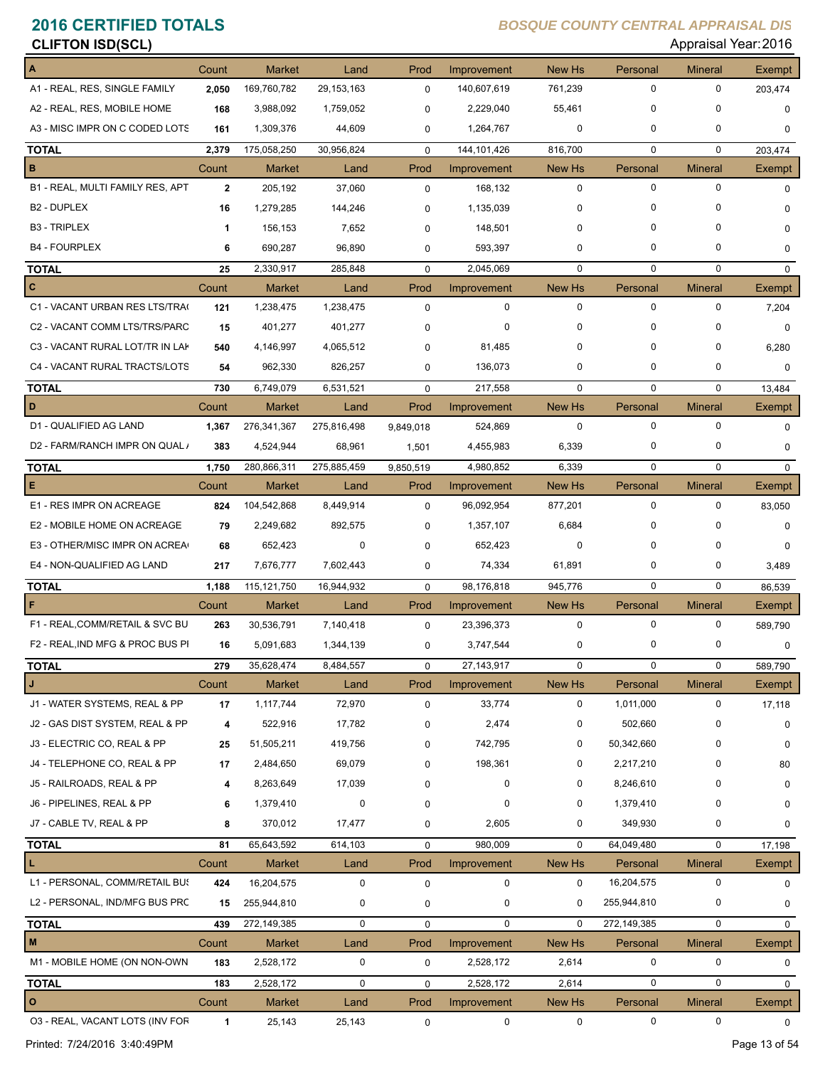# 2016 CERTIFIED TOTALS

*BOSQUE COUNTY CENTRAL APPRAISAL DIS*

**CLIFTON ISD(SCL)**

Appraisal Year: 2016

| A | Count | Market | Land | Prod | Improvement | New Hs | Personal | Mineral | Exempt |
|---|---|---|---|---|---|---|---|---|---|
| A1 - REAL, RES, SINGLE FAMILY | 2,050 | 169,760,782 | 29,153,163 | 0 | 140,607,619 | 761,239 | 0 | 0 | 203,474 |
| A2 - REAL, RES, MOBILE HOME | 168 | 3,988,092 | 1,759,052 | 0 | 2,229,040 | 55,461 | 0 | 0 | 0 |
| A3 - MISC IMPR ON C CODED LOTS | 161 | 1,309,376 | 44,609 | 0 | 1,264,767 | 0 | 0 | 0 | 0 |
| **TOTAL** | 2,379 | 175,058,250 | 30,956,824 | 0 | 144,101,426 | 816,700 | 0 | 0 | 203,474 |
| **B** | **Count** | **Market** | **Land** | **Prod** | **Improvement** | **New Hs** | **Personal** | **Mineral** | **Exempt** |
| B1 - REAL, MULTI FAMILY RES, APT | 2 | 205,192 | 37,060 | 0 | 168,132 | 0 | 0 | 0 | 0 |
| B2 - DUPLEX | 16 | 1,279,285 | 144,246 | 0 | 1,135,039 | 0 | 0 | 0 | 0 |
| B3 - TRIPLEX | 1 | 156,153 | 7,652 | 0 | 148,501 | 0 | 0 | 0 | 0 |
| B4 - FOURPLEX | 6 | 690,287 | 96,890 | 0 | 593,397 | 0 | 0 | 0 | 0 |
| **TOTAL** | 25 | 2,330,917 | 285,848 | 0 | 2,045,069 | 0 | 0 | 0 | 0 |
| **C** | **Count** | **Market** | **Land** | **Prod** | **Improvement** | **New Hs** | **Personal** | **Mineral** | **Exempt** |
| C1 - VACANT URBAN RES LTS/TRA( | 121 | 1,238,475 | 1,238,475 | 0 | 0 | 0 | 0 | 0 | 7,204 |
| C2 - VACANT COMM LTS/TRS/PARC | 15 | 401,277 | 401,277 | 0 | 0 | 0 | 0 | 0 | 0 |
| C3 - VACANT RURAL LOT/TR IN LAK | 540 | 4,146,997 | 4,065,512 | 0 | 81,485 | 0 | 0 | 0 | 6,280 |
| C4 - VACANT RURAL TRACTS/LOTS | 54 | 962,330 | 826,257 | 0 | 136,073 | 0 | 0 | 0 | 0 |
| **TOTAL** | 730 | 6,749,079 | 6,531,521 | 0 | 217,558 | 0 | 0 | 0 | 13,484 |
| **D** | **Count** | **Market** | **Land** | **Prod** | **Improvement** | **New Hs** | **Personal** | **Mineral** | **Exempt** |
| D1 - QUALIFIED AG LAND | 1,367 | 276,341,367 | 275,816,498 | 9,849,018 | 524,869 | 0 | 0 | 0 | 0 |
| D2 - FARM/RANCH IMPR ON QUAL / | 383 | 4,524,944 | 68,961 | 1,501 | 4,455,983 | 6,339 | 0 | 0 | 0 |
| **TOTAL** | 1,750 | 280,866,311 | 275,885,459 | 9,850,519 | 4,980,852 | 6,339 | 0 | 0 | 0 |
| **E** | **Count** | **Market** | **Land** | **Prod** | **Improvement** | **New Hs** | **Personal** | **Mineral** | **Exempt** |
| E1 - RES IMPR ON ACREAGE | 824 | 104,542,868 | 8,449,914 | 0 | 96,092,954 | 877,201 | 0 | 0 | 83,050 |
| E2 - MOBILE HOME ON ACREAGE | 79 | 2,249,682 | 892,575 | 0 | 1,357,107 | 6,684 | 0 | 0 | 0 |
| E3 - OTHER/MISC IMPR ON ACREA( | 68 | 652,423 | 0 | 0 | 652,423 | 0 | 0 | 0 | 0 |
| E4 - NON-QUALIFIED AG LAND | 217 | 7,676,777 | 7,602,443 | 0 | 74,334 | 61,891 | 0 | 0 | 3,489 |
| **TOTAL** | 1,188 | 115,121,750 | 16,944,932 | 0 | 98,176,818 | 945,776 | 0 | 0 | 86,539 |
| **F** | **Count** | **Market** | **Land** | **Prod** | **Improvement** | **New Hs** | **Personal** | **Mineral** | **Exempt** |
| F1 - REAL,COMM/RETAIL & SVC BU | 263 | 30,536,791 | 7,140,418 | 0 | 23,396,373 | 0 | 0 | 0 | 589,790 |
| F2 - REAL,IND MFG & PROC BUS PI | 16 | 5,091,683 | 1,344,139 | 0 | 3,747,544 | 0 | 0 | 0 | 0 |
| **TOTAL** | 279 | 35,628,474 | 8,484,557 | 0 | 27,143,917 | 0 | 0 | 0 | 589,790 |
| **J** | **Count** | **Market** | **Land** | **Prod** | **Improvement** | **New Hs** | **Personal** | **Mineral** | **Exempt** |
| J1 - WATER SYSTEMS, REAL & PP | 17 | 1,117,744 | 72,970 | 0 | 33,774 | 0 | 1,011,000 | 0 | 17,118 |
| J2 - GAS DIST SYSTEM, REAL & PP | 4 | 522,916 | 17,782 | 0 | 2,474 | 0 | 502,660 | 0 | 0 |
| J3 - ELECTRIC CO, REAL & PP | 25 | 51,505,211 | 419,756 | 0 | 742,795 | 0 | 50,342,660 | 0 | 0 |
| J4 - TELEPHONE CO, REAL & PP | 17 | 2,484,650 | 69,079 | 0 | 198,361 | 0 | 2,217,210 | 0 | 80 |
| J5 - RAILROADS, REAL & PP | 4 | 8,263,649 | 17,039 | 0 | 0 | 0 | 8,246,610 | 0 | 0 |
| J6 - PIPELINES, REAL & PP | 6 | 1,379,410 | 0 | 0 | 0 | 0 | 1,379,410 | 0 | 0 |
| J7 - CABLE TV, REAL & PP | 8 | 370,012 | 17,477 | 0 | 2,605 | 0 | 349,930 | 0 | 0 |
| **TOTAL** | 81 | 65,643,592 | 614,103 | 0 | 980,009 | 0 | 64,049,480 | 0 | 17,198 |
| **L** | **Count** | **Market** | **Land** | **Prod** | **Improvement** | **New Hs** | **Personal** | **Mineral** | **Exempt** |
| L1 - PERSONAL, COMM/RETAIL BUS | 424 | 16,204,575 | 0 | 0 | 0 | 0 | 16,204,575 | 0 | 0 |
| L2 - PERSONAL, IND/MFG BUS PRC | 15 | 255,944,810 | 0 | 0 | 0 | 0 | 255,944,810 | 0 | 0 |
| **TOTAL** | 439 | 272,149,385 | 0 | 0 | 0 | 0 | 272,149,385 | 0 | 0 |
| **M** | **Count** | **Market** | **Land** | **Prod** | **Improvement** | **New Hs** | **Personal** | **Mineral** | **Exempt** |
| M1 - MOBILE HOME (ON NON-OWN | 183 | 2,528,172 | 0 | 0 | 2,528,172 | 2,614 | 0 | 0 | 0 |
| **TOTAL** | 183 | 2,528,172 | 0 | 0 | 2,528,172 | 2,614 | 0 | 0 | 0 |
| **O** | **Count** | **Market** | **Land** | **Prod** | **Improvement** | **New Hs** | **Personal** | **Mineral** | **Exempt** |
| O3 - REAL, VACANT LOTS (INV FOR | 1 | 25,143 | 25,143 | 0 | 0 | 0 | 0 | 0 | 0 |

Printed: 7/24/2016 3:40:49PM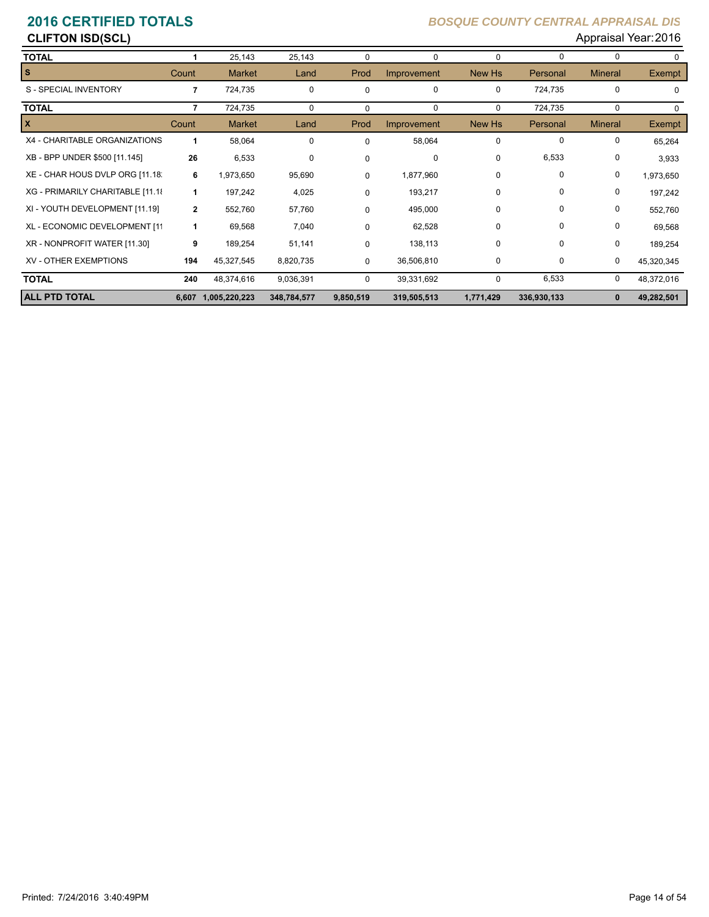# 2016 CERTIFIED TOTALS

*BOSQUE COUNTY CENTRAL APPRAISAL DIS*

**CLIFTON ISD(SCL)**

Appraisal Year: 2016

| | Count | Market | Land | Prod | Improvement | New Hs | Personal | Mineral | Exempt |
|---|---|---|---|---|---|---|---|---|---|
| **TOTAL** | **1** | 25,143 | 25,143 | 0 | 0 | 0 | 0 | 0 | 0 |
| **S** | Count | Market | Land | Prod | Improvement | New Hs | Personal | Mineral | Exempt |
| S - SPECIAL INVENTORY | **7** | 724,735 | 0 | 0 | 0 | 0 | 724,735 | 0 | 0 |
| **TOTAL** | **7** | 724,735 | 0 | 0 | 0 | 0 | 724,735 | 0 | 0 |
| **X** | Count | Market | Land | Prod | Improvement | New Hs | Personal | Mineral | Exempt |
| X4 - CHARITABLE ORGANIZATIONS | **1** | 58,064 | 0 | 0 | 58,064 | 0 | 0 | 0 | 65,264 |
| XB - BPP UNDER $500 [11.145] | **26** | 6,533 | 0 | 0 | 0 | 0 | 6,533 | 0 | 3,933 |
| XE - CHAR HOUS DVLP ORG [11.18] | **6** | 1,973,650 | 95,690 | 0 | 1,877,960 | 0 | 0 | 0 | 1,973,650 |
| XG - PRIMARILY CHARITABLE [11.18] | **1** | 197,242 | 4,025 | 0 | 193,217 | 0 | 0 | 0 | 197,242 |
| XI - YOUTH DEVELOPMENT [11.19] | **2** | 552,760 | 57,760 | 0 | 495,000 | 0 | 0 | 0 | 552,760 |
| XL - ECONOMIC DEVELOPMENT [11 | **1** | 69,568 | 7,040 | 0 | 62,528 | 0 | 0 | 0 | 69,568 |
| XR - NONPROFIT WATER [11.30] | **9** | 189,254 | 51,141 | 0 | 138,113 | 0 | 0 | 0 | 189,254 |
| XV - OTHER EXEMPTIONS | **194** | 45,327,545 | 8,820,735 | 0 | 36,506,810 | 0 | 0 | 0 | 45,320,345 |
| **TOTAL** | **240** | 48,374,616 | 9,036,391 | 0 | 39,331,692 | 0 | 6,533 | 0 | 48,372,016 |
| **ALL PTD TOTAL** | **6,607** | **1,005,220,223** | **348,784,577** | **9,850,519** | **319,505,513** | **1,771,429** | **336,930,133** | **0** | **49,282,501** |

Printed: 7/24/2016 3:40:49PM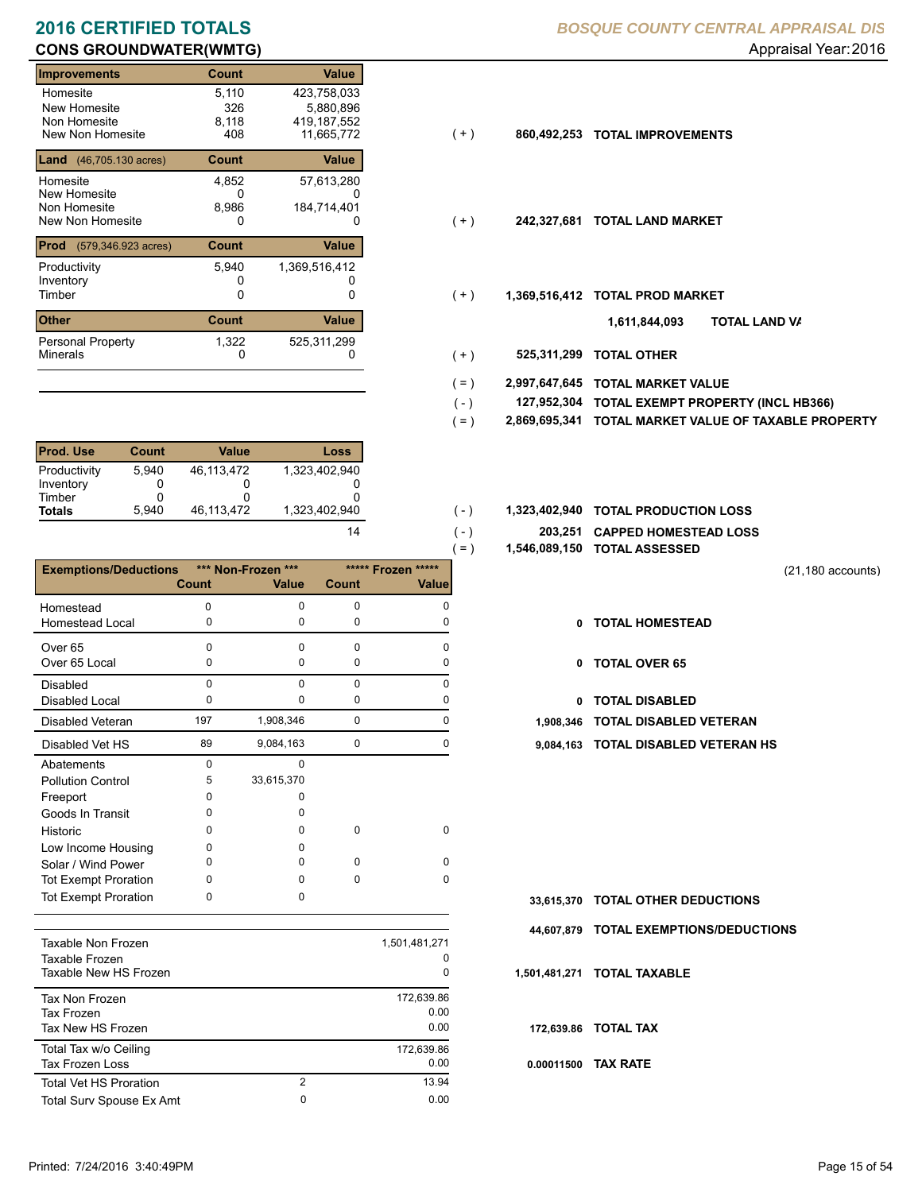# 2016 CERTIFIED TOTALS

**BOSQUE COUNTY CENTRAL APPRAISAL DIS**

## CONS GROUNDWATER(WMTG)

Appraisal Year:2016

| Improvements | Count | Value | | | |
|---|---|---|---|---|---|
| Homesite | 5,110 | 423,758,033 | | | |
| New Homesite | 326 | 5,880,896 | | | |
| Non Homesite | 8,118 | 419,187,552 | | | |
| New Non Homesite | 408 | 11,665,772 | ( + ) | 860,492,253 | TOTAL IMPROVEMENTS |

| Land (46,705.130 acres) | Count | Value | | | |
|---|---|---|---|---|---|
| Homesite | 4,852 | 57,613,280 | | | |
| New Homesite | 0 | 0 | | | |
| Non Homesite | 8,986 | 184,714,401 | | | |
| New Non Homesite | 0 | 0 | ( + ) | 242,327,681 | TOTAL LAND MARKET |

| Prod (579,346.923 acres) | Count | Value | | | |
|---|---|---|---|---|---|
| Productivity | 5,940 | 1,369,516,412 | | | |
| Inventory | 0 | 0 | | | |
| Timber | 0 | 0 | ( + ) | 1,369,516,412 | TOTAL PROD MARKET |

1,611,844,093 TOTAL LAND VA

| Other | Count | Value | | | |
|---|---|---|---|---|---|
| Personal Property | 1,322 | 525,311,299 | | | |
| Minerals | 0 | 0 | ( + ) | 525,311,299 | TOTAL OTHER |

| | | |
|---|---|---|
| ( = ) | 2,997,647,645 | TOTAL MARKET VALUE |
| ( - ) | 127,952,304 | TOTAL EXEMPT PROPERTY (INCL HB366) |
| ( = ) | 2,869,695,341 | TOTAL MARKET VALUE OF TAXABLE PROPERTY |

| Prod. Use | Count | Value | Loss | | | |
|---|---|---|---|---|---|---|
| Productivity | 5,940 | 46,113,472 | 1,323,402,940 | | | |
| Inventory | 0 | 0 | 0 | | | |
| Timber | 0 | 0 | 0 | | | |
| **Totals** | 5,940 | 46,113,472 | 1,323,402,940 | ( - ) | 1,323,402,940 | TOTAL PRODUCTION LOSS |
| | | | 14 | ( - ) | 203,251 | CAPPED HOMESTEAD LOSS |
| | | | | ( = ) | 1,546,089,150 | TOTAL ASSESSED |

(21,180 accounts)

| Exemptions/Deductions | Non-Frozen Count | Non-Frozen Value | Frozen Count | Frozen Value | | |
|---|---|---|---|---|---|---|
| Homestead | 0 | 0 | 0 | 0 | | |
| Homestead Local | 0 | 0 | 0 | 0 | 0 | TOTAL HOMESTEAD |
| Over 65 | 0 | 0 | 0 | 0 | | |
| Over 65 Local | 0 | 0 | 0 | 0 | 0 | TOTAL OVER 65 |
| Disabled | 0 | 0 | 0 | 0 | | |
| Disabled Local | 0 | 0 | 0 | 0 | 0 | TOTAL DISABLED |
| Disabled Veteran | 197 | 1,908,346 | 0 | 0 | 1,908,346 | TOTAL DISABLED VETERAN |
| Disabled Vet HS | 89 | 9,084,163 | 0 | 0 | 9,084,163 | TOTAL DISABLED VETERAN HS |
| Abatements | 0 | 0 | | | | |
| Pollution Control | 5 | 33,615,370 | | | | |
| Freeport | 0 | 0 | | | | |
| Goods In Transit | 0 | 0 | | | | |
| Historic | 0 | 0 | 0 | 0 | | |
| Low Income Housing | 0 | 0 | | | | |
| Solar / Wind Power | 0 | 0 | 0 | 0 | | |
| Tot Exempt Proration | 0 | 0 | 0 | 0 | | |
| Tot Exempt Proration | 0 | 0 | | | 33,615,370 | TOTAL OTHER DEDUCTIONS |
| | | | | | 44,607,879 | TOTAL EXEMPTIONS/DEDUCTIONS |

| | | | | |
|---|---|---|---|---|
| Taxable Non Frozen | | 1,501,481,271 | | |
| Taxable Frozen | | 0 | | |
| Taxable New HS Frozen | | 0 | 1,501,481,271 | TOTAL TAXABLE |
| Tax Non Frozen | | 172,639.86 | | |
| Tax Frozen | | 0.00 | | |
| Tax New HS Frozen | | 0.00 | 172,639.86 | TOTAL TAX |
| Total Tax w/o Ceiling | | 172,639.86 | | |
| Tax Frozen Loss | | 0.00 | 0.00011500 | TAX RATE |
| Total Vet HS Proration | 2 | 13.94 | | |
| Total Surv Spouse Ex Amt | 0 | 0.00 | | |

Printed: 7/24/2016 3:40:49PM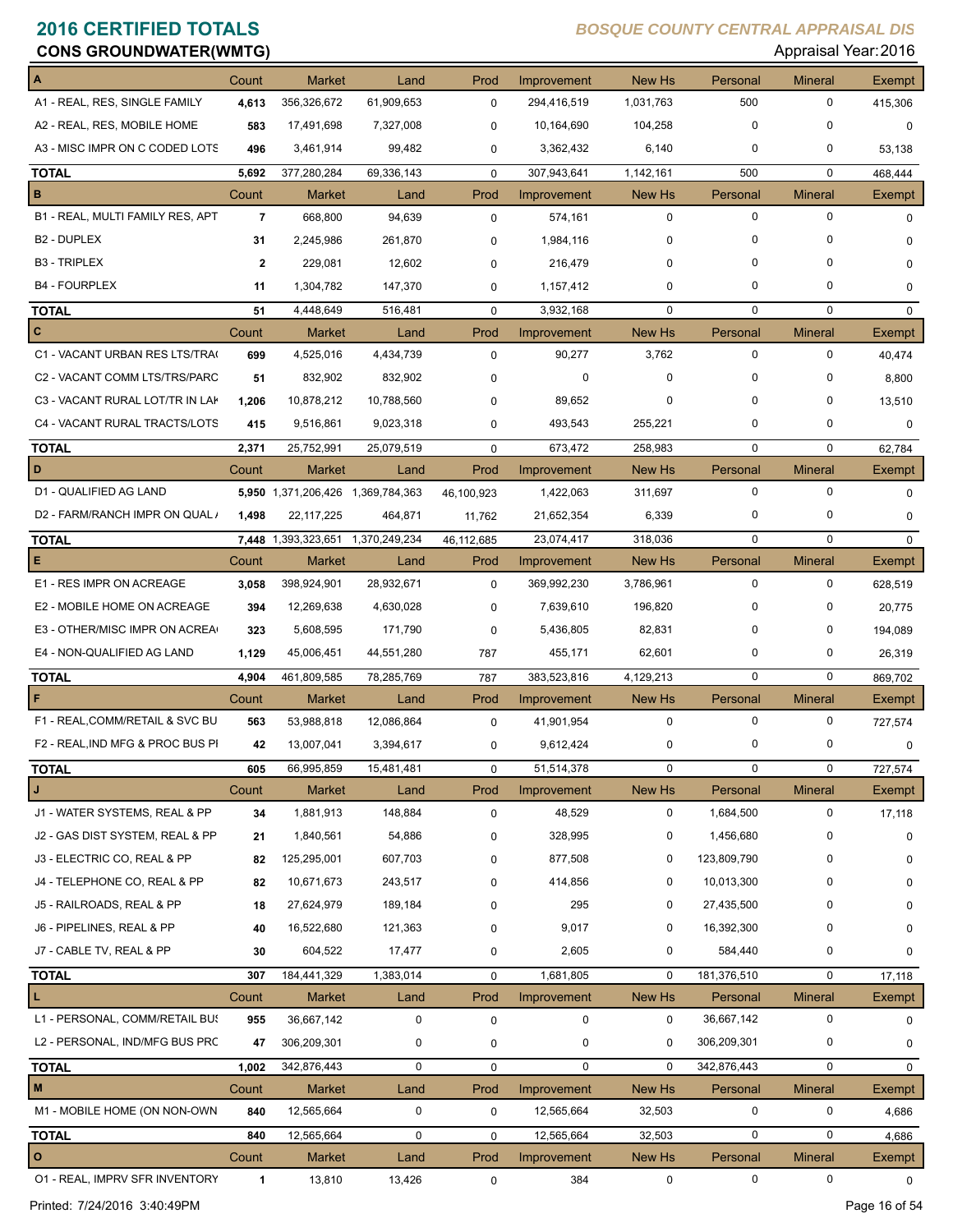# 2016 CERTIFIED TOTALS

**BOSQUE COUNTY CENTRAL APPRAISAL DIS**

**CONS GROUNDWATER(WMTG)**

Appraisal Year: 2016

| A | Count | Market | Land | Prod | Improvement | New Hs | Personal | Mineral | Exempt |
|---|---|---|---|---|---|---|---|---|---|
| A1 - REAL, RES, SINGLE FAMILY | 4,613 | 356,326,672 | 61,909,653 | 0 | 294,416,519 | 1,031,763 | 500 | 0 | 415,306 |
| A2 - REAL, RES, MOBILE HOME | 583 | 17,491,698 | 7,327,008 | 0 | 10,164,690 | 104,258 | 0 | 0 | 0 |
| A3 - MISC IMPR ON C CODED LOTS | 496 | 3,461,914 | 99,482 | 0 | 3,362,432 | 6,140 | 0 | 0 | 53,138 |
| **TOTAL** | 5,692 | 377,280,284 | 69,336,143 | 0 | 307,943,641 | 1,142,161 | 500 | 0 | 468,444 |

| B | Count | Market | Land | Prod | Improvement | New Hs | Personal | Mineral | Exempt |
|---|---|---|---|---|---|---|---|---|---|
| B1 - REAL, MULTI FAMILY RES, APT | 7 | 668,800 | 94,639 | 0 | 574,161 | 0 | 0 | 0 | 0 |
| B2 - DUPLEX | 31 | 2,245,986 | 261,870 | 0 | 1,984,116 | 0 | 0 | 0 | 0 |
| B3 - TRIPLEX | 2 | 229,081 | 12,602 | 0 | 216,479 | 0 | 0 | 0 | 0 |
| B4 - FOURPLEX | 11 | 1,304,782 | 147,370 | 0 | 1,157,412 | 0 | 0 | 0 | 0 |
| **TOTAL** | 51 | 4,448,649 | 516,481 | 0 | 3,932,168 | 0 | 0 | 0 | 0 |

| C | Count | Market | Land | Prod | Improvement | New Hs | Personal | Mineral | Exempt |
|---|---|---|---|---|---|---|---|---|---|
| C1 - VACANT URBAN RES LTS/TRA | 699 | 4,525,016 | 4,434,739 | 0 | 90,277 | 3,762 | 0 | 0 | 40,474 |
| C2 - VACANT COMM LTS/TRS/PARC | 51 | 832,902 | 832,902 | 0 | 0 | 0 | 0 | 0 | 8,800 |
| C3 - VACANT RURAL LOT/TR IN LAK | 1,206 | 10,878,212 | 10,788,560 | 0 | 89,652 | 0 | 0 | 0 | 13,510 |
| C4 - VACANT RURAL TRACTS/LOTS | 415 | 9,516,861 | 9,023,318 | 0 | 493,543 | 255,221 | 0 | 0 | 0 |
| **TOTAL** | 2,371 | 25,752,991 | 25,079,519 | 0 | 673,472 | 258,983 | 0 | 0 | 62,784 |

| D | Count | Market | Land | Prod | Improvement | New Hs | Personal | Mineral | Exempt |
|---|---|---|---|---|---|---|---|---|---|
| D1 - QUALIFIED AG LAND | 5,950 | 1,371,206,426 | 1,369,784,363 | 46,100,923 | 1,422,063 | 311,697 | 0 | 0 | 0 |
| D2 - FARM/RANCH IMPR ON QUAL | 1,498 | 22,117,225 | 464,871 | 11,762 | 21,652,354 | 6,339 | 0 | 0 | 0 |
| **TOTAL** | 7,448 | 1,393,323,651 | 1,370,249,234 | 46,112,685 | 23,074,417 | 318,036 | 0 | 0 | 0 |

| E | Count | Market | Land | Prod | Improvement | New Hs | Personal | Mineral | Exempt |
|---|---|---|---|---|---|---|---|---|---|
| E1 - RES IMPR ON ACREAGE | 3,058 | 398,924,901 | 28,932,671 | 0 | 369,992,230 | 3,786,961 | 0 | 0 | 628,519 |
| E2 - MOBILE HOME ON ACREAGE | 394 | 12,269,638 | 4,630,028 | 0 | 7,639,610 | 196,820 | 0 | 0 | 20,775 |
| E3 - OTHER/MISC IMPR ON ACREA | 323 | 5,608,595 | 171,790 | 0 | 5,436,805 | 82,831 | 0 | 0 | 194,089 |
| E4 - NON-QUALIFIED AG LAND | 1,129 | 45,006,451 | 44,551,280 | 787 | 455,171 | 62,601 | 0 | 0 | 26,319 |
| **TOTAL** | 4,904 | 461,809,585 | 78,285,769 | 787 | 383,523,816 | 4,129,213 | 0 | 0 | 869,702 |

| F | Count | Market | Land | Prod | Improvement | New Hs | Personal | Mineral | Exempt |
|---|---|---|---|---|---|---|---|---|---|
| F1 - REAL,COMM/RETAIL & SVC BU | 563 | 53,988,818 | 12,086,864 | 0 | 41,901,954 | 0 | 0 | 0 | 727,574 |
| F2 - REAL,IND MFG & PROC BUS PI | 42 | 13,007,041 | 3,394,617 | 0 | 9,612,424 | 0 | 0 | 0 | 0 |
| **TOTAL** | 605 | 66,995,859 | 15,481,481 | 0 | 51,514,378 | 0 | 0 | 0 | 727,574 |

| J | Count | Market | Land | Prod | Improvement | New Hs | Personal | Mineral | Exempt |
|---|---|---|---|---|---|---|---|---|---|
| J1 - WATER SYSTEMS, REAL & PP | 34 | 1,881,913 | 148,884 | 0 | 48,529 | 0 | 1,684,500 | 0 | 17,118 |
| J2 - GAS DIST SYSTEM, REAL & PP | 21 | 1,840,561 | 54,886 | 0 | 328,995 | 0 | 1,456,680 | 0 | 0 |
| J3 - ELECTRIC CO, REAL & PP | 82 | 125,295,001 | 607,703 | 0 | 877,508 | 0 | 123,809,790 | 0 | 0 |
| J4 - TELEPHONE CO, REAL & PP | 82 | 10,671,673 | 243,517 | 0 | 414,856 | 0 | 10,013,300 | 0 | 0 |
| J5 - RAILROADS, REAL & PP | 18 | 27,624,979 | 189,184 | 0 | 295 | 0 | 27,435,500 | 0 | 0 |
| J6 - PIPELINES, REAL & PP | 40 | 16,522,680 | 121,363 | 0 | 9,017 | 0 | 16,392,300 | 0 | 0 |
| J7 - CABLE TV, REAL & PP | 30 | 604,522 | 17,477 | 0 | 2,605 | 0 | 584,440 | 0 | 0 |
| **TOTAL** | 307 | 184,441,329 | 1,383,014 | 0 | 1,681,805 | 0 | 181,376,510 | 0 | 17,118 |

| L | Count | Market | Land | Prod | Improvement | New Hs | Personal | Mineral | Exempt |
|---|---|---|---|---|---|---|---|---|---|
| L1 - PERSONAL, COMM/RETAIL BUS | 955 | 36,667,142 | 0 | 0 | 0 | 0 | 36,667,142 | 0 | 0 |
| L2 - PERSONAL, IND/MFG BUS PRC | 47 | 306,209,301 | 0 | 0 | 0 | 0 | 306,209,301 | 0 | 0 |
| **TOTAL** | 1,002 | 342,876,443 | 0 | 0 | 0 | 0 | 342,876,443 | 0 | 0 |

| M | Count | Market | Land | Prod | Improvement | New Hs | Personal | Mineral | Exempt |
|---|---|---|---|---|---|---|---|---|---|
| M1 - MOBILE HOME (ON NON-OWN | 840 | 12,565,664 | 0 | 0 | 12,565,664 | 32,503 | 0 | 0 | 4,686 |
| **TOTAL** | 840 | 12,565,664 | 0 | 0 | 12,565,664 | 32,503 | 0 | 0 | 4,686 |

| O | Count | Market | Land | Prod | Improvement | New Hs | Personal | Mineral | Exempt |
|---|---|---|---|---|---|---|---|---|---|
| O1 - REAL, IMPRV SFR INVENTORY | 1 | 13,810 | 13,426 | 0 | 384 | 0 | 0 | 0 | 0 |

Printed: 7/24/2016 3:40:49PM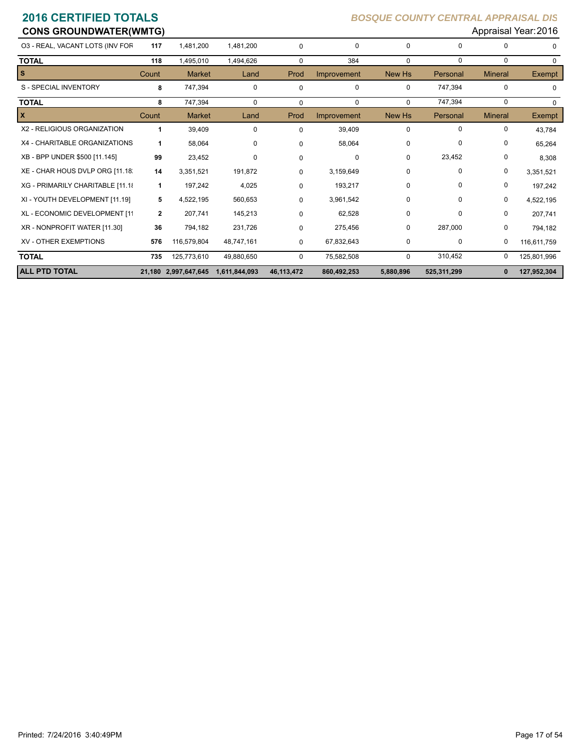# 2016 CERTIFIED TOTALS

*BOSQUE COUNTY CENTRAL APPRAISAL DIS*

**CONS GROUNDWATER(WMTG)**

Appraisal Year: 2016

| | Count | Market | Land | Prod | Improvement | New Hs | Personal | Mineral | Exempt |
|---|---|---|---|---|---|---|---|---|---|
| O3 - REAL, VACANT LOTS (INV FOR | 117 | 1,481,200 | 1,481,200 | 0 | 0 | 0 | 0 | 0 | 0 |
| **TOTAL** | 118 | 1,495,010 | 1,494,626 | 0 | 384 | 0 | 0 | 0 | 0 |

| S | Count | Market | Land | Prod | Improvement | New Hs | Personal | Mineral | Exempt |
|---|---|---|---|---|---|---|---|---|---|
| S - SPECIAL INVENTORY | 8 | 747,394 | 0 | 0 | 0 | 0 | 747,394 | 0 | 0 |
| **TOTAL** | 8 | 747,394 | 0 | 0 | 0 | 0 | 747,394 | 0 | 0 |

| X | Count | Market | Land | Prod | Improvement | New Hs | Personal | Mineral | Exempt |
|---|---|---|---|---|---|---|---|---|---|
| X2 - RELIGIOUS ORGANIZATION | 1 | 39,409 | 0 | 0 | 39,409 | 0 | 0 | 0 | 43,784 |
| X4 - CHARITABLE ORGANIZATIONS | 1 | 58,064 | 0 | 0 | 58,064 | 0 | 0 | 0 | 65,264 |
| XB - BPP UNDER $500 [11.145] | 99 | 23,452 | 0 | 0 | 0 | 0 | 23,452 | 0 | 8,308 |
| XE - CHAR HOUS DVLP ORG [11.18 | 14 | 3,351,521 | 191,872 | 0 | 3,159,649 | 0 | 0 | 0 | 3,351,521 |
| XG - PRIMARILY CHARITABLE [11.18 | 1 | 197,242 | 4,025 | 0 | 193,217 | 0 | 0 | 0 | 197,242 |
| XI - YOUTH DEVELOPMENT [11.19] | 5 | 4,522,195 | 560,653 | 0 | 3,961,542 | 0 | 0 | 0 | 4,522,195 |
| XL - ECONOMIC DEVELOPMENT [11 | 2 | 207,741 | 145,213 | 0 | 62,528 | 0 | 0 | 0 | 207,741 |
| XR - NONPROFIT WATER [11.30] | 36 | 794,182 | 231,726 | 0 | 275,456 | 0 | 287,000 | 0 | 794,182 |
| XV - OTHER EXEMPTIONS | 576 | 116,579,804 | 48,747,161 | 0 | 67,832,643 | 0 | 0 | 0 | 116,611,759 |
| **TOTAL** | 735 | 125,773,610 | 49,880,650 | 0 | 75,582,508 | 0 | 310,452 | 0 | 125,801,996 |
| **ALL PTD TOTAL** | **21,180** | **2,997,647,645** | **1,611,844,093** | **46,113,472** | **860,492,253** | **5,880,896** | **525,311,299** | **0** | **127,952,304** |

Printed: 7/24/2016 3:40:49PM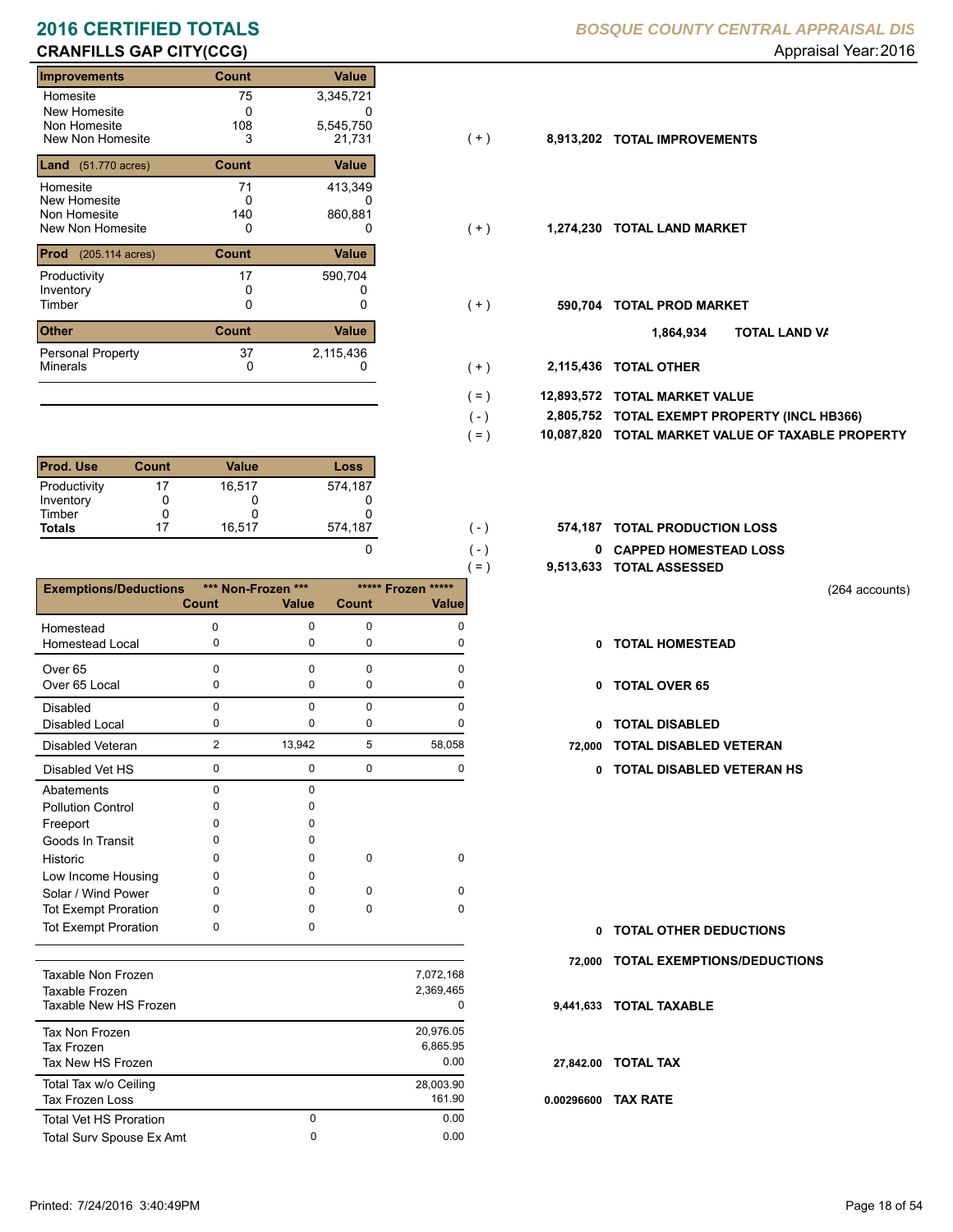# 2016 CERTIFIED TOTALS

## CRANFILLS GAP CITY(CCG)

*BOSQUE COUNTY CENTRAL APPRAISAL DIS*

Appraisal Year: 2016

| Improvements | Count | Value | | | |
|---|---|---|---|---|---|
| Homesite | 75 | 3,345,721 | | | |
| New Homesite | 0 | 0 | | | |
| Non Homesite | 108 | 5,545,750 | | | |
| New Non Homesite | 3 | 21,731 | ( + ) | 8,913,202 | **TOTAL IMPROVEMENTS** |

| Land (51.770 acres) | Count | Value | | | |
|---|---|---|---|---|---|
| Homesite | 71 | 413,349 | | | |
| New Homesite | 0 | 0 | | | |
| Non Homesite | 140 | 860,881 | | | |
| New Non Homesite | 0 | 0 | ( + ) | 1,274,230 | **TOTAL LAND MARKET** |

| Prod (205.114 acres) | Count | Value | | | |
|---|---|---|---|---|---|
| Productivity | 17 | 590,704 | | | |
| Inventory | 0 | 0 | | | |
| Timber | 0 | 0 | ( + ) | 590,704 | **TOTAL PROD MARKET** |

1,864,934 **TOTAL LAND VA**

| Other | Count | Value | | | |
|---|---|---|---|---|---|
| Personal Property | 37 | 2,115,436 | | | |
| Minerals | 0 | 0 | ( + ) | 2,115,436 | **TOTAL OTHER** |

| | | |
|---|---|---|
| ( = ) | 12,893,572 | **TOTAL MARKET VALUE** |
| ( - ) | 2,805,752 | **TOTAL EXEMPT PROPERTY (INCL HB366)** |
| ( = ) | 10,087,820 | **TOTAL MARKET VALUE OF TAXABLE PROPERTY** |

| Prod. Use | Count | Value | Loss | | | |
|---|---|---|---|---|---|---|
| Productivity | 17 | 16,517 | 574,187 | | | |
| Inventory | 0 | 0 | 0 | | | |
| Timber | 0 | 0 | 0 | | | |
| **Totals** | 17 | 16,517 | 574,187 | ( - ) | 574,187 | **TOTAL PRODUCTION LOSS** |
| | | | 0 | ( - ) | 0 | **CAPPED HOMESTEAD LOSS** |
| | | | | ( = ) | 9,513,633 | **TOTAL ASSESSED** |

(264 accounts)

| Exemptions/Deductions | *** Non-Frozen *** Count | *** Non-Frozen *** Value | ***** Frozen ***** Count | ***** Frozen ***** Value | | |
|---|---|---|---|---|---|---|
| Homestead | 0 | 0 | 0 | 0 | | |
| Homestead Local | 0 | 0 | 0 | 0 | 0 | **TOTAL HOMESTEAD** |
| Over 65 | 0 | 0 | 0 | 0 | | |
| Over 65 Local | 0 | 0 | 0 | 0 | 0 | **TOTAL OVER 65** |
| Disabled | 0 | 0 | 0 | 0 | | |
| Disabled Local | 0 | 0 | 0 | 0 | 0 | **TOTAL DISABLED** |
| Disabled Veteran | 2 | 13,942 | 5 | 58,058 | 72,000 | **TOTAL DISABLED VETERAN** |
| Disabled Vet HS | 0 | 0 | 0 | 0 | 0 | **TOTAL DISABLED VETERAN HS** |
| Abatements | 0 | 0 | | | | |
| Pollution Control | 0 | 0 | | | | |
| Freeport | 0 | 0 | | | | |
| Goods In Transit | 0 | 0 | | | | |
| Historic | 0 | 0 | 0 | 0 | | |
| Low Income Housing | 0 | 0 | | | | |
| Solar / Wind Power | 0 | 0 | 0 | 0 | | |
| Tot Exempt Proration | 0 | 0 | 0 | 0 | | |
| Tot Exempt Proration | 0 | 0 | | | 0 | **TOTAL OTHER DEDUCTIONS** |
| | | | | | 72,000 | **TOTAL EXEMPTIONS/DEDUCTIONS** |

| | | | | |
|---|---|---|---|---|
| Taxable Non Frozen | | 7,072,168 | | |
| Taxable Frozen | | 2,369,465 | | |
| Taxable New HS Frozen | | 0 | 9,441,633 | **TOTAL TAXABLE** |
| Tax Non Frozen | | 20,976.05 | | |
| Tax Frozen | | 6,865.95 | | |
| Tax New HS Frozen | | 0.00 | 27,842.00 | **TOTAL TAX** |
| Total Tax w/o Ceiling | | 28,003.90 | | |
| Tax Frozen Loss | | 161.90 | 0.00296600 | **TAX RATE** |
| Total Vet HS Proration | 0 | 0.00 | | |
| Total Surv Spouse Ex Amt | 0 | 0.00 | | |

Printed: 7/24/2016 3:40:49PM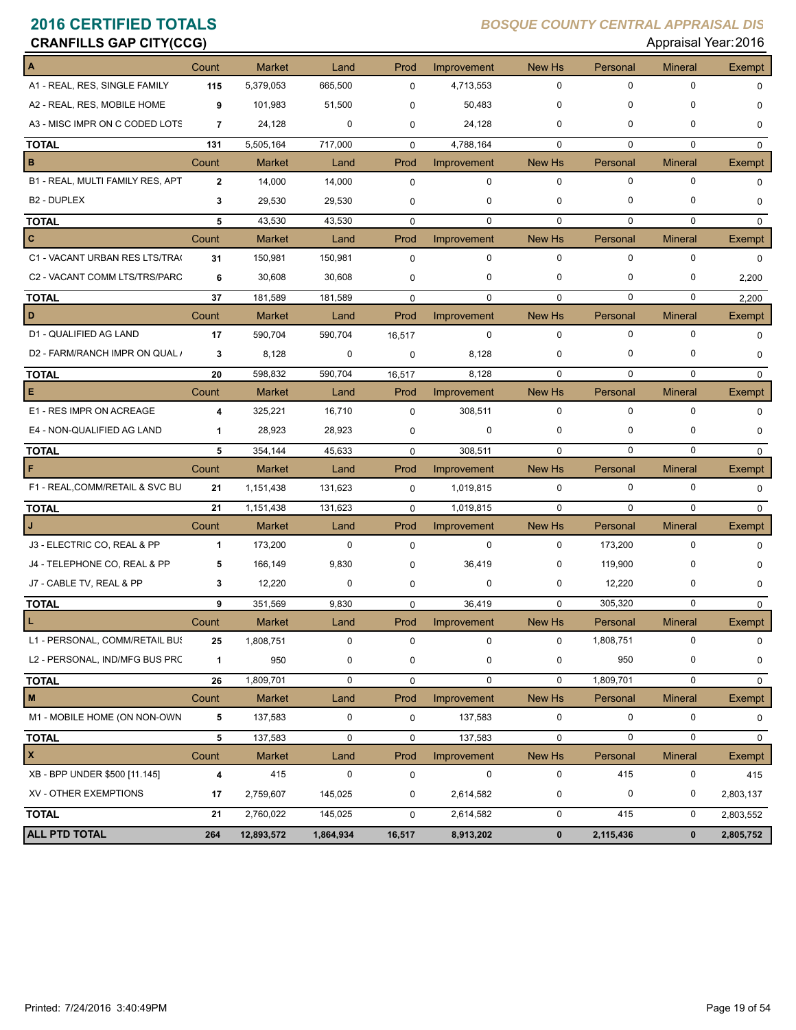# 2016 CERTIFIED TOTALS

*BOSQUE COUNTY CENTRAL APPRAISAL DIS*

**CRANFILLS GAP CITY(CCG)**

Appraisal Year: 2016

| A | Count | Market | Land | Prod | Improvement | New Hs | Personal | Mineral | Exempt |
|---|---|---|---|---|---|---|---|---|---|
| A1 - REAL, RES, SINGLE FAMILY | 115 | 5,379,053 | 665,500 | 0 | 4,713,553 | 0 | 0 | 0 | 0 |
| A2 - REAL, RES, MOBILE HOME | 9 | 101,983 | 51,500 | 0 | 50,483 | 0 | 0 | 0 | 0 |
| A3 - MISC IMPR ON C CODED LOTS | 7 | 24,128 | 0 | 0 | 24,128 | 0 | 0 | 0 | 0 |
| **TOTAL** | 131 | 5,505,164 | 717,000 | 0 | 4,788,164 | 0 | 0 | 0 | 0 |
| **B** | Count | Market | Land | Prod | Improvement | New Hs | Personal | Mineral | Exempt |
| B1 - REAL, MULTI FAMILY RES, APT | 2 | 14,000 | 14,000 | 0 | 0 | 0 | 0 | 0 | 0 |
| B2 - DUPLEX | 3 | 29,530 | 29,530 | 0 | 0 | 0 | 0 | 0 | 0 |
| **TOTAL** | 5 | 43,530 | 43,530 | 0 | 0 | 0 | 0 | 0 | 0 |
| **C** | Count | Market | Land | Prod | Improvement | New Hs | Personal | Mineral | Exempt |
| C1 - VACANT URBAN RES LTS/TRA( | 31 | 150,981 | 150,981 | 0 | 0 | 0 | 0 | 0 | 0 |
| C2 - VACANT COMM LTS/TRS/PARC | 6 | 30,608 | 30,608 | 0 | 0 | 0 | 0 | 0 | 2,200 |
| **TOTAL** | 37 | 181,589 | 181,589 | 0 | 0 | 0 | 0 | 0 | 2,200 |
| **D** | Count | Market | Land | Prod | Improvement | New Hs | Personal | Mineral | Exempt |
| D1 - QUALIFIED AG LAND | 17 | 590,704 | 590,704 | 16,517 | 0 | 0 | 0 | 0 | 0 |
| D2 - FARM/RANCH IMPR ON QUAL / | 3 | 8,128 | 0 | 0 | 8,128 | 0 | 0 | 0 | 0 |
| **TOTAL** | 20 | 598,832 | 590,704 | 16,517 | 8,128 | 0 | 0 | 0 | 0 |
| **E** | Count | Market | Land | Prod | Improvement | New Hs | Personal | Mineral | Exempt |
| E1 - RES IMPR ON ACREAGE | 4 | 325,221 | 16,710 | 0 | 308,511 | 0 | 0 | 0 | 0 |
| E4 - NON-QUALIFIED AG LAND | 1 | 28,923 | 28,923 | 0 | 0 | 0 | 0 | 0 | 0 |
| **TOTAL** | 5 | 354,144 | 45,633 | 0 | 308,511 | 0 | 0 | 0 | 0 |
| **F** | Count | Market | Land | Prod | Improvement | New Hs | Personal | Mineral | Exempt |
| F1 - REAL,COMM/RETAIL & SVC BU | 21 | 1,151,438 | 131,623 | 0 | 1,019,815 | 0 | 0 | 0 | 0 |
| **TOTAL** | 21 | 1,151,438 | 131,623 | 0 | 1,019,815 | 0 | 0 | 0 | 0 |
| **J** | Count | Market | Land | Prod | Improvement | New Hs | Personal | Mineral | Exempt |
| J3 - ELECTRIC CO, REAL & PP | 1 | 173,200 | 0 | 0 | 0 | 0 | 173,200 | 0 | 0 |
| J4 - TELEPHONE CO, REAL & PP | 5 | 166,149 | 9,830 | 0 | 36,419 | 0 | 119,900 | 0 | 0 |
| J7 - CABLE TV, REAL & PP | 3 | 12,220 | 0 | 0 | 0 | 0 | 12,220 | 0 | 0 |
| **TOTAL** | 9 | 351,569 | 9,830 | 0 | 36,419 | 0 | 305,320 | 0 | 0 |
| **L** | Count | Market | Land | Prod | Improvement | New Hs | Personal | Mineral | Exempt |
| L1 - PERSONAL, COMM/RETAIL BUS | 25 | 1,808,751 | 0 | 0 | 0 | 0 | 1,808,751 | 0 | 0 |
| L2 - PERSONAL, IND/MFG BUS PRC | 1 | 950 | 0 | 0 | 0 | 0 | 950 | 0 | 0 |
| **TOTAL** | 26 | 1,809,701 | 0 | 0 | 0 | 0 | 1,809,701 | 0 | 0 |
| **M** | Count | Market | Land | Prod | Improvement | New Hs | Personal | Mineral | Exempt |
| M1 - MOBILE HOME (ON NON-OWN | 5 | 137,583 | 0 | 0 | 137,583 | 0 | 0 | 0 | 0 |
| **TOTAL** | 5 | 137,583 | 0 | 0 | 137,583 | 0 | 0 | 0 | 0 |
| **X** | Count | Market | Land | Prod | Improvement | New Hs | Personal | Mineral | Exempt |
| XB - BPP UNDER $500 [11.145] | 4 | 415 | 0 | 0 | 0 | 0 | 415 | 0 | 415 |
| XV - OTHER EXEMPTIONS | 17 | 2,759,607 | 145,025 | 0 | 2,614,582 | 0 | 0 | 0 | 2,803,137 |
| **TOTAL** | 21 | 2,760,022 | 145,025 | 0 | 2,614,582 | 0 | 415 | 0 | 2,803,552 |
| **ALL PTD TOTAL** | **264** | **12,893,572** | **1,864,934** | **16,517** | **8,913,202** | **0** | **2,115,436** | **0** | **2,805,752** |

Printed: 7/24/2016 3:40:49PM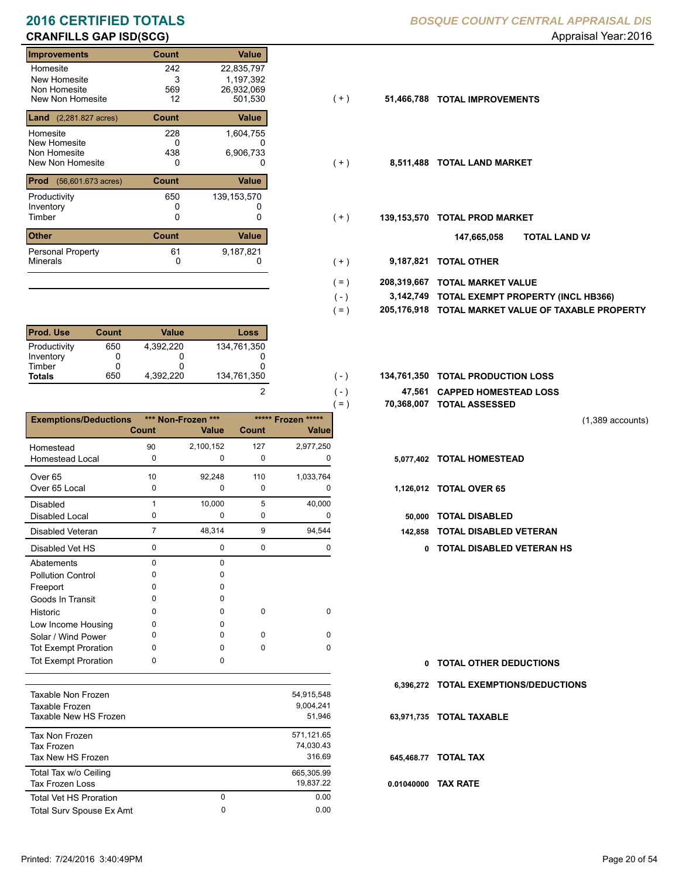# 2016 CERTIFIED TOTALS

**BOSQUE COUNTY CENTRAL APPRAISAL DIS**

## CRANFILLS GAP ISD(SCG)

Appraisal Year: 2016

| Improvements | Count | Value | | | |
|---|---|---|---|---|---|
| Homesite | 242 | 22,835,797 | | | |
| New Homesite | 3 | 1,197,392 | | | |
| Non Homesite | 569 | 26,932,069 | | | |
| New Non Homesite | 12 | 501,530 | ( + ) | 51,466,788 | TOTAL IMPROVEMENTS |

| Land (2,281.827 acres) | Count | Value | | | |
|---|---|---|---|---|---|
| Homesite | 228 | 1,604,755 | | | |
| New Homesite | 0 | 0 | | | |
| Non Homesite | 438 | 6,906,733 | | | |
| New Non Homesite | 0 | 0 | ( + ) | 8,511,488 | TOTAL LAND MARKET |

| Prod (56,601.673 acres) | Count | Value | | | |
|---|---|---|---|---|---|
| Productivity | 650 | 139,153,570 | | | |
| Inventory | 0 | 0 | | | |
| Timber | 0 | 0 | ( + ) | 139,153,570 | TOTAL PROD MARKET |

147,665,058 TOTAL LAND VA

| Other | Count | Value | | | |
|---|---|---|---|---|---|
| Personal Property | 61 | 9,187,821 | | | |
| Minerals | 0 | 0 | ( + ) | 9,187,821 | TOTAL OTHER |

| | | |
|---|---|---|
| ( = ) | 208,319,667 | TOTAL MARKET VALUE |
| ( - ) | 3,142,749 | TOTAL EXEMPT PROPERTY (INCL HB366) |
| ( = ) | 205,176,918 | TOTAL MARKET VALUE OF TAXABLE PROPERTY |

| Prod. Use | Count | Value | Loss | | | |
|---|---|---|---|---|---|---|
| Productivity | 650 | 4,392,220 | 134,761,350 | | | |
| Inventory | 0 | 0 | 0 | | | |
| Timber | 0 | 0 | 0 | | | |
| **Totals** | 650 | 4,392,220 | 134,761,350 | ( - ) | 134,761,350 | TOTAL PRODUCTION LOSS |
| | | | 2 | ( - ) | 47,561 | CAPPED HOMESTEAD LOSS |
| | | | | ( = ) | 70,368,007 | TOTAL ASSESSED |

(1,389 accounts)

| Exemptions/Deductions | *** Non-Frozen *** Count | Value | ***** Frozen ***** Count | Value | | |
|---|---|---|---|---|---|---|
| Homestead | 90 | 2,100,152 | 127 | 2,977,250 | | |
| Homestead Local | 0 | 0 | 0 | 0 | 5,077,402 | TOTAL HOMESTEAD |
| Over 65 | 10 | 92,248 | 110 | 1,033,764 | | |
| Over 65 Local | 0 | 0 | 0 | 0 | 1,126,012 | TOTAL OVER 65 |
| Disabled | 1 | 10,000 | 5 | 40,000 | | |
| Disabled Local | 0 | 0 | 0 | 0 | 50,000 | TOTAL DISABLED |
| Disabled Veteran | 7 | 48,314 | 9 | 94,544 | 142,858 | TOTAL DISABLED VETERAN |
| Disabled Vet HS | 0 | 0 | 0 | 0 | 0 | TOTAL DISABLED VETERAN HS |
| Abatements | 0 | 0 | | | | |
| Pollution Control | 0 | 0 | | | | |
| Freeport | 0 | 0 | | | | |
| Goods In Transit | 0 | 0 | | | | |
| Historic | 0 | 0 | 0 | 0 | | |
| Low Income Housing | 0 | 0 | | | | |
| Solar / Wind Power | 0 | 0 | 0 | 0 | | |
| Tot Exempt Proration | 0 | 0 | 0 | 0 | | |
| Tot Exempt Proration | 0 | 0 | | | 0 | TOTAL OTHER DEDUCTIONS |
| | | | | | 6,396,272 | TOTAL EXEMPTIONS/DEDUCTIONS |

| | | | | |
|---|---|---|---|---|
| Taxable Non Frozen | | 54,915,548 | | |
| Taxable Frozen | | 9,004,241 | | |
| Taxable New HS Frozen | | 51,946 | 63,971,735 | TOTAL TAXABLE |
| Tax Non Frozen | | 571,121.65 | | |
| Tax Frozen | | 74,030.43 | | |
| Tax New HS Frozen | | 316.69 | 645,468.77 | TOTAL TAX |
| Total Tax w/o Ceiling | | 665,305.99 | | |
| Tax Frozen Loss | | 19,837.22 | 0.01040000 | TAX RATE |
| Total Vet HS Proration | 0 | 0.00 | | |
| Total Surv Spouse Ex Amt | 0 | 0.00 | | |

Printed: 7/24/2016 3:40:49PM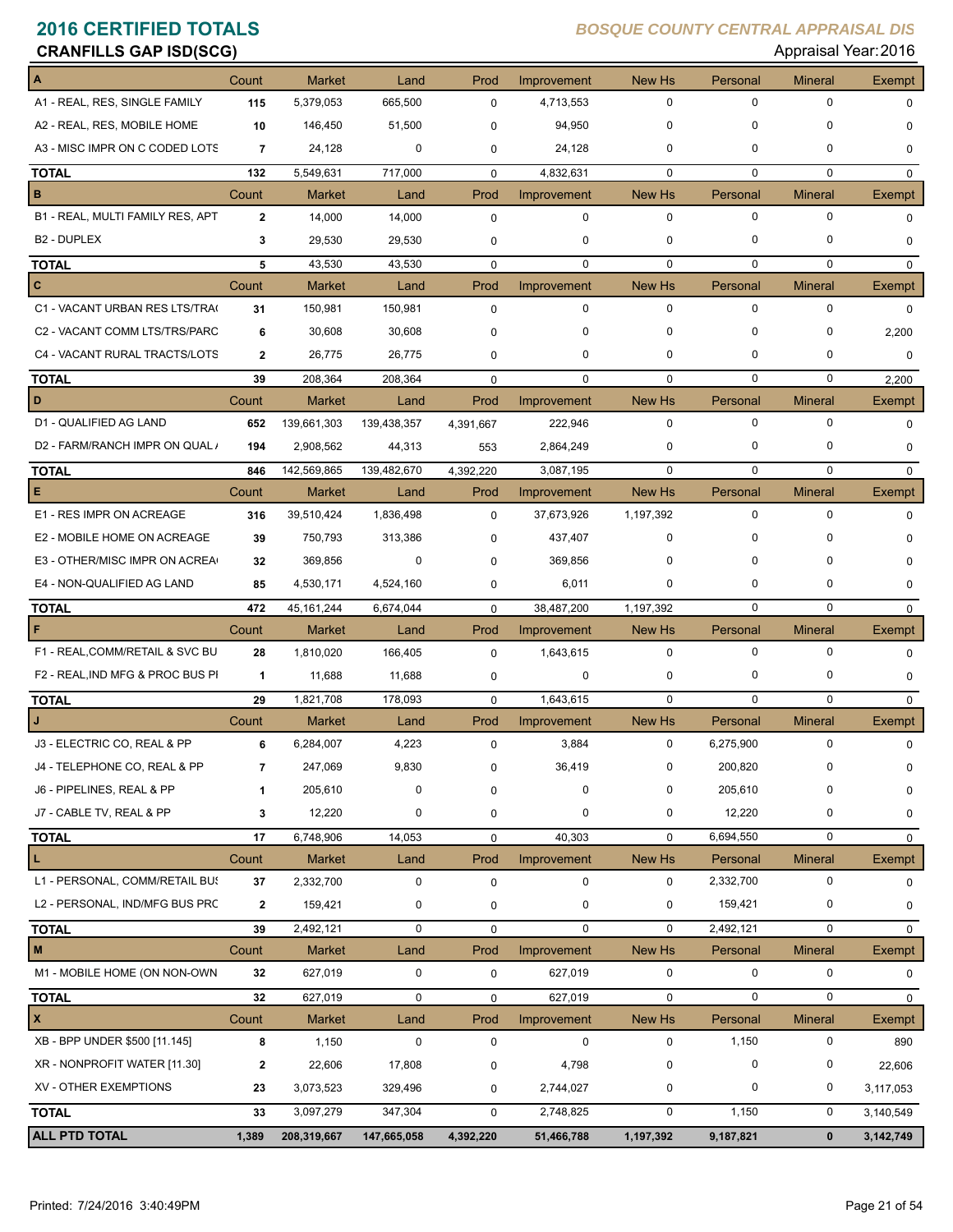# 2016 CERTIFIED TOTALS

## BOSQUE COUNTY CENTRAL APPRAISAL DIS

**CRANFILLS GAP ISD(SCG)**

Appraisal Year: 2016

| A | Count | Market | Land | Prod | Improvement | New Hs | Personal | Mineral | Exempt |
|---|---|---|---|---|---|---|---|---|---|
| A1 - REAL, RES, SINGLE FAMILY | 115 | 5,379,053 | 665,500 | 0 | 4,713,553 | 0 | 0 | 0 | 0 |
| A2 - REAL, RES, MOBILE HOME | 10 | 146,450 | 51,500 | 0 | 94,950 | 0 | 0 | 0 | 0 |
| A3 - MISC IMPR ON C CODED LOTS | 7 | 24,128 | 0 | 0 | 24,128 | 0 | 0 | 0 | 0 |
| **TOTAL** | 132 | 5,549,631 | 717,000 | 0 | 4,832,631 | 0 | 0 | 0 | 0 |
| **B** | Count | Market | Land | Prod | Improvement | New Hs | Personal | Mineral | Exempt |
| B1 - REAL, MULTI FAMILY RES, APT | 2 | 14,000 | 14,000 | 0 | 0 | 0 | 0 | 0 | 0 |
| B2 - DUPLEX | 3 | 29,530 | 29,530 | 0 | 0 | 0 | 0 | 0 | 0 |
| **TOTAL** | 5 | 43,530 | 43,530 | 0 | 0 | 0 | 0 | 0 | 0 |
| **C** | Count | Market | Land | Prod | Improvement | New Hs | Personal | Mineral | Exempt |
| C1 - VACANT URBAN RES LTS/TRA( | 31 | 150,981 | 150,981 | 0 | 0 | 0 | 0 | 0 | 0 |
| C2 - VACANT COMM LTS/TRS/PARC | 6 | 30,608 | 30,608 | 0 | 0 | 0 | 0 | 0 | 2,200 |
| C4 - VACANT RURAL TRACTS/LOTS | 2 | 26,775 | 26,775 | 0 | 0 | 0 | 0 | 0 | 0 |
| **TOTAL** | 39 | 208,364 | 208,364 | 0 | 0 | 0 | 0 | 0 | 2,200 |
| **D** | Count | Market | Land | Prod | Improvement | New Hs | Personal | Mineral | Exempt |
| D1 - QUALIFIED AG LAND | 652 | 139,661,303 | 139,438,357 | 4,391,667 | 222,946 | 0 | 0 | 0 | 0 |
| D2 - FARM/RANCH IMPR ON QUAL / | 194 | 2,908,562 | 44,313 | 553 | 2,864,249 | 0 | 0 | 0 | 0 |
| **TOTAL** | 846 | 142,569,865 | 139,482,670 | 4,392,220 | 3,087,195 | 0 | 0 | 0 | 0 |
| **E** | Count | Market | Land | Prod | Improvement | New Hs | Personal | Mineral | Exempt |
| E1 - RES IMPR ON ACREAGE | 316 | 39,510,424 | 1,836,498 | 0 | 37,673,926 | 1,197,392 | 0 | 0 | 0 |
| E2 - MOBILE HOME ON ACREAGE | 39 | 750,793 | 313,386 | 0 | 437,407 | 0 | 0 | 0 | 0 |
| E3 - OTHER/MISC IMPR ON ACREA( | 32 | 369,856 | 0 | 0 | 369,856 | 0 | 0 | 0 | 0 |
| E4 - NON-QUALIFIED AG LAND | 85 | 4,530,171 | 4,524,160 | 0 | 6,011 | 0 | 0 | 0 | 0 |
| **TOTAL** | 472 | 45,161,244 | 6,674,044 | 0 | 38,487,200 | 1,197,392 | 0 | 0 | 0 |
| **F** | Count | Market | Land | Prod | Improvement | New Hs | Personal | Mineral | Exempt |
| F1 - REAL,COMM/RETAIL & SVC BU | 28 | 1,810,020 | 166,405 | 0 | 1,643,615 | 0 | 0 | 0 | 0 |
| F2 - REAL,IND MFG & PROC BUS PI | 1 | 11,688 | 11,688 | 0 | 0 | 0 | 0 | 0 | 0 |
| **TOTAL** | 29 | 1,821,708 | 178,093 | 0 | 1,643,615 | 0 | 0 | 0 | 0 |
| **J** | Count | Market | Land | Prod | Improvement | New Hs | Personal | Mineral | Exempt |
| J3 - ELECTRIC CO, REAL & PP | 6 | 6,284,007 | 4,223 | 0 | 3,884 | 0 | 6,275,900 | 0 | 0 |
| J4 - TELEPHONE CO, REAL & PP | 7 | 247,069 | 9,830 | 0 | 36,419 | 0 | 200,820 | 0 | 0 |
| J6 - PIPELINES, REAL & PP | 1 | 205,610 | 0 | 0 | 0 | 0 | 205,610 | 0 | 0 |
| J7 - CABLE TV, REAL & PP | 3 | 12,220 | 0 | 0 | 0 | 0 | 12,220 | 0 | 0 |
| **TOTAL** | 17 | 6,748,906 | 14,053 | 0 | 40,303 | 0 | 6,694,550 | 0 | 0 |
| **L** | Count | Market | Land | Prod | Improvement | New Hs | Personal | Mineral | Exempt |
| L1 - PERSONAL, COMM/RETAIL BU! | 37 | 2,332,700 | 0 | 0 | 0 | 0 | 2,332,700 | 0 | 0 |
| L2 - PERSONAL, IND/MFG BUS PRC | 2 | 159,421 | 0 | 0 | 0 | 0 | 159,421 | 0 | 0 |
| **TOTAL** | 39 | 2,492,121 | 0 | 0 | 0 | 0 | 2,492,121 | 0 | 0 |
| **M** | Count | Market | Land | Prod | Improvement | New Hs | Personal | Mineral | Exempt |
| M1 - MOBILE HOME (ON NON-OWN | 32 | 627,019 | 0 | 0 | 627,019 | 0 | 0 | 0 | 0 |
| **TOTAL** | 32 | 627,019 | 0 | 0 | 627,019 | 0 | 0 | 0 | 0 |
| **X** | Count | Market | Land | Prod | Improvement | New Hs | Personal | Mineral | Exempt |
| XB - BPP UNDER $500 [11.145] | 8 | 1,150 | 0 | 0 | 0 | 0 | 1,150 | 0 | 890 |
| XR - NONPROFIT WATER [11.30] | 2 | 22,606 | 17,808 | 0 | 4,798 | 0 | 0 | 0 | 22,606 |
| XV - OTHER EXEMPTIONS | 23 | 3,073,523 | 329,496 | 0 | 2,744,027 | 0 | 0 | 0 | 3,117,053 |
| **TOTAL** | 33 | 3,097,279 | 347,304 | 0 | 2,748,825 | 0 | 1,150 | 0 | 3,140,549 |
| **ALL PTD TOTAL** | **1,389** | **208,319,667** | **147,665,058** | **4,392,220** | **51,466,788** | **1,197,392** | **9,187,821** | **0** | **3,142,749** |

Printed: 7/24/2016 3:40:49PM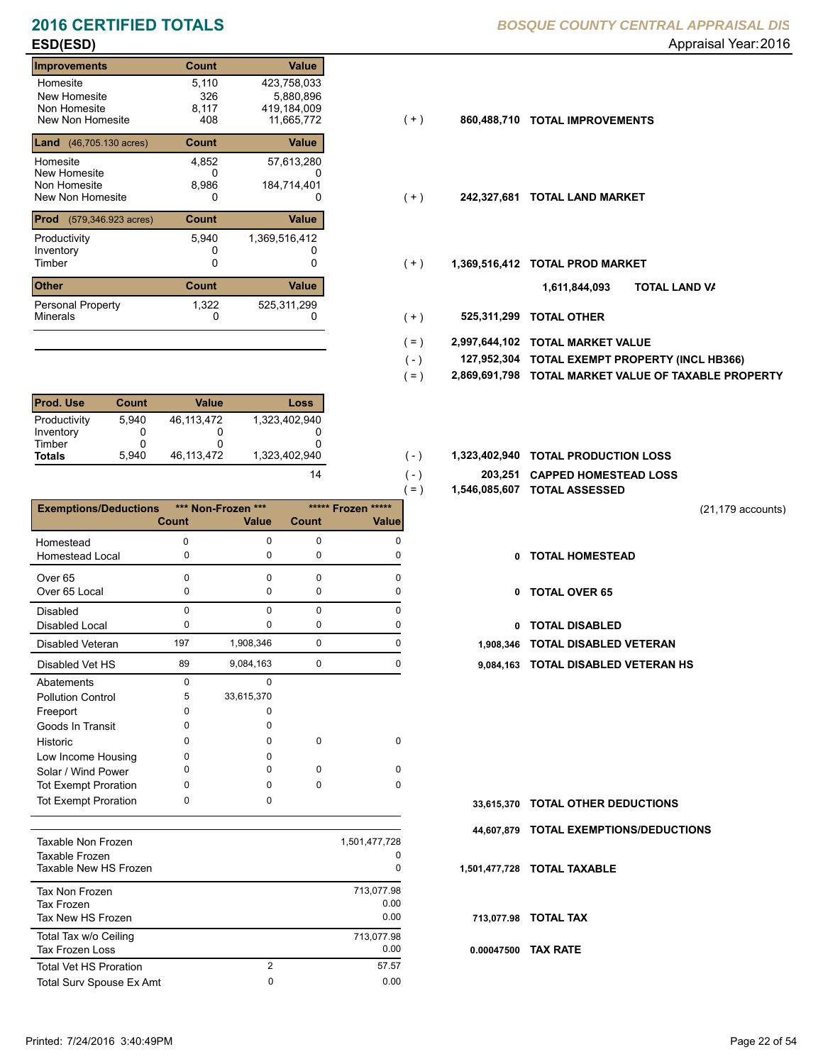# 2016 CERTIFIED TOTALS

*BOSQUE COUNTY CENTRAL APPRAISAL DIS*

## ESD(ESD)

Appraisal Year: 2016

| Improvements | Count | Value |
|---|---|---|
| Homesite | 5,110 | 423,758,033 |
| New Homesite | 326 | 5,880,896 |
| Non Homesite | 8,117 | 419,184,009 |
| New Non Homesite | 408 | 11,665,772 |

( + ) 860,488,710 **TOTAL IMPROVEMENTS**

| Land (46,705.130 acres) | Count | Value |
|---|---|---|
| Homesite | 4,852 | 57,613,280 |
| New Homesite | 0 | 0 |
| Non Homesite | 8,986 | 184,714,401 |
| New Non Homesite | 0 | 0 |

( + ) 242,327,681 **TOTAL LAND MARKET**

| Prod (579,346.923 acres) | Count | Value |
|---|---|---|
| Productivity | 5,940 | 1,369,516,412 |
| Inventory | 0 | 0 |
| Timber | 0 | 0 |

( + ) 1,369,516,412 **TOTAL PROD MARKET**

1,611,844,093 **TOTAL LAND VA**

| Other | Count | Value |
|---|---|---|
| Personal Property | 1,322 | 525,311,299 |
| Minerals | 0 | 0 |

( + ) 525,311,299 **TOTAL OTHER**

( = ) 2,997,644,102 **TOTAL MARKET VALUE**

( - ) 127,952,304 **TOTAL EXEMPT PROPERTY (INCL HB366)**

( = ) 2,869,691,798 **TOTAL MARKET VALUE OF TAXABLE PROPERTY**

| Prod. Use | Count | Value | Loss |
|---|---|---|---|
| Productivity | 5,940 | 46,113,472 | 1,323,402,940 |
| Inventory | 0 | 0 | 0 |
| Timber | 0 | 0 | 0 |
| **Totals** | 5,940 | 46,113,472 | 1,323,402,940 |

( - ) 1,323,402,940 **TOTAL PRODUCTION LOSS**

14 ( - ) 203,251 **CAPPED HOMESTEAD LOSS**

( = ) 1,546,085,607 **TOTAL ASSESSED**

(21,179 accounts)

| Exemptions/Deductions | *** Non-Frozen *** | | ***** Frozen ***** | |
|---|---|---|---|---|
| | Count | Value | Count | Value |
| Homestead | 0 | 0 | 0 | 0 |
| Homestead Local | 0 | 0 | 0 | 0 |
| Over 65 | 0 | 0 | 0 | 0 |
| Over 65 Local | 0 | 0 | 0 | 0 |
| Disabled | 0 | 0 | 0 | 0 |
| Disabled Local | 0 | 0 | 0 | 0 |
| Disabled Veteran | 197 | 1,908,346 | 0 | 0 |
| Disabled Vet HS | 89 | 9,084,163 | 0 | 0 |
| Abatements | 0 | 0 | | |
| Pollution Control | 5 | 33,615,370 | | |
| Freeport | 0 | 0 | | |
| Goods In Transit | 0 | 0 | | |
| Historic | 0 | 0 | 0 | 0 |
| Low Income Housing | 0 | 0 | | |
| Solar / Wind Power | 0 | 0 | 0 | 0 |
| Tot Exempt Proration | 0 | 0 | 0 | 0 |
| Tot Exempt Proration | 0 | 0 | | |

0 **TOTAL HOMESTEAD**

0 **TOTAL OVER 65**

0 **TOTAL DISABLED**

1,908,346 **TOTAL DISABLED VETERAN**

9,084,163 **TOTAL DISABLED VETERAN HS**

33,615,370 **TOTAL OTHER DEDUCTIONS**

44,607,879 **TOTAL EXEMPTIONS/DEDUCTIONS**

| | | |
|---|---|---|
| Taxable Non Frozen | | 1,501,477,728 |
| Taxable Frozen | | 0 |
| Taxable New HS Frozen | | 0 |
| Tax Non Frozen | | 713,077.98 |
| Tax Frozen | | 0.00 |
| Tax New HS Frozen | | 0.00 |
| Total Tax w/o Ceiling | | 713,077.98 |
| Tax Frozen Loss | | 0.00 |
| Total Vet HS Proration | 2 | 57.57 |
| Total Surv Spouse Ex Amt | 0 | 0.00 |

1,501,477,728 **TOTAL TAXABLE**

713,077.98 **TOTAL TAX**

0.00047500 **TAX RATE**

Printed: 7/24/2016 3:40:49PM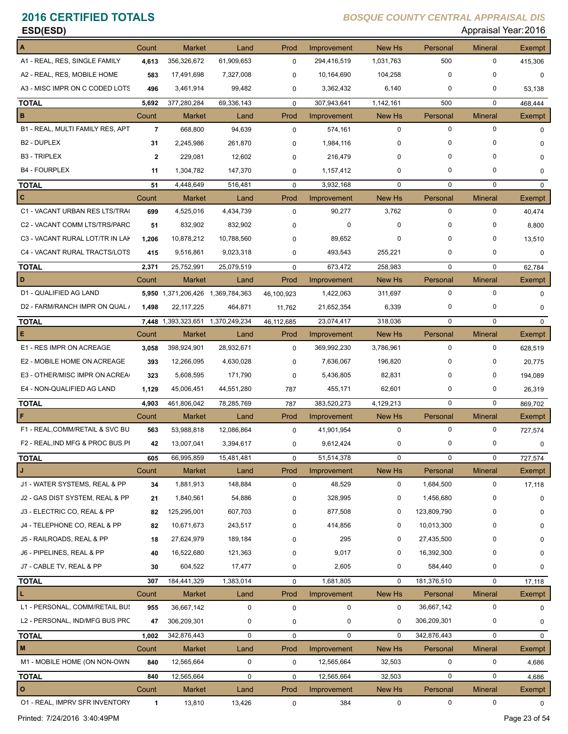# 2016 CERTIFIED TOTALS

**BOSQUE COUNTY CENTRAL APPRAISAL DIS**

**ESD(ESD)**

Appraisal Year: 2016

| A | Count | Market | Land | Prod | Improvement | New Hs | Personal | Mineral | Exempt |
|---|---|---|---|---|---|---|---|---|---|
| A1 - REAL, RES, SINGLE FAMILY | 4,613 | 356,326,672 | 61,909,653 | 0 | 294,416,519 | 1,031,763 | 500 | 0 | 415,306 |
| A2 - REAL, RES, MOBILE HOME | 583 | 17,491,698 | 7,327,008 | 0 | 10,164,690 | 104,258 | 0 | 0 | 0 |
| A3 - MISC IMPR ON C CODED LOTS | 496 | 3,461,914 | 99,482 | 0 | 3,362,432 | 6,140 | 0 | 0 | 53,138 |
| **TOTAL** | 5,692 | 377,280,284 | 69,336,143 | 0 | 307,943,641 | 1,142,161 | 500 | 0 | 468,444 |
| **B** | **Count** | **Market** | **Land** | **Prod** | **Improvement** | **New Hs** | **Personal** | **Mineral** | **Exempt** |
| B1 - REAL, MULTI FAMILY RES, APT | 7 | 668,800 | 94,639 | 0 | 574,161 | 0 | 0 | 0 | 0 |
| B2 - DUPLEX | 31 | 2,245,986 | 261,870 | 0 | 1,984,116 | 0 | 0 | 0 | 0 |
| B3 - TRIPLEX | 2 | 229,081 | 12,602 | 0 | 216,479 | 0 | 0 | 0 | 0 |
| B4 - FOURPLEX | 11 | 1,304,782 | 147,370 | 0 | 1,157,412 | 0 | 0 | 0 | 0 |
| **TOTAL** | 51 | 4,448,649 | 516,481 | 0 | 3,932,168 | 0 | 0 | 0 | 0 |
| **C** | **Count** | **Market** | **Land** | **Prod** | **Improvement** | **New Hs** | **Personal** | **Mineral** | **Exempt** |
| C1 - VACANT URBAN RES LTS/TRA | 699 | 4,525,016 | 4,434,739 | 0 | 90,277 | 3,762 | 0 | 0 | 40,474 |
| C2 - VACANT COMM LTS/TRS/PARC | 51 | 832,902 | 832,902 | 0 | 0 | 0 | 0 | 0 | 8,800 |
| C3 - VACANT RURAL LOT/TR IN LAK | 1,206 | 10,878,212 | 10,788,560 | 0 | 89,652 | 0 | 0 | 0 | 13,510 |
| C4 - VACANT RURAL TRACTS/LOTS | 415 | 9,516,861 | 9,023,318 | 0 | 493,543 | 255,221 | 0 | 0 | 0 |
| **TOTAL** | 2,371 | 25,752,991 | 25,079,519 | 0 | 673,472 | 258,983 | 0 | 0 | 62,784 |
| **D** | **Count** | **Market** | **Land** | **Prod** | **Improvement** | **New Hs** | **Personal** | **Mineral** | **Exempt** |
| D1 - QUALIFIED AG LAND | 5,950 | 1,371,206,426 | 1,369,784,363 | 46,100,923 | 1,422,063 | 311,697 | 0 | 0 | 0 |
| D2 - FARM/RANCH IMPR ON QUAL | 1,498 | 22,117,225 | 464,871 | 11,762 | 21,652,354 | 6,339 | 0 | 0 | 0 |
| **TOTAL** | 7,448 | 1,393,323,651 | 1,370,249,234 | 46,112,685 | 23,074,417 | 318,036 | 0 | 0 | 0 |
| **E** | **Count** | **Market** | **Land** | **Prod** | **Improvement** | **New Hs** | **Personal** | **Mineral** | **Exempt** |
| E1 - RES IMPR ON ACREAGE | 3,058 | 398,924,901 | 28,932,671 | 0 | 369,992,230 | 3,786,961 | 0 | 0 | 628,519 |
| E2 - MOBILE HOME ON ACREAGE | 393 | 12,266,095 | 4,630,028 | 0 | 7,636,067 | 196,820 | 0 | 0 | 20,775 |
| E3 - OTHER/MISC IMPR ON ACREA | 323 | 5,608,595 | 171,790 | 0 | 5,436,805 | 82,831 | 0 | 0 | 194,089 |
| E4 - NON-QUALIFIED AG LAND | 1,129 | 45,006,451 | 44,551,280 | 787 | 455,171 | 62,601 | 0 | 0 | 26,319 |
| **TOTAL** | 4,903 | 461,806,042 | 78,285,769 | 787 | 383,520,273 | 4,129,213 | 0 | 0 | 869,702 |
| **F** | **Count** | **Market** | **Land** | **Prod** | **Improvement** | **New Hs** | **Personal** | **Mineral** | **Exempt** |
| F1 - REAL,COMM/RETAIL & SVC BU | 563 | 53,988,818 | 12,086,864 | 0 | 41,901,954 | 0 | 0 | 0 | 727,574 |
| F2 - REAL,IND MFG & PROC BUS PI | 42 | 13,007,041 | 3,394,617 | 0 | 9,612,424 | 0 | 0 | 0 | 0 |
| **TOTAL** | 605 | 66,995,859 | 15,481,481 | 0 | 51,514,378 | 0 | 0 | 0 | 727,574 |
| **J** | **Count** | **Market** | **Land** | **Prod** | **Improvement** | **New Hs** | **Personal** | **Mineral** | **Exempt** |
| J1 - WATER SYSTEMS, REAL & PP | 34 | 1,881,913 | 148,884 | 0 | 48,529 | 0 | 1,684,500 | 0 | 17,118 |
| J2 - GAS DIST SYSTEM, REAL & PP | 21 | 1,840,561 | 54,886 | 0 | 328,995 | 0 | 1,456,680 | 0 | 0 |
| J3 - ELECTRIC CO, REAL & PP | 82 | 125,295,001 | 607,703 | 0 | 877,508 | 0 | 123,809,790 | 0 | 0 |
| J4 - TELEPHONE CO, REAL & PP | 82 | 10,671,673 | 243,517 | 0 | 414,856 | 0 | 10,013,300 | 0 | 0 |
| J5 - RAILROADS, REAL & PP | 18 | 27,624,979 | 189,184 | 0 | 295 | 0 | 27,435,500 | 0 | 0 |
| J6 - PIPELINES, REAL & PP | 40 | 16,522,680 | 121,363 | 0 | 9,017 | 0 | 16,392,300 | 0 | 0 |
| J7 - CABLE TV, REAL & PP | 30 | 604,522 | 17,477 | 0 | 2,605 | 0 | 584,440 | 0 | 0 |
| **TOTAL** | 307 | 184,441,329 | 1,383,014 | 0 | 1,681,805 | 0 | 181,376,510 | 0 | 17,118 |
| **L** | **Count** | **Market** | **Land** | **Prod** | **Improvement** | **New Hs** | **Personal** | **Mineral** | **Exempt** |
| L1 - PERSONAL, COMM/RETAIL BUS | 955 | 36,667,142 | 0 | 0 | 0 | 0 | 36,667,142 | 0 | 0 |
| L2 - PERSONAL, IND/MFG BUS PRC | 47 | 306,209,301 | 0 | 0 | 0 | 0 | 306,209,301 | 0 | 0 |
| **TOTAL** | 1,002 | 342,876,443 | 0 | 0 | 0 | 0 | 342,876,443 | 0 | 0 |
| **M** | **Count** | **Market** | **Land** | **Prod** | **Improvement** | **New Hs** | **Personal** | **Mineral** | **Exempt** |
| M1 - MOBILE HOME (ON NON-OWN | 840 | 12,565,664 | 0 | 0 | 12,565,664 | 32,503 | 0 | 0 | 4,686 |
| **TOTAL** | 840 | 12,565,664 | 0 | 0 | 12,565,664 | 32,503 | 0 | 0 | 4,686 |
| **O** | **Count** | **Market** | **Land** | **Prod** | **Improvement** | **New Hs** | **Personal** | **Mineral** | **Exempt** |
| O1 - REAL, IMPRV SFR INVENTORY | 1 | 13,810 | 13,426 | 0 | 384 | 0 | 0 | 0 | 0 |

Printed: 7/24/2016 3:40:49PM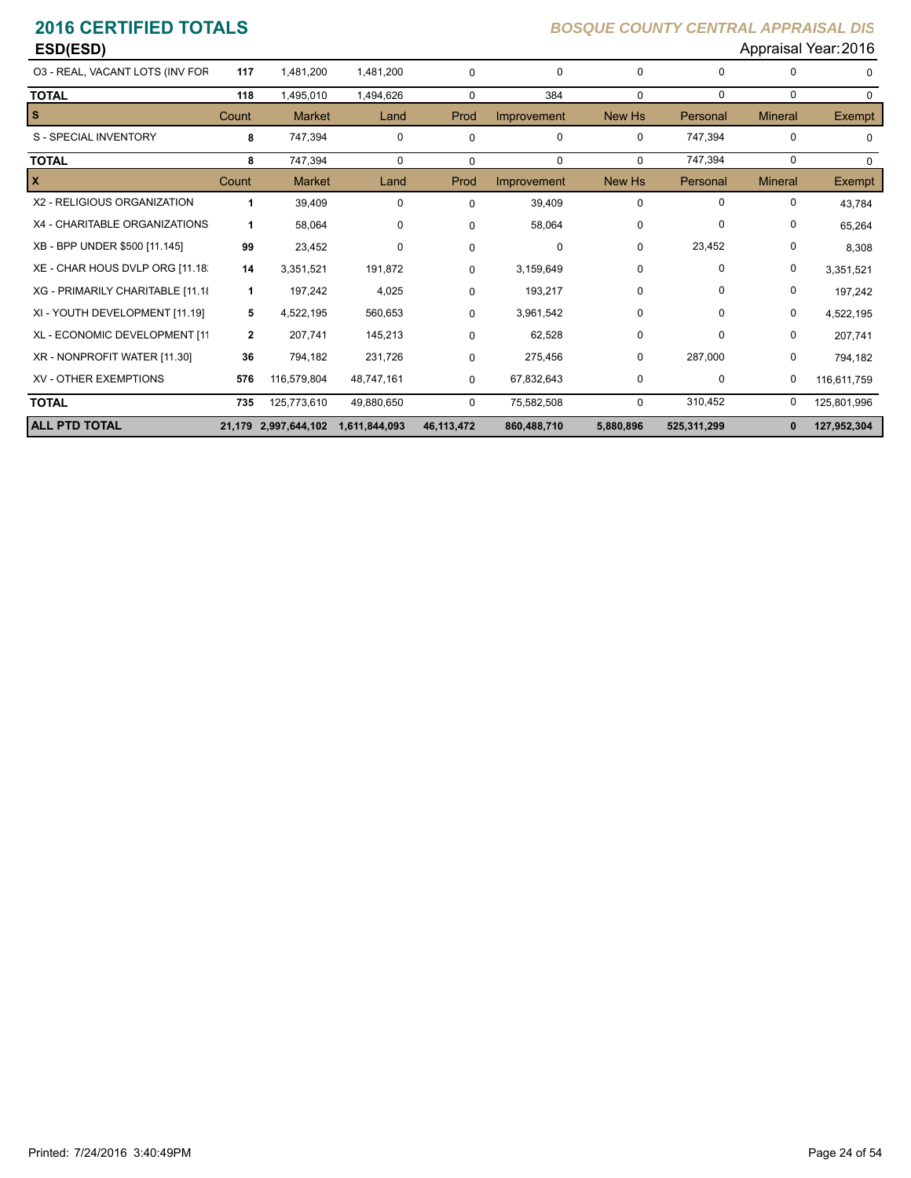# 2016 CERTIFIED TOTALS

*BOSQUE COUNTY CENTRAL APPRAISAL DIS*

**ESD(ESD)**

Appraisal Year: 2016

| | Count | Market | Land | Prod | Improvement | New Hs | Personal | Mineral | Exempt |
|---|---|---|---|---|---|---|---|---|---|
| O3 - REAL, VACANT LOTS (INV FOR | 117 | 1,481,200 | 1,481,200 | 0 | 0 | 0 | 0 | 0 | 0 |
| **TOTAL** | 118 | 1,495,010 | 1,494,626 | 0 | 384 | 0 | 0 | 0 | 0 |
| **S** | **Count** | **Market** | **Land** | **Prod** | **Improvement** | **New Hs** | **Personal** | **Mineral** | **Exempt** |
| S - SPECIAL INVENTORY | 8 | 747,394 | 0 | 0 | 0 | 0 | 747,394 | 0 | 0 |
| **TOTAL** | 8 | 747,394 | 0 | 0 | 0 | 0 | 747,394 | 0 | 0 |
| **X** | **Count** | **Market** | **Land** | **Prod** | **Improvement** | **New Hs** | **Personal** | **Mineral** | **Exempt** |
| X2 - RELIGIOUS ORGANIZATION | 1 | 39,409 | 0 | 0 | 39,409 | 0 | 0 | 0 | 43,784 |
| X4 - CHARITABLE ORGANIZATIONS | 1 | 58,064 | 0 | 0 | 58,064 | 0 | 0 | 0 | 65,264 |
| XB - BPP UNDER $500 [11.145] | 99 | 23,452 | 0 | 0 | 0 | 0 | 23,452 | 0 | 8,308 |
| XE - CHAR HOUS DVLP ORG [11.18 | 14 | 3,351,521 | 191,872 | 0 | 3,159,649 | 0 | 0 | 0 | 3,351,521 |
| XG - PRIMARILY CHARITABLE [11.1 | 1 | 197,242 | 4,025 | 0 | 193,217 | 0 | 0 | 0 | 197,242 |
| XI - YOUTH DEVELOPMENT [11.19] | 5 | 4,522,195 | 560,653 | 0 | 3,961,542 | 0 | 0 | 0 | 4,522,195 |
| XL - ECONOMIC DEVELOPMENT [11 | 2 | 207,741 | 145,213 | 0 | 62,528 | 0 | 0 | 0 | 207,741 |
| XR - NONPROFIT WATER [11.30] | 36 | 794,182 | 231,726 | 0 | 275,456 | 0 | 287,000 | 0 | 794,182 |
| XV - OTHER EXEMPTIONS | 576 | 116,579,804 | 48,747,161 | 0 | 67,832,643 | 0 | 0 | 0 | 116,611,759 |
| **TOTAL** | 735 | 125,773,610 | 49,880,650 | 0 | 75,582,508 | 0 | 310,452 | 0 | 125,801,996 |
| **ALL PTD TOTAL** | **21,179** | **2,997,644,102** | **1,611,844,093** | **46,113,472** | **860,488,710** | **5,880,896** | **525,311,299** | **0** | **127,952,304** |

Printed: 7/24/2016 3:40:49PM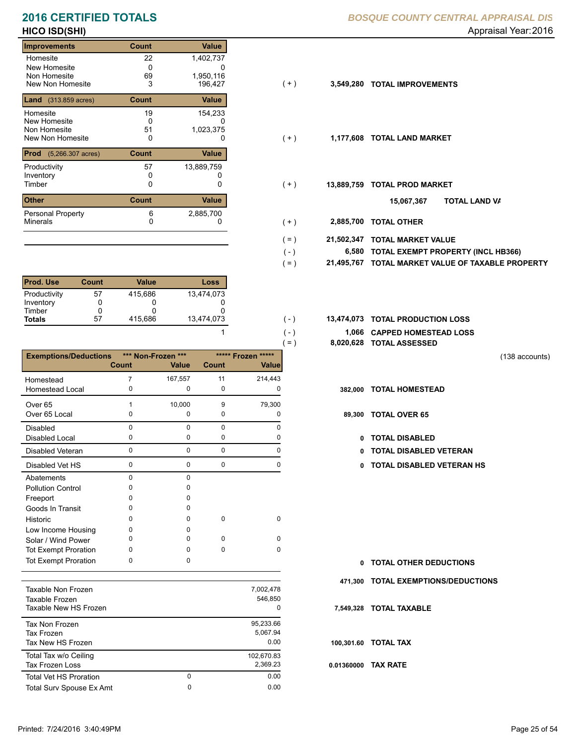# 2016 CERTIFIED TOTALS

**BOSQUE COUNTY CENTRAL APPRAISAL DIS**

**HICO ISD(SHI)**

Appraisal Year: 2016

| Improvements | Count | Value | | | |
|---|---|---|---|---|---|
| Homesite | 22 | 1,402,737 | | | |
| New Homesite | 0 | 0 | | | |
| Non Homesite | 69 | 1,950,116 | | | |
| New Non Homesite | 3 | 196,427 | ( + ) | 3,549,280 | **TOTAL IMPROVEMENTS** |

| Land (313.859 acres) | Count | Value | | | |
|---|---|---|---|---|---|
| Homesite | 19 | 154,233 | | | |
| New Homesite | 0 | 0 | | | |
| Non Homesite | 51 | 1,023,375 | | | |
| New Non Homesite | 0 | 0 | ( + ) | 1,177,608 | **TOTAL LAND MARKET** |

| Prod (5,266.307 acres) | Count | Value | | | |
|---|---|---|---|---|---|
| Productivity | 57 | 13,889,759 | | | |
| Inventory | 0 | 0 | | | |
| Timber | 0 | 0 | ( + ) | 13,889,759 | **TOTAL PROD MARKET** |

15,067,367 **TOTAL LAND VA**

| Other | Count | Value | | | |
|---|---|---|---|---|---|
| Personal Property | 6 | 2,885,700 | | | |
| Minerals | 0 | 0 | ( + ) | 2,885,700 | **TOTAL OTHER** |

| | | |
|---|---|---|
| ( = ) | 21,502,347 | **TOTAL MARKET VALUE** |
| ( - ) | 6,580 | **TOTAL EXEMPT PROPERTY (INCL HB366)** |
| ( = ) | 21,495,767 | **TOTAL MARKET VALUE OF TAXABLE PROPERTY** |

| Prod. Use | Count | Value | Loss | | | |
|---|---|---|---|---|---|---|
| Productivity | 57 | 415,686 | 13,474,073 | | | |
| Inventory | 0 | 0 | 0 | | | |
| Timber | 0 | 0 | 0 | | | |
| **Totals** | 57 | 415,686 | 13,474,073 | ( - ) | 13,474,073 | **TOTAL PRODUCTION LOSS** |
| | | | 1 | ( - ) | 1,066 | **CAPPED HOMESTEAD LOSS** |
| | | | | ( = ) | 8,020,628 | **TOTAL ASSESSED** |

(138 accounts)

| Exemptions/Deductions | Non-Frozen Count | Non-Frozen Value | Frozen Count | Frozen Value | | |
|---|---|---|---|---|---|---|
| Homestead | 7 | 167,557 | 11 | 214,443 | | |
| Homestead Local | 0 | 0 | 0 | 0 | 382,000 | **TOTAL HOMESTEAD** |
| Over 65 | 1 | 10,000 | 9 | 79,300 | | |
| Over 65 Local | 0 | 0 | 0 | 0 | 89,300 | **TOTAL OVER 65** |
| Disabled | 0 | 0 | 0 | 0 | | |
| Disabled Local | 0 | 0 | 0 | 0 | 0 | **TOTAL DISABLED** |
| Disabled Veteran | 0 | 0 | 0 | 0 | 0 | **TOTAL DISABLED VETERAN** |
| Disabled Vet HS | 0 | 0 | 0 | 0 | 0 | **TOTAL DISABLED VETERAN HS** |
| Abatements | 0 | 0 | | | | |
| Pollution Control | 0 | 0 | | | | |
| Freeport | 0 | 0 | | | | |
| Goods In Transit | 0 | 0 | | | | |
| Historic | 0 | 0 | 0 | 0 | | |
| Low Income Housing | 0 | 0 | | | | |
| Solar / Wind Power | 0 | 0 | 0 | 0 | | |
| Tot Exempt Proration | 0 | 0 | 0 | 0 | | |
| Tot Exempt Proration | 0 | 0 | | | 0 | **TOTAL OTHER DEDUCTIONS** |
| | | | | | 471,300 | **TOTAL EXEMPTIONS/DEDUCTIONS** |

| | | | | |
|---|---|---|---|---|
| Taxable Non Frozen | | 7,002,478 | | |
| Taxable Frozen | | 546,850 | | |
| Taxable New HS Frozen | | 0 | 7,549,328 | **TOTAL TAXABLE** |
| Tax Non Frozen | | 95,233.66 | | |
| Tax Frozen | | 5,067.94 | | |
| Tax New HS Frozen | | 0.00 | 100,301.60 | **TOTAL TAX** |
| Total Tax w/o Ceiling | | 102,670.83 | | |
| Tax Frozen Loss | | 2,369.23 | 0.01360000 | **TAX RATE** |
| Total Vet HS Proration | 0 | 0.00 | | |
| Total Surv Spouse Ex Amt | 0 | 0.00 | | |

Printed: 7/24/2016 3:40:49PM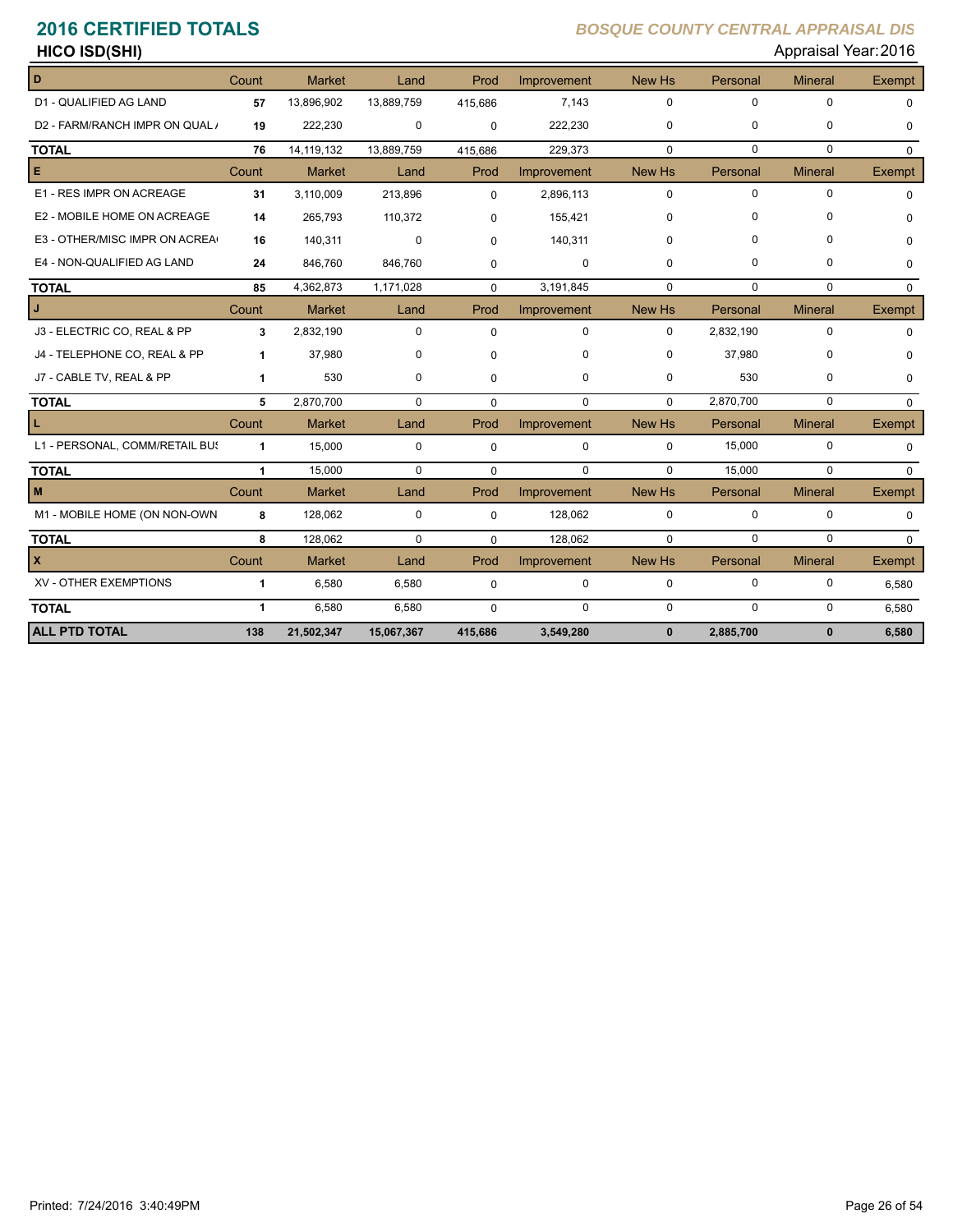# 2016 CERTIFIED TOTALS

**BOSQUE COUNTY CENTRAL APPRAISAL DIS**

**HICO ISD(SHI)**

Appraisal Year: 2016

| D | Count | Market | Land | Prod | Improvement | New Hs | Personal | Mineral | Exempt |
|---|---|---|---|---|---|---|---|---|---|
| D1 - QUALIFIED AG LAND | 57 | 13,896,902 | 13,889,759 | 415,686 | 7,143 | 0 | 0 | 0 | 0 |
| D2 - FARM/RANCH IMPR ON QUAL / | 19 | 222,230 | 0 | 0 | 222,230 | 0 | 0 | 0 | 0 |
| **TOTAL** | 76 | 14,119,132 | 13,889,759 | 415,686 | 229,373 | 0 | 0 | 0 | 0 |
| **E** | **Count** | **Market** | **Land** | **Prod** | **Improvement** | **New Hs** | **Personal** | **Mineral** | **Exempt** |
| E1 - RES IMPR ON ACREAGE | 31 | 3,110,009 | 213,896 | 0 | 2,896,113 | 0 | 0 | 0 | 0 |
| E2 - MOBILE HOME ON ACREAGE | 14 | 265,793 | 110,372 | 0 | 155,421 | 0 | 0 | 0 | 0 |
| E3 - OTHER/MISC IMPR ON ACREA | 16 | 140,311 | 0 | 0 | 140,311 | 0 | 0 | 0 | 0 |
| E4 - NON-QUALIFIED AG LAND | 24 | 846,760 | 846,760 | 0 | 0 | 0 | 0 | 0 | 0 |
| **TOTAL** | 85 | 4,362,873 | 1,171,028 | 0 | 3,191,845 | 0 | 0 | 0 | 0 |
| **J** | **Count** | **Market** | **Land** | **Prod** | **Improvement** | **New Hs** | **Personal** | **Mineral** | **Exempt** |
| J3 - ELECTRIC CO, REAL & PP | 3 | 2,832,190 | 0 | 0 | 0 | 0 | 2,832,190 | 0 | 0 |
| J4 - TELEPHONE CO, REAL & PP | 1 | 37,980 | 0 | 0 | 0 | 0 | 37,980 | 0 | 0 |
| J7 - CABLE TV, REAL & PP | 1 | 530 | 0 | 0 | 0 | 0 | 530 | 0 | 0 |
| **TOTAL** | 5 | 2,870,700 | 0 | 0 | 0 | 0 | 2,870,700 | 0 | 0 |
| **L** | **Count** | **Market** | **Land** | **Prod** | **Improvement** | **New Hs** | **Personal** | **Mineral** | **Exempt** |
| L1 - PERSONAL, COMM/RETAIL BUS | 1 | 15,000 | 0 | 0 | 0 | 0 | 15,000 | 0 | 0 |
| **TOTAL** | 1 | 15,000 | 0 | 0 | 0 | 0 | 15,000 | 0 | 0 |
| **M** | **Count** | **Market** | **Land** | **Prod** | **Improvement** | **New Hs** | **Personal** | **Mineral** | **Exempt** |
| M1 - MOBILE HOME (ON NON-OWN | 8 | 128,062 | 0 | 0 | 128,062 | 0 | 0 | 0 | 0 |
| **TOTAL** | 8 | 128,062 | 0 | 0 | 128,062 | 0 | 0 | 0 | 0 |
| **X** | **Count** | **Market** | **Land** | **Prod** | **Improvement** | **New Hs** | **Personal** | **Mineral** | **Exempt** |
| XV - OTHER EXEMPTIONS | 1 | 6,580 | 6,580 | 0 | 0 | 0 | 0 | 0 | 6,580 |
| **TOTAL** | 1 | 6,580 | 6,580 | 0 | 0 | 0 | 0 | 0 | 6,580 |
| **ALL PTD TOTAL** | **138** | **21,502,347** | **15,067,367** | **415,686** | **3,549,280** | **0** | **2,885,700** | **0** | **6,580** |

Printed: 7/24/2016 3:40:49PM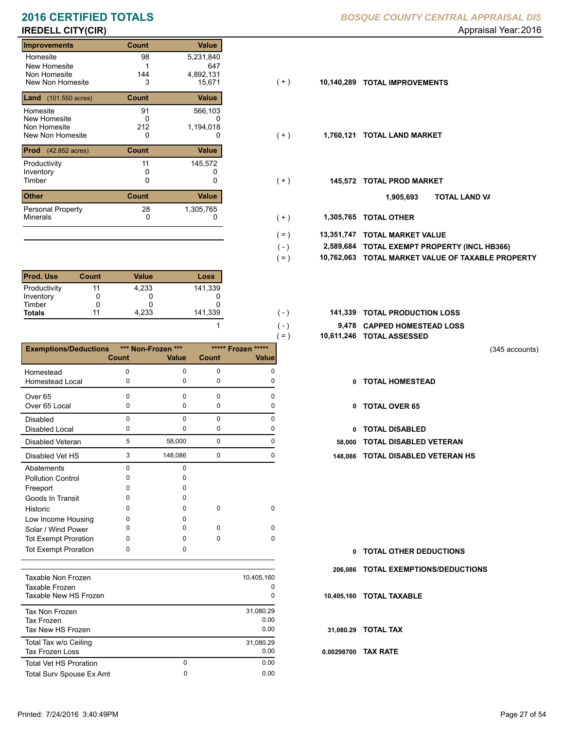# 2016 CERTIFIED TOTALS

**BOSQUE COUNTY CENTRAL APPRAISAL DIS**

## IREDELL CITY(CIR)

Appraisal Year: 2016

| Improvements | Count | Value |
|---|---|---|
| Homesite | 98 | 5,231,840 |
| New Homesite | 1 | 647 |
| Non Homesite | 144 | 4,892,131 |
| New Non Homesite | 3 | 15,671 |

( + ) **10,140,289 TOTAL IMPROVEMENTS**

| Land (101.550 acres) | Count | Value |
|---|---|---|
| Homesite | 91 | 566,103 |
| New Homesite | 0 | 0 |
| Non Homesite | 212 | 1,194,018 |
| New Non Homesite | 0 | 0 |

( + ) **1,760,121 TOTAL LAND MARKET**

| Prod (42.852 acres) | Count | Value |
|---|---|---|
| Productivity | 11 | 145,572 |
| Inventory | 0 | 0 |
| Timber | 0 | 0 |

( + ) **145,572 TOTAL PROD MARKET**

**1,905,693 TOTAL LAND VA**

| Other | Count | Value |
|---|---|---|
| Personal Property | 28 | 1,305,765 |
| Minerals | 0 | 0 |

( + ) **1,305,765 TOTAL OTHER**

( = ) **13,351,747 TOTAL MARKET VALUE**

( - ) **2,589,684 TOTAL EXEMPT PROPERTY (INCL HB366)**

( = ) **10,762,063 TOTAL MARKET VALUE OF TAXABLE PROPERTY**

| Prod. Use | Count | Value | Loss |
|---|---|---|---|
| Productivity | 11 | 4,233 | 141,339 |
| Inventory | 0 | 0 | 0 |
| Timber | 0 | 0 | 0 |
| **Totals** | 11 | 4,233 | 141,339 |

( - ) **141,339 TOTAL PRODUCTION LOSS**

1 ( - ) **9,478 CAPPED HOMESTEAD LOSS**

( = ) **10,611,246 TOTAL ASSESSED**

(345 accounts)

| Exemptions/Deductions | *** Non-Frozen *** Count | Value | ***** Frozen ***** Count | Value | | |
|---|---|---|---|---|---|---|
| Homestead | 0 | 0 | 0 | 0 | | |
| Homestead Local | 0 | 0 | 0 | 0 | 0 | TOTAL HOMESTEAD |
| Over 65 | 0 | 0 | 0 | 0 | | |
| Over 65 Local | 0 | 0 | 0 | 0 | 0 | TOTAL OVER 65 |
| Disabled | 0 | 0 | 0 | 0 | | |
| Disabled Local | 0 | 0 | 0 | 0 | 0 | TOTAL DISABLED |
| Disabled Veteran | 5 | 58,000 | 0 | 0 | 58,000 | TOTAL DISABLED VETERAN |
| Disabled Vet HS | 3 | 148,086 | 0 | 0 | 148,086 | TOTAL DISABLED VETERAN HS |
| Abatements | 0 | 0 | | | | |
| Pollution Control | 0 | 0 | | | | |
| Freeport | 0 | 0 | | | | |
| Goods In Transit | 0 | 0 | | | | |
| Historic | 0 | 0 | 0 | 0 | | |
| Low Income Housing | 0 | 0 | | | | |
| Solar / Wind Power | 0 | 0 | 0 | 0 | | |
| Tot Exempt Proration | 0 | 0 | 0 | 0 | | |
| Tot Exempt Proration | 0 | 0 | | | 0 | TOTAL OTHER DEDUCTIONS |

**206,086 TOTAL EXEMPTIONS/DEDUCTIONS**

| | | |
|---|---|---|
| Taxable Non Frozen | | 10,405,160 |
| Taxable Frozen | | 0 |
| Taxable New HS Frozen | | 0 |

**10,405,160 TOTAL TAXABLE**

| | | |
|---|---|---|
| Tax Non Frozen | | 31,080.29 |
| Tax Frozen | | 0.00 |
| Tax New HS Frozen | | 0.00 |

**31,080.29 TOTAL TAX**

| | | |
|---|---|---|
| Total Tax w/o Ceiling | | 31,080.29 |
| Tax Frozen Loss | | 0.00 |

**0.00298700 TAX RATE**

| | | |
|---|---|---|
| Total Vet HS Proration | 0 | 0.00 |
| Total Surv Spouse Ex Amt | 0 | 0.00 |

Printed: 7/24/2016 3:40:49PM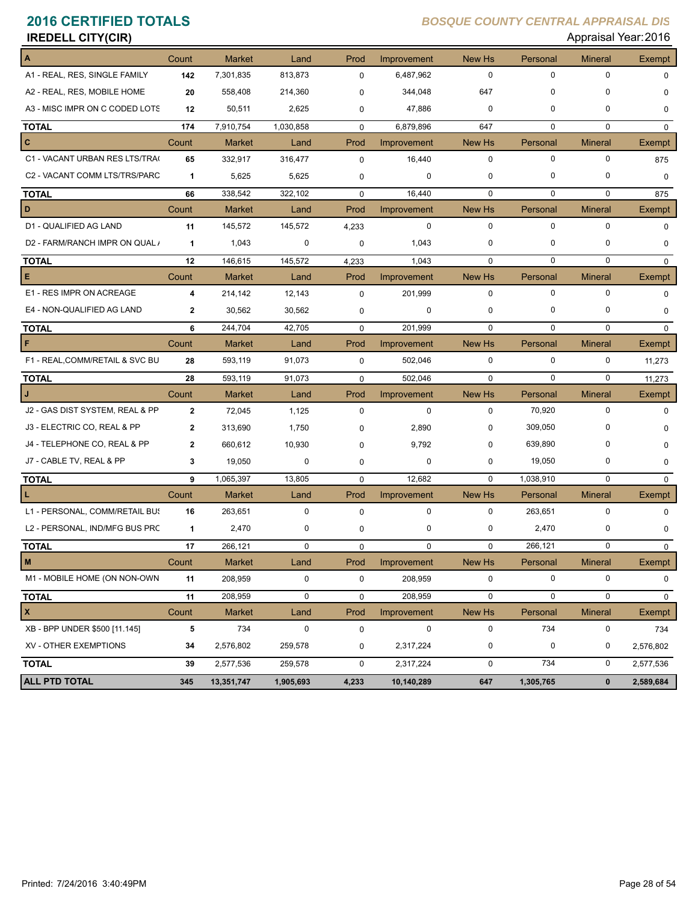# 2016 CERTIFIED TOTALS

*BOSQUE COUNTY CENTRAL APPRAISAL DIS*

## IREDELL CITY(CIR)

Appraisal Year: 2016

| A | Count | Market | Land | Prod | Improvement | New Hs | Personal | Mineral | Exempt |
|---|---|---|---|---|---|---|---|---|---|
| A1 - REAL, RES, SINGLE FAMILY | 142 | 7,301,835 | 813,873 | 0 | 6,487,962 | 0 | 0 | 0 | 0 |
| A2 - REAL, RES, MOBILE HOME | 20 | 558,408 | 214,360 | 0 | 344,048 | 647 | 0 | 0 | 0 |
| A3 - MISC IMPR ON C CODED LOTS | 12 | 50,511 | 2,625 | 0 | 47,886 | 0 | 0 | 0 | 0 |
| **TOTAL** | 174 | 7,910,754 | 1,030,858 | 0 | 6,879,896 | 647 | 0 | 0 | 0 |
| **C** | Count | Market | Land | Prod | Improvement | New Hs | Personal | Mineral | Exempt |
| C1 - VACANT URBAN RES LTS/TRA( | 65 | 332,917 | 316,477 | 0 | 16,440 | 0 | 0 | 0 | 875 |
| C2 - VACANT COMM LTS/TRS/PARC | 1 | 5,625 | 5,625 | 0 | 0 | 0 | 0 | 0 | 0 |
| **TOTAL** | 66 | 338,542 | 322,102 | 0 | 16,440 | 0 | 0 | 0 | 875 |
| **D** | Count | Market | Land | Prod | Improvement | New Hs | Personal | Mineral | Exempt |
| D1 - QUALIFIED AG LAND | 11 | 145,572 | 145,572 | 4,233 | 0 | 0 | 0 | 0 | 0 |
| D2 - FARM/RANCH IMPR ON QUAL / | 1 | 1,043 | 0 | 0 | 1,043 | 0 | 0 | 0 | 0 |
| **TOTAL** | 12 | 146,615 | 145,572 | 4,233 | 1,043 | 0 | 0 | 0 | 0 |
| **E** | Count | Market | Land | Prod | Improvement | New Hs | Personal | Mineral | Exempt |
| E1 - RES IMPR ON ACREAGE | 4 | 214,142 | 12,143 | 0 | 201,999 | 0 | 0 | 0 | 0 |
| E4 - NON-QUALIFIED AG LAND | 2 | 30,562 | 30,562 | 0 | 0 | 0 | 0 | 0 | 0 |
| **TOTAL** | 6 | 244,704 | 42,705 | 0 | 201,999 | 0 | 0 | 0 | 0 |
| **F** | Count | Market | Land | Prod | Improvement | New Hs | Personal | Mineral | Exempt |
| F1 - REAL,COMM/RETAIL & SVC BU | 28 | 593,119 | 91,073 | 0 | 502,046 | 0 | 0 | 0 | 11,273 |
| **TOTAL** | 28 | 593,119 | 91,073 | 0 | 502,046 | 0 | 0 | 0 | 11,273 |
| **J** | Count | Market | Land | Prod | Improvement | New Hs | Personal | Mineral | Exempt |
| J2 - GAS DIST SYSTEM, REAL & PP | 2 | 72,045 | 1,125 | 0 | 0 | 0 | 70,920 | 0 | 0 |
| J3 - ELECTRIC CO, REAL & PP | 2 | 313,690 | 1,750 | 0 | 2,890 | 0 | 309,050 | 0 | 0 |
| J4 - TELEPHONE CO, REAL & PP | 2 | 660,612 | 10,930 | 0 | 9,792 | 0 | 639,890 | 0 | 0 |
| J7 - CABLE TV, REAL & PP | 3 | 19,050 | 0 | 0 | 0 | 0 | 19,050 | 0 | 0 |
| **TOTAL** | 9 | 1,065,397 | 13,805 | 0 | 12,682 | 0 | 1,038,910 | 0 | 0 |
| **L** | Count | Market | Land | Prod | Improvement | New Hs | Personal | Mineral | Exempt |
| L1 - PERSONAL, COMM/RETAIL BUS | 16 | 263,651 | 0 | 0 | 0 | 0 | 263,651 | 0 | 0 |
| L2 - PERSONAL, IND/MFG BUS PRC | 1 | 2,470 | 0 | 0 | 0 | 0 | 2,470 | 0 | 0 |
| **TOTAL** | 17 | 266,121 | 0 | 0 | 0 | 0 | 266,121 | 0 | 0 |
| **M** | Count | Market | Land | Prod | Improvement | New Hs | Personal | Mineral | Exempt |
| M1 - MOBILE HOME (ON NON-OWN | 11 | 208,959 | 0 | 0 | 208,959 | 0 | 0 | 0 | 0 |
| **TOTAL** | 11 | 208,959 | 0 | 0 | 208,959 | 0 | 0 | 0 | 0 |
| **X** | Count | Market | Land | Prod | Improvement | New Hs | Personal | Mineral | Exempt |
| XB - BPP UNDER $500 [11.145] | 5 | 734 | 0 | 0 | 0 | 0 | 734 | 0 | 734 |
| XV - OTHER EXEMPTIONS | 34 | 2,576,802 | 259,578 | 0 | 2,317,224 | 0 | 0 | 0 | 2,576,802 |
| **TOTAL** | 39 | 2,577,536 | 259,578 | 0 | 2,317,224 | 0 | 734 | 0 | 2,577,536 |
| **ALL PTD TOTAL** | **345** | **13,351,747** | **1,905,693** | **4,233** | **10,140,289** | **647** | **1,305,765** | **0** | **2,589,684** |

Printed: 7/24/2016 3:40:49PM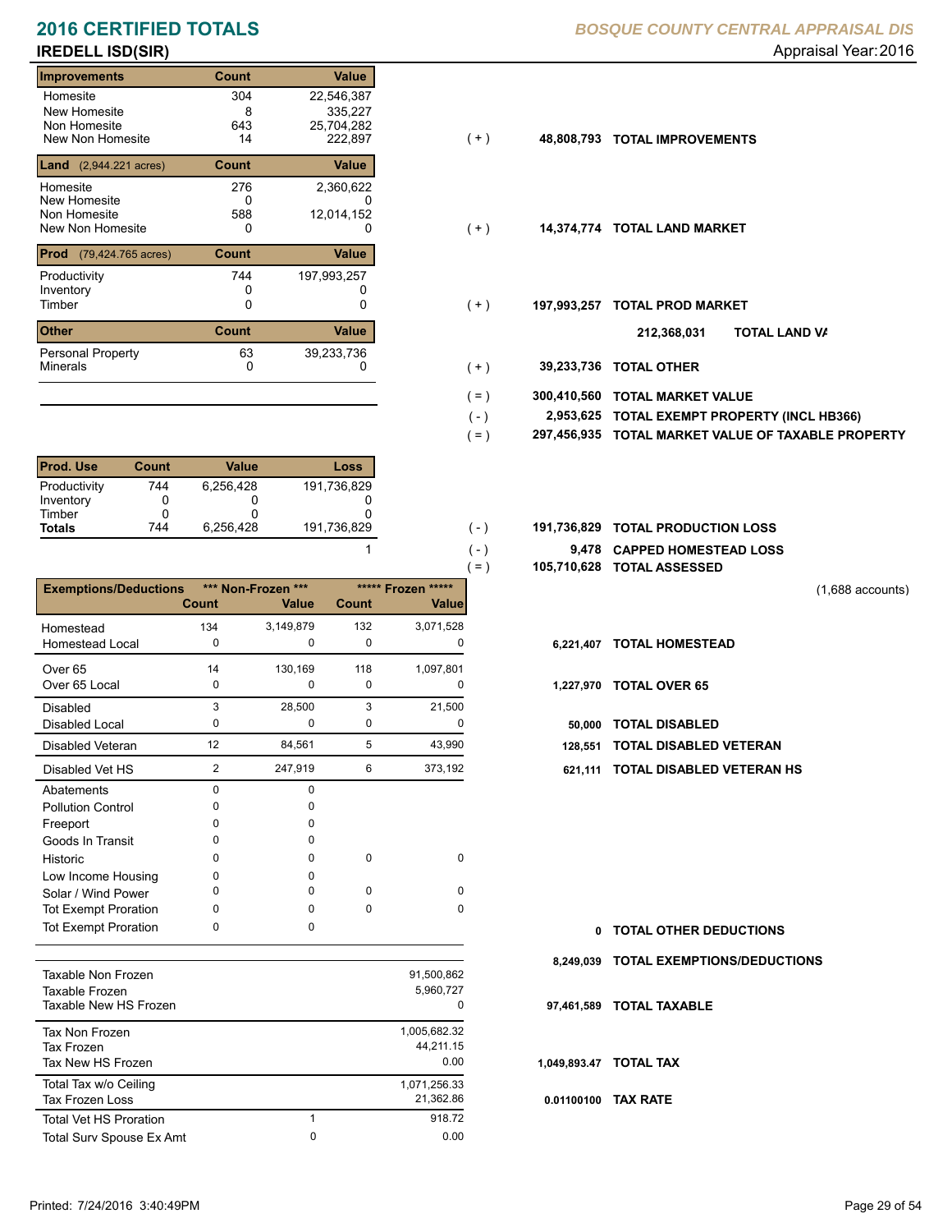# 2016 CERTIFIED TOTALS

**BOSQUE COUNTY CENTRAL APPRAISAL DIS**

## IREDELL ISD(SIR)

Appraisal Year: 2016

| Improvements | Count | Value | | | |
|---|---|---|---|---|---|
| Homesite | 304 | 22,546,387 | | | |
| New Homesite | 8 | 335,227 | | | |
| Non Homesite | 643 | 25,704,282 | | | |
| New Non Homesite | 14 | 222,897 | ( + ) | 48,808,793 | TOTAL IMPROVEMENTS |

| Land (2,944.221 acres) | Count | Value | | | |
|---|---|---|---|---|---|
| Homesite | 276 | 2,360,622 | | | |
| New Homesite | 0 | 0 | | | |
| Non Homesite | 588 | 12,014,152 | | | |
| New Non Homesite | 0 | 0 | ( + ) | 14,374,774 | TOTAL LAND MARKET |

| Prod (79,424.765 acres) | Count | Value | | | |
|---|---|---|---|---|---|
| Productivity | 744 | 197,993,257 | | | |
| Inventory | 0 | 0 | | | |
| Timber | 0 | 0 | ( + ) | 197,993,257 | TOTAL PROD MARKET |

| Other | Count | Value | | | |
|---|---|---|---|---|---|
| | | | | 212,368,031 | TOTAL LAND VA |
| Personal Property | 63 | 39,233,736 | | | |
| Minerals | 0 | 0 | ( + ) | 39,233,736 | TOTAL OTHER |

| | | |
|---|---|---|
| ( = ) | 300,410,560 | TOTAL MARKET VALUE |
| ( - ) | 2,953,625 | TOTAL EXEMPT PROPERTY (INCL HB366) |
| ( = ) | 297,456,935 | TOTAL MARKET VALUE OF TAXABLE PROPERTY |

| Prod. Use | Count | Value | Loss | | | |
|---|---|---|---|---|---|---|
| Productivity | 744 | 6,256,428 | 191,736,829 | | | |
| Inventory | 0 | 0 | 0 | | | |
| Timber | 0 | 0 | 0 | | | |
| **Totals** | 744 | 6,256,428 | 191,736,829 | ( - ) | 191,736,829 | TOTAL PRODUCTION LOSS |
| | | | 1 | ( - ) | 9,478 | CAPPED HOMESTEAD LOSS |
| | | | | ( = ) | 105,710,628 | TOTAL ASSESSED |

(1,688 accounts)

| Exemptions/Deductions | *** Non-Frozen *** Count | Value | ***** Frozen ***** Count | Value | | |
|---|---|---|---|---|---|---|
| Homestead | 134 | 3,149,879 | 132 | 3,071,528 | | |
| Homestead Local | 0 | 0 | 0 | 0 | 6,221,407 | TOTAL HOMESTEAD |
| Over 65 | 14 | 130,169 | 118 | 1,097,801 | | |
| Over 65 Local | 0 | 0 | 0 | 0 | 1,227,970 | TOTAL OVER 65 |
| Disabled | 3 | 28,500 | 3 | 21,500 | | |
| Disabled Local | 0 | 0 | 0 | 0 | 50,000 | TOTAL DISABLED |
| Disabled Veteran | 12 | 84,561 | 5 | 43,990 | 128,551 | TOTAL DISABLED VETERAN |
| Disabled Vet HS | 2 | 247,919 | 6 | 373,192 | 621,111 | TOTAL DISABLED VETERAN HS |
| Abatements | 0 | 0 | | | | |
| Pollution Control | 0 | 0 | | | | |
| Freeport | 0 | 0 | | | | |
| Goods In Transit | 0 | 0 | | | | |
| Historic | 0 | 0 | 0 | 0 | | |
| Low Income Housing | 0 | 0 | | | | |
| Solar / Wind Power | 0 | 0 | 0 | 0 | | |
| Tot Exempt Proration | 0 | 0 | 0 | 0 | | |
| Tot Exempt Proration | 0 | 0 | | | 0 | TOTAL OTHER DEDUCTIONS |
| | | | | | 8,249,039 | TOTAL EXEMPTIONS/DEDUCTIONS |

| | | | | |
|---|---|---|---|---|
| Taxable Non Frozen | | 91,500,862 | | |
| Taxable Frozen | | 5,960,727 | | |
| Taxable New HS Frozen | | 0 | 97,461,589 | TOTAL TAXABLE |
| Tax Non Frozen | | 1,005,682.32 | | |
| Tax Frozen | | 44,211.15 | | |
| Tax New HS Frozen | | 0.00 | 1,049,893.47 | TOTAL TAX |
| Total Tax w/o Ceiling | | 1,071,256.33 | | |
| Tax Frozen Loss | | 21,362.86 | 0.01100100 | TAX RATE |
| Total Vet HS Proration | 1 | 918.72 | | |
| Total Surv Spouse Ex Amt | 0 | 0.00 | | |

Printed: 7/24/2016 3:40:49PM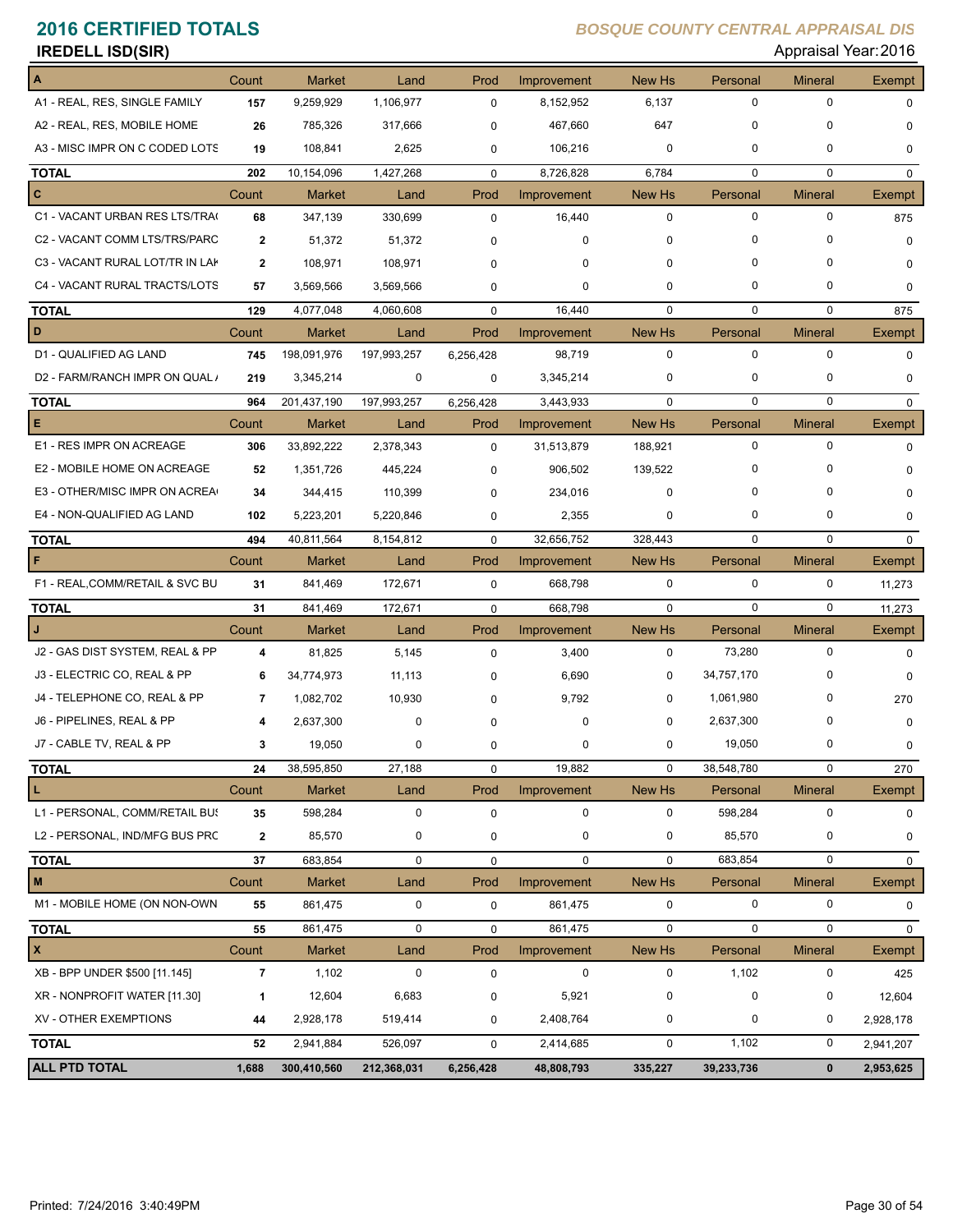# 2016 CERTIFIED TOTALS

*BOSQUE COUNTY CENTRAL APPRAISAL DIS*

**IREDELL ISD(SIR)**

Appraisal Year: 2016

| A | Count | Market | Land | Prod | Improvement | New Hs | Personal | Mineral | Exempt |
|---|---|---|---|---|---|---|---|---|---|
| A1 - REAL, RES, SINGLE FAMILY | 157 | 9,259,929 | 1,106,977 | 0 | 8,152,952 | 6,137 | 0 | 0 | 0 |
| A2 - REAL, RES, MOBILE HOME | 26 | 785,326 | 317,666 | 0 | 467,660 | 647 | 0 | 0 | 0 |
| A3 - MISC IMPR ON C CODED LOTS | 19 | 108,841 | 2,625 | 0 | 106,216 | 0 | 0 | 0 | 0 |
| **TOTAL** | 202 | 10,154,096 | 1,427,268 | 0 | 8,726,828 | 6,784 | 0 | 0 | 0 |
| **C** | Count | Market | Land | Prod | Improvement | New Hs | Personal | Mineral | Exempt |
| C1 - VACANT URBAN RES LTS/TRA( | 68 | 347,139 | 330,699 | 0 | 16,440 | 0 | 0 | 0 | 875 |
| C2 - VACANT COMM LTS/TRS/PARC | 2 | 51,372 | 51,372 | 0 | 0 | 0 | 0 | 0 | 0 |
| C3 - VACANT RURAL LOT/TR IN LAK | 2 | 108,971 | 108,971 | 0 | 0 | 0 | 0 | 0 | 0 |
| C4 - VACANT RURAL TRACTS/LOTS | 57 | 3,569,566 | 3,569,566 | 0 | 0 | 0 | 0 | 0 | 0 |
| **TOTAL** | 129 | 4,077,048 | 4,060,608 | 0 | 16,440 | 0 | 0 | 0 | 875 |
| **D** | Count | Market | Land | Prod | Improvement | New Hs | Personal | Mineral | Exempt |
| D1 - QUALIFIED AG LAND | 745 | 198,091,976 | 197,993,257 | 6,256,428 | 98,719 | 0 | 0 | 0 | 0 |
| D2 - FARM/RANCH IMPR ON QUAL / | 219 | 3,345,214 | 0 | 0 | 3,345,214 | 0 | 0 | 0 | 0 |
| **TOTAL** | 964 | 201,437,190 | 197,993,257 | 6,256,428 | 3,443,933 | 0 | 0 | 0 | 0 |
| **E** | Count | Market | Land | Prod | Improvement | New Hs | Personal | Mineral | Exempt |
| E1 - RES IMPR ON ACREAGE | 306 | 33,892,222 | 2,378,343 | 0 | 31,513,879 | 188,921 | 0 | 0 | 0 |
| E2 - MOBILE HOME ON ACREAGE | 52 | 1,351,726 | 445,224 | 0 | 906,502 | 139,522 | 0 | 0 | 0 |
| E3 - OTHER/MISC IMPR ON ACREA( | 34 | 344,415 | 110,399 | 0 | 234,016 | 0 | 0 | 0 | 0 |
| E4 - NON-QUALIFIED AG LAND | 102 | 5,223,201 | 5,220,846 | 0 | 2,355 | 0 | 0 | 0 | 0 |
| **TOTAL** | 494 | 40,811,564 | 8,154,812 | 0 | 32,656,752 | 328,443 | 0 | 0 | 0 |
| **F** | Count | Market | Land | Prod | Improvement | New Hs | Personal | Mineral | Exempt |
| F1 - REAL,COMM/RETAIL & SVC BU | 31 | 841,469 | 172,671 | 0 | 668,798 | 0 | 0 | 0 | 11,273 |
| **TOTAL** | 31 | 841,469 | 172,671 | 0 | 668,798 | 0 | 0 | 0 | 11,273 |
| **J** | Count | Market | Land | Prod | Improvement | New Hs | Personal | Mineral | Exempt |
| J2 - GAS DIST SYSTEM, REAL & PP | 4 | 81,825 | 5,145 | 0 | 3,400 | 0 | 73,280 | 0 | 0 |
| J3 - ELECTRIC CO, REAL & PP | 6 | 34,774,973 | 11,113 | 0 | 6,690 | 0 | 34,757,170 | 0 | 0 |
| J4 - TELEPHONE CO, REAL & PP | 7 | 1,082,702 | 10,930 | 0 | 9,792 | 0 | 1,061,980 | 0 | 270 |
| J6 - PIPELINES, REAL & PP | 4 | 2,637,300 | 0 | 0 | 0 | 0 | 2,637,300 | 0 | 0 |
| J7 - CABLE TV, REAL & PP | 3 | 19,050 | 0 | 0 | 0 | 0 | 19,050 | 0 | 0 |
| **TOTAL** | 24 | 38,595,850 | 27,188 | 0 | 19,882 | 0 | 38,548,780 | 0 | 270 |
| **L** | Count | Market | Land | Prod | Improvement | New Hs | Personal | Mineral | Exempt |
| L1 - PERSONAL, COMM/RETAIL BUS | 35 | 598,284 | 0 | 0 | 0 | 0 | 598,284 | 0 | 0 |
| L2 - PERSONAL, IND/MFG BUS PRC | 2 | 85,570 | 0 | 0 | 0 | 0 | 85,570 | 0 | 0 |
| **TOTAL** | 37 | 683,854 | 0 | 0 | 0 | 0 | 683,854 | 0 | 0 |
| **M** | Count | Market | Land | Prod | Improvement | New Hs | Personal | Mineral | Exempt |
| M1 - MOBILE HOME (ON NON-OWN | 55 | 861,475 | 0 | 0 | 861,475 | 0 | 0 | 0 | 0 |
| **TOTAL** | 55 | 861,475 | 0 | 0 | 861,475 | 0 | 0 | 0 | 0 |
| **X** | Count | Market | Land | Prod | Improvement | New Hs | Personal | Mineral | Exempt |
| XB - BPP UNDER $500 [11.145] | 7 | 1,102 | 0 | 0 | 0 | 0 | 1,102 | 0 | 425 |
| XR - NONPROFIT WATER [11.30] | 1 | 12,604 | 6,683 | 0 | 5,921 | 0 | 0 | 0 | 12,604 |
| XV - OTHER EXEMPTIONS | 44 | 2,928,178 | 519,414 | 0 | 2,408,764 | 0 | 0 | 0 | 2,928,178 |
| **TOTAL** | 52 | 2,941,884 | 526,097 | 0 | 2,414,685 | 0 | 1,102 | 0 | 2,941,207 |
| **ALL PTD TOTAL** | **1,688** | **300,410,560** | **212,368,031** | **6,256,428** | **48,808,793** | **335,227** | **39,233,736** | **0** | **2,953,625** |

Printed: 7/24/2016 3:40:49PM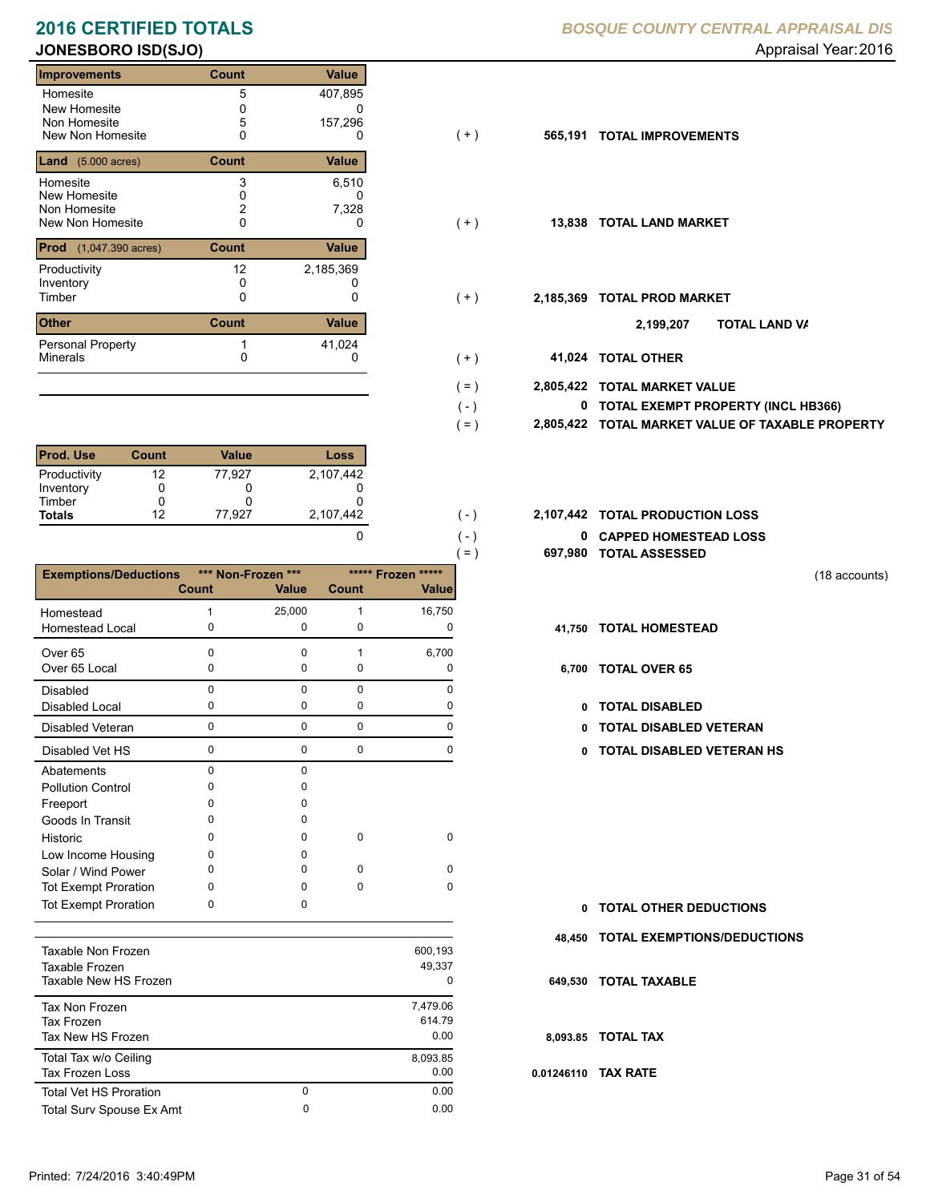# 2016 CERTIFIED TOTALS

**BOSQUE COUNTY CENTRAL APPRAISAL DIS**

## JONESBORO ISD(SJO)

Appraisal Year: 2016

| Improvements | Count | Value |  |  |  |
|---|---|---|---|---|---|
| Homesite | 5 | 407,895 |  |  |  |
| New Homesite | 0 | 0 |  |  |  |
| Non Homesite | 5 | 157,296 |  |  |  |
| New Non Homesite | 0 | 0 | ( + ) | 565,191 | TOTAL IMPROVEMENTS |

| Land (5.000 acres) | Count | Value |  |  |  |
|---|---|---|---|---|---|
| Homesite | 3 | 6,510 |  |  |  |
| New Homesite | 0 | 0 |  |  |  |
| Non Homesite | 2 | 7,328 |  |  |  |
| New Non Homesite | 0 | 0 | ( + ) | 13,838 | TOTAL LAND MARKET |

| Prod (1,047.390 acres) | Count | Value |  |  |  |
|---|---|---|---|---|---|
| Productivity | 12 | 2,185,369 |  |  |  |
| Inventory | 0 | 0 |  |  |  |
| Timber | 0 | 0 | ( + ) | 2,185,369 | TOTAL PROD MARKET |

2,199,207 TOTAL LAND VA

| Other | Count | Value |  |  |  |
|---|---|---|---|---|---|
| Personal Property | 1 | 41,024 |  |  |  |
| Minerals | 0 | 0 | ( + ) | 41,024 | TOTAL OTHER |

|  |  |  |
|---|---|---|
| ( = ) | 2,805,422 | TOTAL MARKET VALUE |
| ( - ) | 0 | TOTAL EXEMPT PROPERTY (INCL HB366) |
| ( = ) | 2,805,422 | TOTAL MARKET VALUE OF TAXABLE PROPERTY |

| Prod. Use | Count | Value | Loss |  |  |  |
|---|---|---|---|---|---|---|
| Productivity | 12 | 77,927 | 2,107,442 |  |  |  |
| Inventory | 0 | 0 | 0 |  |  |  |
| Timber | 0 | 0 | 0 |  |  |  |
| **Totals** | 12 | 77,927 | 2,107,442 | ( - ) | 2,107,442 | TOTAL PRODUCTION LOSS |
|  |  |  | 0 | ( - ) | 0 | CAPPED HOMESTEAD LOSS |
|  |  |  |  | ( = ) | 697,980 | TOTAL ASSESSED |

(18 accounts)

| Exemptions/Deductions | *** Non-Frozen *** Count | Value | ***** Frozen ***** Count | Value |  |  |
|---|---|---|---|---|---|---|
| Homestead | 1 | 25,000 | 1 | 16,750 |  |  |
| Homestead Local | 0 | 0 | 0 | 0 | 41,750 | TOTAL HOMESTEAD |
| Over 65 | 0 | 0 | 1 | 6,700 |  |  |
| Over 65 Local | 0 | 0 | 0 | 0 | 6,700 | TOTAL OVER 65 |
| Disabled | 0 | 0 | 0 | 0 |  |  |
| Disabled Local | 0 | 0 | 0 | 0 | 0 | TOTAL DISABLED |
| Disabled Veteran | 0 | 0 | 0 | 0 | 0 | TOTAL DISABLED VETERAN |
| Disabled Vet HS | 0 | 0 | 0 | 0 | 0 | TOTAL DISABLED VETERAN HS |
| Abatements | 0 | 0 |  |  |  |  |
| Pollution Control | 0 | 0 |  |  |  |  |
| Freeport | 0 | 0 |  |  |  |  |
| Goods In Transit | 0 | 0 |  |  |  |  |
| Historic | 0 | 0 | 0 | 0 |  |  |
| Low Income Housing | 0 | 0 |  |  |  |  |
| Solar / Wind Power | 0 | 0 | 0 | 0 |  |  |
| Tot Exempt Proration | 0 | 0 | 0 | 0 |  |  |
| Tot Exempt Proration | 0 | 0 |  |  | 0 | TOTAL OTHER DEDUCTIONS |
|  |  |  |  |  | 48,450 | TOTAL EXEMPTIONS/DEDUCTIONS |

|  |  |  |  |  |
|---|---|---|---|---|
| Taxable Non Frozen |  | 600,193 |  |  |
| Taxable Frozen |  | 49,337 |  |  |
| Taxable New HS Frozen |  | 0 | 649,530 | TOTAL TAXABLE |
| Tax Non Frozen |  | 7,479.06 |  |  |
| Tax Frozen |  | 614.79 |  |  |
| Tax New HS Frozen |  | 0.00 | 8,093.85 | TOTAL TAX |
| Total Tax w/o Ceiling |  | 8,093.85 |  |  |
| Tax Frozen Loss |  | 0.00 | 0.01246110 | TAX RATE |
| Total Vet HS Proration | 0 | 0.00 |  |  |
| Total Surv Spouse Ex Amt | 0 | 0.00 |  |  |

Printed: 7/24/2016 3:40:49PM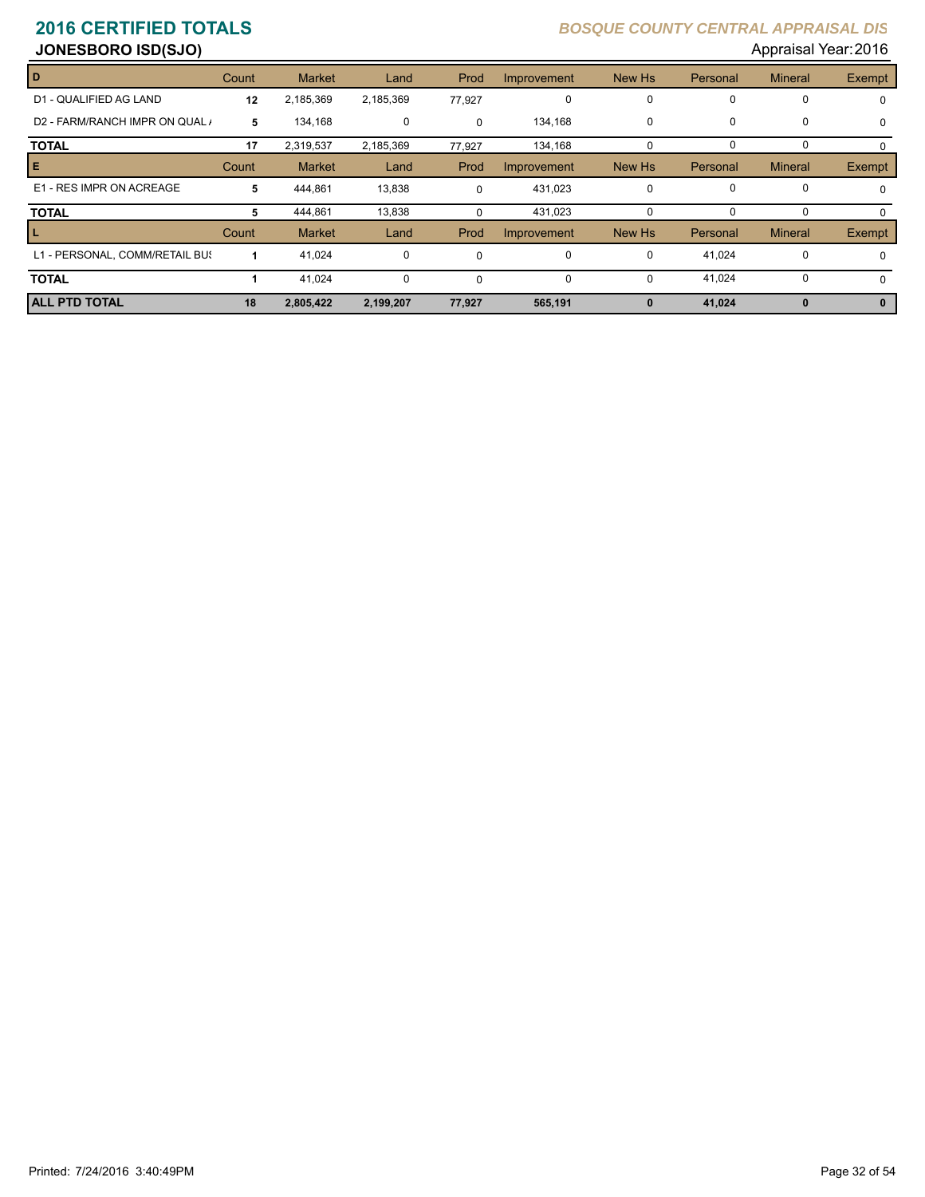# 2016 CERTIFIED TOTALS

*BOSQUE COUNTY CENTRAL APPRAISAL DIS*

## JONESBORO ISD(SJO)

Appraisal Year: 2016

| D | Count | Market | Land | Prod | Improvement | New Hs | Personal | Mineral | Exempt |
|---|---|---|---|---|---|---|---|---|---|
| D1 - QUALIFIED AG LAND | 12 | 2,185,369 | 2,185,369 | 77,927 | 0 | 0 | 0 | 0 | 0 |
| D2 - FARM/RANCH IMPR ON QUAL / | 5 | 134,168 | 0 | 0 | 134,168 | 0 | 0 | 0 | 0 |
| **TOTAL** | 17 | 2,319,537 | 2,185,369 | 77,927 | 134,168 | 0 | 0 | 0 | 0 |
| **E** | **Count** | **Market** | **Land** | **Prod** | **Improvement** | **New Hs** | **Personal** | **Mineral** | **Exempt** |
| E1 - RES IMPR ON ACREAGE | 5 | 444,861 | 13,838 | 0 | 431,023 | 0 | 0 | 0 | 0 |
| **TOTAL** | 5 | 444,861 | 13,838 | 0 | 431,023 | 0 | 0 | 0 | 0 |
| **L** | **Count** | **Market** | **Land** | **Prod** | **Improvement** | **New Hs** | **Personal** | **Mineral** | **Exempt** |
| L1 - PERSONAL, COMM/RETAIL BUS | 1 | 41,024 | 0 | 0 | 0 | 0 | 41,024 | 0 | 0 |
| **TOTAL** | 1 | 41,024 | 0 | 0 | 0 | 0 | 41,024 | 0 | 0 |
| **ALL PTD TOTAL** | **18** | **2,805,422** | **2,199,207** | **77,927** | **565,191** | **0** | **41,024** | **0** | **0** |

Printed: 7/24/2016 3:40:49PM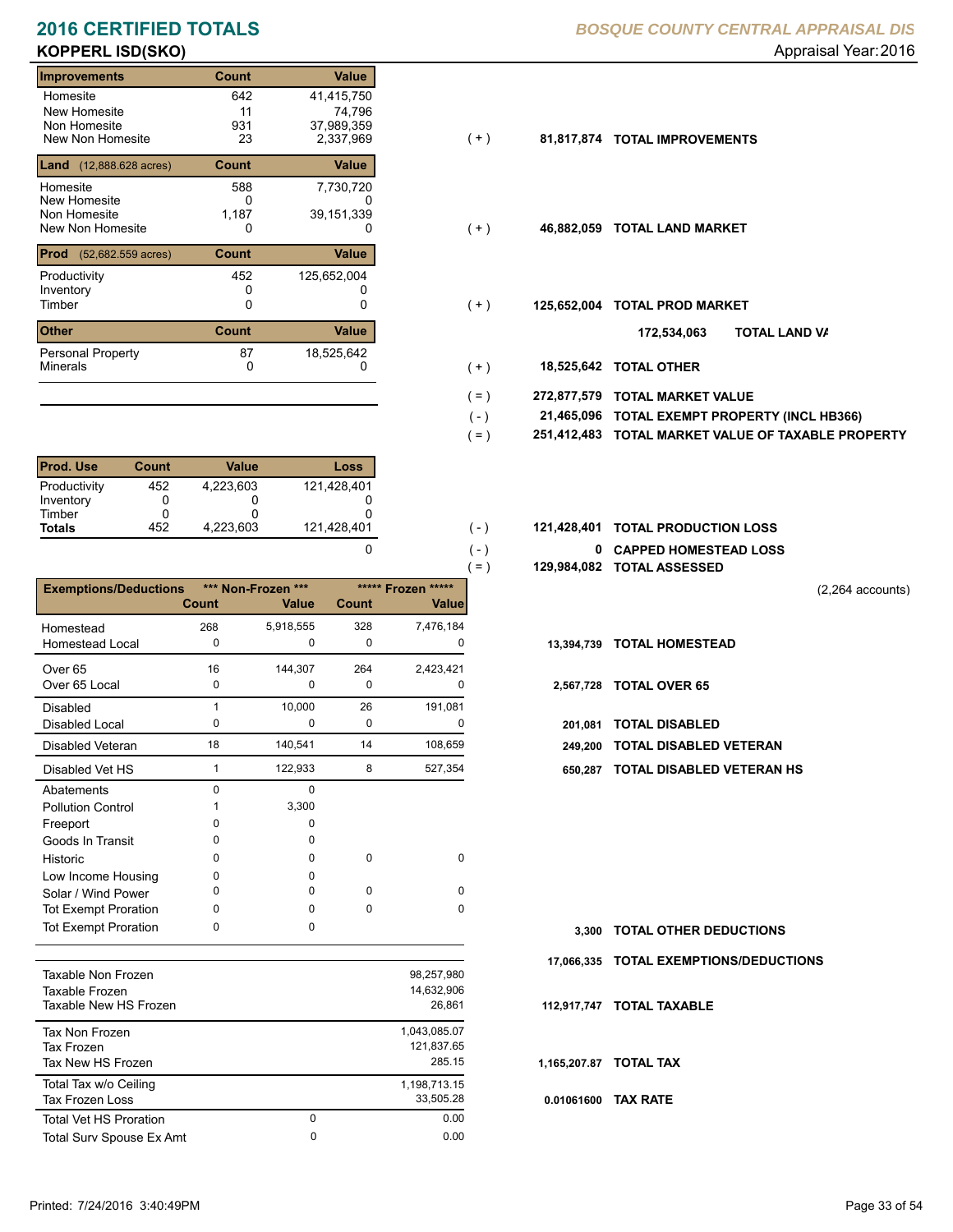# 2016 CERTIFIED TOTALS

**BOSQUE COUNTY CENTRAL APPRAISAL DIS**

## KOPPERL ISD(SKO)

Appraisal Year: 2016

| Improvements | Count | Value | | | |
|---|---|---|---|---|---|
| Homesite | 642 | 41,415,750 | | | |
| New Homesite | 11 | 74,796 | | | |
| Non Homesite | 931 | 37,989,359 | | | |
| New Non Homesite | 23 | 2,337,969 | ( + ) | 81,817,874 | TOTAL IMPROVEMENTS |

| Land (12,888.628 acres) | Count | Value | | | |
|---|---|---|---|---|---|
| Homesite | 588 | 7,730,720 | | | |
| New Homesite | 0 | 0 | | | |
| Non Homesite | 1,187 | 39,151,339 | | | |
| New Non Homesite | 0 | 0 | ( + ) | 46,882,059 | TOTAL LAND MARKET |

| Prod (52,682.559 acres) | Count | Value | | | |
|---|---|---|---|---|---|
| Productivity | 452 | 125,652,004 | | | |
| Inventory | 0 | 0 | | | |
| Timber | 0 | 0 | ( + ) | 125,652,004 | TOTAL PROD MARKET |
| | | | | 172,534,063 | TOTAL LAND VA |

| Other | Count | Value | | | |
|---|---|---|---|---|---|
| Personal Property | 87 | 18,525,642 | | | |
| Minerals | 0 | 0 | ( + ) | 18,525,642 | TOTAL OTHER |

| | | |
|---|---|---|
| ( = ) | 272,877,579 | TOTAL MARKET VALUE |
| ( - ) | 21,465,096 | TOTAL EXEMPT PROPERTY (INCL HB366) |
| ( = ) | 251,412,483 | TOTAL MARKET VALUE OF TAXABLE PROPERTY |

| Prod. Use | Count | Value | Loss | | | |
|---|---|---|---|---|---|---|
| Productivity | 452 | 4,223,603 | 121,428,401 | | | |
| Inventory | 0 | 0 | 0 | | | |
| Timber | 0 | 0 | 0 | | | |
| **Totals** | 452 | 4,223,603 | 121,428,401 | ( - ) | 121,428,401 | TOTAL PRODUCTION LOSS |
| | | | 0 | ( - ) | 0 | CAPPED HOMESTEAD LOSS |
| | | | | ( = ) | 129,984,082 | TOTAL ASSESSED |

(2,264 accounts)

| Exemptions/Deductions | *** Non-Frozen *** Count | Value | ***** Frozen ***** Count | Value | | |
|---|---|---|---|---|---|---|
| Homestead | 268 | 5,918,555 | 328 | 7,476,184 | | |
| Homestead Local | 0 | 0 | 0 | 0 | 13,394,739 | TOTAL HOMESTEAD |
| Over 65 | 16 | 144,307 | 264 | 2,423,421 | | |
| Over 65 Local | 0 | 0 | 0 | 0 | 2,567,728 | TOTAL OVER 65 |
| Disabled | 1 | 10,000 | 26 | 191,081 | | |
| Disabled Local | 0 | 0 | 0 | 0 | 201,081 | TOTAL DISABLED |
| Disabled Veteran | 18 | 140,541 | 14 | 108,659 | 249,200 | TOTAL DISABLED VETERAN |
| Disabled Vet HS | 1 | 122,933 | 8 | 527,354 | 650,287 | TOTAL DISABLED VETERAN HS |
| Abatements | 0 | 0 | | | | |
| Pollution Control | 1 | 3,300 | | | | |
| Freeport | 0 | 0 | | | | |
| Goods In Transit | 0 | 0 | | | | |
| Historic | 0 | 0 | 0 | 0 | | |
| Low Income Housing | 0 | 0 | | | | |
| Solar / Wind Power | 0 | 0 | 0 | 0 | | |
| Tot Exempt Proration | 0 | 0 | 0 | 0 | | |
| Tot Exempt Proration | 0 | 0 | | | 3,300 | TOTAL OTHER DEDUCTIONS |
| | | | | | 17,066,335 | TOTAL EXEMPTIONS/DEDUCTIONS |

| | | | | |
|---|---|---|---|---|
| Taxable Non Frozen | | 98,257,980 | | |
| Taxable Frozen | | 14,632,906 | | |
| Taxable New HS Frozen | | 26,861 | 112,917,747 | TOTAL TAXABLE |
| Tax Non Frozen | | 1,043,085.07 | | |
| Tax Frozen | | 121,837.65 | | |
| Tax New HS Frozen | | 285.15 | 1,165,207.87 | TOTAL TAX |
| Total Tax w/o Ceiling | | 1,198,713.15 | | |
| Tax Frozen Loss | | 33,505.28 | 0.01061600 | TAX RATE |
| Total Vet HS Proration | 0 | 0.00 | | |
| Total Surv Spouse Ex Amt | 0 | 0.00 | | |

Printed: 7/24/2016 3:40:49PM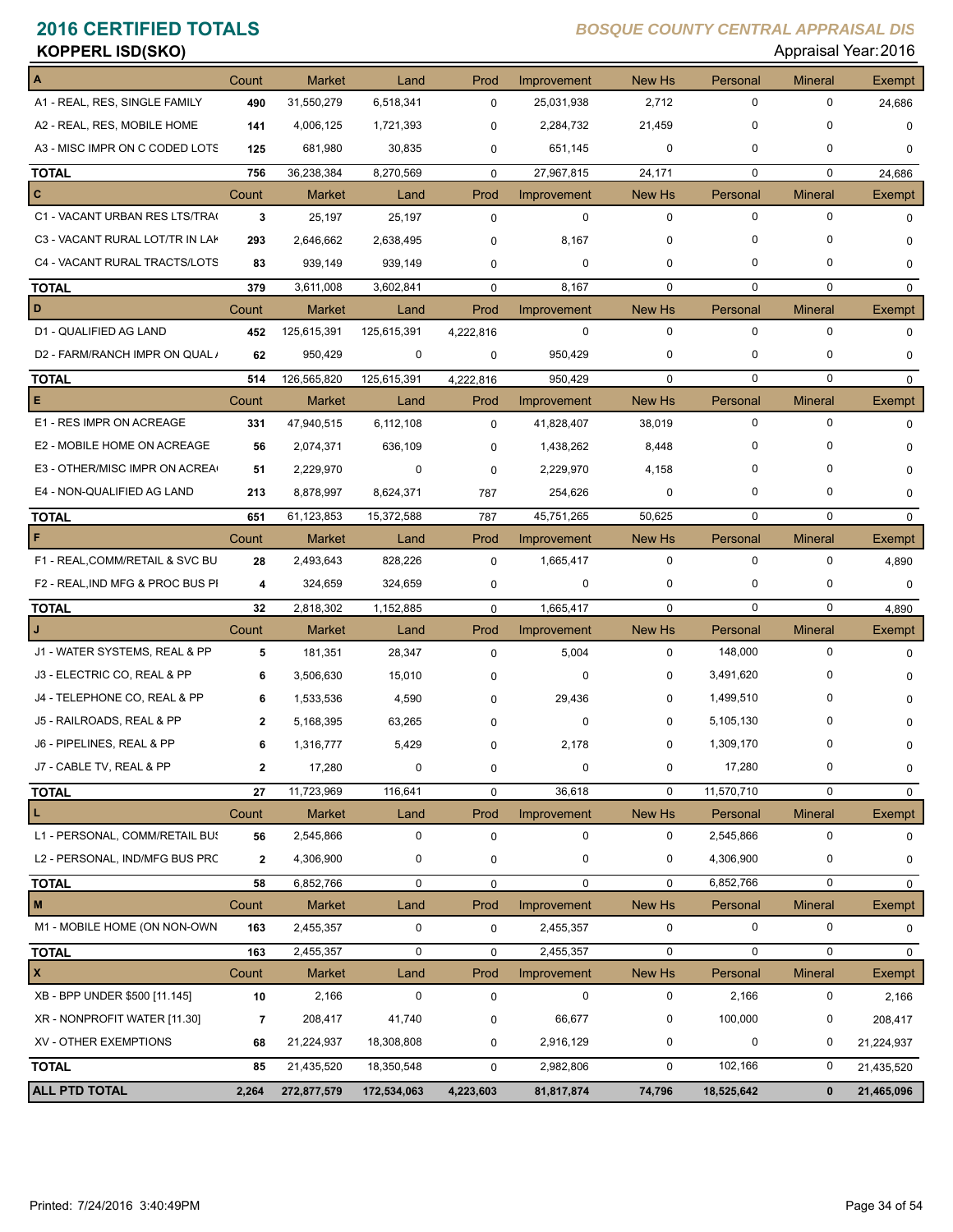# 2016 CERTIFIED TOTALS

## KOPPERL ISD(SKO)

*BOSQUE COUNTY CENTRAL APPRAISAL DIS*

Appraisal Year: 2016

| A | Count | Market | Land | Prod | Improvement | New Hs | Personal | Mineral | Exempt |
|---|---|---|---|---|---|---|---|---|---|
| A1 - REAL, RES, SINGLE FAMILY | 490 | 31,550,279 | 6,518,341 | 0 | 25,031,938 | 2,712 | 0 | 0 | 24,686 |
| A2 - REAL, RES, MOBILE HOME | 141 | 4,006,125 | 1,721,393 | 0 | 2,284,732 | 21,459 | 0 | 0 | 0 |
| A3 - MISC IMPR ON C CODED LOTS | 125 | 681,980 | 30,835 | 0 | 651,145 | 0 | 0 | 0 | 0 |
| **TOTAL** | 756 | 36,238,384 | 8,270,569 | 0 | 27,967,815 | 24,171 | 0 | 0 | 24,686 |
| **C** | Count | Market | Land | Prod | Improvement | New Hs | Personal | Mineral | Exempt |
| C1 - VACANT URBAN RES LTS/TRA( | 3 | 25,197 | 25,197 | 0 | 0 | 0 | 0 | 0 | 0 |
| C3 - VACANT RURAL LOT/TR IN LAK | 293 | 2,646,662 | 2,638,495 | 0 | 8,167 | 0 | 0 | 0 | 0 |
| C4 - VACANT RURAL TRACTS/LOTS | 83 | 939,149 | 939,149 | 0 | 0 | 0 | 0 | 0 | 0 |
| **TOTAL** | 379 | 3,611,008 | 3,602,841 | 0 | 8,167 | 0 | 0 | 0 | 0 |
| **D** | Count | Market | Land | Prod | Improvement | New Hs | Personal | Mineral | Exempt |
| D1 - QUALIFIED AG LAND | 452 | 125,615,391 | 125,615,391 | 4,222,816 | 0 | 0 | 0 | 0 | 0 |
| D2 - FARM/RANCH IMPR ON QUAL / | 62 | 950,429 | 0 | 0 | 950,429 | 0 | 0 | 0 | 0 |
| **TOTAL** | 514 | 126,565,820 | 125,615,391 | 4,222,816 | 950,429 | 0 | 0 | 0 | 0 |
| **E** | Count | Market | Land | Prod | Improvement | New Hs | Personal | Mineral | Exempt |
| E1 - RES IMPR ON ACREAGE | 331 | 47,940,515 | 6,112,108 | 0 | 41,828,407 | 38,019 | 0 | 0 | 0 |
| E2 - MOBILE HOME ON ACREAGE | 56 | 2,074,371 | 636,109 | 0 | 1,438,262 | 8,448 | 0 | 0 | 0 |
| E3 - OTHER/MISC IMPR ON ACREA( | 51 | 2,229,970 | 0 | 0 | 2,229,970 | 4,158 | 0 | 0 | 0 |
| E4 - NON-QUALIFIED AG LAND | 213 | 8,878,997 | 8,624,371 | 787 | 254,626 | 0 | 0 | 0 | 0 |
| **TOTAL** | 651 | 61,123,853 | 15,372,588 | 787 | 45,751,265 | 50,625 | 0 | 0 | 0 |
| **F** | Count | Market | Land | Prod | Improvement | New Hs | Personal | Mineral | Exempt |
| F1 - REAL,COMM/RETAIL & SVC BU | 28 | 2,493,643 | 828,226 | 0 | 1,665,417 | 0 | 0 | 0 | 4,890 |
| F2 - REAL,IND MFG & PROC BUS PI | 4 | 324,659 | 324,659 | 0 | 0 | 0 | 0 | 0 | 0 |
| **TOTAL** | 32 | 2,818,302 | 1,152,885 | 0 | 1,665,417 | 0 | 0 | 0 | 4,890 |
| **J** | Count | Market | Land | Prod | Improvement | New Hs | Personal | Mineral | Exempt |
| J1 - WATER SYSTEMS, REAL & PP | 5 | 181,351 | 28,347 | 0 | 5,004 | 0 | 148,000 | 0 | 0 |
| J3 - ELECTRIC CO, REAL & PP | 6 | 3,506,630 | 15,010 | 0 | 0 | 0 | 3,491,620 | 0 | 0 |
| J4 - TELEPHONE CO, REAL & PP | 6 | 1,533,536 | 4,590 | 0 | 29,436 | 0 | 1,499,510 | 0 | 0 |
| J5 - RAILROADS, REAL & PP | 2 | 5,168,395 | 63,265 | 0 | 0 | 0 | 5,105,130 | 0 | 0 |
| J6 - PIPELINES, REAL & PP | 6 | 1,316,777 | 5,429 | 0 | 2,178 | 0 | 1,309,170 | 0 | 0 |
| J7 - CABLE TV, REAL & PP | 2 | 17,280 | 0 | 0 | 0 | 0 | 17,280 | 0 | 0 |
| **TOTAL** | 27 | 11,723,969 | 116,641 | 0 | 36,618 | 0 | 11,570,710 | 0 | 0 |
| **L** | Count | Market | Land | Prod | Improvement | New Hs | Personal | Mineral | Exempt |
| L1 - PERSONAL, COMM/RETAIL BUS | 56 | 2,545,866 | 0 | 0 | 0 | 0 | 2,545,866 | 0 | 0 |
| L2 - PERSONAL, IND/MFG BUS PRC | 2 | 4,306,900 | 0 | 0 | 0 | 0 | 4,306,900 | 0 | 0 |
| **TOTAL** | 58 | 6,852,766 | 0 | 0 | 0 | 0 | 6,852,766 | 0 | 0 |
| **M** | Count | Market | Land | Prod | Improvement | New Hs | Personal | Mineral | Exempt |
| M1 - MOBILE HOME (ON NON-OWN | 163 | 2,455,357 | 0 | 0 | 2,455,357 | 0 | 0 | 0 | 0 |
| **TOTAL** | 163 | 2,455,357 | 0 | 0 | 2,455,357 | 0 | 0 | 0 | 0 |
| **X** | Count | Market | Land | Prod | Improvement | New Hs | Personal | Mineral | Exempt |
| XB - BPP UNDER $500 [11.145] | 10 | 2,166 | 0 | 0 | 0 | 0 | 2,166 | 0 | 2,166 |
| XR - NONPROFIT WATER [11.30] | 7 | 208,417 | 41,740 | 0 | 66,677 | 0 | 100,000 | 0 | 208,417 |
| XV - OTHER EXEMPTIONS | 68 | 21,224,937 | 18,308,808 | 0 | 2,916,129 | 0 | 0 | 0 | 21,224,937 |
| **TOTAL** | 85 | 21,435,520 | 18,350,548 | 0 | 2,982,806 | 0 | 102,166 | 0 | 21,435,520 |
| **ALL PTD TOTAL** | **2,264** | **272,877,579** | **172,534,063** | **4,223,603** | **81,817,874** | **74,796** | **18,525,642** | **0** | **21,465,096** |

Printed: 7/24/2016 3:40:49PM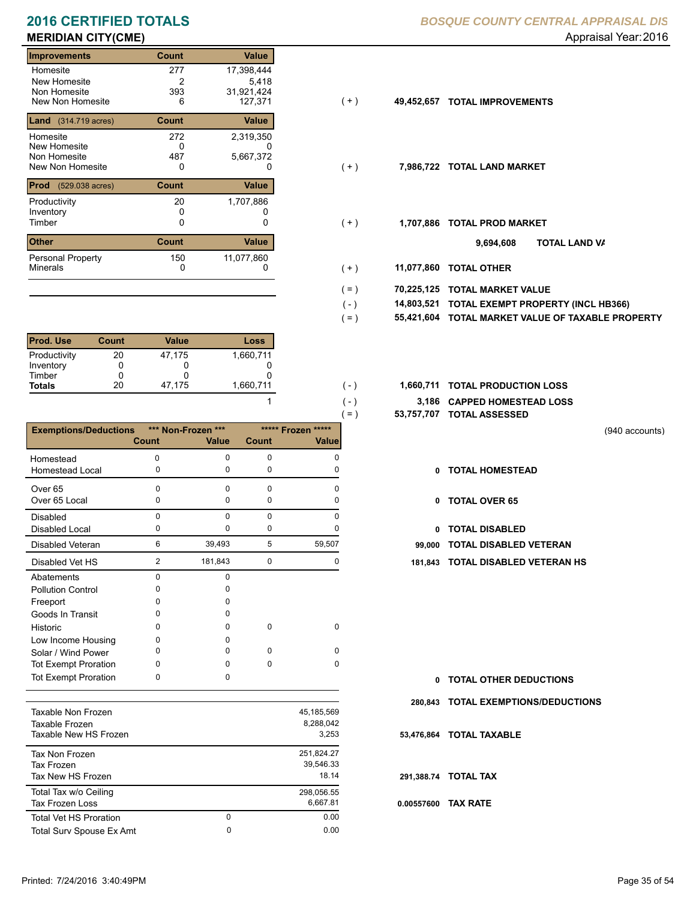# 2016 CERTIFIED TOTALS

**BOSQUE COUNTY CENTRAL APPRAISAL DIS**

## MERIDIAN CITY(CME)

Appraisal Year: 2016

| Improvements | Count | Value | | | |
|---|---|---|---|---|---|
| Homesite | 277 | 17,398,444 | | | |
| New Homesite | 2 | 5,418 | | | |
| Non Homesite | 393 | 31,921,424 | | | |
| New Non Homesite | 6 | 127,371 | ( + ) | 49,452,657 | TOTAL IMPROVEMENTS |

| Land (314.719 acres) | Count | Value | | | |
|---|---|---|---|---|---|
| Homesite | 272 | 2,319,350 | | | |
| New Homesite | 0 | 0 | | | |
| Non Homesite | 487 | 5,667,372 | | | |
| New Non Homesite | 0 | 0 | ( + ) | 7,986,722 | TOTAL LAND MARKET |

| Prod (529.038 acres) | Count | Value | | | |
|---|---|---|---|---|---|
| Productivity | 20 | 1,707,886 | | | |
| Inventory | 0 | 0 | | | |
| Timber | 0 | 0 | ( + ) | 1,707,886 | TOTAL PROD MARKET |

9,694,608 TOTAL LAND VA

| Other | Count | Value | | | |
|---|---|---|---|---|---|
| Personal Property | 150 | 11,077,860 | | | |
| Minerals | 0 | 0 | ( + ) | 11,077,860 | TOTAL OTHER |

| | | |
|---|---|---|
| ( = ) | 70,225,125 | TOTAL MARKET VALUE |
| ( - ) | 14,803,521 | TOTAL EXEMPT PROPERTY (INCL HB366) |
| ( = ) | 55,421,604 | TOTAL MARKET VALUE OF TAXABLE PROPERTY |

| Prod. Use | Count | Value | Loss | | | |
|---|---|---|---|---|---|---|
| Productivity | 20 | 47,175 | 1,660,711 | | | |
| Inventory | 0 | 0 | 0 | | | |
| Timber | 0 | 0 | 0 | | | |
| **Totals** | 20 | 47,175 | 1,660,711 | ( - ) | 1,660,711 | TOTAL PRODUCTION LOSS |
| | | | 1 | ( - ) | 3,186 | CAPPED HOMESTEAD LOSS |
| | | | | ( = ) | 53,757,707 | TOTAL ASSESSED |

(940 accounts)

| Exemptions/Deductions | *** Non-Frozen *** Count | Value | ***** Frozen ***** Count | Value | | |
|---|---|---|---|---|---|---|
| Homestead | 0 | 0 | 0 | 0 | | |
| Homestead Local | 0 | 0 | 0 | 0 | 0 | TOTAL HOMESTEAD |
| Over 65 | 0 | 0 | 0 | 0 | | |
| Over 65 Local | 0 | 0 | 0 | 0 | 0 | TOTAL OVER 65 |
| Disabled | 0 | 0 | 0 | 0 | | |
| Disabled Local | 0 | 0 | 0 | 0 | 0 | TOTAL DISABLED |
| Disabled Veteran | 6 | 39,493 | 5 | 59,507 | 99,000 | TOTAL DISABLED VETERAN |
| Disabled Vet HS | 2 | 181,843 | 0 | 0 | 181,843 | TOTAL DISABLED VETERAN HS |
| Abatements | 0 | 0 | | | | |
| Pollution Control | 0 | 0 | | | | |
| Freeport | 0 | 0 | | | | |
| Goods In Transit | 0 | 0 | | | | |
| Historic | 0 | 0 | 0 | 0 | | |
| Low Income Housing | 0 | 0 | | | | |
| Solar / Wind Power | 0 | 0 | 0 | 0 | | |
| Tot Exempt Proration | 0 | 0 | 0 | 0 | | |
| Tot Exempt Proration | 0 | 0 | | | 0 | TOTAL OTHER DEDUCTIONS |
| | | | | | 280,843 | TOTAL EXEMPTIONS/DEDUCTIONS |

| | | | | |
|---|---|---|---|---|
| Taxable Non Frozen | | 45,185,569 | | |
| Taxable Frozen | | 8,288,042 | | |
| Taxable New HS Frozen | | 3,253 | 53,476,864 | TOTAL TAXABLE |
| Tax Non Frozen | | 251,824.27 | | |
| Tax Frozen | | 39,546.33 | | |
| Tax New HS Frozen | | 18.14 | 291,388.74 | TOTAL TAX |
| Total Tax w/o Ceiling | | 298,056.55 | | |
| Tax Frozen Loss | | 6,667.81 | 0.00557600 | TAX RATE |
| Total Vet HS Proration | 0 | 0.00 | | |
| Total Surv Spouse Ex Amt | 0 | 0.00 | | |

Printed: 7/24/2016 3:40:49PM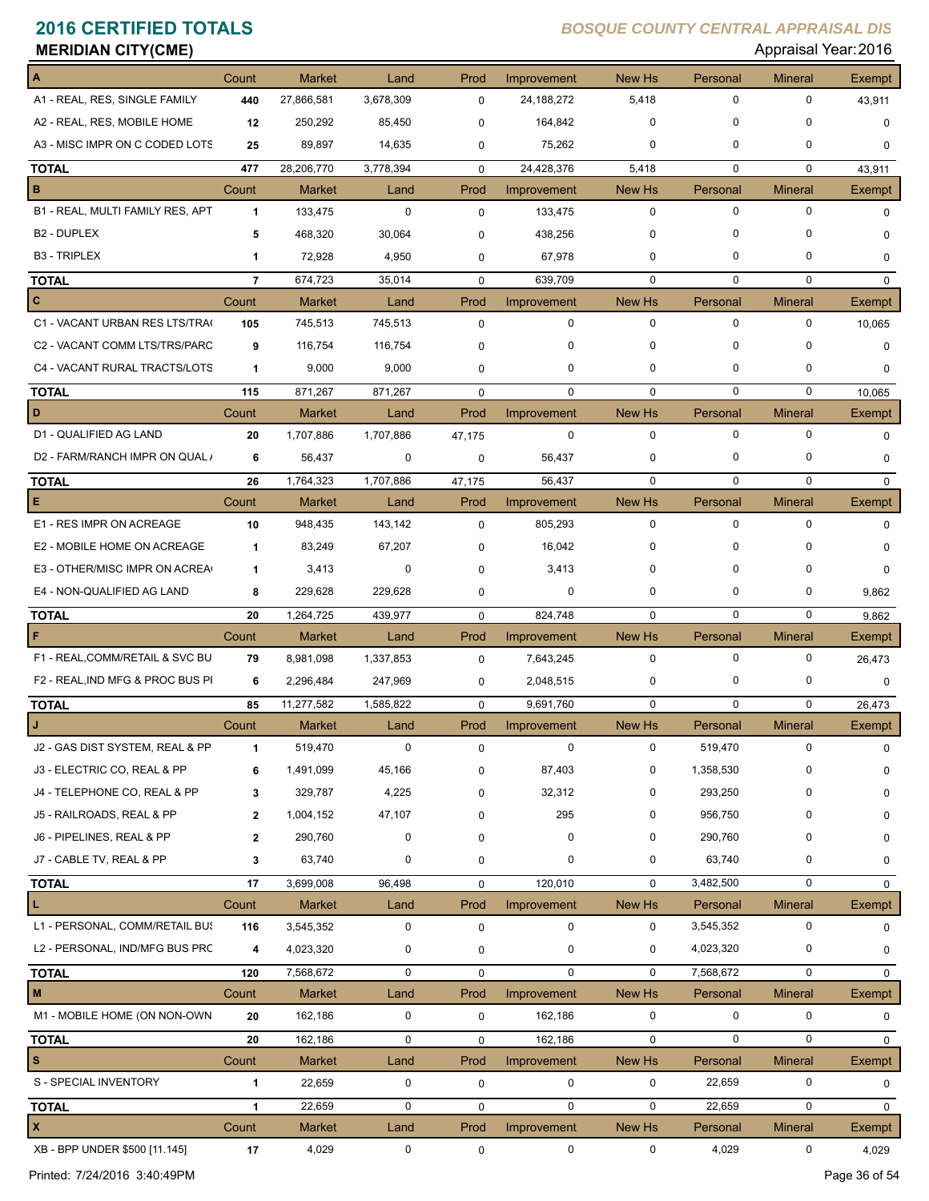# 2016 CERTIFIED TOTALS

**MERIDIAN CITY(CME)**

*BOSQUE COUNTY CENTRAL APPRAISAL DIS*

Appraisal Year: 2016

| A | Count | Market | Land | Prod | Improvement | New Hs | Personal | Mineral | Exempt |
|---|---|---|---|---|---|---|---|---|---|
| A1 - REAL, RES, SINGLE FAMILY | 440 | 27,866,581 | 3,678,309 | 0 | 24,188,272 | 5,418 | 0 | 0 | 43,911 |
| A2 - REAL, RES, MOBILE HOME | 12 | 250,292 | 85,450 | 0 | 164,842 | 0 | 0 | 0 | 0 |
| A3 - MISC IMPR ON C CODED LOTS | 25 | 89,897 | 14,635 | 0 | 75,262 | 0 | 0 | 0 | 0 |
| **TOTAL** | 477 | 28,206,770 | 3,778,394 | 0 | 24,428,376 | 5,418 | 0 | 0 | 43,911 |

| B | Count | Market | Land | Prod | Improvement | New Hs | Personal | Mineral | Exempt |
|---|---|---|---|---|---|---|---|---|---|
| B1 - REAL, MULTI FAMILY RES, APT | 1 | 133,475 | 0 | 0 | 133,475 | 0 | 0 | 0 | 0 |
| B2 - DUPLEX | 5 | 468,320 | 30,064 | 0 | 438,256 | 0 | 0 | 0 | 0 |
| B3 - TRIPLEX | 1 | 72,928 | 4,950 | 0 | 67,978 | 0 | 0 | 0 | 0 |
| **TOTAL** | 7 | 674,723 | 35,014 | 0 | 639,709 | 0 | 0 | 0 | 0 |

| C | Count | Market | Land | Prod | Improvement | New Hs | Personal | Mineral | Exempt |
|---|---|---|---|---|---|---|---|---|---|
| C1 - VACANT URBAN RES LTS/TRA( | 105 | 745,513 | 745,513 | 0 | 0 | 0 | 0 | 0 | 10,065 |
| C2 - VACANT COMM LTS/TRS/PARC | 9 | 116,754 | 116,754 | 0 | 0 | 0 | 0 | 0 | 0 |
| C4 - VACANT RURAL TRACTS/LOTS | 1 | 9,000 | 9,000 | 0 | 0 | 0 | 0 | 0 | 0 |
| **TOTAL** | 115 | 871,267 | 871,267 | 0 | 0 | 0 | 0 | 0 | 10,065 |

| D | Count | Market | Land | Prod | Improvement | New Hs | Personal | Mineral | Exempt |
|---|---|---|---|---|---|---|---|---|---|
| D1 - QUALIFIED AG LAND | 20 | 1,707,886 | 1,707,886 | 47,175 | 0 | 0 | 0 | 0 | 0 |
| D2 - FARM/RANCH IMPR ON QUAL / | 6 | 56,437 | 0 | 0 | 56,437 | 0 | 0 | 0 | 0 |
| **TOTAL** | 26 | 1,764,323 | 1,707,886 | 47,175 | 56,437 | 0 | 0 | 0 | 0 |

| E | Count | Market | Land | Prod | Improvement | New Hs | Personal | Mineral | Exempt |
|---|---|---|---|---|---|---|---|---|---|
| E1 - RES IMPR ON ACREAGE | 10 | 948,435 | 143,142 | 0 | 805,293 | 0 | 0 | 0 | 0 |
| E2 - MOBILE HOME ON ACREAGE | 1 | 83,249 | 67,207 | 0 | 16,042 | 0 | 0 | 0 | 0 |
| E3 - OTHER/MISC IMPR ON ACREA( | 1 | 3,413 | 0 | 0 | 3,413 | 0 | 0 | 0 | 0 |
| E4 - NON-QUALIFIED AG LAND | 8 | 229,628 | 229,628 | 0 | 0 | 0 | 0 | 0 | 9,862 |
| **TOTAL** | 20 | 1,264,725 | 439,977 | 0 | 824,748 | 0 | 0 | 0 | 9,862 |

| F | Count | Market | Land | Prod | Improvement | New Hs | Personal | Mineral | Exempt |
|---|---|---|---|---|---|---|---|---|---|
| F1 - REAL,COMM/RETAIL & SVC BU | 79 | 8,981,098 | 1,337,853 | 0 | 7,643,245 | 0 | 0 | 0 | 26,473 |
| F2 - REAL,IND MFG & PROC BUS PI | 6 | 2,296,484 | 247,969 | 0 | 2,048,515 | 0 | 0 | 0 | 0 |
| **TOTAL** | 85 | 11,277,582 | 1,585,822 | 0 | 9,691,760 | 0 | 0 | 0 | 26,473 |

| J | Count | Market | Land | Prod | Improvement | New Hs | Personal | Mineral | Exempt |
|---|---|---|---|---|---|---|---|---|---|
| J2 - GAS DIST SYSTEM, REAL & PP | 1 | 519,470 | 0 | 0 | 0 | 0 | 519,470 | 0 | 0 |
| J3 - ELECTRIC CO, REAL & PP | 6 | 1,491,099 | 45,166 | 0 | 87,403 | 0 | 1,358,530 | 0 | 0 |
| J4 - TELEPHONE CO, REAL & PP | 3 | 329,787 | 4,225 | 0 | 32,312 | 0 | 293,250 | 0 | 0 |
| J5 - RAILROADS, REAL & PP | 2 | 1,004,152 | 47,107 | 0 | 295 | 0 | 956,750 | 0 | 0 |
| J6 - PIPELINES, REAL & PP | 2 | 290,760 | 0 | 0 | 0 | 0 | 290,760 | 0 | 0 |
| J7 - CABLE TV, REAL & PP | 3 | 63,740 | 0 | 0 | 0 | 0 | 63,740 | 0 | 0 |
| **TOTAL** | 17 | 3,699,008 | 96,498 | 0 | 120,010 | 0 | 3,482,500 | 0 | 0 |

| L | Count | Market | Land | Prod | Improvement | New Hs | Personal | Mineral | Exempt |
|---|---|---|---|---|---|---|---|---|---|
| L1 - PERSONAL, COMM/RETAIL BUS | 116 | 3,545,352 | 0 | 0 | 0 | 0 | 3,545,352 | 0 | 0 |
| L2 - PERSONAL, IND/MFG BUS PRC | 4 | 4,023,320 | 0 | 0 | 0 | 0 | 4,023,320 | 0 | 0 |
| **TOTAL** | 120 | 7,568,672 | 0 | 0 | 0 | 0 | 7,568,672 | 0 | 0 |

| M | Count | Market | Land | Prod | Improvement | New Hs | Personal | Mineral | Exempt |
|---|---|---|---|---|---|---|---|---|---|
| M1 - MOBILE HOME (ON NON-OWN | 20 | 162,186 | 0 | 0 | 162,186 | 0 | 0 | 0 | 0 |
| **TOTAL** | 20 | 162,186 | 0 | 0 | 162,186 | 0 | 0 | 0 | 0 |

| S | Count | Market | Land | Prod | Improvement | New Hs | Personal | Mineral | Exempt |
|---|---|---|---|---|---|---|---|---|---|
| S - SPECIAL INVENTORY | 1 | 22,659 | 0 | 0 | 0 | 0 | 22,659 | 0 | 0 |
| **TOTAL** | 1 | 22,659 | 0 | 0 | 0 | 0 | 22,659 | 0 | 0 |

| X | Count | Market | Land | Prod | Improvement | New Hs | Personal | Mineral | Exempt |
|---|---|---|---|---|---|---|---|---|---|
| XB - BPP UNDER $500 [11.145] | 17 | 4,029 | 0 | 0 | 0 | 0 | 4,029 | 0 | 4,029 |

Printed: 7/24/2016 3:40:49PM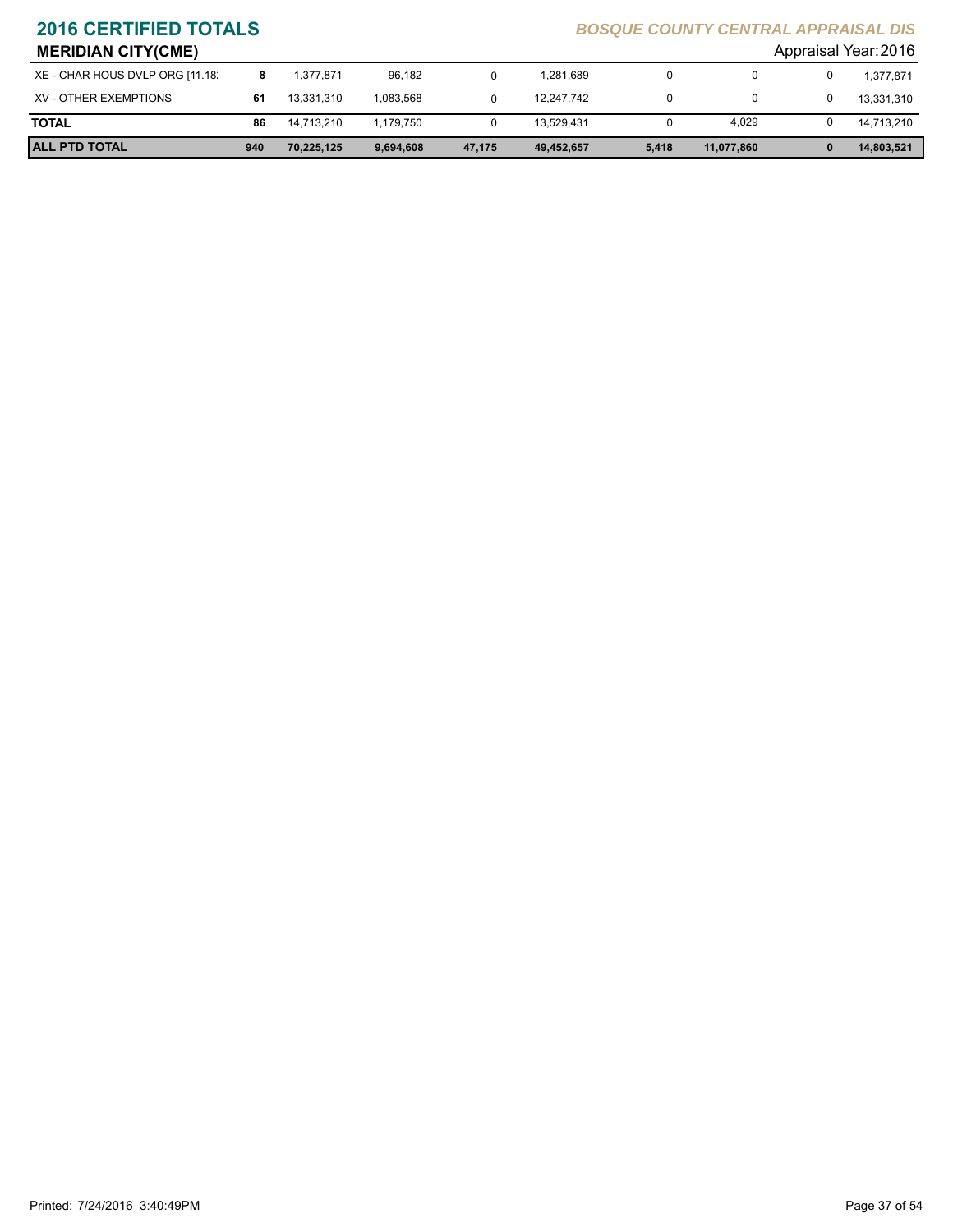# 2016 CERTIFIED TOTALS

*BOSQUE COUNTY CENTRAL APPRAISAL DIS*

## MERIDIAN CITY(CME)

Appraisal Year: 2016

| | | | | | | | | | |
|---|---|---|---|---|---|---|---|---|---|
| XE - CHAR HOUS DVLP ORG [11.18: | 8 | 1,377,871 | 96,182 | 0 | 1,281,689 | 0 | 0 | 0 | 1,377,871 |
| XV - OTHER EXEMPTIONS | 61 | 13,331,310 | 1,083,568 | 0 | 12,247,742 | 0 | 0 | 0 | 13,331,310 |
| **TOTAL** | **86** | 14,713,210 | 1,179,750 | 0 | 13,529,431 | 0 | 4,029 | 0 | 14,713,210 |
| **ALL PTD TOTAL** | **940** | **70,225,125** | **9,694,608** | **47,175** | **49,452,657** | **5,418** | **11,077,860** | **0** | **14,803,521** |

Printed: 7/24/2016 3:40:49PM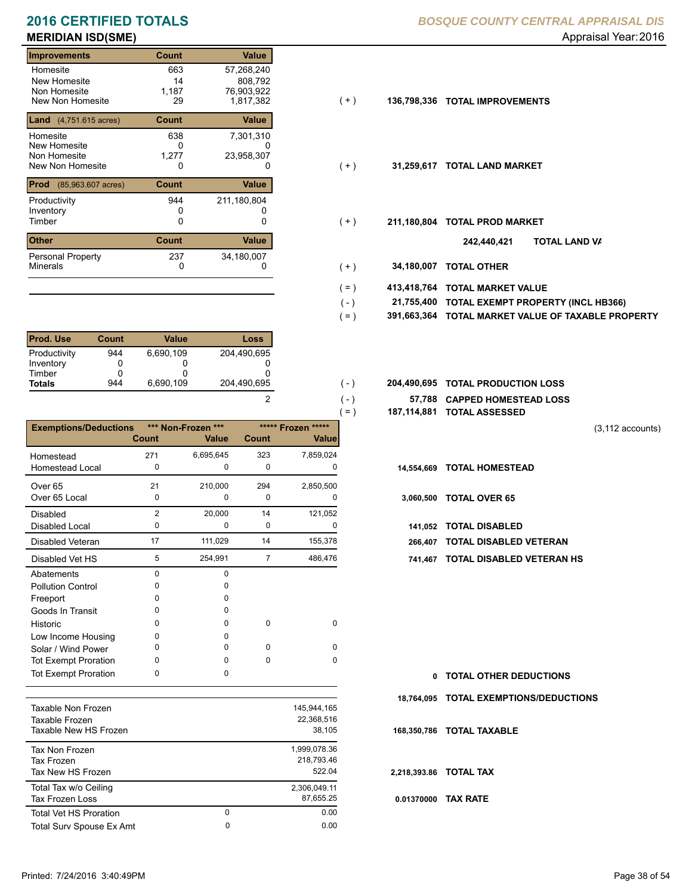# 2016 CERTIFIED TOTALS

**BOSQUE COUNTY CENTRAL APPRAISAL DIS**

## MERIDIAN ISD(SME)

Appraisal Year: 2016

| Improvements | Count | Value |
|---|---|---|
| Homesite | 663 | 57,268,240 |
| New Homesite | 14 | 808,792 |
| Non Homesite | 1,187 | 76,903,922 |
| New Non Homesite | 29 | 1,817,382 |

( + ) 136,798,336 **TOTAL IMPROVEMENTS**

| Land (4,751.615 acres) | Count | Value |
|---|---|---|
| Homesite | 638 | 7,301,310 |
| New Homesite | 0 | 0 |
| Non Homesite | 1,277 | 23,958,307 |
| New Non Homesite | 0 | 0 |

( + ) 31,259,617 **TOTAL LAND MARKET**

| Prod (85,963.607 acres) | Count | Value |
|---|---|---|
| Productivity | 944 | 211,180,804 |
| Inventory | 0 | 0 |
| Timber | 0 | 0 |

( + ) 211,180,804 **TOTAL PROD MARKET**

242,440,421 **TOTAL LAND VA**

| Other | Count | Value |
|---|---|---|
| Personal Property | 237 | 34,180,007 |
| Minerals | 0 | 0 |

( + ) 34,180,007 **TOTAL OTHER**

( = ) 413,418,764 **TOTAL MARKET VALUE**

( - ) 21,755,400 **TOTAL EXEMPT PROPERTY (INCL HB366)**

( = ) 391,663,364 **TOTAL MARKET VALUE OF TAXABLE PROPERTY**

| Prod. Use | Count | Value | Loss |
|---|---|---|---|
| Productivity | 944 | 6,690,109 | 204,490,695 |
| Inventory | 0 | 0 | 0 |
| Timber | 0 | 0 | 0 |
| **Totals** | 944 | 6,690,109 | 204,490,695 |
| | | | 2 |

( - ) 204,490,695 **TOTAL PRODUCTION LOSS**

( - ) 57,788 **CAPPED HOMESTEAD LOSS**

( = ) 187,114,881 **TOTAL ASSESSED**

(3,112 accounts)

| Exemptions/Deductions | *** Non-Frozen *** Count | Value | ***** Frozen ***** Count | Value | Total | |
|---|---|---|---|---|---|---|
| Homestead | 271 | 6,695,645 | 323 | 7,859,024 | | |
| Homestead Local | 0 | 0 | 0 | 0 | 14,554,669 | TOTAL HOMESTEAD |
| Over 65 | 21 | 210,000 | 294 | 2,850,500 | | |
| Over 65 Local | 0 | 0 | 0 | 0 | 3,060,500 | TOTAL OVER 65 |
| Disabled | 2 | 20,000 | 14 | 121,052 | | |
| Disabled Local | 0 | 0 | 0 | 0 | 141,052 | TOTAL DISABLED |
| Disabled Veteran | 17 | 111,029 | 14 | 155,378 | 266,407 | TOTAL DISABLED VETERAN |
| Disabled Vet HS | 5 | 254,991 | 7 | 486,476 | 741,467 | TOTAL DISABLED VETERAN HS |
| Abatements | 0 | 0 | | | | |
| Pollution Control | 0 | 0 | | | | |
| Freeport | 0 | 0 | | | | |
| Goods In Transit | 0 | 0 | | | | |
| Historic | 0 | 0 | 0 | 0 | | |
| Low Income Housing | 0 | 0 | | | | |
| Solar / Wind Power | 0 | 0 | 0 | 0 | | |
| Tot Exempt Proration | 0 | 0 | 0 | 0 | | |
| Tot Exempt Proration | 0 | 0 | | | 0 | TOTAL OTHER DEDUCTIONS |

18,764,095 **TOTAL EXEMPTIONS/DEDUCTIONS**

| | | |
|---|---|---|
| Taxable Non Frozen | | 145,944,165 |
| Taxable Frozen | | 22,368,516 |
| Taxable New HS Frozen | | 38,105 |

168,350,786 **TOTAL TAXABLE**

| | | |
|---|---|---|
| Tax Non Frozen | | 1,999,078.36 |
| Tax Frozen | | 218,793.46 |
| Tax New HS Frozen | | 522.04 |

2,218,393.86 **TOTAL TAX**

| | | |
|---|---|---|
| Total Tax w/o Ceiling | | 2,306,049.11 |
| Tax Frozen Loss | | 87,655.25 |

0.01370000 **TAX RATE**

| | | |
|---|---|---|
| Total Vet HS Proration | 0 | 0.00 |
| Total Surv Spouse Ex Amt | 0 | 0.00 |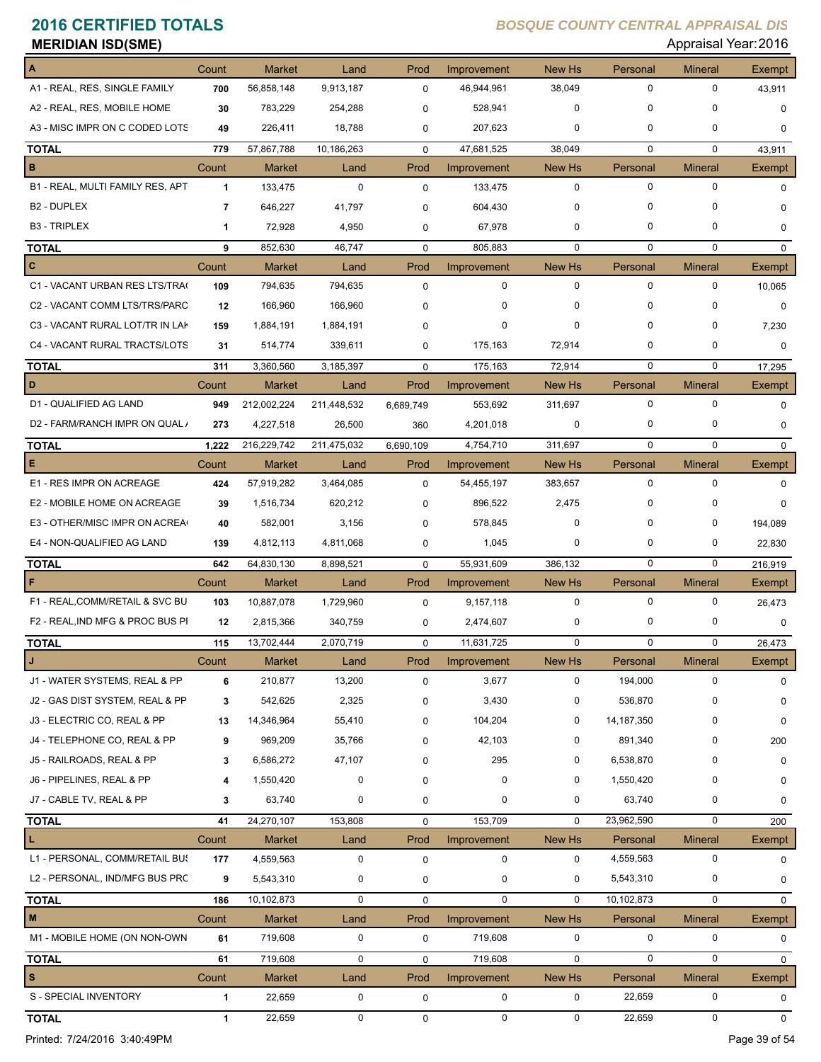# 2016 CERTIFIED TOTALS

*BOSQUE COUNTY CENTRAL APPRAISAL DIS*

**MERIDIAN ISD(SME)**

Appraisal Year: 2016

| A | Count | Market | Land | Prod | Improvement | New Hs | Personal | Mineral | Exempt |
|---|---|---|---|---|---|---|---|---|---|
| A1 - REAL, RES, SINGLE FAMILY | 700 | 56,858,148 | 9,913,187 | 0 | 46,944,961 | 38,049 | 0 | 0 | 43,911 |
| A2 - REAL, RES, MOBILE HOME | 30 | 783,229 | 254,288 | 0 | 528,941 | 0 | 0 | 0 | 0 |
| A3 - MISC IMPR ON C CODED LOTS | 49 | 226,411 | 18,788 | 0 | 207,623 | 0 | 0 | 0 | 0 |
| **TOTAL** | 779 | 57,867,788 | 10,186,263 | 0 | 47,681,525 | 38,049 | 0 | 0 | 43,911 |

| B | Count | Market | Land | Prod | Improvement | New Hs | Personal | Mineral | Exempt |
|---|---|---|---|---|---|---|---|---|---|
| B1 - REAL, MULTI FAMILY RES, APT | 1 | 133,475 | 0 | 0 | 133,475 | 0 | 0 | 0 | 0 |
| B2 - DUPLEX | 7 | 646,227 | 41,797 | 0 | 604,430 | 0 | 0 | 0 | 0 |
| B3 - TRIPLEX | 1 | 72,928 | 4,950 | 0 | 67,978 | 0 | 0 | 0 | 0 |
| **TOTAL** | 9 | 852,630 | 46,747 | 0 | 805,883 | 0 | 0 | 0 | 0 |

| C | Count | Market | Land | Prod | Improvement | New Hs | Personal | Mineral | Exempt |
|---|---|---|---|---|---|---|---|---|---|
| C1 - VACANT URBAN RES LTS/TRA | 109 | 794,635 | 794,635 | 0 | 0 | 0 | 0 | 0 | 10,065 |
| C2 - VACANT COMM LTS/TRS/PARC | 12 | 166,960 | 166,960 | 0 | 0 | 0 | 0 | 0 | 0 |
| C3 - VACANT RURAL LOT/TR IN LAK | 159 | 1,884,191 | 1,884,191 | 0 | 0 | 0 | 0 | 0 | 7,230 |
| C4 - VACANT RURAL TRACTS/LOTS | 31 | 514,774 | 339,611 | 0 | 175,163 | 72,914 | 0 | 0 | 0 |
| **TOTAL** | 311 | 3,360,560 | 3,185,397 | 0 | 175,163 | 72,914 | 0 | 0 | 17,295 |

| D | Count | Market | Land | Prod | Improvement | New Hs | Personal | Mineral | Exempt |
|---|---|---|---|---|---|---|---|---|---|
| D1 - QUALIFIED AG LAND | 949 | 212,002,224 | 211,448,532 | 6,689,749 | 553,692 | 311,697 | 0 | 0 | 0 |
| D2 - FARM/RANCH IMPR ON QUAL A | 273 | 4,227,518 | 26,500 | 360 | 4,201,018 | 0 | 0 | 0 | 0 |
| **TOTAL** | 1,222 | 216,229,742 | 211,475,032 | 6,690,109 | 4,754,710 | 311,697 | 0 | 0 | 0 |

| E | Count | Market | Land | Prod | Improvement | New Hs | Personal | Mineral | Exempt |
|---|---|---|---|---|---|---|---|---|---|
| E1 - RES IMPR ON ACREAGE | 424 | 57,919,282 | 3,464,085 | 0 | 54,455,197 | 383,657 | 0 | 0 | 0 |
| E2 - MOBILE HOME ON ACREAGE | 39 | 1,516,734 | 620,212 | 0 | 896,522 | 2,475 | 0 | 0 | 0 |
| E3 - OTHER/MISC IMPR ON ACREA | 40 | 582,001 | 3,156 | 0 | 578,845 | 0 | 0 | 0 | 194,089 |
| E4 - NON-QUALIFIED AG LAND | 139 | 4,812,113 | 4,811,068 | 0 | 1,045 | 0 | 0 | 0 | 22,830 |
| **TOTAL** | 642 | 64,830,130 | 8,898,521 | 0 | 55,931,609 | 386,132 | 0 | 0 | 216,919 |

| F | Count | Market | Land | Prod | Improvement | New Hs | Personal | Mineral | Exempt |
|---|---|---|---|---|---|---|---|---|---|
| F1 - REAL,COMM/RETAIL & SVC BU | 103 | 10,887,078 | 1,729,960 | 0 | 9,157,118 | 0 | 0 | 0 | 26,473 |
| F2 - REAL,IND MFG & PROC BUS PI | 12 | 2,815,366 | 340,759 | 0 | 2,474,607 | 0 | 0 | 0 | 0 |
| **TOTAL** | 115 | 13,702,444 | 2,070,719 | 0 | 11,631,725 | 0 | 0 | 0 | 26,473 |

| J | Count | Market | Land | Prod | Improvement | New Hs | Personal | Mineral | Exempt |
|---|---|---|---|---|---|---|---|---|---|
| J1 - WATER SYSTEMS, REAL & PP | 6 | 210,877 | 13,200 | 0 | 3,677 | 0 | 194,000 | 0 | 0 |
| J2 - GAS DIST SYSTEM, REAL & PP | 3 | 542,625 | 2,325 | 0 | 3,430 | 0 | 536,870 | 0 | 0 |
| J3 - ELECTRIC CO, REAL & PP | 13 | 14,346,964 | 55,410 | 0 | 104,204 | 0 | 14,187,350 | 0 | 0 |
| J4 - TELEPHONE CO, REAL & PP | 9 | 969,209 | 35,766 | 0 | 42,103 | 0 | 891,340 | 0 | 200 |
| J5 - RAILROADS, REAL & PP | 3 | 6,586,272 | 47,107 | 0 | 295 | 0 | 6,538,870 | 0 | 0 |
| J6 - PIPELINES, REAL & PP | 4 | 1,550,420 | 0 | 0 | 0 | 0 | 1,550,420 | 0 | 0 |
| J7 - CABLE TV, REAL & PP | 3 | 63,740 | 0 | 0 | 0 | 0 | 63,740 | 0 | 0 |
| **TOTAL** | 41 | 24,270,107 | 153,808 | 0 | 153,709 | 0 | 23,962,590 | 0 | 200 |

| L | Count | Market | Land | Prod | Improvement | New Hs | Personal | Mineral | Exempt |
|---|---|---|---|---|---|---|---|---|---|
| L1 - PERSONAL, COMM/RETAIL BUS | 177 | 4,559,563 | 0 | 0 | 0 | 0 | 4,559,563 | 0 | 0 |
| L2 - PERSONAL, IND/MFG BUS PRC | 9 | 5,543,310 | 0 | 0 | 0 | 0 | 5,543,310 | 0 | 0 |
| **TOTAL** | 186 | 10,102,873 | 0 | 0 | 0 | 0 | 10,102,873 | 0 | 0 |

| M | Count | Market | Land | Prod | Improvement | New Hs | Personal | Mineral | Exempt |
|---|---|---|---|---|---|---|---|---|---|
| M1 - MOBILE HOME (ON NON-OWN | 61 | 719,608 | 0 | 0 | 719,608 | 0 | 0 | 0 | 0 |
| **TOTAL** | 61 | 719,608 | 0 | 0 | 719,608 | 0 | 0 | 0 | 0 |

| S | Count | Market | Land | Prod | Improvement | New Hs | Personal | Mineral | Exempt |
|---|---|---|---|---|---|---|---|---|---|
| S - SPECIAL INVENTORY | 1 | 22,659 | 0 | 0 | 0 | 0 | 22,659 | 0 | 0 |
| **TOTAL** | 1 | 22,659 | 0 | 0 | 0 | 0 | 22,659 | 0 | 0 |

Printed: 7/24/2016 3:40:49PM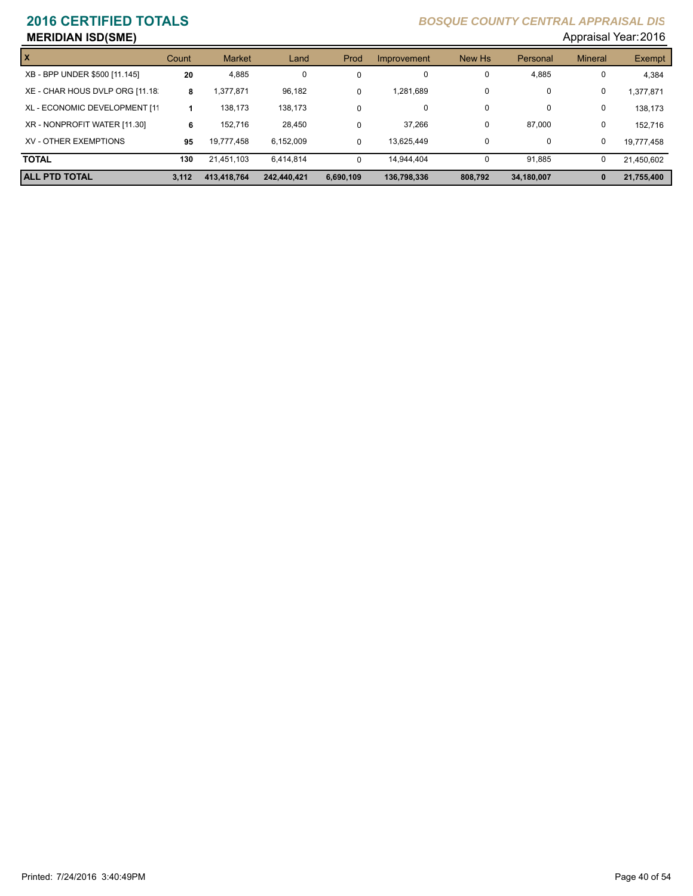# 2016 CERTIFIED TOTALS

## MERIDIAN ISD(SME)

*BOSQUE COUNTY CENTRAL APPRAISAL DIS*

Appraisal Year: 2016

| X | Count | Market | Land | Prod | Improvement | New Hs | Personal | Mineral | Exempt |
|---|---|---|---|---|---|---|---|---|---|
| XB - BPP UNDER $500 [11.145] | **20** | 4,885 | 0 | 0 | 0 | 0 | 4,885 | 0 | 4,384 |
| XE - CHAR HOUS DVLP ORG [11.18 | **8** | 1,377,871 | 96,182 | 0 | 1,281,689 | 0 | 0 | 0 | 1,377,871 |
| XL - ECONOMIC DEVELOPMENT [11 | **1** | 138,173 | 138,173 | 0 | 0 | 0 | 0 | 0 | 138,173 |
| XR - NONPROFIT WATER [11.30] | **6** | 152,716 | 28,450 | 0 | 37,266 | 0 | 87,000 | 0 | 152,716 |
| XV - OTHER EXEMPTIONS | **95** | 19,777,458 | 6,152,009 | 0 | 13,625,449 | 0 | 0 | 0 | 19,777,458 |
| **TOTAL** | **130** | 21,451,103 | 6,414,814 | 0 | 14,944,404 | 0 | 91,885 | 0 | 21,450,602 |
| **ALL PTD TOTAL** | **3,112** | **413,418,764** | **242,440,421** | **6,690,109** | **136,798,336** | **808,792** | **34,180,007** | **0** | **21,755,400** |

Printed: 7/24/2016 3:40:49PM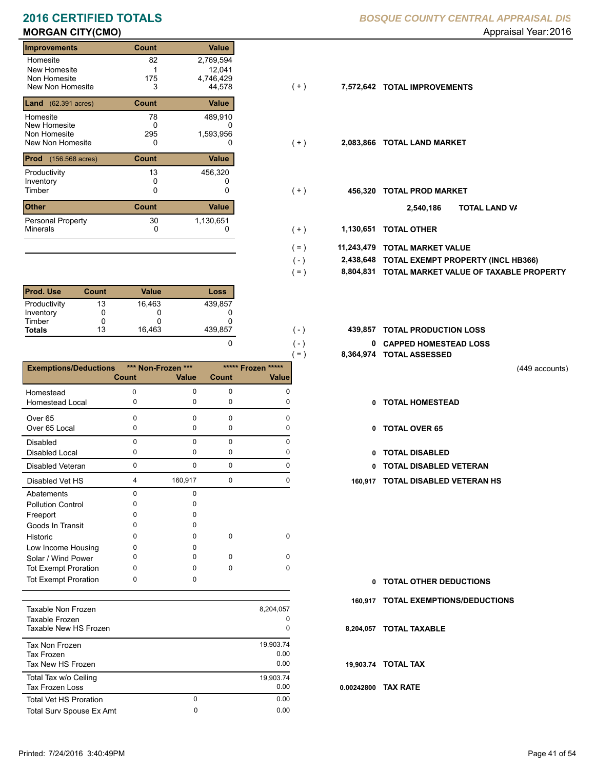# 2016 CERTIFIED TOTALS

**BOSQUE COUNTY CENTRAL APPRAISAL DIS**

## MORGAN CITY(CMO)

Appraisal Year: 2016

| Improvements | Count | Value |  |  |  |
|---|---|---|---|---|---|
| Homesite | 82 | 2,769,594 |  |  |  |
| New Homesite | 1 | 12,041 |  |  |  |
| Non Homesite | 175 | 4,746,429 |  |  |  |
| New Non Homesite | 3 | 44,578 | ( + ) | 7,572,642 | TOTAL IMPROVEMENTS |

| Land (62.391 acres) | Count | Value |  |  |  |
|---|---|---|---|---|---|
| Homesite | 78 | 489,910 |  |  |  |
| New Homesite | 0 | 0 |  |  |  |
| Non Homesite | 295 | 1,593,956 |  |  |  |
| New Non Homesite | 0 | 0 | ( + ) | 2,083,866 | TOTAL LAND MARKET |

| Prod (156.568 acres) | Count | Value |  |  |  |
|---|---|---|---|---|---|
| Productivity | 13 | 456,320 |  |  |  |
| Inventory | 0 | 0 |  |  |  |
| Timber | 0 | 0 | ( + ) | 456,320 | TOTAL PROD MARKET |
|  |  |  |  | 2,540,186 | TOTAL LAND VA |

| Other | Count | Value |  |  |  |
|---|---|---|---|---|---|
| Personal Property | 30 | 1,130,651 |  |  |  |
| Minerals | 0 | 0 | ( + ) | 1,130,651 | TOTAL OTHER |

| | | |
|---|---|---|
| ( = ) | 11,243,479 | TOTAL MARKET VALUE |
| ( - ) | 2,438,648 | TOTAL EXEMPT PROPERTY (INCL HB366) |
| ( = ) | 8,804,831 | TOTAL MARKET VALUE OF TAXABLE PROPERTY |

| Prod. Use | Count | Value | Loss |  |  |  |
|---|---|---|---|---|---|---|
| Productivity | 13 | 16,463 | 439,857 |  |  |  |
| Inventory | 0 | 0 | 0 |  |  |  |
| Timber | 0 | 0 | 0 |  |  |  |
| **Totals** | 13 | 16,463 | 439,857 | ( - ) | 439,857 | TOTAL PRODUCTION LOSS |
|  |  |  | 0 | ( - ) | 0 | CAPPED HOMESTEAD LOSS |
|  |  |  |  | ( = ) | 8,364,974 | TOTAL ASSESSED |

(449 accounts)

| Exemptions/Deductions | Non-Frozen Count | Non-Frozen Value | Frozen Count | Frozen Value |  |  |
|---|---|---|---|---|---|---|
| Homestead | 0 | 0 | 0 | 0 |  |  |
| Homestead Local | 0 | 0 | 0 | 0 | 0 | TOTAL HOMESTEAD |
| Over 65 | 0 | 0 | 0 | 0 |  |  |
| Over 65 Local | 0 | 0 | 0 | 0 | 0 | TOTAL OVER 65 |
| Disabled | 0 | 0 | 0 | 0 |  |  |
| Disabled Local | 0 | 0 | 0 | 0 | 0 | TOTAL DISABLED |
| Disabled Veteran | 0 | 0 | 0 | 0 | 0 | TOTAL DISABLED VETERAN |
| Disabled Vet HS | 4 | 160,917 | 0 | 0 | 160,917 | TOTAL DISABLED VETERAN HS |
| Abatements | 0 | 0 |  |  |  |  |
| Pollution Control | 0 | 0 |  |  |  |  |
| Freeport | 0 | 0 |  |  |  |  |
| Goods In Transit | 0 | 0 |  |  |  |  |
| Historic | 0 | 0 | 0 | 0 |  |  |
| Low Income Housing | 0 | 0 |  |  |  |  |
| Solar / Wind Power | 0 | 0 | 0 | 0 |  |  |
| Tot Exempt Proration | 0 | 0 | 0 | 0 |  |  |
| Tot Exempt Proration | 0 | 0 |  |  | 0 | TOTAL OTHER DEDUCTIONS |
|  |  |  |  |  | 160,917 | TOTAL EXEMPTIONS/DEDUCTIONS |

| | | | | |
|---|---|---|---|---|
| Taxable Non Frozen | | 8,204,057 | | |
| Taxable Frozen | | 0 | | |
| Taxable New HS Frozen | | 0 | 8,204,057 | TOTAL TAXABLE |
| Tax Non Frozen | | 19,903.74 | | |
| Tax Frozen | | 0.00 | | |
| Tax New HS Frozen | | 0.00 | 19,903.74 | TOTAL TAX |
| Total Tax w/o Ceiling | | 19,903.74 | | |
| Tax Frozen Loss | | 0.00 | 0.00242800 | TAX RATE |
| Total Vet HS Proration | 0 | 0.00 | | |
| Total Surv Spouse Ex Amt | 0 | 0.00 | | |

Printed: 7/24/2016 3:40:49PM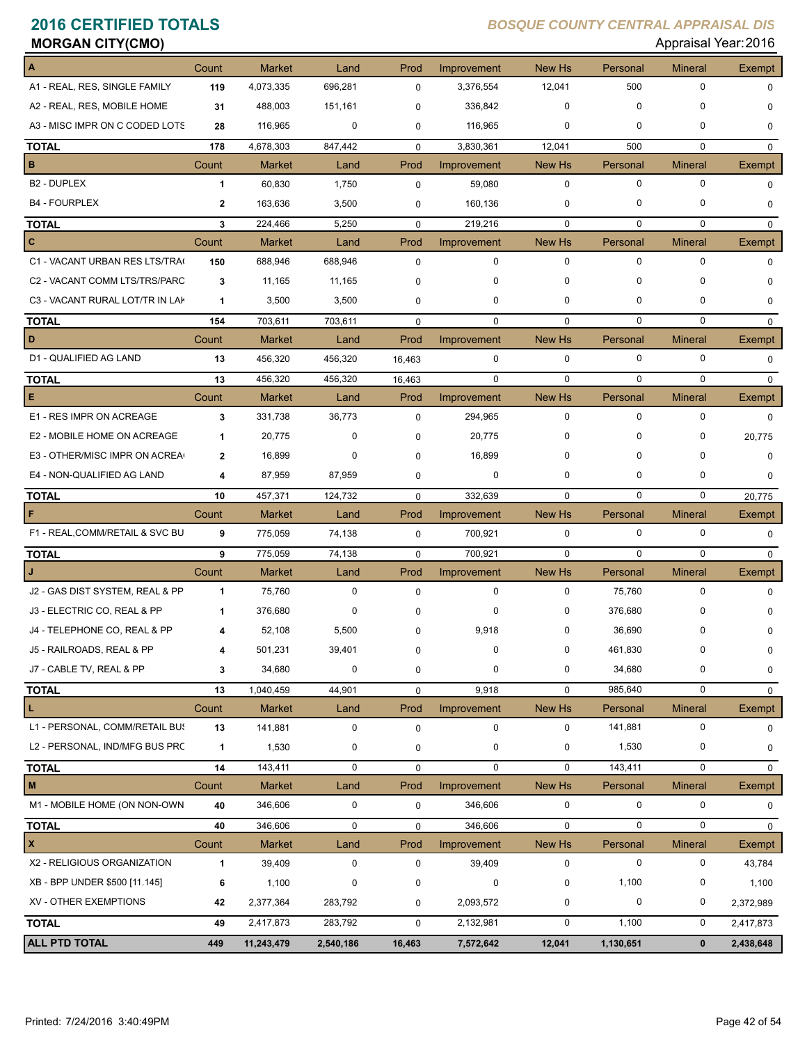# 2016 CERTIFIED TOTALS

*BOSQUE COUNTY CENTRAL APPRAISAL DIS*

**MORGAN CITY(CMO)**

Appraisal Year: 2016

| A | Count | Market | Land | Prod | Improvement | New Hs | Personal | Mineral | Exempt |
|---|---|---|---|---|---|---|---|---|---|
| A1 - REAL, RES, SINGLE FAMILY | 119 | 4,073,335 | 696,281 | 0 | 3,376,554 | 12,041 | 500 | 0 | 0 |
| A2 - REAL, RES, MOBILE HOME | 31 | 488,003 | 151,161 | 0 | 336,842 | 0 | 0 | 0 | 0 |
| A3 - MISC IMPR ON C CODED LOTS | 28 | 116,965 | 0 | 0 | 116,965 | 0 | 0 | 0 | 0 |
| **TOTAL** | 178 | 4,678,303 | 847,442 | 0 | 3,830,361 | 12,041 | 500 | 0 | 0 |
| **B** | Count | Market | Land | Prod | Improvement | New Hs | Personal | Mineral | Exempt |
| B2 - DUPLEX | 1 | 60,830 | 1,750 | 0 | 59,080 | 0 | 0 | 0 | 0 |
| B4 - FOURPLEX | 2 | 163,636 | 3,500 | 0 | 160,136 | 0 | 0 | 0 | 0 |
| **TOTAL** | 3 | 224,466 | 5,250 | 0 | 219,216 | 0 | 0 | 0 | 0 |
| **C** | Count | Market | Land | Prod | Improvement | New Hs | Personal | Mineral | Exempt |
| C1 - VACANT URBAN RES LTS/TRA | 150 | 688,946 | 688,946 | 0 | 0 | 0 | 0 | 0 | 0 |
| C2 - VACANT COMM LTS/TRS/PARC | 3 | 11,165 | 11,165 | 0 | 0 | 0 | 0 | 0 | 0 |
| C3 - VACANT RURAL LOT/TR IN LAK | 1 | 3,500 | 3,500 | 0 | 0 | 0 | 0 | 0 | 0 |
| **TOTAL** | 154 | 703,611 | 703,611 | 0 | 0 | 0 | 0 | 0 | 0 |
| **D** | Count | Market | Land | Prod | Improvement | New Hs | Personal | Mineral | Exempt |
| D1 - QUALIFIED AG LAND | 13 | 456,320 | 456,320 | 16,463 | 0 | 0 | 0 | 0 | 0 |
| **TOTAL** | 13 | 456,320 | 456,320 | 16,463 | 0 | 0 | 0 | 0 | 0 |
| **E** | Count | Market | Land | Prod | Improvement | New Hs | Personal | Mineral | Exempt |
| E1 - RES IMPR ON ACREAGE | 3 | 331,738 | 36,773 | 0 | 294,965 | 0 | 0 | 0 | 0 |
| E2 - MOBILE HOME ON ACREAGE | 1 | 20,775 | 0 | 0 | 20,775 | 0 | 0 | 0 | 20,775 |
| E3 - OTHER/MISC IMPR ON ACREA | 2 | 16,899 | 0 | 0 | 16,899 | 0 | 0 | 0 | 0 |
| E4 - NON-QUALIFIED AG LAND | 4 | 87,959 | 87,959 | 0 | 0 | 0 | 0 | 0 | 0 |
| **TOTAL** | 10 | 457,371 | 124,732 | 0 | 332,639 | 0 | 0 | 0 | 20,775 |
| **F** | Count | Market | Land | Prod | Improvement | New Hs | Personal | Mineral | Exempt |
| F1 - REAL,COMM/RETAIL & SVC BU | 9 | 775,059 | 74,138 | 0 | 700,921 | 0 | 0 | 0 | 0 |
| **TOTAL** | 9 | 775,059 | 74,138 | 0 | 700,921 | 0 | 0 | 0 | 0 |
| **J** | Count | Market | Land | Prod | Improvement | New Hs | Personal | Mineral | Exempt |
| J2 - GAS DIST SYSTEM, REAL & PP | 1 | 75,760 | 0 | 0 | 0 | 0 | 75,760 | 0 | 0 |
| J3 - ELECTRIC CO, REAL & PP | 1 | 376,680 | 0 | 0 | 0 | 0 | 376,680 | 0 | 0 |
| J4 - TELEPHONE CO, REAL & PP | 4 | 52,108 | 5,500 | 0 | 9,918 | 0 | 36,690 | 0 | 0 |
| J5 - RAILROADS, REAL & PP | 4 | 501,231 | 39,401 | 0 | 0 | 0 | 461,830 | 0 | 0 |
| J7 - CABLE TV, REAL & PP | 3 | 34,680 | 0 | 0 | 0 | 0 | 34,680 | 0 | 0 |
| **TOTAL** | 13 | 1,040,459 | 44,901 | 0 | 9,918 | 0 | 985,640 | 0 | 0 |
| **L** | Count | Market | Land | Prod | Improvement | New Hs | Personal | Mineral | Exempt |
| L1 - PERSONAL, COMM/RETAIL BUS | 13 | 141,881 | 0 | 0 | 0 | 0 | 141,881 | 0 | 0 |
| L2 - PERSONAL, IND/MFG BUS PRO | 1 | 1,530 | 0 | 0 | 0 | 0 | 1,530 | 0 | 0 |
| **TOTAL** | 14 | 143,411 | 0 | 0 | 0 | 0 | 143,411 | 0 | 0 |
| **M** | Count | Market | Land | Prod | Improvement | New Hs | Personal | Mineral | Exempt |
| M1 - MOBILE HOME (ON NON-OWN | 40 | 346,606 | 0 | 0 | 346,606 | 0 | 0 | 0 | 0 |
| **TOTAL** | 40 | 346,606 | 0 | 0 | 346,606 | 0 | 0 | 0 | 0 |
| **X** | Count | Market | Land | Prod | Improvement | New Hs | Personal | Mineral | Exempt |
| X2 - RELIGIOUS ORGANIZATION | 1 | 39,409 | 0 | 0 | 39,409 | 0 | 0 | 0 | 43,784 |
| XB - BPP UNDER $500 [11.145] | 6 | 1,100 | 0 | 0 | 0 | 0 | 1,100 | 0 | 1,100 |
| XV - OTHER EXEMPTIONS | 42 | 2,377,364 | 283,792 | 0 | 2,093,572 | 0 | 0 | 0 | 2,372,989 |
| **TOTAL** | 49 | 2,417,873 | 283,792 | 0 | 2,132,981 | 0 | 1,100 | 0 | 2,417,873 |
| **ALL PTD TOTAL** | **449** | **11,243,479** | **2,540,186** | **16,463** | **7,572,642** | **12,041** | **1,130,651** | **0** | **2,438,648** |

Printed: 7/24/2016 3:40:49PM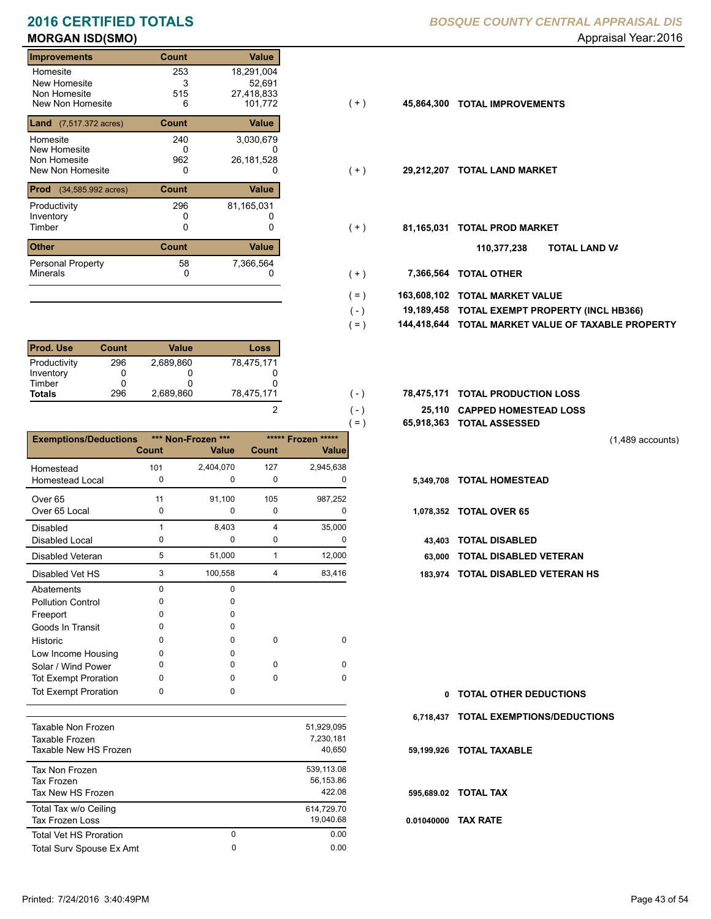# 2016 CERTIFIED TOTALS

**BOSQUE COUNTY CENTRAL APPRAISAL DIS**

## MORGAN ISD(SMO)

Appraisal Year: 2016

| Improvements | Count | Value |
|---|---|---|
| Homesite | 253 | 18,291,004 |
| New Homesite | 3 | 52,691 |
| Non Homesite | 515 | 27,418,833 |
| New Non Homesite | 6 | 101,772 |

( + ) **45,864,300 TOTAL IMPROVEMENTS**

| Land (7,517.372 acres) | Count | Value |
|---|---|---|
| Homesite | 240 | 3,030,679 |
| New Homesite | 0 | 0 |
| Non Homesite | 962 | 26,181,528 |
| New Non Homesite | 0 | 0 |

( + ) **29,212,207 TOTAL LAND MARKET**

| Prod (34,585.992 acres) | Count | Value |
|---|---|---|
| Productivity | 296 | 81,165,031 |
| Inventory | 0 | 0 |
| Timber | 0 | 0 |

( + ) **81,165,031 TOTAL PROD MARKET**

**110,377,238 TOTAL LAND VA**

| Other | Count | Value |
|---|---|---|
| Personal Property | 58 | 7,366,564 |
| Minerals | 0 | 0 |

( + ) **7,366,564 TOTAL OTHER**

| | | |
|---|---|---|
| ( = ) | 163,608,102 | **TOTAL MARKET VALUE** |
| ( - ) | 19,189,458 | **TOTAL EXEMPT PROPERTY (INCL HB366)** |
| ( = ) | 144,418,644 | **TOTAL MARKET VALUE OF TAXABLE PROPERTY** |

| Prod. Use | Count | Value | Loss |
|---|---|---|---|
| Productivity | 296 | 2,689,860 | 78,475,171 |
| Inventory | 0 | 0 | 0 |
| Timber | 0 | 0 | 0 |
| **Totals** | 296 | 2,689,860 | 78,475,171 |

| | | | |
|---|---|---|---|
| | ( - ) | 78,475,171 | **TOTAL PRODUCTION LOSS** |
| 2 | ( - ) | 25,110 | **CAPPED HOMESTEAD LOSS** |
| | ( = ) | 65,918,363 | **TOTAL ASSESSED** |

(1,489 accounts)

| Exemptions/Deductions | *** Non-Frozen *** Count | Value | ***** Frozen ***** Count | Value | Total | |
|---|---|---|---|---|---|---|
| Homestead | 101 | 2,404,070 | 127 | 2,945,638 | 5,349,708 | **TOTAL HOMESTEAD** |
| Homestead Local | 0 | 0 | 0 | 0 | | |
| Over 65 | 11 | 91,100 | 105 | 987,252 | 1,078,352 | **TOTAL OVER 65** |
| Over 65 Local | 0 | 0 | 0 | 0 | | |
| Disabled | 1 | 8,403 | 4 | 35,000 | 43,403 | **TOTAL DISABLED** |
| Disabled Local | 0 | 0 | 0 | 0 | | |
| Disabled Veteran | 5 | 51,000 | 1 | 12,000 | 63,000 | **TOTAL DISABLED VETERAN** |
| Disabled Vet HS | 3 | 100,558 | 4 | 83,416 | 183,974 | **TOTAL DISABLED VETERAN HS** |
| Abatements | 0 | 0 | | | | |
| Pollution Control | 0 | 0 | | | | |
| Freeport | 0 | 0 | | | | |
| Goods In Transit | 0 | 0 | | | | |
| Historic | 0 | 0 | 0 | 0 | | |
| Low Income Housing | 0 | 0 | | | | |
| Solar / Wind Power | 0 | 0 | 0 | 0 | | |
| Tot Exempt Proration | 0 | 0 | 0 | 0 | | |
| Tot Exempt Proration | 0 | 0 | | | 0 | **TOTAL OTHER DEDUCTIONS** |

**6,718,437 TOTAL EXEMPTIONS/DEDUCTIONS**

| | | |
|---|---|---|
| Taxable Non Frozen | | 51,929,095 |
| Taxable Frozen | | 7,230,181 |
| Taxable New HS Frozen | | 40,650 |

**59,199,926 TOTAL TAXABLE**

| | | |
|---|---|---|
| Tax Non Frozen | | 539,113.08 |
| Tax Frozen | | 56,153.86 |
| Tax New HS Frozen | | 422.08 |

**595,689.02 TOTAL TAX**

| | | |
|---|---|---|
| Total Tax w/o Ceiling | | 614,729.70 |
| Tax Frozen Loss | | 19,040.68 |

**0.01040000 TAX RATE**

| | | |
|---|---|---|
| Total Vet HS Proration | 0 | 0.00 |
| Total Surv Spouse Ex Amt | 0 | 0.00 |

Printed: 7/24/2016 3:40:49PM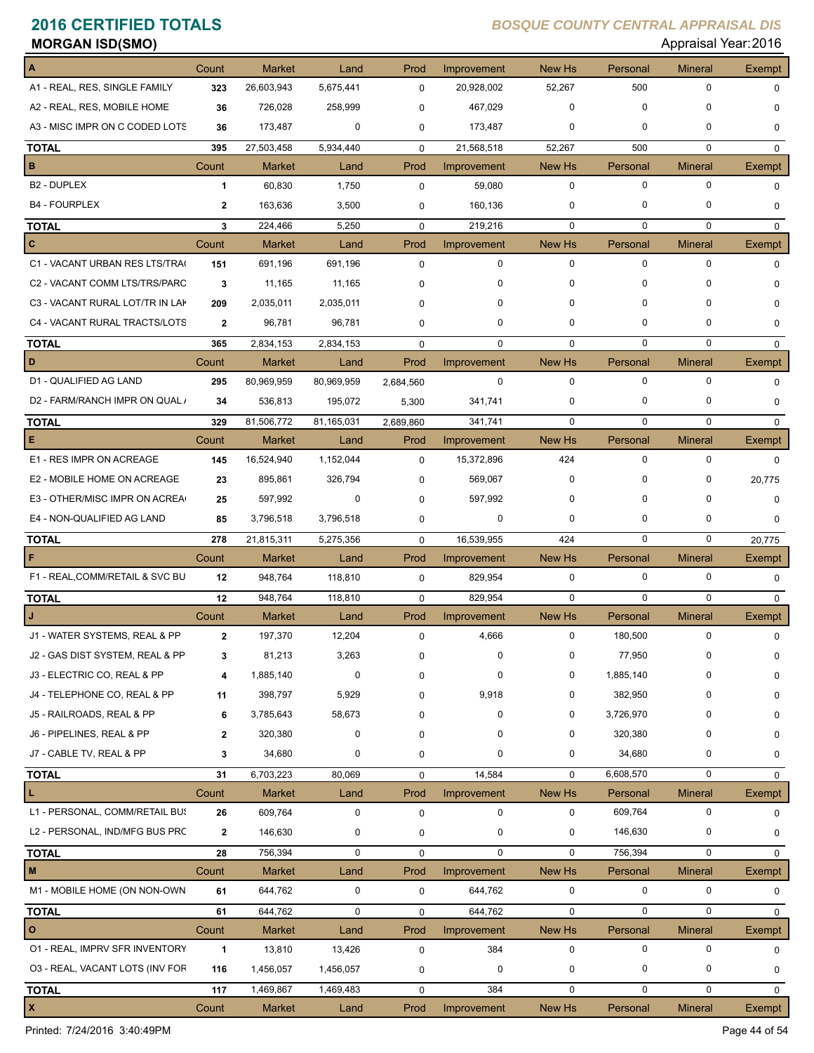# 2016 CERTIFIED TOTALS

**BOSQUE COUNTY CENTRAL APPRAISAL DIS**

**MORGAN ISD(SMO)**

Appraisal Year: 2016

| A | Count | Market | Land | Prod | Improvement | New Hs | Personal | Mineral | Exempt |
|---|---|---|---|---|---|---|---|---|---|
| A1 - REAL, RES, SINGLE FAMILY | 323 | 26,603,943 | 5,675,441 | 0 | 20,928,002 | 52,267 | 500 | 0 | 0 |
| A2 - REAL, RES, MOBILE HOME | 36 | 726,028 | 258,999 | 0 | 467,029 | 0 | 0 | 0 | 0 |
| A3 - MISC IMPR ON C CODED LOTS | 36 | 173,487 | 0 | 0 | 173,487 | 0 | 0 | 0 | 0 |
| **TOTAL** | 395 | 27,503,458 | 5,934,440 | 0 | 21,568,518 | 52,267 | 500 | 0 | 0 |

| B | Count | Market | Land | Prod | Improvement | New Hs | Personal | Mineral | Exempt |
|---|---|---|---|---|---|---|---|---|---|
| B2 - DUPLEX | 1 | 60,830 | 1,750 | 0 | 59,080 | 0 | 0 | 0 | 0 |
| B4 - FOURPLEX | 2 | 163,636 | 3,500 | 0 | 160,136 | 0 | 0 | 0 | 0 |
| **TOTAL** | 3 | 224,466 | 5,250 | 0 | 219,216 | 0 | 0 | 0 | 0 |

| C | Count | Market | Land | Prod | Improvement | New Hs | Personal | Mineral | Exempt |
|---|---|---|---|---|---|---|---|---|---|
| C1 - VACANT URBAN RES LTS/TRA | 151 | 691,196 | 691,196 | 0 | 0 | 0 | 0 | 0 | 0 |
| C2 - VACANT COMM LTS/TRS/PARC | 3 | 11,165 | 11,165 | 0 | 0 | 0 | 0 | 0 | 0 |
| C3 - VACANT RURAL LOT/TR IN LAK | 209 | 2,035,011 | 2,035,011 | 0 | 0 | 0 | 0 | 0 | 0 |
| C4 - VACANT RURAL TRACTS/LOTS | 2 | 96,781 | 96,781 | 0 | 0 | 0 | 0 | 0 | 0 |
| **TOTAL** | 365 | 2,834,153 | 2,834,153 | 0 | 0 | 0 | 0 | 0 | 0 |

| D | Count | Market | Land | Prod | Improvement | New Hs | Personal | Mineral | Exempt |
|---|---|---|---|---|---|---|---|---|---|
| D1 - QUALIFIED AG LAND | 295 | 80,969,959 | 80,969,959 | 2,684,560 | 0 | 0 | 0 | 0 | 0 |
| D2 - FARM/RANCH IMPR ON QUAL A | 34 | 536,813 | 195,072 | 5,300 | 341,741 | 0 | 0 | 0 | 0 |
| **TOTAL** | 329 | 81,506,772 | 81,165,031 | 2,689,860 | 341,741 | 0 | 0 | 0 | 0 |

| E | Count | Market | Land | Prod | Improvement | New Hs | Personal | Mineral | Exempt |
|---|---|---|---|---|---|---|---|---|---|
| E1 - RES IMPR ON ACREAGE | 145 | 16,524,940 | 1,152,044 | 0 | 15,372,896 | 424 | 0 | 0 | 0 |
| E2 - MOBILE HOME ON ACREAGE | 23 | 895,861 | 326,794 | 0 | 569,067 | 0 | 0 | 0 | 20,775 |
| E3 - OTHER/MISC IMPR ON ACREA | 25 | 597,992 | 0 | 0 | 597,992 | 0 | 0 | 0 | 0 |
| E4 - NON-QUALIFIED AG LAND | 85 | 3,796,518 | 3,796,518 | 0 | 0 | 0 | 0 | 0 | 0 |
| **TOTAL** | 278 | 21,815,311 | 5,275,356 | 0 | 16,539,955 | 424 | 0 | 0 | 20,775 |

| F | Count | Market | Land | Prod | Improvement | New Hs | Personal | Mineral | Exempt |
|---|---|---|---|---|---|---|---|---|---|
| F1 - REAL,COMM/RETAIL & SVC BU | 12 | 948,764 | 118,810 | 0 | 829,954 | 0 | 0 | 0 | 0 |
| **TOTAL** | 12 | 948,764 | 118,810 | 0 | 829,954 | 0 | 0 | 0 | 0 |

| J | Count | Market | Land | Prod | Improvement | New Hs | Personal | Mineral | Exempt |
|---|---|---|---|---|---|---|---|---|---|
| J1 - WATER SYSTEMS, REAL & PP | 2 | 197,370 | 12,204 | 0 | 4,666 | 0 | 180,500 | 0 | 0 |
| J2 - GAS DIST SYSTEM, REAL & PP | 3 | 81,213 | 3,263 | 0 | 0 | 0 | 77,950 | 0 | 0 |
| J3 - ELECTRIC CO, REAL & PP | 4 | 1,885,140 | 0 | 0 | 0 | 0 | 1,885,140 | 0 | 0 |
| J4 - TELEPHONE CO, REAL & PP | 11 | 398,797 | 5,929 | 0 | 9,918 | 0 | 382,950 | 0 | 0 |
| J5 - RAILROADS, REAL & PP | 6 | 3,785,643 | 58,673 | 0 | 0 | 0 | 3,726,970 | 0 | 0 |
| J6 - PIPELINES, REAL & PP | 2 | 320,380 | 0 | 0 | 0 | 0 | 320,380 | 0 | 0 |
| J7 - CABLE TV, REAL & PP | 3 | 34,680 | 0 | 0 | 0 | 0 | 34,680 | 0 | 0 |
| **TOTAL** | 31 | 6,703,223 | 80,069 | 0 | 14,584 | 0 | 6,608,570 | 0 | 0 |

| L | Count | Market | Land | Prod | Improvement | New Hs | Personal | Mineral | Exempt |
|---|---|---|---|---|---|---|---|---|---|
| L1 - PERSONAL, COMM/RETAIL BUS | 26 | 609,764 | 0 | 0 | 0 | 0 | 609,764 | 0 | 0 |
| L2 - PERSONAL, IND/MFG BUS PRO | 2 | 146,630 | 0 | 0 | 0 | 0 | 146,630 | 0 | 0 |
| **TOTAL** | 28 | 756,394 | 0 | 0 | 0 | 0 | 756,394 | 0 | 0 |

| M | Count | Market | Land | Prod | Improvement | New Hs | Personal | Mineral | Exempt |
|---|---|---|---|---|---|---|---|---|---|
| M1 - MOBILE HOME (ON NON-OWN | 61 | 644,762 | 0 | 0 | 644,762 | 0 | 0 | 0 | 0 |
| **TOTAL** | 61 | 644,762 | 0 | 0 | 644,762 | 0 | 0 | 0 | 0 |

| O | Count | Market | Land | Prod | Improvement | New Hs | Personal | Mineral | Exempt |
|---|---|---|---|---|---|---|---|---|---|
| O1 - REAL, IMPRV SFR INVENTORY | 1 | 13,810 | 13,426 | 0 | 384 | 0 | 0 | 0 | 0 |
| O3 - REAL, VACANT LOTS (INV FOR | 116 | 1,456,057 | 1,456,057 | 0 | 0 | 0 | 0 | 0 | 0 |
| **TOTAL** | 117 | 1,469,867 | 1,469,483 | 0 | 384 | 0 | 0 | 0 | 0 |

| X | Count | Market | Land | Prod | Improvement | New Hs | Personal | Mineral | Exempt |
|---|---|---|---|---|---|---|---|---|---|

Printed: 7/24/2016 3:40:49PM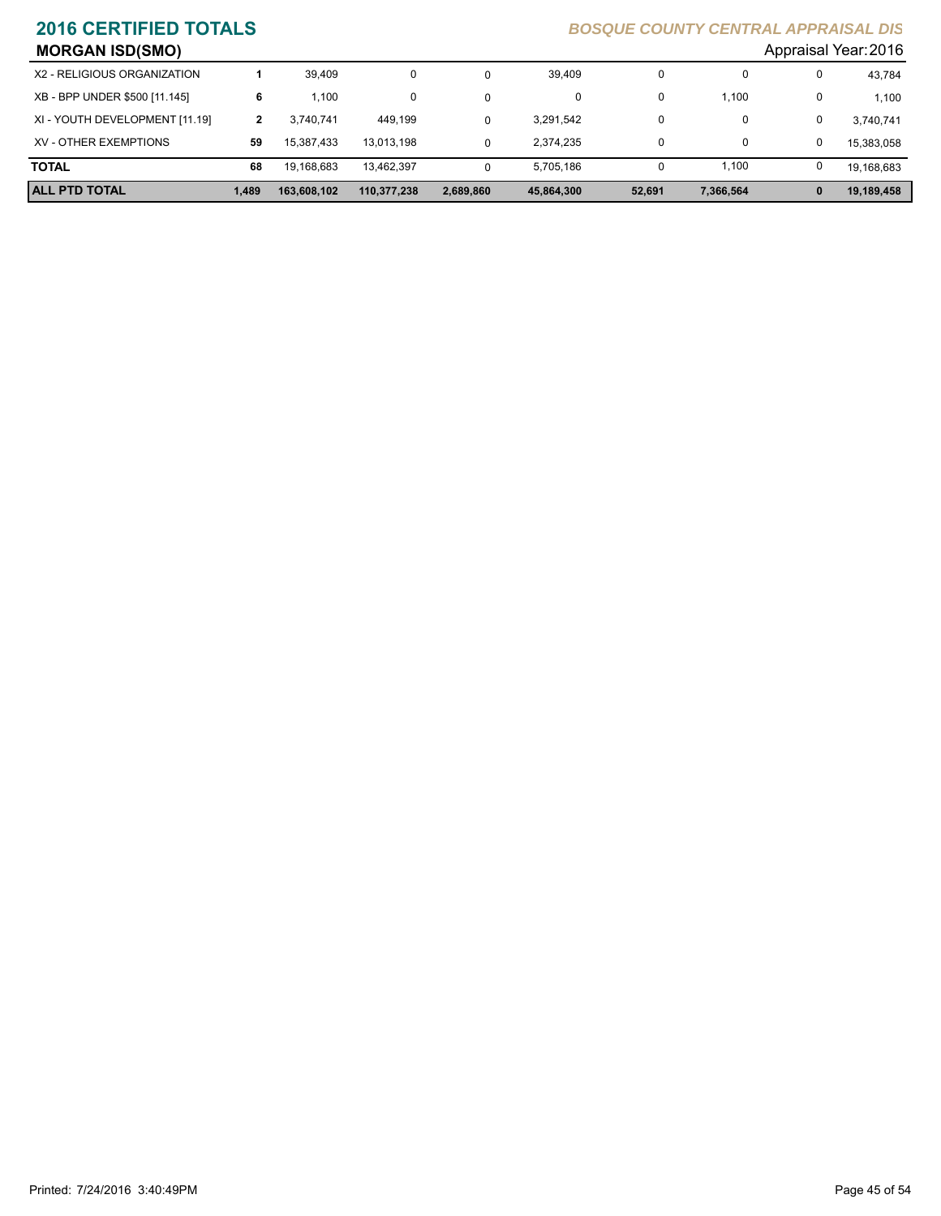# 2016 CERTIFIED TOTALS

*BOSQUE COUNTY CENTRAL APPRAISAL DIS*

## MORGAN ISD(SMO)

Appraisal Year: 2016

| | | | | | | | | | |
|---|---|---|---|---|---|---|---|---|---|
| X2 - RELIGIOUS ORGANIZATION | 1 | 39,409 | 0 | 0 | 39,409 | 0 | 0 | 0 | 43,784 |
| XB - BPP UNDER $500 [11.145] | 6 | 1,100 | 0 | 0 | 0 | 0 | 1,100 | 0 | 1,100 |
| XI - YOUTH DEVELOPMENT [11.19] | 2 | 3,740,741 | 449,199 | 0 | 3,291,542 | 0 | 0 | 0 | 3,740,741 |
| XV - OTHER EXEMPTIONS | 59 | 15,387,433 | 13,013,198 | 0 | 2,374,235 | 0 | 0 | 0 | 15,383,058 |
| **TOTAL** | **68** | 19,168,683 | 13,462,397 | 0 | 5,705,186 | 0 | 1,100 | 0 | 19,168,683 |
| **ALL PTD TOTAL** | **1,489** | **163,608,102** | **110,377,238** | **2,689,860** | **45,864,300** | **52,691** | **7,366,564** | **0** | **19,189,458** |

Printed: 7/24/2016 3:40:49PM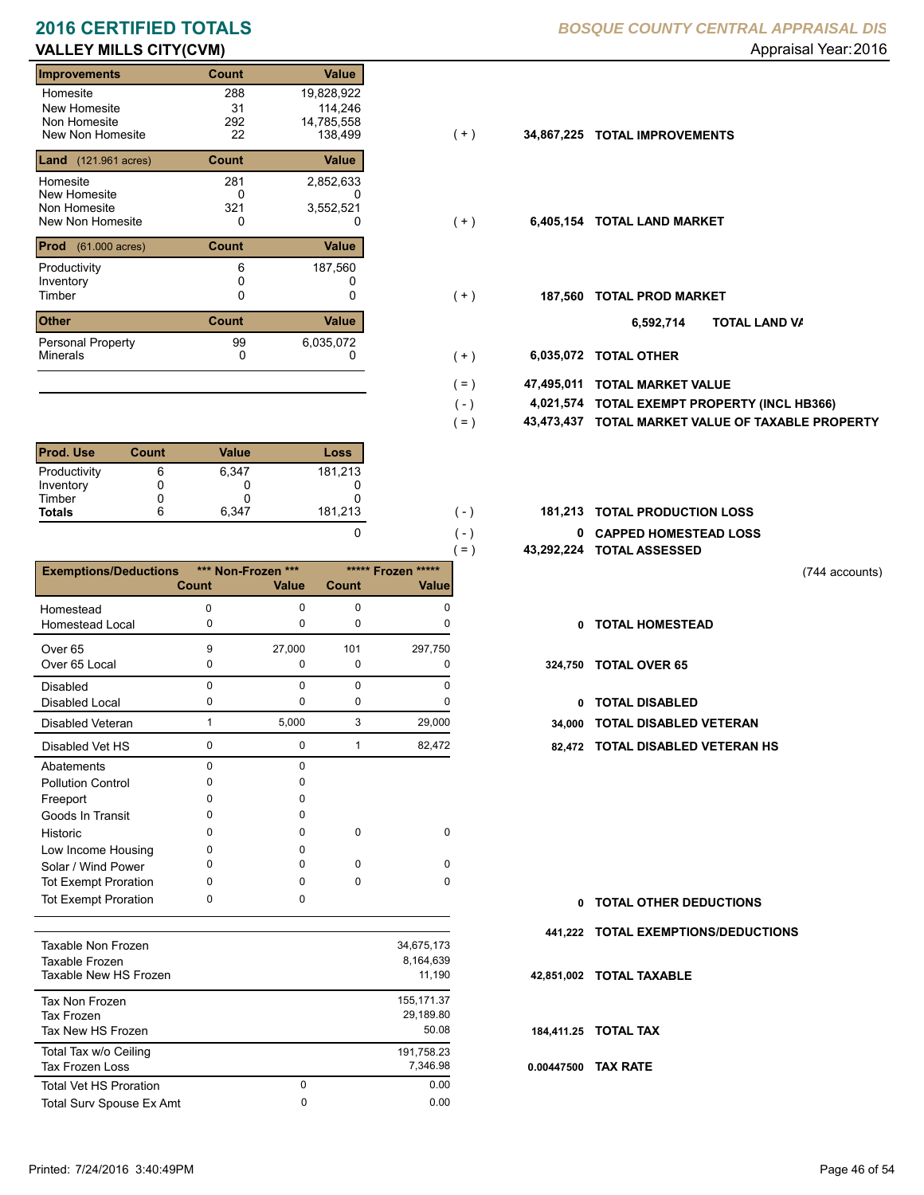# 2016 CERTIFIED TOTALS

## VALLEY MILLS CITY(CVM)

BOSQUE COUNTY CENTRAL APPRAISAL DIS

Appraisal Year: 2016

| Improvements | Count | Value | | | |
|---|---|---|---|---|---|
| Homesite | 288 | 19,828,922 | | | |
| New Homesite | 31 | 114,246 | | | |
| Non Homesite | 292 | 14,785,558 | | | |
| New Non Homesite | 22 | 138,499 | ( + ) | 34,867,225 | TOTAL IMPROVEMENTS |

| Land (121.961 acres) | Count | Value | | | |
|---|---|---|---|---|---|
| Homesite | 281 | 2,852,633 | | | |
| New Homesite | 0 | 0 | | | |
| Non Homesite | 321 | 3,552,521 | | | |
| New Non Homesite | 0 | 0 | ( + ) | 6,405,154 | TOTAL LAND MARKET |

| Prod (61.000 acres) | Count | Value | | | |
|---|---|---|---|---|---|
| Productivity | 6 | 187,560 | | | |
| Inventory | 0 | 0 | | | |
| Timber | 0 | 0 | ( + ) | 187,560 | TOTAL PROD MARKET |

6,592,714 TOTAL LAND VA

| Other | Count | Value | | | |
|---|---|---|---|---|---|
| Personal Property | 99 | 6,035,072 | | | |
| Minerals | 0 | 0 | ( + ) | 6,035,072 | TOTAL OTHER |

| | | |
|---|---|---|
| ( = ) | 47,495,011 | TOTAL MARKET VALUE |
| ( - ) | 4,021,574 | TOTAL EXEMPT PROPERTY (INCL HB366) |
| ( = ) | 43,473,437 | TOTAL MARKET VALUE OF TAXABLE PROPERTY |

| Prod. Use | Count | Value | Loss | | | |
|---|---|---|---|---|---|---|
| Productivity | 6 | 6,347 | 181,213 | | | |
| Inventory | 0 | 0 | 0 | | | |
| Timber | 0 | 0 | 0 | | | |
| Totals | 6 | 6,347 | 181,213 | ( - ) | 181,213 | TOTAL PRODUCTION LOSS |
| | | | 0 | ( - ) | 0 | CAPPED HOMESTEAD LOSS |
| | | | | ( = ) | 43,292,224 | TOTAL ASSESSED |

(744 accounts)

| Exemptions/Deductions | *** Non-Frozen *** Count | *** Non-Frozen *** Value | ***** Frozen ***** Count | ***** Frozen ***** Value | | |
|---|---|---|---|---|---|---|
| Homestead | 0 | 0 | 0 | 0 | | |
| Homestead Local | 0 | 0 | 0 | 0 | 0 | TOTAL HOMESTEAD |
| Over 65 | 9 | 27,000 | 101 | 297,750 | | |
| Over 65 Local | 0 | 0 | 0 | 0 | 324,750 | TOTAL OVER 65 |
| Disabled | 0 | 0 | 0 | 0 | | |
| Disabled Local | 0 | 0 | 0 | 0 | 0 | TOTAL DISABLED |
| Disabled Veteran | 1 | 5,000 | 3 | 29,000 | 34,000 | TOTAL DISABLED VETERAN |
| Disabled Vet HS | 0 | 0 | 1 | 82,472 | 82,472 | TOTAL DISABLED VETERAN HS |
| Abatements | 0 | 0 | | | | |
| Pollution Control | 0 | 0 | | | | |
| Freeport | 0 | 0 | | | | |
| Goods In Transit | 0 | 0 | | | | |
| Historic | 0 | 0 | 0 | 0 | | |
| Low Income Housing | 0 | 0 | | | | |
| Solar / Wind Power | 0 | 0 | 0 | 0 | | |
| Tot Exempt Proration | 0 | 0 | 0 | 0 | | |
| Tot Exempt Proration | 0 | 0 | | | 0 | TOTAL OTHER DEDUCTIONS |
| | | | | | 441,222 | TOTAL EXEMPTIONS/DEDUCTIONS |

| | | | | |
|---|---|---|---|---|
| Taxable Non Frozen | | 34,675,173 | | |
| Taxable Frozen | | 8,164,639 | | |
| Taxable New HS Frozen | | 11,190 | 42,851,002 | TOTAL TAXABLE |
| Tax Non Frozen | | 155,171.37 | | |
| Tax Frozen | | 29,189.80 | | |
| Tax New HS Frozen | | 50.08 | 184,411.25 | TOTAL TAX |
| Total Tax w/o Ceiling | | 191,758.23 | | |
| Tax Frozen Loss | | 7,346.98 | 0.00447500 | TAX RATE |
| Total Vet HS Proration | 0 | 0.00 | | |
| Total Surv Spouse Ex Amt | 0 | 0.00 | | |

Printed: 7/24/2016 3:40:49PM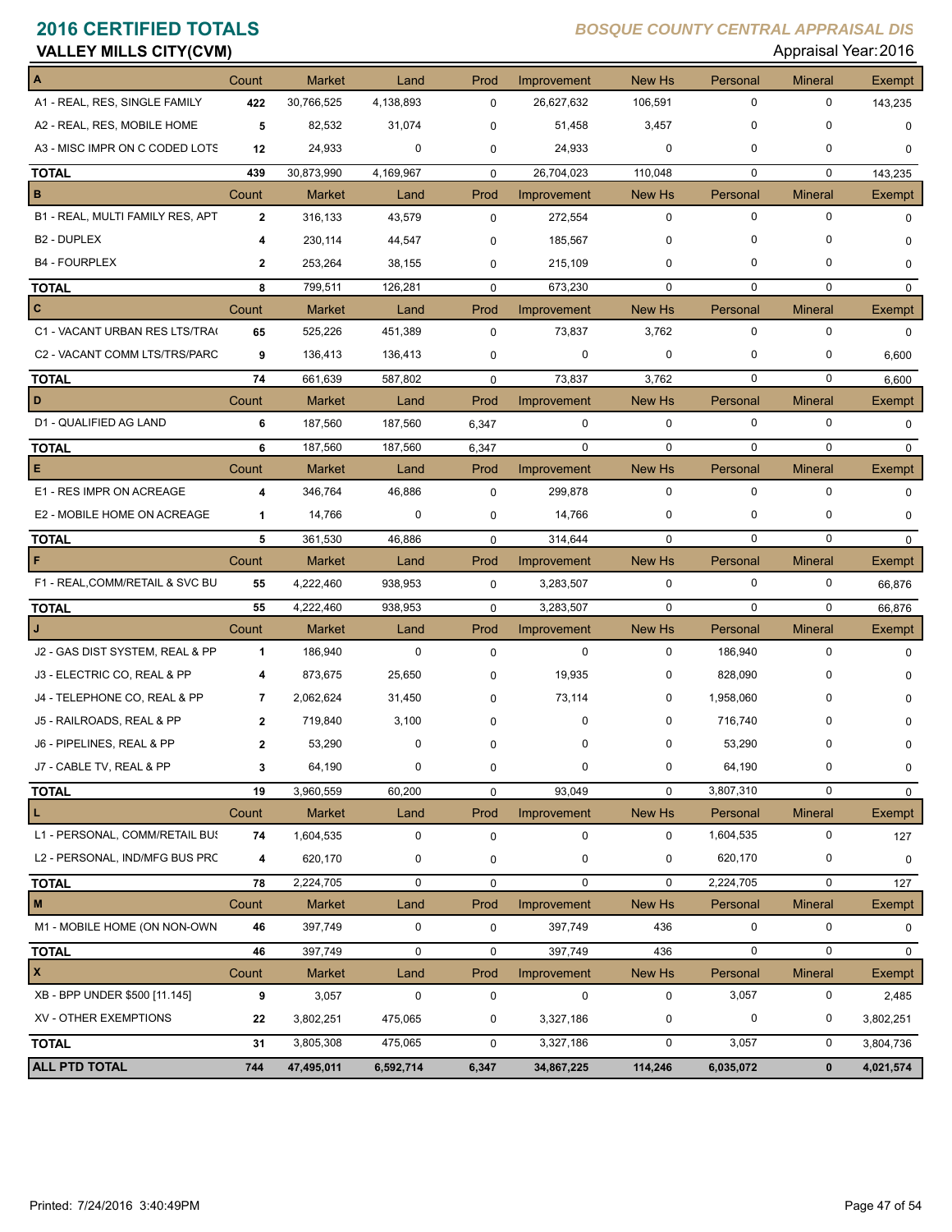# 2016 CERTIFIED TOTALS

*BOSQUE COUNTY CENTRAL APPRAISAL DIS*

**VALLEY MILLS CITY(CVM)**

Appraisal Year: 2016

| A | Count | Market | Land | Prod | Improvement | New Hs | Personal | Mineral | Exempt |
|---|---|---|---|---|---|---|---|---|---|
| A1 - REAL, RES, SINGLE FAMILY | 422 | 30,766,525 | 4,138,893 | 0 | 26,627,632 | 106,591 | 0 | 0 | 143,235 |
| A2 - REAL, RES, MOBILE HOME | 5 | 82,532 | 31,074 | 0 | 51,458 | 3,457 | 0 | 0 | 0 |
| A3 - MISC IMPR ON C CODED LOTS | 12 | 24,933 | 0 | 0 | 24,933 | 0 | 0 | 0 | 0 |
| **TOTAL** | 439 | 30,873,990 | 4,169,967 | 0 | 26,704,023 | 110,048 | 0 | 0 | 143,235 |
| **B** | Count | Market | Land | Prod | Improvement | New Hs | Personal | Mineral | Exempt |
| B1 - REAL, MULTI FAMILY RES, APT | 2 | 316,133 | 43,579 | 0 | 272,554 | 0 | 0 | 0 | 0 |
| B2 - DUPLEX | 4 | 230,114 | 44,547 | 0 | 185,567 | 0 | 0 | 0 | 0 |
| B4 - FOURPLEX | 2 | 253,264 | 38,155 | 0 | 215,109 | 0 | 0 | 0 | 0 |
| **TOTAL** | 8 | 799,511 | 126,281 | 0 | 673,230 | 0 | 0 | 0 | 0 |
| **C** | Count | Market | Land | Prod | Improvement | New Hs | Personal | Mineral | Exempt |
| C1 - VACANT URBAN RES LTS/TRA( | 65 | 525,226 | 451,389 | 0 | 73,837 | 3,762 | 0 | 0 | 0 |
| C2 - VACANT COMM LTS/TRS/PARC | 9 | 136,413 | 136,413 | 0 | 0 | 0 | 0 | 0 | 6,600 |
| **TOTAL** | 74 | 661,639 | 587,802 | 0 | 73,837 | 3,762 | 0 | 0 | 6,600 |
| **D** | Count | Market | Land | Prod | Improvement | New Hs | Personal | Mineral | Exempt |
| D1 - QUALIFIED AG LAND | 6 | 187,560 | 187,560 | 6,347 | 0 | 0 | 0 | 0 | 0 |
| **TOTAL** | 6 | 187,560 | 187,560 | 6,347 | 0 | 0 | 0 | 0 | 0 |
| **E** | Count | Market | Land | Prod | Improvement | New Hs | Personal | Mineral | Exempt |
| E1 - RES IMPR ON ACREAGE | 4 | 346,764 | 46,886 | 0 | 299,878 | 0 | 0 | 0 | 0 |
| E2 - MOBILE HOME ON ACREAGE | 1 | 14,766 | 0 | 0 | 14,766 | 0 | 0 | 0 | 0 |
| **TOTAL** | 5 | 361,530 | 46,886 | 0 | 314,644 | 0 | 0 | 0 | 0 |
| **F** | Count | Market | Land | Prod | Improvement | New Hs | Personal | Mineral | Exempt |
| F1 - REAL,COMM/RETAIL & SVC BU | 55 | 4,222,460 | 938,953 | 0 | 3,283,507 | 0 | 0 | 0 | 66,876 |
| **TOTAL** | 55 | 4,222,460 | 938,953 | 0 | 3,283,507 | 0 | 0 | 0 | 66,876 |
| **J** | Count | Market | Land | Prod | Improvement | New Hs | Personal | Mineral | Exempt |
| J2 - GAS DIST SYSTEM, REAL & PP | 1 | 186,940 | 0 | 0 | 0 | 0 | 186,940 | 0 | 0 |
| J3 - ELECTRIC CO, REAL & PP | 4 | 873,675 | 25,650 | 0 | 19,935 | 0 | 828,090 | 0 | 0 |
| J4 - TELEPHONE CO, REAL & PP | 7 | 2,062,624 | 31,450 | 0 | 73,114 | 0 | 1,958,060 | 0 | 0 |
| J5 - RAILROADS, REAL & PP | 2 | 719,840 | 3,100 | 0 | 0 | 0 | 716,740 | 0 | 0 |
| J6 - PIPELINES, REAL & PP | 2 | 53,290 | 0 | 0 | 0 | 0 | 53,290 | 0 | 0 |
| J7 - CABLE TV, REAL & PP | 3 | 64,190 | 0 | 0 | 0 | 0 | 64,190 | 0 | 0 |
| **TOTAL** | 19 | 3,960,559 | 60,200 | 0 | 93,049 | 0 | 3,807,310 | 0 | 0 |
| **L** | Count | Market | Land | Prod | Improvement | New Hs | Personal | Mineral | Exempt |
| L1 - PERSONAL, COMM/RETAIL BUS | 74 | 1,604,535 | 0 | 0 | 0 | 0 | 1,604,535 | 0 | 127 |
| L2 - PERSONAL, IND/MFG BUS PRC | 4 | 620,170 | 0 | 0 | 0 | 0 | 620,170 | 0 | 0 |
| **TOTAL** | 78 | 2,224,705 | 0 | 0 | 0 | 0 | 2,224,705 | 0 | 127 |
| **M** | Count | Market | Land | Prod | Improvement | New Hs | Personal | Mineral | Exempt |
| M1 - MOBILE HOME (ON NON-OWN | 46 | 397,749 | 0 | 0 | 397,749 | 436 | 0 | 0 | 0 |
| **TOTAL** | 46 | 397,749 | 0 | 0 | 397,749 | 436 | 0 | 0 | 0 |
| **X** | Count | Market | Land | Prod | Improvement | New Hs | Personal | Mineral | Exempt |
| XB - BPP UNDER $500 [11.145] | 9 | 3,057 | 0 | 0 | 0 | 0 | 3,057 | 0 | 2,485 |
| XV - OTHER EXEMPTIONS | 22 | 3,802,251 | 475,065 | 0 | 3,327,186 | 0 | 0 | 0 | 3,802,251 |
| **TOTAL** | 31 | 3,805,308 | 475,065 | 0 | 3,327,186 | 0 | 3,057 | 0 | 3,804,736 |
| **ALL PTD TOTAL** | **744** | **47,495,011** | **6,592,714** | **6,347** | **34,867,225** | **114,246** | **6,035,072** | **0** | **4,021,574** |

Printed: 7/24/2016 3:40:49PM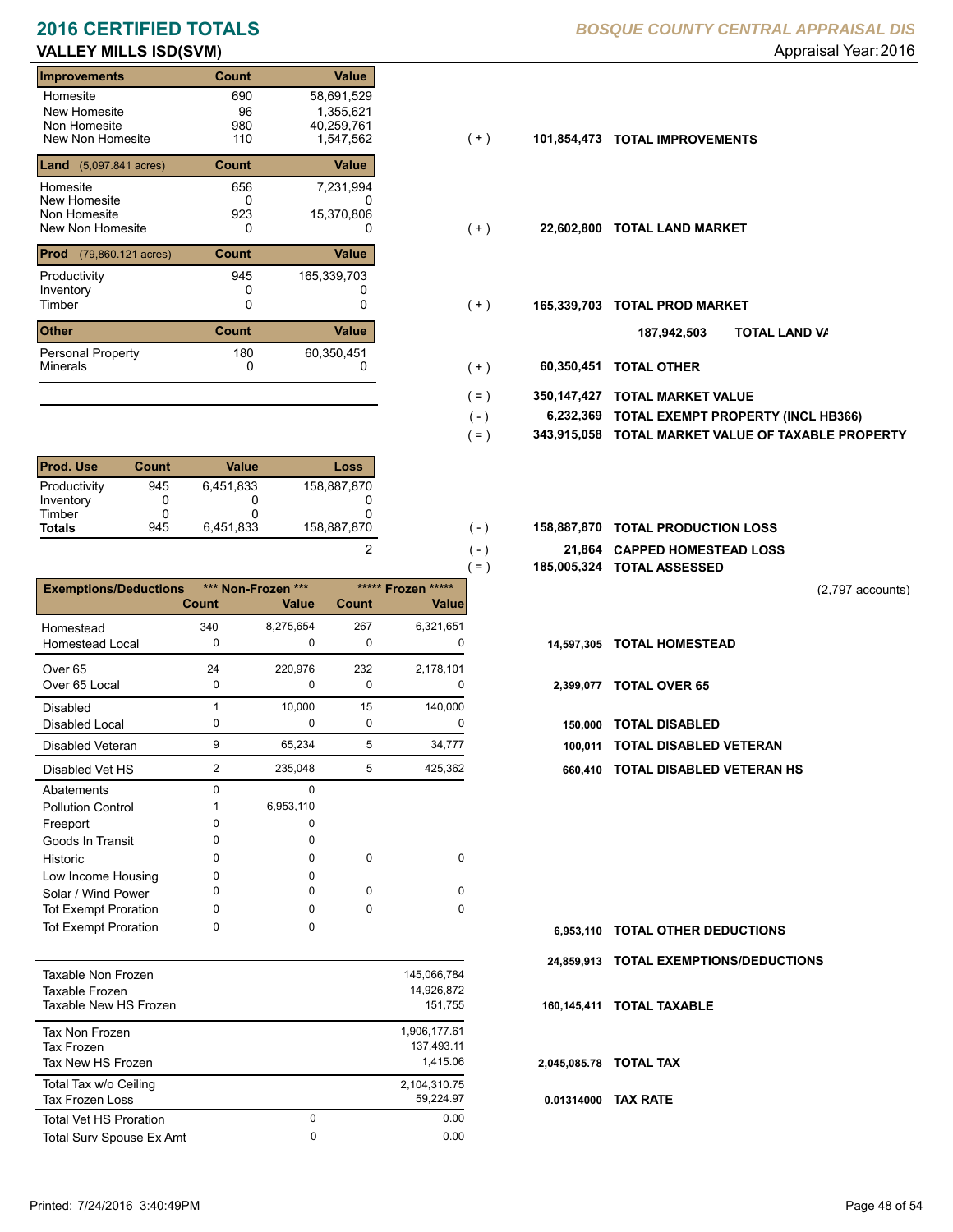# 2016 CERTIFIED TOTALS

**BOSQUE COUNTY CENTRAL APPRAISAL DIS**

## VALLEY MILLS ISD(SVM)

Appraisal Year: 2016

| Improvements | Count | Value |
|---|---|---|
| Homesite | 690 | 58,691,529 |
| New Homesite | 96 | 1,355,621 |
| Non Homesite | 980 | 40,259,761 |
| New Non Homesite | 110 | 1,547,562 |

( + ) 101,854,473 **TOTAL IMPROVEMENTS**

| Land (5,097.841 acres) | Count | Value |
|---|---|---|
| Homesite | 656 | 7,231,994 |
| New Homesite | 0 | 0 |
| Non Homesite | 923 | 15,370,806 |
| New Non Homesite | 0 | 0 |

( + ) 22,602,800 **TOTAL LAND MARKET**

| Prod (79,860.121 acres) | Count | Value |
|---|---|---|
| Productivity | 945 | 165,339,703 |
| Inventory | 0 | 0 |
| Timber | 0 | 0 |

( + ) 165,339,703 **TOTAL PROD MARKET**

187,942,503 **TOTAL LAND VA**

| Other | Count | Value |
|---|---|---|
| Personal Property | 180 | 60,350,451 |
| Minerals | 0 | 0 |

( + ) 60,350,451 **TOTAL OTHER**

( = ) 350,147,427 **TOTAL MARKET VALUE**

( - ) 6,232,369 **TOTAL EXEMPT PROPERTY (INCL HB366)**

( = ) 343,915,058 **TOTAL MARKET VALUE OF TAXABLE PROPERTY**

| Prod. Use | Count | Value | Loss |
|---|---|---|---|
| Productivity | 945 | 6,451,833 | 158,887,870 |
| Inventory | 0 | 0 | 0 |
| Timber | 0 | 0 | 0 |
| **Totals** | 945 | 6,451,833 | 158,887,870 |

( - ) 158,887,870 **TOTAL PRODUCTION LOSS**

2 ( - ) 21,864 **CAPPED HOMESTEAD LOSS**

( = ) 185,005,324 **TOTAL ASSESSED**

(2,797 accounts)

| Exemptions/Deductions | *** Non-Frozen *** Count | Value | ***** Frozen ***** Count | Value | | |
|---|---|---|---|---|---|---|
| Homestead | 340 | 8,275,654 | 267 | 6,321,651 | | |
| Homestead Local | 0 | 0 | 0 | 0 | 14,597,305 | **TOTAL HOMESTEAD** |
| Over 65 | 24 | 220,976 | 232 | 2,178,101 | | |
| Over 65 Local | 0 | 0 | 0 | 0 | 2,399,077 | **TOTAL OVER 65** |
| Disabled | 1 | 10,000 | 15 | 140,000 | | |
| Disabled Local | 0 | 0 | 0 | 0 | 150,000 | **TOTAL DISABLED** |
| Disabled Veteran | 9 | 65,234 | 5 | 34,777 | 100,011 | **TOTAL DISABLED VETERAN** |
| Disabled Vet HS | 2 | 235,048 | 5 | 425,362 | 660,410 | **TOTAL DISABLED VETERAN HS** |
| Abatements | 0 | 0 | | | | |
| Pollution Control | 1 | 6,953,110 | | | | |
| Freeport | 0 | 0 | | | | |
| Goods In Transit | 0 | 0 | | | | |
| Historic | 0 | 0 | 0 | 0 | | |
| Low Income Housing | 0 | 0 | | | | |
| Solar / Wind Power | 0 | 0 | 0 | 0 | | |
| Tot Exempt Proration | 0 | 0 | 0 | 0 | | |
| Tot Exempt Proration | 0 | 0 | | | 6,953,110 | **TOTAL OTHER DEDUCTIONS** |

24,859,913 **TOTAL EXEMPTIONS/DEDUCTIONS**

| | | | |
|---|---|---|---|
| Taxable Non Frozen | 145,066,784 | | |
| Taxable Frozen | 14,926,872 | | |
| Taxable New HS Frozen | 151,755 | 160,145,411 | **TOTAL TAXABLE** |
| Tax Non Frozen | 1,906,177.61 | | |
| Tax Frozen | 137,493.11 | | |
| Tax New HS Frozen | 1,415.06 | 2,045,085.78 | **TOTAL TAX** |
| Total Tax w/o Ceiling | 2,104,310.75 | | |
| Tax Frozen Loss | 59,224.97 | 0.01314000 | **TAX RATE** |

| | Count | Value |
|---|---|---|
| Total Vet HS Proration | 0 | 0.00 |
| Total Surv Spouse Ex Amt | 0 | 0.00 |

Printed: 7/24/2016 3:40:49PM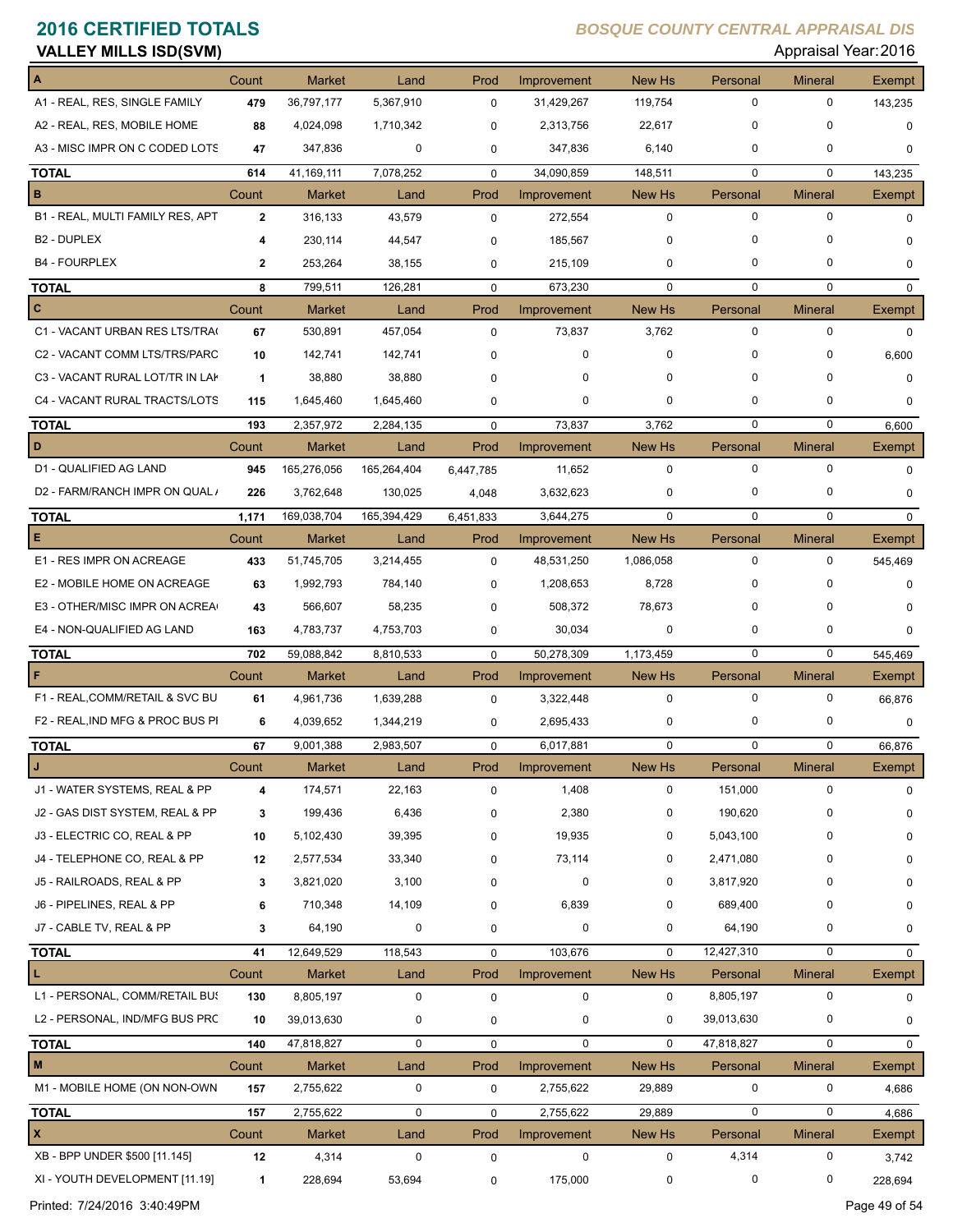# 2016 CERTIFIED TOTALS

## VALLEY MILLS ISD(SVM)

*BOSQUE COUNTY CENTRAL APPRAISAL DIS*

Appraisal Year: 2016

| A | Count | Market | Land | Prod | Improvement | New Hs | Personal | Mineral | Exempt |
|---|---|---|---|---|---|---|---|---|---|
| A1 - REAL, RES, SINGLE FAMILY | 479 | 36,797,177 | 5,367,910 | 0 | 31,429,267 | 119,754 | 0 | 0 | 143,235 |
| A2 - REAL, RES, MOBILE HOME | 88 | 4,024,098 | 1,710,342 | 0 | 2,313,756 | 22,617 | 0 | 0 | 0 |
| A3 - MISC IMPR ON C CODED LOTS | 47 | 347,836 | 0 | 0 | 347,836 | 6,140 | 0 | 0 | 0 |
| **TOTAL** | 614 | 41,169,111 | 7,078,252 | 0 | 34,090,859 | 148,511 | 0 | 0 | 143,235 |

| B | Count | Market | Land | Prod | Improvement | New Hs | Personal | Mineral | Exempt |
|---|---|---|---|---|---|---|---|---|---|
| B1 - REAL, MULTI FAMILY RES, APT | 2 | 316,133 | 43,579 | 0 | 272,554 | 0 | 0 | 0 | 0 |
| B2 - DUPLEX | 4 | 230,114 | 44,547 | 0 | 185,567 | 0 | 0 | 0 | 0 |
| B4 - FOURPLEX | 2 | 253,264 | 38,155 | 0 | 215,109 | 0 | 0 | 0 | 0 |
| **TOTAL** | 8 | 799,511 | 126,281 | 0 | 673,230 | 0 | 0 | 0 | 0 |

| C | Count | Market | Land | Prod | Improvement | New Hs | Personal | Mineral | Exempt |
|---|---|---|---|---|---|---|---|---|---|
| C1 - VACANT URBAN RES LTS/TRA( | 67 | 530,891 | 457,054 | 0 | 73,837 | 3,762 | 0 | 0 | 0 |
| C2 - VACANT COMM LTS/TRS/PARC | 10 | 142,741 | 142,741 | 0 | 0 | 0 | 0 | 0 | 6,600 |
| C3 - VACANT RURAL LOT/TR IN LAK | 1 | 38,880 | 38,880 | 0 | 0 | 0 | 0 | 0 | 0 |
| C4 - VACANT RURAL TRACTS/LOTS | 115 | 1,645,460 | 1,645,460 | 0 | 0 | 0 | 0 | 0 | 0 |
| **TOTAL** | 193 | 2,357,972 | 2,284,135 | 0 | 73,837 | 3,762 | 0 | 0 | 6,600 |

| D | Count | Market | Land | Prod | Improvement | New Hs | Personal | Mineral | Exempt |
|---|---|---|---|---|---|---|---|---|---|
| D1 - QUALIFIED AG LAND | 945 | 165,276,056 | 165,264,404 | 6,447,785 | 11,652 | 0 | 0 | 0 | 0 |
| D2 - FARM/RANCH IMPR ON QUAL / | 226 | 3,762,648 | 130,025 | 4,048 | 3,632,623 | 0 | 0 | 0 | 0 |
| **TOTAL** | 1,171 | 169,038,704 | 165,394,429 | 6,451,833 | 3,644,275 | 0 | 0 | 0 | 0 |

| E | Count | Market | Land | Prod | Improvement | New Hs | Personal | Mineral | Exempt |
|---|---|---|---|---|---|---|---|---|---|
| E1 - RES IMPR ON ACREAGE | 433 | 51,745,705 | 3,214,455 | 0 | 48,531,250 | 1,086,058 | 0 | 0 | 545,469 |
| E2 - MOBILE HOME ON ACREAGE | 63 | 1,992,793 | 784,140 | 0 | 1,208,653 | 8,728 | 0 | 0 | 0 |
| E3 - OTHER/MISC IMPR ON ACREA( | 43 | 566,607 | 58,235 | 0 | 508,372 | 78,673 | 0 | 0 | 0 |
| E4 - NON-QUALIFIED AG LAND | 163 | 4,783,737 | 4,753,703 | 0 | 30,034 | 0 | 0 | 0 | 0 |
| **TOTAL** | 702 | 59,088,842 | 8,810,533 | 0 | 50,278,309 | 1,173,459 | 0 | 0 | 545,469 |

| F | Count | Market | Land | Prod | Improvement | New Hs | Personal | Mineral | Exempt |
|---|---|---|---|---|---|---|---|---|---|
| F1 - REAL,COMM/RETAIL & SVC BU | 61 | 4,961,736 | 1,639,288 | 0 | 3,322,448 | 0 | 0 | 0 | 66,876 |
| F2 - REAL,IND MFG & PROC BUS PI | 6 | 4,039,652 | 1,344,219 | 0 | 2,695,433 | 0 | 0 | 0 | 0 |
| **TOTAL** | 67 | 9,001,388 | 2,983,507 | 0 | 6,017,881 | 0 | 0 | 0 | 66,876 |

| J | Count | Market | Land | Prod | Improvement | New Hs | Personal | Mineral | Exempt |
|---|---|---|---|---|---|---|---|---|---|
| J1 - WATER SYSTEMS, REAL & PP | 4 | 174,571 | 22,163 | 0 | 1,408 | 0 | 151,000 | 0 | 0 |
| J2 - GAS DIST SYSTEM, REAL & PP | 3 | 199,436 | 6,436 | 0 | 2,380 | 0 | 190,620 | 0 | 0 |
| J3 - ELECTRIC CO, REAL & PP | 10 | 5,102,430 | 39,395 | 0 | 19,935 | 0 | 5,043,100 | 0 | 0 |
| J4 - TELEPHONE CO, REAL & PP | 12 | 2,577,534 | 33,340 | 0 | 73,114 | 0 | 2,471,080 | 0 | 0 |
| J5 - RAILROADS, REAL & PP | 3 | 3,821,020 | 3,100 | 0 | 0 | 0 | 3,817,920 | 0 | 0 |
| J6 - PIPELINES, REAL & PP | 6 | 710,348 | 14,109 | 0 | 6,839 | 0 | 689,400 | 0 | 0 |
| J7 - CABLE TV, REAL & PP | 3 | 64,190 | 0 | 0 | 0 | 0 | 64,190 | 0 | 0 |
| **TOTAL** | 41 | 12,649,529 | 118,543 | 0 | 103,676 | 0 | 12,427,310 | 0 | 0 |

| L | Count | Market | Land | Prod | Improvement | New Hs | Personal | Mineral | Exempt |
|---|---|---|---|---|---|---|---|---|---|
| L1 - PERSONAL, COMM/RETAIL BUS | 130 | 8,805,197 | 0 | 0 | 0 | 0 | 8,805,197 | 0 | 0 |
| L2 - PERSONAL, IND/MFG BUS PRC | 10 | 39,013,630 | 0 | 0 | 0 | 0 | 39,013,630 | 0 | 0 |
| **TOTAL** | 140 | 47,818,827 | 0 | 0 | 0 | 0 | 47,818,827 | 0 | 0 |

| M | Count | Market | Land | Prod | Improvement | New Hs | Personal | Mineral | Exempt |
|---|---|---|---|---|---|---|---|---|---|
| M1 - MOBILE HOME (ON NON-OWN | 157 | 2,755,622 | 0 | 0 | 2,755,622 | 29,889 | 0 | 0 | 4,686 |
| **TOTAL** | 157 | 2,755,622 | 0 | 0 | 2,755,622 | 29,889 | 0 | 0 | 4,686 |

| X | Count | Market | Land | Prod | Improvement | New Hs | Personal | Mineral | Exempt |
|---|---|---|---|---|---|---|---|---|---|
| XB - BPP UNDER $500 [11.145] | 12 | 4,314 | 0 | 0 | 0 | 0 | 4,314 | 0 | 3,742 |
| XI - YOUTH DEVELOPMENT [11.19] | 1 | 228,694 | 53,694 | 0 | 175,000 | 0 | 0 | 0 | 228,694 |

Printed: 7/24/2016 3:40:49PM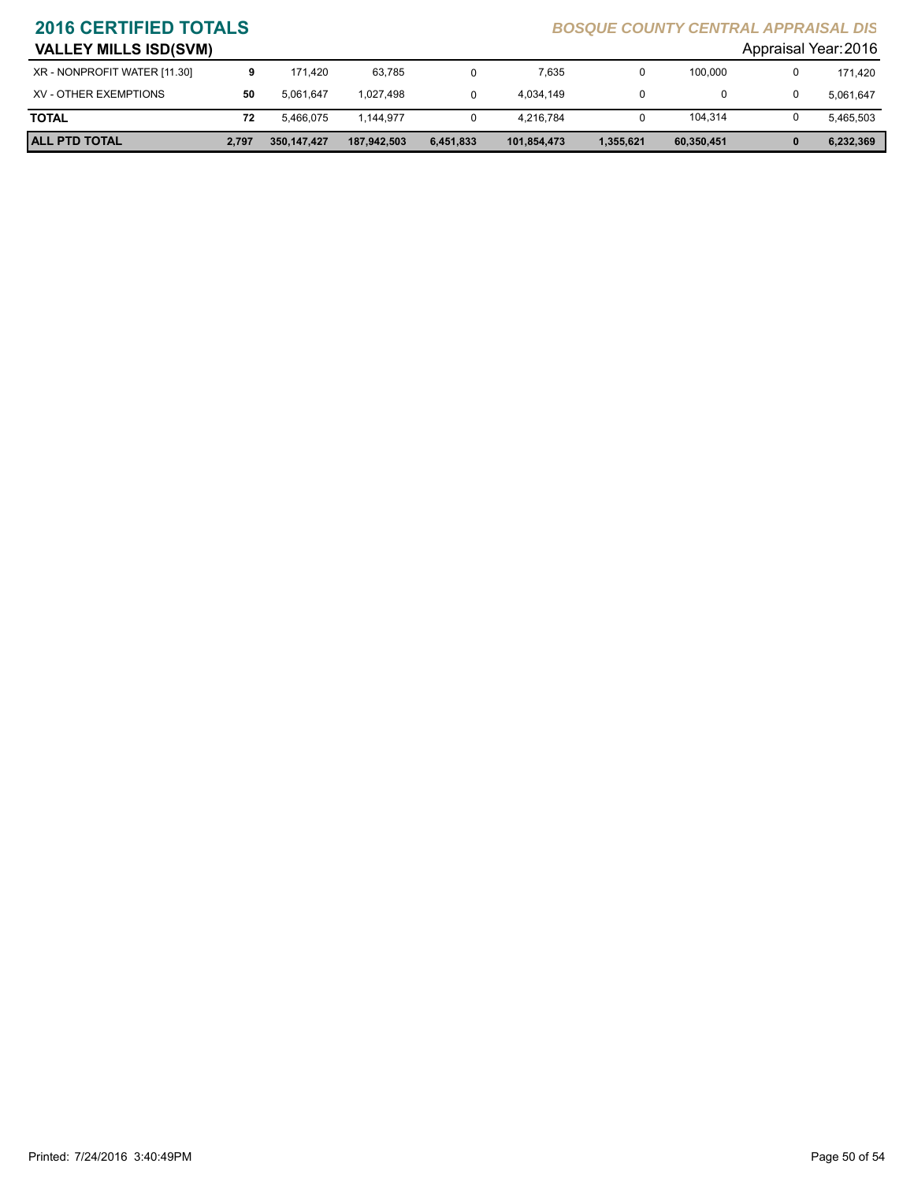## 2016 CERTIFIED TOTALS

*BOSQUE COUNTY CENTRAL APPRAISAL DIS*

### VALLEY MILLS ISD(SVM)

Appraisal Year: 2016

| | | | | | | | | | |
|---|---|---|---|---|---|---|---|---|---|
| XR - NONPROFIT WATER [11.30] | **9** | 171,420 | 63,785 | 0 | 7,635 | 0 | 100,000 | 0 | 171,420 |
| XV - OTHER EXEMPTIONS | **50** | 5,061,647 | 1,027,498 | 0 | 4,034,149 | 0 | 0 | 0 | 5,061,647 |
| **TOTAL** | **72** | 5,466,075 | 1,144,977 | 0 | 4,216,784 | 0 | 104,314 | 0 | 5,465,503 |
| **ALL PTD TOTAL** | **2,797** | **350,147,427** | **187,942,503** | **6,451,833** | **101,854,473** | **1,355,621** | **60,350,451** | **0** | **6,232,369** |

Printed: 7/24/2016 3:40:49PM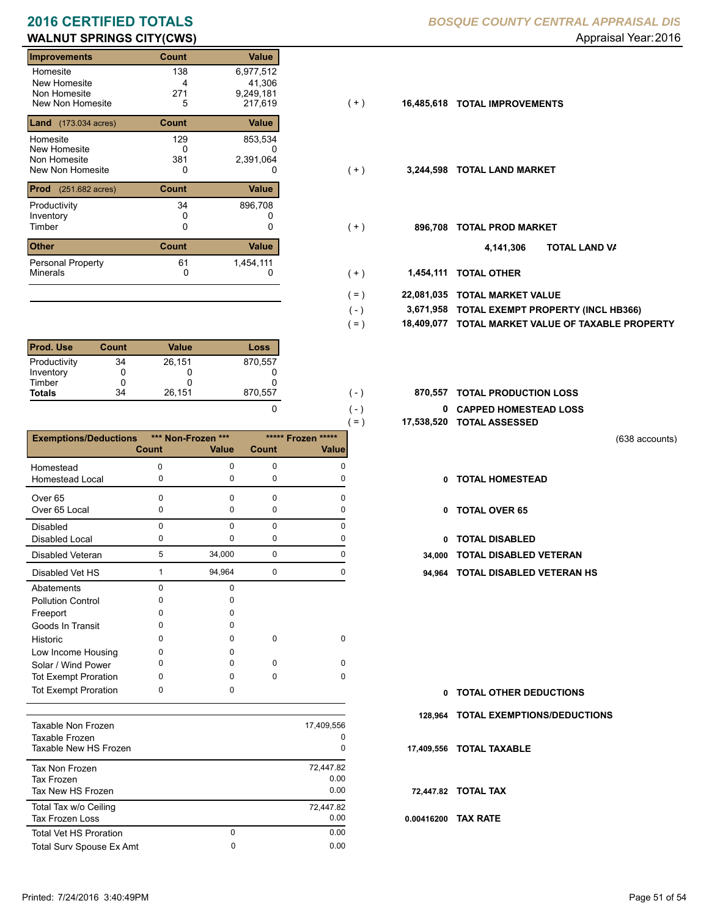# 2016 CERTIFIED TOTALS

**BOSQUE COUNTY CENTRAL APPRAISAL DIS**

## WALNUT SPRINGS CITY(CWS)

Appraisal Year: 2016

| Improvements | Count | Value | | | |
|---|---|---|---|---|---|
| Homesite | 138 | 6,977,512 | | | |
| New Homesite | 4 | 41,306 | | | |
| Non Homesite | 271 | 9,249,181 | | | |
| New Non Homesite | 5 | 217,619 | ( + ) | 16,485,618 | TOTAL IMPROVEMENTS |

| Land (173.034 acres) | Count | Value | | | |
|---|---|---|---|---|---|
| Homesite | 129 | 853,534 | | | |
| New Homesite | 0 | 0 | | | |
| Non Homesite | 381 | 2,391,064 | | | |
| New Non Homesite | 0 | 0 | ( + ) | 3,244,598 | TOTAL LAND MARKET |

| Prod (251.682 acres) | Count | Value | | | |
|---|---|---|---|---|---|
| Productivity | 34 | 896,708 | | | |
| Inventory | 0 | 0 | | | |
| Timber | 0 | 0 | ( + ) | 896,708 | TOTAL PROD MARKET |

4,141,306 TOTAL LAND VA

| Other | Count | Value | | | |
|---|---|---|---|---|---|
| Personal Property | 61 | 1,454,111 | | | |
| Minerals | 0 | 0 | ( + ) | 1,454,111 | TOTAL OTHER |

| | | |
|---|---|---|
| ( = ) | 22,081,035 | TOTAL MARKET VALUE |
| ( - ) | 3,671,958 | TOTAL EXEMPT PROPERTY (INCL HB366) |
| ( = ) | 18,409,077 | TOTAL MARKET VALUE OF TAXABLE PROPERTY |

| Prod. Use | Count | Value | Loss | | | |
|---|---|---|---|---|---|---|
| Productivity | 34 | 26,151 | 870,557 | | | |
| Inventory | 0 | 0 | 0 | | | |
| Timber | 0 | 0 | 0 | | | |
| **Totals** | 34 | 26,151 | 870,557 | ( - ) | 870,557 | TOTAL PRODUCTION LOSS |
| | | | 0 | ( - ) | 0 | CAPPED HOMESTEAD LOSS |
| | | | | ( = ) | 17,538,520 | TOTAL ASSESSED |

(638 accounts)

| Exemptions/Deductions | *** Non-Frozen *** Count | Value | ***** Frozen ***** Count | Value | | |
|---|---|---|---|---|---|---|
| Homestead | 0 | 0 | 0 | 0 | | |
| Homestead Local | 0 | 0 | 0 | 0 | 0 | TOTAL HOMESTEAD |
| Over 65 | 0 | 0 | 0 | 0 | | |
| Over 65 Local | 0 | 0 | 0 | 0 | 0 | TOTAL OVER 65 |
| Disabled | 0 | 0 | 0 | 0 | | |
| Disabled Local | 0 | 0 | 0 | 0 | 0 | TOTAL DISABLED |
| Disabled Veteran | 5 | 34,000 | 0 | 0 | 34,000 | TOTAL DISABLED VETERAN |
| Disabled Vet HS | 1 | 94,964 | 0 | 0 | 94,964 | TOTAL DISABLED VETERAN HS |
| Abatements | 0 | 0 | | | | |
| Pollution Control | 0 | 0 | | | | |
| Freeport | 0 | 0 | | | | |
| Goods In Transit | 0 | 0 | | | | |
| Historic | 0 | 0 | 0 | 0 | | |
| Low Income Housing | 0 | 0 | | | | |
| Solar / Wind Power | 0 | 0 | 0 | 0 | | |
| Tot Exempt Proration | 0 | 0 | 0 | 0 | | |
| Tot Exempt Proration | 0 | 0 | | | 0 | TOTAL OTHER DEDUCTIONS |
| | | | | | 128,964 | TOTAL EXEMPTIONS/DEDUCTIONS |

| | | | | |
|---|---|---|---|---|
| Taxable Non Frozen | | 17,409,556 | | |
| Taxable Frozen | | 0 | | |
| Taxable New HS Frozen | | 0 | 17,409,556 | TOTAL TAXABLE |
| Tax Non Frozen | | 72,447.82 | | |
| Tax Frozen | | 0.00 | | |
| Tax New HS Frozen | | 0.00 | 72,447.82 | TOTAL TAX |
| Total Tax w/o Ceiling | | 72,447.82 | | |
| Tax Frozen Loss | | 0.00 | 0.00416200 | TAX RATE |
| Total Vet HS Proration | 0 | 0.00 | | |
| Total Surv Spouse Ex Amt | 0 | 0.00 | | |

Printed: 7/24/2016 3:40:49PM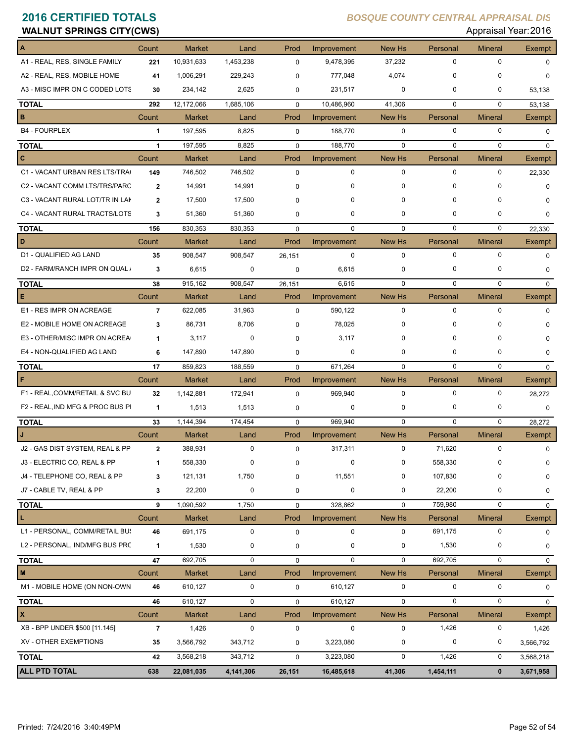# 2016 CERTIFIED TOTALS

**BOSQUE COUNTY CENTRAL APPRAISAL DIS**

**WALNUT SPRINGS CITY(CWS)**

Appraisal Year: 2016

| A | Count | Market | Land | Prod | Improvement | New Hs | Personal | Mineral | Exempt |
|---|---|---|---|---|---|---|---|---|---|
| A1 - REAL, RES, SINGLE FAMILY | 221 | 10,931,633 | 1,453,238 | 0 | 9,478,395 | 37,232 | 0 | 0 | 0 |
| A2 - REAL, RES, MOBILE HOME | 41 | 1,006,291 | 229,243 | 0 | 777,048 | 4,074 | 0 | 0 | 0 |
| A3 - MISC IMPR ON C CODED LOTS | 30 | 234,142 | 2,625 | 0 | 231,517 | 0 | 0 | 0 | 53,138 |
| **TOTAL** | 292 | 12,172,066 | 1,685,106 | 0 | 10,486,960 | 41,306 | 0 | 0 | 53,138 |
| **B** | Count | Market | Land | Prod | Improvement | New Hs | Personal | Mineral | Exempt |
| B4 - FOURPLEX | 1 | 197,595 | 8,825 | 0 | 188,770 | 0 | 0 | 0 | 0 |
| **TOTAL** | 1 | 197,595 | 8,825 | 0 | 188,770 | 0 | 0 | 0 | 0 |
| **C** | Count | Market | Land | Prod | Improvement | New Hs | Personal | Mineral | Exempt |
| C1 - VACANT URBAN RES LTS/TRA( | 149 | 746,502 | 746,502 | 0 | 0 | 0 | 0 | 0 | 22,330 |
| C2 - VACANT COMM LTS/TRS/PARC | 2 | 14,991 | 14,991 | 0 | 0 | 0 | 0 | 0 | 0 |
| C3 - VACANT RURAL LOT/TR IN LAK | 2 | 17,500 | 17,500 | 0 | 0 | 0 | 0 | 0 | 0 |
| C4 - VACANT RURAL TRACTS/LOTS | 3 | 51,360 | 51,360 | 0 | 0 | 0 | 0 | 0 | 0 |
| **TOTAL** | 156 | 830,353 | 830,353 | 0 | 0 | 0 | 0 | 0 | 22,330 |
| **D** | Count | Market | Land | Prod | Improvement | New Hs | Personal | Mineral | Exempt |
| D1 - QUALIFIED AG LAND | 35 | 908,547 | 908,547 | 26,151 | 0 | 0 | 0 | 0 | 0 |
| D2 - FARM/RANCH IMPR ON QUAL / | 3 | 6,615 | 0 | 0 | 6,615 | 0 | 0 | 0 | 0 |
| **TOTAL** | 38 | 915,162 | 908,547 | 26,151 | 6,615 | 0 | 0 | 0 | 0 |
| **E** | Count | Market | Land | Prod | Improvement | New Hs | Personal | Mineral | Exempt |
| E1 - RES IMPR ON ACREAGE | 7 | 622,085 | 31,963 | 0 | 590,122 | 0 | 0 | 0 | 0 |
| E2 - MOBILE HOME ON ACREAGE | 3 | 86,731 | 8,706 | 0 | 78,025 | 0 | 0 | 0 | 0 |
| E3 - OTHER/MISC IMPR ON ACREA( | 1 | 3,117 | 0 | 0 | 3,117 | 0 | 0 | 0 | 0 |
| E4 - NON-QUALIFIED AG LAND | 6 | 147,890 | 147,890 | 0 | 0 | 0 | 0 | 0 | 0 |
| **TOTAL** | 17 | 859,823 | 188,559 | 0 | 671,264 | 0 | 0 | 0 | 0 |
| **F** | Count | Market | Land | Prod | Improvement | New Hs | Personal | Mineral | Exempt |
| F1 - REAL,COMM/RETAIL & SVC BU | 32 | 1,142,881 | 172,941 | 0 | 969,940 | 0 | 0 | 0 | 28,272 |
| F2 - REAL,IND MFG & PROC BUS PI | 1 | 1,513 | 1,513 | 0 | 0 | 0 | 0 | 0 | 0 |
| **TOTAL** | 33 | 1,144,394 | 174,454 | 0 | 969,940 | 0 | 0 | 0 | 28,272 |
| **J** | Count | Market | Land | Prod | Improvement | New Hs | Personal | Mineral | Exempt |
| J2 - GAS DIST SYSTEM, REAL & PP | 2 | 388,931 | 0 | 0 | 317,311 | 0 | 71,620 | 0 | 0 |
| J3 - ELECTRIC CO, REAL & PP | 1 | 558,330 | 0 | 0 | 0 | 0 | 558,330 | 0 | 0 |
| J4 - TELEPHONE CO, REAL & PP | 3 | 121,131 | 1,750 | 0 | 11,551 | 0 | 107,830 | 0 | 0 |
| J7 - CABLE TV, REAL & PP | 3 | 22,200 | 0 | 0 | 0 | 0 | 22,200 | 0 | 0 |
| **TOTAL** | 9 | 1,090,592 | 1,750 | 0 | 328,862 | 0 | 759,980 | 0 | 0 |
| **L** | Count | Market | Land | Prod | Improvement | New Hs | Personal | Mineral | Exempt |
| L1 - PERSONAL, COMM/RETAIL BUS | 46 | 691,175 | 0 | 0 | 0 | 0 | 691,175 | 0 | 0 |
| L2 - PERSONAL, IND/MFG BUS PRC | 1 | 1,530 | 0 | 0 | 0 | 0 | 1,530 | 0 | 0 |
| **TOTAL** | 47 | 692,705 | 0 | 0 | 0 | 0 | 692,705 | 0 | 0 |
| **M** | Count | Market | Land | Prod | Improvement | New Hs | Personal | Mineral | Exempt |
| M1 - MOBILE HOME (ON NON-OWN | 46 | 610,127 | 0 | 0 | 610,127 | 0 | 0 | 0 | 0 |
| **TOTAL** | 46 | 610,127 | 0 | 0 | 610,127 | 0 | 0 | 0 | 0 |
| **X** | Count | Market | Land | Prod | Improvement | New Hs | Personal | Mineral | Exempt |
| XB - BPP UNDER $500 [11.145] | 7 | 1,426 | 0 | 0 | 0 | 0 | 1,426 | 0 | 1,426 |
| XV - OTHER EXEMPTIONS | 35 | 3,566,792 | 343,712 | 0 | 3,223,080 | 0 | 0 | 0 | 3,566,792 |
| **TOTAL** | 42 | 3,568,218 | 343,712 | 0 | 3,223,080 | 0 | 1,426 | 0 | 3,568,218 |
| **ALL PTD TOTAL** | **638** | **22,081,035** | **4,141,306** | **26,151** | **16,485,618** | **41,306** | **1,454,111** | **0** | **3,671,958** |

Printed: 7/24/2016 3:40:49PM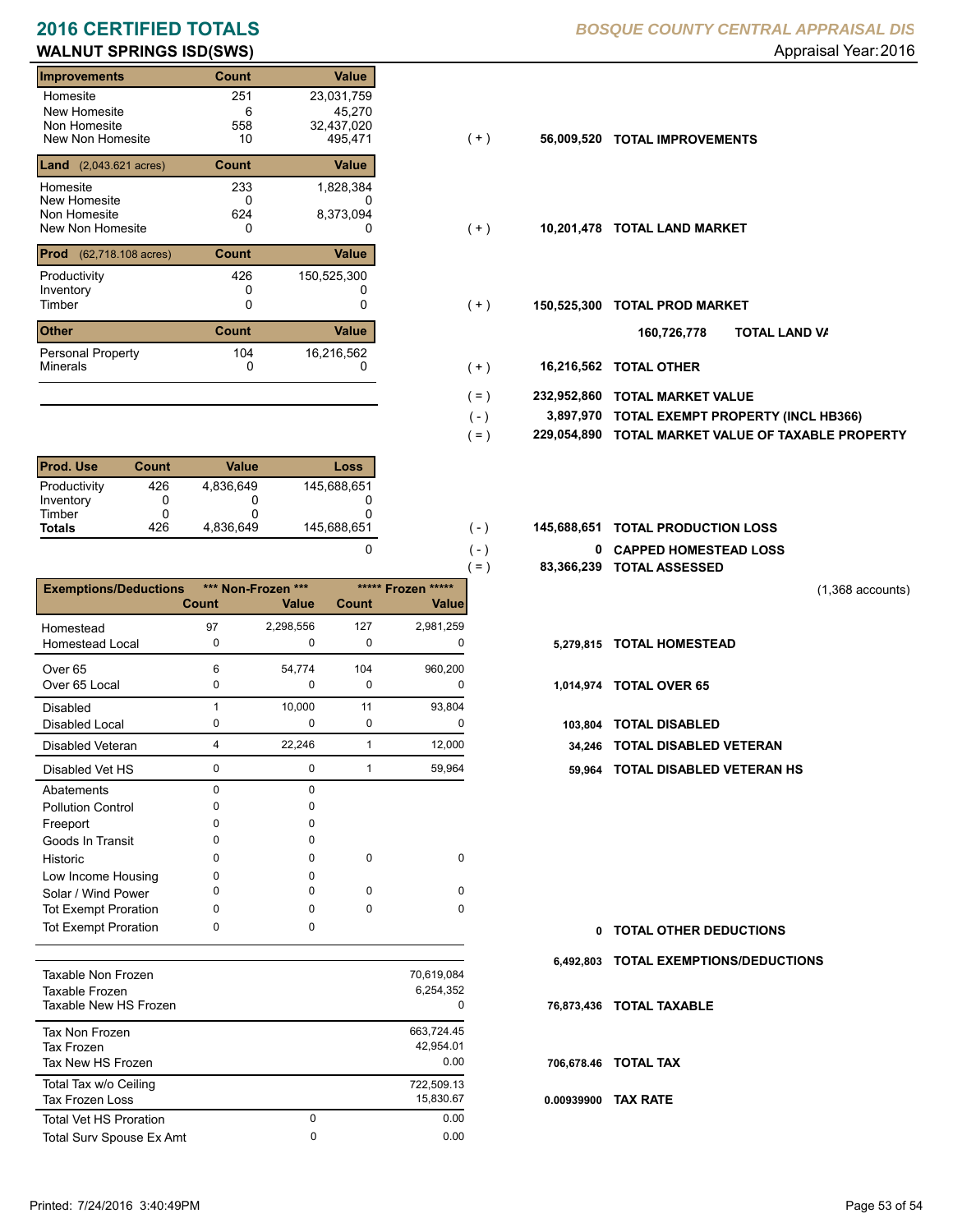# 2016 CERTIFIED TOTALS

## WALNUT SPRINGS ISD(SWS)

*BOSQUE COUNTY CENTRAL APPRAISAL DIS*

Appraisal Year: 2016

| Improvements | Count | Value | | | |
|---|---|---|---|---|---|
| Homesite | 251 | 23,031,759 | | | |
| New Homesite | 6 | 45,270 | | | |
| Non Homesite | 558 | 32,437,020 | | | |
| New Non Homesite | 10 | 495,471 | ( + ) | 56,009,520 | **TOTAL IMPROVEMENTS** |

| Land (2,043.621 acres) | Count | Value | | | |
|---|---|---|---|---|---|
| Homesite | 233 | 1,828,384 | | | |
| New Homesite | 0 | 0 | | | |
| Non Homesite | 624 | 8,373,094 | | | |
| New Non Homesite | 0 | 0 | ( + ) | 10,201,478 | **TOTAL LAND MARKET** |

| Prod (62,718.108 acres) | Count | Value | | | |
|---|---|---|---|---|---|
| Productivity | 426 | 150,525,300 | | | |
| Inventory | 0 | 0 | | | |
| Timber | 0 | 0 | ( + ) | 150,525,300 | **TOTAL PROD MARKET** |

160,726,778 **TOTAL LAND VA**

| Other | Count | Value | | | |
|---|---|---|---|---|---|
| Personal Property | 104 | 16,216,562 | | | |
| Minerals | 0 | 0 | ( + ) | 16,216,562 | **TOTAL OTHER** |

| | | |
|---|---|---|
| ( = ) | 232,952,860 | **TOTAL MARKET VALUE** |
| ( - ) | 3,897,970 | **TOTAL EXEMPT PROPERTY (INCL HB366)** |
| ( = ) | 229,054,890 | **TOTAL MARKET VALUE OF TAXABLE PROPERTY** |

| Prod. Use | Count | Value | Loss | | | |
|---|---|---|---|---|---|---|
| Productivity | 426 | 4,836,649 | 145,688,651 | | | |
| Inventory | 0 | 0 | 0 | | | |
| Timber | 0 | 0 | 0 | | | |
| **Totals** | 426 | 4,836,649 | 145,688,651 | ( - ) | 145,688,651 | **TOTAL PRODUCTION LOSS** |
| | | | 0 | ( - ) | 0 | **CAPPED HOMESTEAD LOSS** |
| | | | | ( = ) | 83,366,239 | **TOTAL ASSESSED** |

(1,368 accounts)

| Exemptions/Deductions | *** Non-Frozen *** Count | Value | ***** Frozen ***** Count | Value | | |
|---|---|---|---|---|---|---|
| Homestead | 97 | 2,298,556 | 127 | 2,981,259 | | |
| Homestead Local | 0 | 0 | 0 | 0 | 5,279,815 | **TOTAL HOMESTEAD** |
| Over 65 | 6 | 54,774 | 104 | 960,200 | | |
| Over 65 Local | 0 | 0 | 0 | 0 | 1,014,974 | **TOTAL OVER 65** |
| Disabled | 1 | 10,000 | 11 | 93,804 | | |
| Disabled Local | 0 | 0 | 0 | 0 | 103,804 | **TOTAL DISABLED** |
| Disabled Veteran | 4 | 22,246 | 1 | 12,000 | 34,246 | **TOTAL DISABLED VETERAN** |
| Disabled Vet HS | 0 | 0 | 1 | 59,964 | 59,964 | **TOTAL DISABLED VETERAN HS** |
| Abatements | 0 | 0 | | | | |
| Pollution Control | 0 | 0 | | | | |
| Freeport | 0 | 0 | | | | |
| Goods In Transit | 0 | 0 | | | | |
| Historic | 0 | 0 | 0 | 0 | | |
| Low Income Housing | 0 | 0 | | | | |
| Solar / Wind Power | 0 | 0 | 0 | 0 | | |
| Tot Exempt Proration | 0 | 0 | 0 | 0 | | |
| Tot Exempt Proration | 0 | 0 | | | 0 | **TOTAL OTHER DEDUCTIONS** |
| | | | | | 6,492,803 | **TOTAL EXEMPTIONS/DEDUCTIONS** |

| | | | | |
|---|---|---|---|---|
| Taxable Non Frozen | | 70,619,084 | | |
| Taxable Frozen | | 6,254,352 | | |
| Taxable New HS Frozen | | 0 | 76,873,436 | **TOTAL TAXABLE** |
| Tax Non Frozen | | 663,724.45 | | |
| Tax Frozen | | 42,954.01 | | |
| Tax New HS Frozen | | 0.00 | 706,678.46 | **TOTAL TAX** |
| Total Tax w/o Ceiling | | 722,509.13 | | |
| Tax Frozen Loss | | 15,830.67 | 0.00939900 | **TAX RATE** |
| Total Vet HS Proration | 0 | 0.00 | | |
| Total Surv Spouse Ex Amt | 0 | 0.00 | | |

Printed: 7/24/2016 3:40:49PM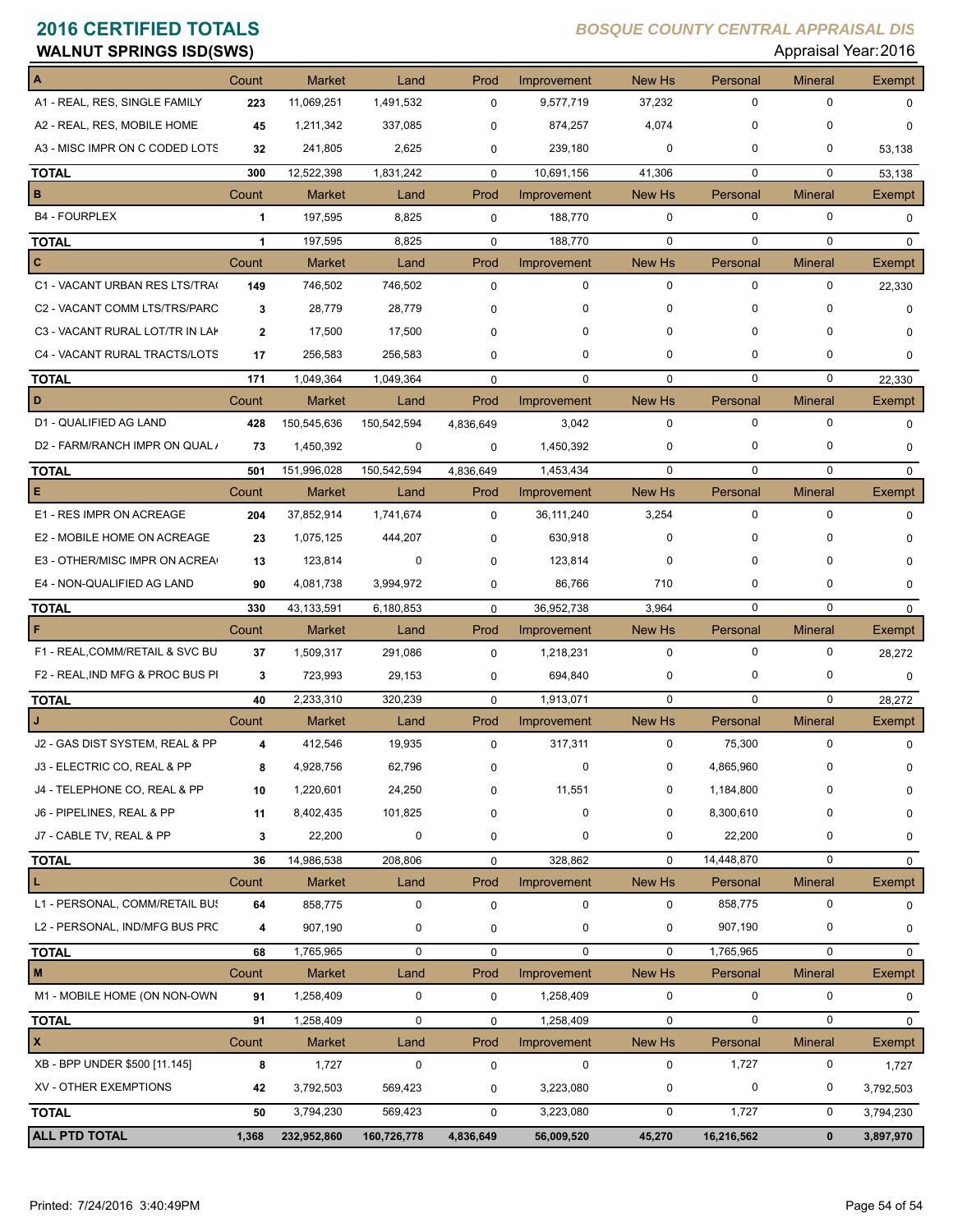# 2016 CERTIFIED TOTALS

*BOSQUE COUNTY CENTRAL APPRAISAL DIS*

**WALNUT SPRINGS ISD(SWS)**

Appraisal Year: 2016

| A | Count | Market | Land | Prod | Improvement | New Hs | Personal | Mineral | Exempt |
|---|---|---|---|---|---|---|---|---|---|
| A1 - REAL, RES, SINGLE FAMILY | 223 | 11,069,251 | 1,491,532 | 0 | 9,577,719 | 37,232 | 0 | 0 | 0 |
| A2 - REAL, RES, MOBILE HOME | 45 | 1,211,342 | 337,085 | 0 | 874,257 | 4,074 | 0 | 0 | 0 |
| A3 - MISC IMPR ON C CODED LOTS | 32 | 241,805 | 2,625 | 0 | 239,180 | 0 | 0 | 0 | 53,138 |
| **TOTAL** | 300 | 12,522,398 | 1,831,242 | 0 | 10,691,156 | 41,306 | 0 | 0 | 53,138 |
| **B** | Count | Market | Land | Prod | Improvement | New Hs | Personal | Mineral | Exempt |
| B4 - FOURPLEX | 1 | 197,595 | 8,825 | 0 | 188,770 | 0 | 0 | 0 | 0 |
| **TOTAL** | 1 | 197,595 | 8,825 | 0 | 188,770 | 0 | 0 | 0 | 0 |
| **C** | Count | Market | Land | Prod | Improvement | New Hs | Personal | Mineral | Exempt |
| C1 - VACANT URBAN RES LTS/TRA | 149 | 746,502 | 746,502 | 0 | 0 | 0 | 0 | 0 | 22,330 |
| C2 - VACANT COMM LTS/TRS/PARC | 3 | 28,779 | 28,779 | 0 | 0 | 0 | 0 | 0 | 0 |
| C3 - VACANT RURAL LOT/TR IN LAK | 2 | 17,500 | 17,500 | 0 | 0 | 0 | 0 | 0 | 0 |
| C4 - VACANT RURAL TRACTS/LOTS | 17 | 256,583 | 256,583 | 0 | 0 | 0 | 0 | 0 | 0 |
| **TOTAL** | 171 | 1,049,364 | 1,049,364 | 0 | 0 | 0 | 0 | 0 | 22,330 |
| **D** | Count | Market | Land | Prod | Improvement | New Hs | Personal | Mineral | Exempt |
| D1 - QUALIFIED AG LAND | 428 | 150,545,636 | 150,542,594 | 4,836,649 | 3,042 | 0 | 0 | 0 | 0 |
| D2 - FARM/RANCH IMPR ON QUAL A | 73 | 1,450,392 | 0 | 0 | 1,450,392 | 0 | 0 | 0 | 0 |
| **TOTAL** | 501 | 151,996,028 | 150,542,594 | 4,836,649 | 1,453,434 | 0 | 0 | 0 | 0 |
| **E** | Count | Market | Land | Prod | Improvement | New Hs | Personal | Mineral | Exempt |
| E1 - RES IMPR ON ACREAGE | 204 | 37,852,914 | 1,741,674 | 0 | 36,111,240 | 3,254 | 0 | 0 | 0 |
| E2 - MOBILE HOME ON ACREAGE | 23 | 1,075,125 | 444,207 | 0 | 630,918 | 0 | 0 | 0 | 0 |
| E3 - OTHER/MISC IMPR ON ACREA | 13 | 123,814 | 0 | 0 | 123,814 | 0 | 0 | 0 | 0 |
| E4 - NON-QUALIFIED AG LAND | 90 | 4,081,738 | 3,994,972 | 0 | 86,766 | 710 | 0 | 0 | 0 |
| **TOTAL** | 330 | 43,133,591 | 6,180,853 | 0 | 36,952,738 | 3,964 | 0 | 0 | 0 |
| **F** | Count | Market | Land | Prod | Improvement | New Hs | Personal | Mineral | Exempt |
| F1 - REAL,COMM/RETAIL & SVC BU | 37 | 1,509,317 | 291,086 | 0 | 1,218,231 | 0 | 0 | 0 | 28,272 |
| F2 - REAL,IND MFG & PROC BUS PI | 3 | 723,993 | 29,153 | 0 | 694,840 | 0 | 0 | 0 | 0 |
| **TOTAL** | 40 | 2,233,310 | 320,239 | 0 | 1,913,071 | 0 | 0 | 0 | 28,272 |
| **J** | Count | Market | Land | Prod | Improvement | New Hs | Personal | Mineral | Exempt |
| J2 - GAS DIST SYSTEM, REAL & PP | 4 | 412,546 | 19,935 | 0 | 317,311 | 0 | 75,300 | 0 | 0 |
| J3 - ELECTRIC CO, REAL & PP | 8 | 4,928,756 | 62,796 | 0 | 0 | 0 | 4,865,960 | 0 | 0 |
| J4 - TELEPHONE CO, REAL & PP | 10 | 1,220,601 | 24,250 | 0 | 11,551 | 0 | 1,184,800 | 0 | 0 |
| J6 - PIPELINES, REAL & PP | 11 | 8,402,435 | 101,825 | 0 | 0 | 0 | 8,300,610 | 0 | 0 |
| J7 - CABLE TV, REAL & PP | 3 | 22,200 | 0 | 0 | 0 | 0 | 22,200 | 0 | 0 |
| **TOTAL** | 36 | 14,986,538 | 208,806 | 0 | 328,862 | 0 | 14,448,870 | 0 | 0 |
| **L** | Count | Market | Land | Prod | Improvement | New Hs | Personal | Mineral | Exempt |
| L1 - PERSONAL, COMM/RETAIL BUS | 64 | 858,775 | 0 | 0 | 0 | 0 | 858,775 | 0 | 0 |
| L2 - PERSONAL, IND/MFG BUS PRC | 4 | 907,190 | 0 | 0 | 0 | 0 | 907,190 | 0 | 0 |
| **TOTAL** | 68 | 1,765,965 | 0 | 0 | 0 | 0 | 1,765,965 | 0 | 0 |
| **M** | Count | Market | Land | Prod | Improvement | New Hs | Personal | Mineral | Exempt |
| M1 - MOBILE HOME (ON NON-OWN | 91 | 1,258,409 | 0 | 0 | 1,258,409 | 0 | 0 | 0 | 0 |
| **TOTAL** | 91 | 1,258,409 | 0 | 0 | 1,258,409 | 0 | 0 | 0 | 0 |
| **X** | Count | Market | Land | Prod | Improvement | New Hs | Personal | Mineral | Exempt |
| XB - BPP UNDER $500 [11.145] | 8 | 1,727 | 0 | 0 | 0 | 0 | 1,727 | 0 | 1,727 |
| XV - OTHER EXEMPTIONS | 42 | 3,792,503 | 569,423 | 0 | 3,223,080 | 0 | 0 | 0 | 3,792,503 |
| **TOTAL** | 50 | 3,794,230 | 569,423 | 0 | 3,223,080 | 0 | 1,727 | 0 | 3,794,230 |
| **ALL PTD TOTAL** | **1,368** | **232,952,860** | **160,726,778** | **4,836,649** | **56,009,520** | **45,270** | **16,216,562** | **0** | **3,897,970** |

Printed: 7/24/2016 3:40:49PM